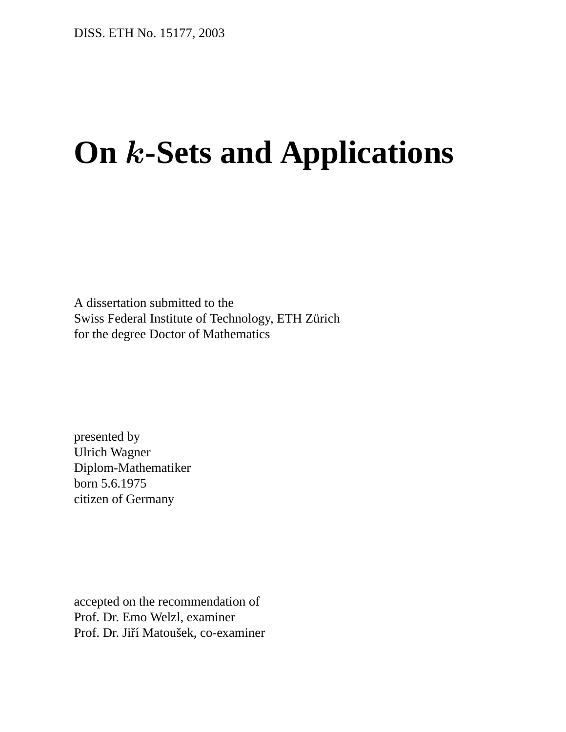DISS. ETH No. 15177, 2003

# On $k$-Sets and Applications

A dissertation submitted to the
Swiss Federal Institute of Technology, ETH Zürich
for the degree Doctor of Mathematics

presented by
Ulrich Wagner
Diplom-Mathematiker
born 5.6.1975
citizen of Germany

accepted on the recommendation of
Prof. Dr. Emo Welzl, examiner
Prof. Dr. Jiří Matoušek, co-examiner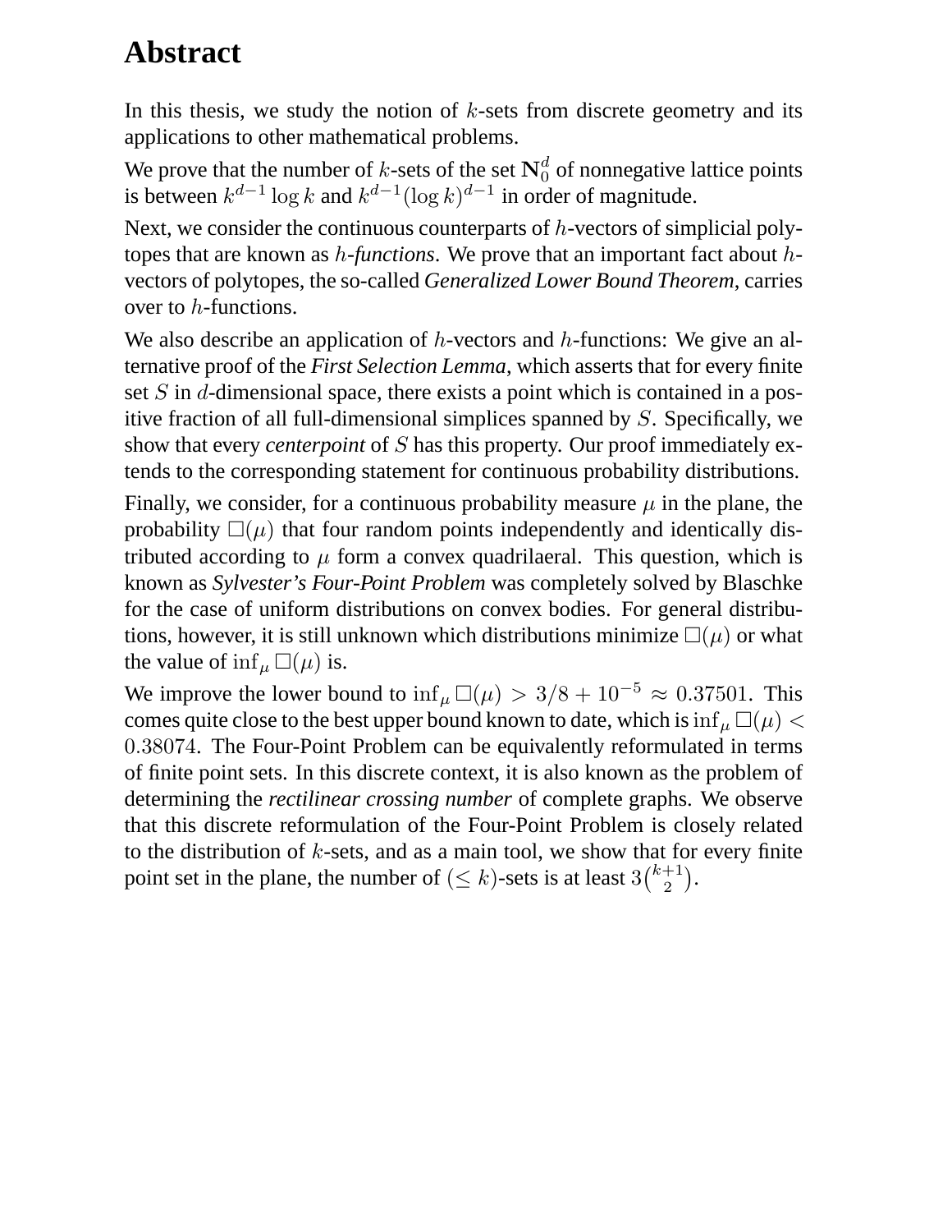# Abstract

In this thesis, we study the notion of $k$-sets from discrete geometry and its applications to other mathematical problems.

We prove that the number of $k$-sets of the set $\mathbf{N}_0^d$ of nonnegative lattice points is between $k^{d-1}\log k$ and $k^{d-1}(\log k)^{d-1}$ in order of magnitude.

Next, we consider the continuous counterparts of $h$-vectors of simplicial polytopes that are known as *$h$-functions*. We prove that an important fact about $h$-vectors of polytopes, the so-called *Generalized Lower Bound Theorem*, carries over to $h$-functions.

We also describe an application of $h$-vectors and $h$-functions: We give an alternative proof of the *First Selection Lemma*, which asserts that for every finite set $S$ in $d$-dimensional space, there exists a point which is contained in a positive fraction of all full-dimensional simplices spanned by $S$. Specifically, we show that every *centerpoint* of $S$ has this property. Our proof immediately extends to the corresponding statement for continuous probability distributions.

Finally, we consider, for a continuous probability measure $\mu$ in the plane, the probability $\Box(\mu)$ that four random points independently and identically distributed according to $\mu$ form a convex quadrilaeral. This question, which is known as *Sylvester's Four-Point Problem* was completely solved by Blaschke for the case of uniform distributions on convex bodies. For general distributions, however, it is still unknown which distributions minimize $\Box(\mu)$ or what the value of $\inf_\mu \Box(\mu)$ is.

We improve the lower bound to $\inf_\mu \Box(\mu) > 3/8 + 10^{-5} \approx 0.37501$. This comes quite close to the best upper bound known to date, which is $\inf_\mu \Box(\mu) < 0.38074$. The Four-Point Problem can be equivalently reformulated in terms of finite point sets. In this discrete context, it is also known as the problem of determining the *rectilinear crossing number* of complete graphs. We observe that this discrete reformulation of the Four-Point Problem is closely related to the distribution of $k$-sets, and as a main tool, we show that for every finite point set in the plane, the number of $(\leq k)$-sets is at least $3\binom{k+1}{2}$.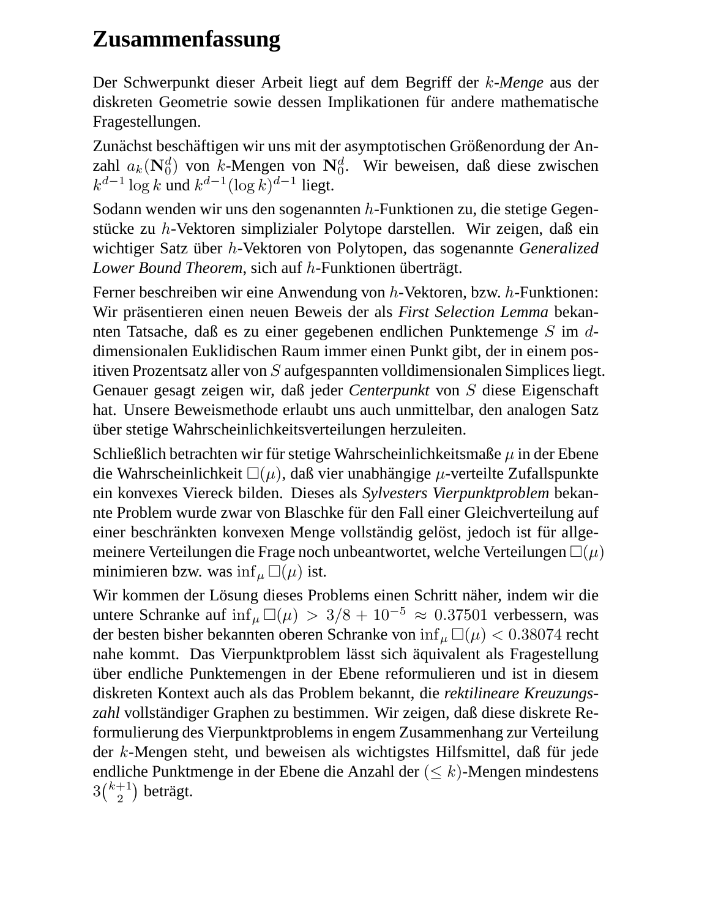# Zusammenfassung

Der Schwerpunkt dieser Arbeit liegt auf dem Begriff der *$k$-Menge* aus der diskreten Geometrie sowie dessen Implikationen für andere mathematische Fragestellungen.

Zunächst beschäftigen wir uns mit der asymptotischen Größenordung der Anzahl $a_k(\mathbf{N}_0^d)$ von $k$-Mengen von $\mathbf{N}_0^d$. Wir beweisen, daß diese zwischen $k^{d-1}\log k$ und $k^{d-1}(\log k)^{d-1}$ liegt.

Sodann wenden wir uns den sogenannten $h$-Funktionen zu, die stetige Gegenstücke zu $h$-Vektoren simplizialer Polytope darstellen. Wir zeigen, daß ein wichtiger Satz über $h$-Vektoren von Polytopen, das sogenannte *Generalized Lower Bound Theorem*, sich auf $h$-Funktionen überträgt.

Ferner beschreiben wir eine Anwendung von $h$-Vektoren, bzw. $h$-Funktionen: Wir präsentieren einen neuen Beweis der als *First Selection Lemma* bekannten Tatsache, daß es zu einer gegebenen endlichen Punktemenge $S$ im $d$-dimensionalen Euklidischen Raum immer einen Punkt gibt, der in einem positiven Prozentsatz aller von $S$ aufgespannten volldimensionalen Simplices liegt. Genauer gesagt zeigen wir, daß jeder *Centerpunkt* von $S$ diese Eigenschaft hat. Unsere Beweismethode erlaubt uns auch unmittelbar, den analogen Satz über stetige Wahrscheinlichkeitsverteilungen herzuleiten.

Schließlich betrachten wir für stetige Wahrscheinlichkeitsmaße $\mu$ in der Ebene die Wahrscheinlichkeit $\Box(\mu)$, daß vier unabhängige $\mu$-verteilte Zufallspunkte ein konvexes Viereck bilden. Dieses als *Sylvesters Vierpunktproblem* bekannte Problem wurde zwar von Blaschke für den Fall einer Gleichverteilung auf einer beschränkten konvexen Menge vollständig gelöst, jedoch ist für allgemeinere Verteilungen die Frage noch unbeantwortet, welche Verteilungen $\Box(\mu)$ minimieren bzw. was $\inf_\mu \Box(\mu)$ ist.

Wir kommen der Lösung dieses Problems einen Schritt näher, indem wir die untere Schranke auf $\inf_\mu \Box(\mu) > 3/8 + 10^{-5} \approx 0.37501$ verbessern, was der besten bisher bekannten oberen Schranke von $\inf_\mu \Box(\mu) < 0.38074$ recht nahe kommt. Das Vierpunktproblem lässt sich äquivalent als Fragestellung über endliche Punktemengen in der Ebene reformulieren und ist in diesem diskreten Kontext auch als das Problem bekannt, die *rektilineare Kreuzungszahl* vollständiger Graphen zu bestimmen. Wir zeigen, daß diese diskrete Reformulierung des Vierpunktproblems in engem Zusammenhang zur Verteilung der $k$-Mengen steht, und beweisen als wichtigstes Hilfsmittel, daß für jede endliche Punktmenge in der Ebene die Anzahl der $(\leq k)$-Mengen mindestens $3\binom{k+1}{2}$ beträgt.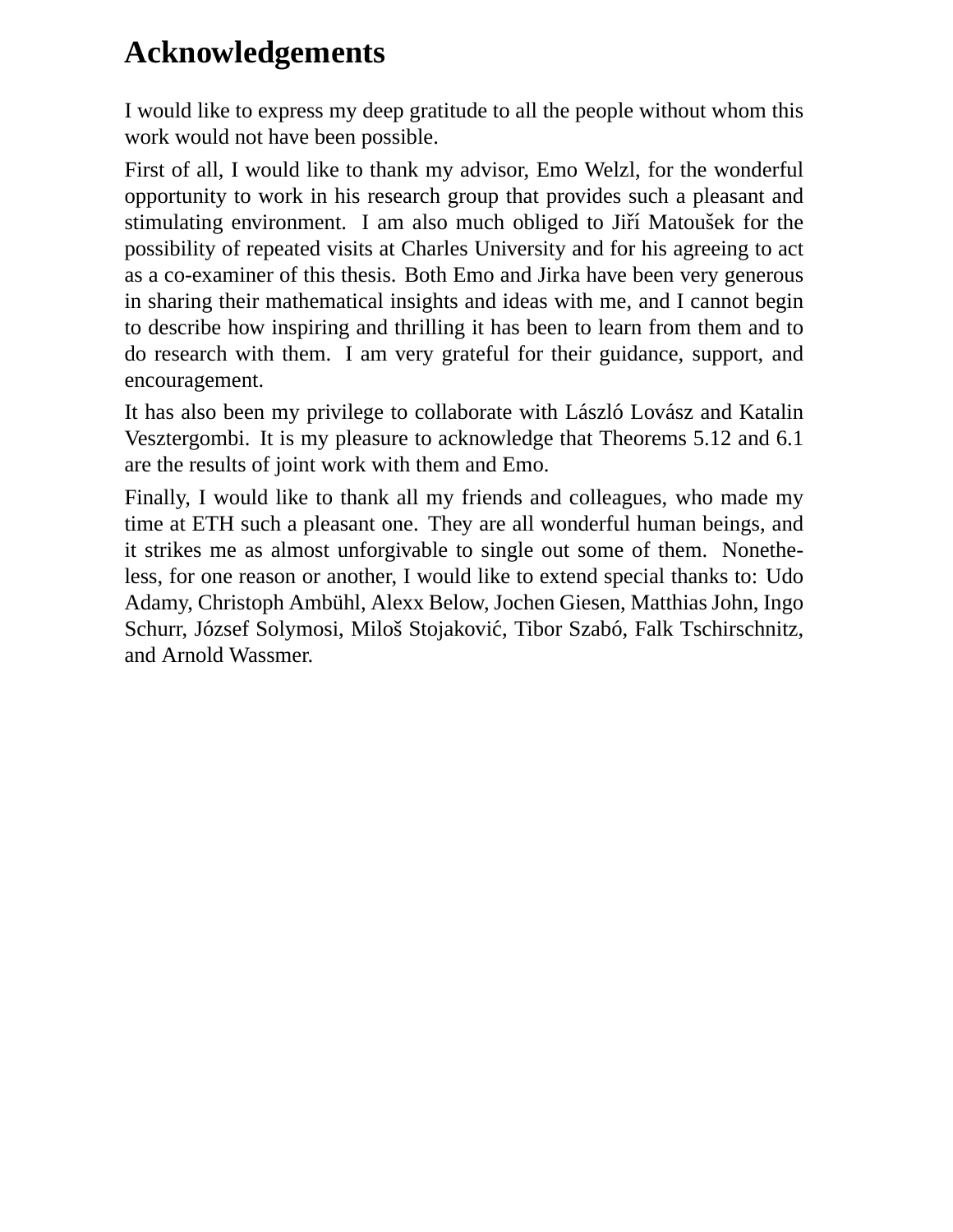# Acknowledgements

I would like to express my deep gratitude to all the people without whom this work would not have been possible.

First of all, I would like to thank my advisor, Emo Welzl, for the wonderful opportunity to work in his research group that provides such a pleasant and stimulating environment. I am also much obliged to Jiří Matoušek for the possibility of repeated visits at Charles University and for his agreeing to act as a co-examiner of this thesis. Both Emo and Jirka have been very generous in sharing their mathematical insights and ideas with me, and I cannot begin to describe how inspiring and thrilling it has been to learn from them and to do research with them. I am very grateful for their guidance, support, and encouragement.

It has also been my privilege to collaborate with László Lovász and Katalin Vesztergombi. It is my pleasure to acknowledge that Theorems 5.12 and 6.1 are the results of joint work with them and Emo.

Finally, I would like to thank all my friends and colleagues, who made my time at ETH such a pleasant one. They are all wonderful human beings, and it strikes me as almost unforgivable to single out some of them. Nonetheless, for one reason or another, I would like to extend special thanks to: Udo Adamy, Christoph Ambühl, Alexx Below, Jochen Giesen, Matthias John, Ingo Schurr, József Solymosi, Miloš Stojaković, Tibor Szabó, Falk Tschirschnitz, and Arnold Wassmer.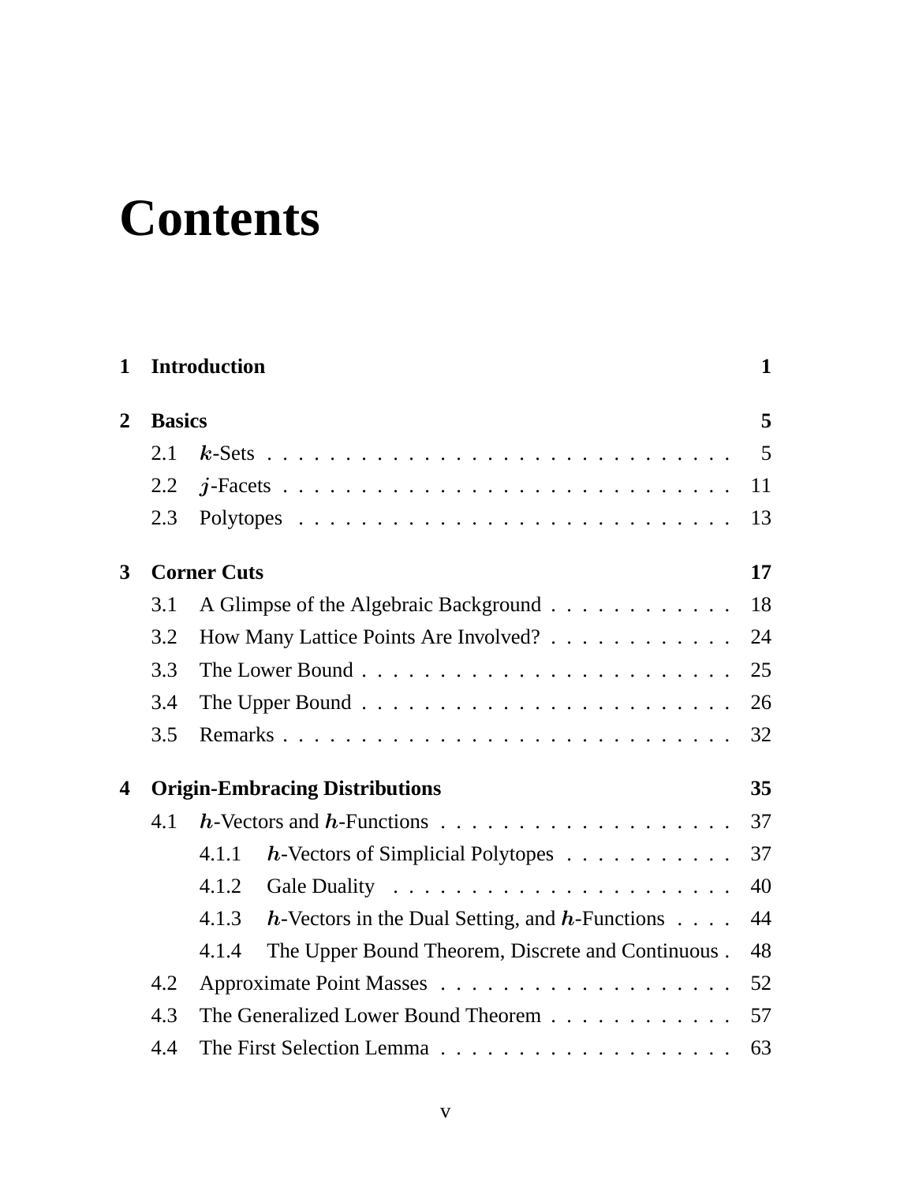# Contents

**1 Introduction** **1**

**2 Basics** **5**

- 2.1 $k$-Sets . . . . . . . . . . . . . . . . . . . . . . . . . . . . . 5
- 2.2 $j$-Facets . . . . . . . . . . . . . . . . . . . . . . . . . . . . . 11
- 2.3 Polytopes . . . . . . . . . . . . . . . . . . . . . . . . . . . . 13

**3 Corner Cuts** **17**

- 3.1 A Glimpse of the Algebraic Background . . . . . . . . . . . . 18
- 3.2 How Many Lattice Points Are Involved? . . . . . . . . . . . . 24
- 3.3 The Lower Bound . . . . . . . . . . . . . . . . . . . . . . . . 25
- 3.4 The Upper Bound . . . . . . . . . . . . . . . . . . . . . . . . 26
- 3.5 Remarks . . . . . . . . . . . . . . . . . . . . . . . . . . . . . 32

**4 Origin-Embracing Distributions** **35**

- 4.1 $h$-Vectors and $h$-Functions . . . . . . . . . . . . . . . . . . . 37
  - 4.1.1 $h$-Vectors of Simplicial Polytopes . . . . . . . . . . . 37
  - 4.1.2 Gale Duality . . . . . . . . . . . . . . . . . . . . . . 40
  - 4.1.3 $h$-Vectors in the Dual Setting, and $h$-Functions . . . . 44
  - 4.1.4 The Upper Bound Theorem, Discrete and Continuous . 48
- 4.2 Approximate Point Masses . . . . . . . . . . . . . . . . . . . 52
- 4.3 The Generalized Lower Bound Theorem . . . . . . . . . . . . 57
- 4.4 The First Selection Lemma . . . . . . . . . . . . . . . . . . . 63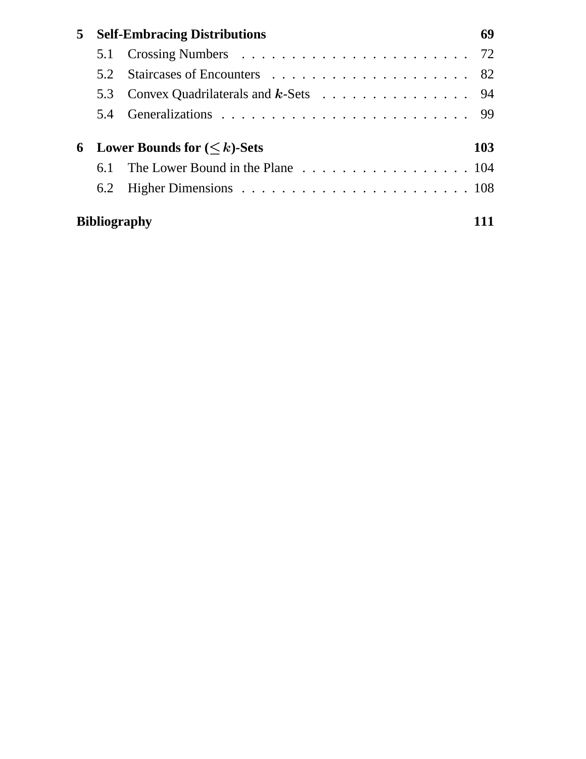**5 Self-Embracing Distributions 69**

5.1 Crossing Numbers . . . . . . . . . . . . . . . . . . . . . . 72

5.2 Staircases of Encounters . . . . . . . . . . . . . . . . . . . . 82

5.3 Convex Quadrilaterals and $k$-Sets . . . . . . . . . . . . . . . 94

5.4 Generalizations . . . . . . . . . . . . . . . . . . . . . . . . 99

**6 Lower Bounds for ($\leq k$)-Sets 103**

6.1 The Lower Bound in the Plane . . . . . . . . . . . . . . . . . 104

6.2 Higher Dimensions . . . . . . . . . . . . . . . . . . . . . . . 108

**Bibliography 111**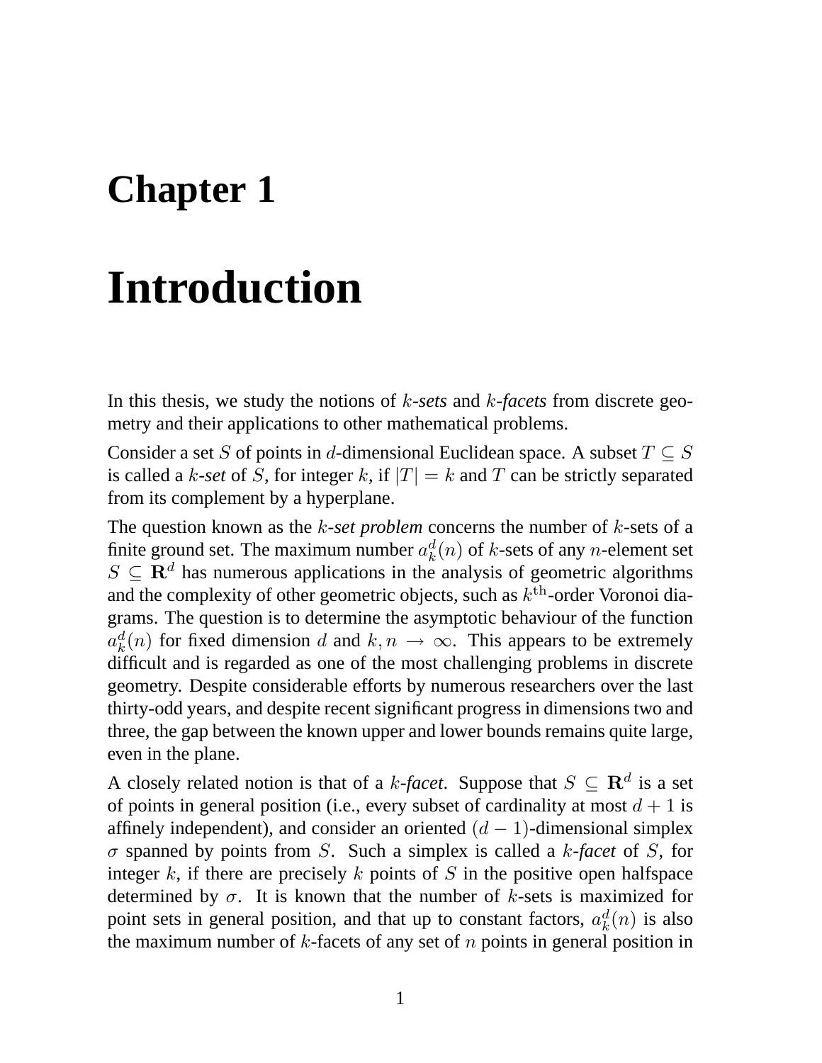# Chapter 1

# Introduction

In this thesis, we study the notions of $k$-*sets* and $k$-*facets* from discrete geometry and their applications to other mathematical problems.

Consider a set $S$ of points in $d$-dimensional Euclidean space. A subset $T \subseteq S$ is called a $k$-*set* of $S$, for integer $k$, if $|T| = k$ and $T$ can be strictly separated from its complement by a hyperplane.

The question known as the $k$-*set problem* concerns the number of $k$-sets of a finite ground set. The maximum number $a_k^d(n)$ of $k$-sets of any $n$-element set $S \subseteq \mathbf{R}^d$ has numerous applications in the analysis of geometric algorithms and the complexity of other geometric objects, such as $k^{\text{th}}$-order Voronoi diagrams. The question is to determine the asymptotic behaviour of the function $a_k^d(n)$ for fixed dimension $d$ and $k, n \to \infty$. This appears to be extremely difficult and is regarded as one of the most challenging problems in discrete geometry. Despite considerable efforts by numerous researchers over the last thirty-odd years, and despite recent significant progress in dimensions two and three, the gap between the known upper and lower bounds remains quite large, even in the plane.

A closely related notion is that of a $k$-*facet*. Suppose that $S \subseteq \mathbf{R}^d$ is a set of points in general position (i.e., every subset of cardinality at most $d+1$ is affinely independent), and consider an oriented $(d-1)$-dimensional simplex $\sigma$ spanned by points from $S$. Such a simplex is called a $k$-*facet* of $S$, for integer $k$, if there are precisely $k$ points of $S$ in the positive open halfspace determined by $\sigma$. It is known that the number of $k$-sets is maximized for point sets in general position, and that up to constant factors, $a_k^d(n)$ is also the maximum number of $k$-facets of any set of $n$ points in general position in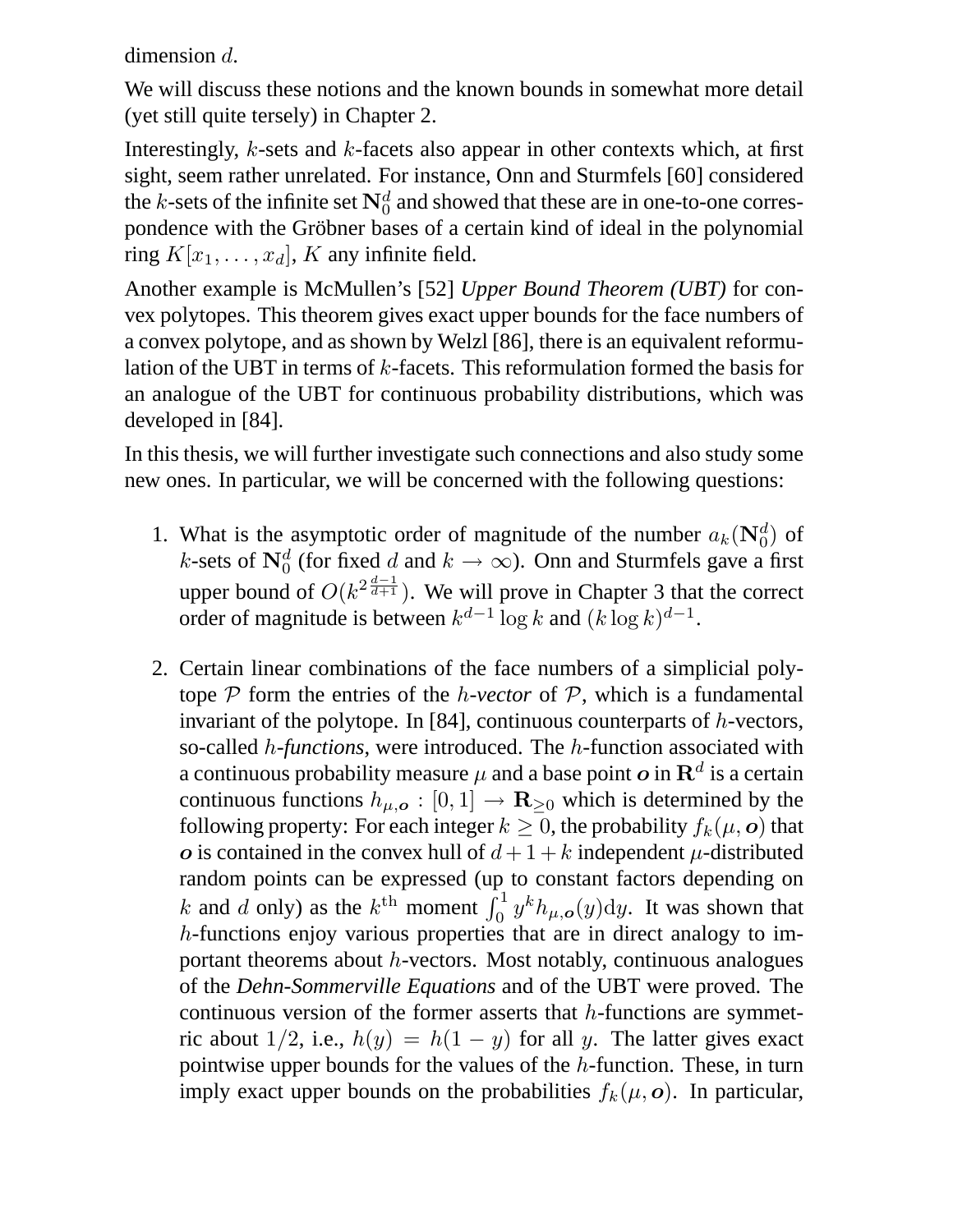dimension $d$.

We will discuss these notions and the known bounds in somewhat more detail (yet still quite tersely) in Chapter 2.

Interestingly, $k$-sets and $k$-facets also appear in other contexts which, at first sight, seem rather unrelated. For instance, Onn and Sturmfels [60] considered the $k$-sets of the infinite set $\mathbf{N}_0^d$ and showed that these are in one-to-one correspondence with the Gröbner bases of a certain kind of ideal in the polynomial ring $K[x_1, \ldots, x_d]$, $K$ any infinite field.

Another example is McMullen's [52] *Upper Bound Theorem (UBT)* for convex polytopes. This theorem gives exact upper bounds for the face numbers of a convex polytope, and as shown by Welzl [86], there is an equivalent reformulation of the UBT in terms of $k$-facets. This reformulation formed the basis for an analogue of the UBT for continuous probability distributions, which was developed in [84].

In this thesis, we will further investigate such connections and also study some new ones. In particular, we will be concerned with the following questions:

1. What is the asymptotic order of magnitude of the number $a_k(\mathbf{N}_0^d)$ of $k$-sets of $\mathbf{N}_0^d$ (for fixed $d$ and $k \to \infty$). Onn and Sturmfels gave a first upper bound of $O(k^{2\frac{d-1}{d+1}})$. We will prove in Chapter 3 that the correct order of magnitude is between $k^{d-1} \log k$ and $(k \log k)^{d-1}$.

2. Certain linear combinations of the face numbers of a simplicial polytope $\mathcal{P}$ form the entries of the *$h$-vector* of $\mathcal{P}$, which is a fundamental invariant of the polytope. In [84], continuous counterparts of $h$-vectors, so-called *$h$-functions*, were introduced. The $h$-function associated with a continuous probability measure $\mu$ and a base point $\boldsymbol{o}$ in $\mathbf{R}^d$ is a certain continuous functions $h_{\mu,\boldsymbol{o}} : [0, 1] \to \mathbf{R}_{\geq 0}$ which is determined by the following property: For each integer $k \geq 0$, the probability $f_k(\mu, \boldsymbol{o})$ that $\boldsymbol{o}$ is contained in the convex hull of $d+1+k$ independent $\mu$-distributed random points can be expressed (up to constant factors depending on $k$ and $d$ only) as the $k^{\text{th}}$ moment $\int_0^1 y^k h_{\mu,\boldsymbol{o}}(y)\mathrm{d}y$. It was shown that $h$-functions enjoy various properties that are in direct analogy to important theorems about $h$-vectors. Most notably, continuous analogues of the *Dehn-Sommerville Equations* and of the UBT were proved. The continuous version of the former asserts that $h$-functions are symmetric about $1/2$, i.e., $h(y) = h(1-y)$ for all $y$. The latter gives exact pointwise upper bounds for the values of the $h$-function. These, in turn imply exact upper bounds on the probabilities $f_k(\mu, \boldsymbol{o})$. In particular,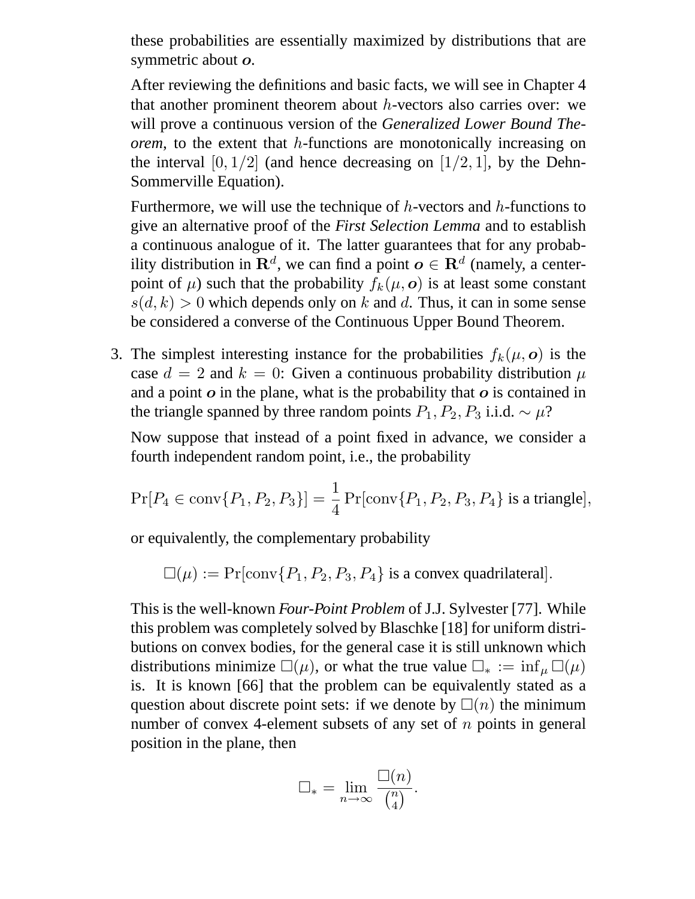these probabilities are essentially maximized by distributions that are symmetric about $\boldsymbol{o}$.

After reviewing the definitions and basic facts, we will see in Chapter 4 that another prominent theorem about $h$-vectors also carries over: we will prove a continuous version of the *Generalized Lower Bound Theorem*, to the extent that $h$-functions are monotonically increasing on the interval $[0, 1/2]$ (and hence decreasing on $[1/2, 1]$, by the Dehn-Sommerville Equation).

Furthermore, we will use the technique of $h$-vectors and $h$-functions to give an alternative proof of the *First Selection Lemma* and to establish a continuous analogue of it. The latter guarantees that for any probability distribution in $\mathbf{R}^d$, we can find a point $\boldsymbol{o} \in \mathbf{R}^d$ (namely, a centerpoint of $\mu$) such that the probability $f_k(\mu, \boldsymbol{o})$ is at least some constant $s(d,k) > 0$ which depends only on $k$ and $d$. Thus, it can in some sense be considered a converse of the Continuous Upper Bound Theorem.

3. The simplest interesting instance for the probabilities $f_k(\mu, \boldsymbol{o})$ is the case $d = 2$ and $k = 0$: Given a continuous probability distribution $\mu$ and a point $\boldsymbol{o}$ in the plane, what is the probability that $\boldsymbol{o}$ is contained in the triangle spanned by three random points $P_1, P_2, P_3$ i.i.d. $\sim \mu$?

   Now suppose that instead of a point fixed in advance, we consider a fourth independent random point, i.e., the probability

   $$\Pr[P_4 \in \operatorname{conv}\{P_1, P_2, P_3\}] = \frac{1}{4} \Pr[\operatorname{conv}\{P_1, P_2, P_3, P_4\} \text{ is a triangle}],$$

   or equivalently, the complementary probability

   $$\square(\mu) := \Pr[\operatorname{conv}\{P_1, P_2, P_3, P_4\} \text{ is a convex quadrilateral}].$$

   This is the well-known *Four-Point Problem* of J.J. Sylvester [77]. While this problem was completely solved by Blaschke [18] for uniform distributions on convex bodies, for the general case it is still unknown which distributions minimize $\square(\mu)$, or what the true value $\square_* := \inf_\mu \square(\mu)$ is. It is known [66] that the problem can be equivalently stated as a question about discrete point sets: if we denote by $\square(n)$ the minimum number of convex 4-element subsets of any set of $n$ points in general position in the plane, then

   $$\square_* = \lim_{n \to \infty} \frac{\square(n)}{\binom{n}{4}}.$$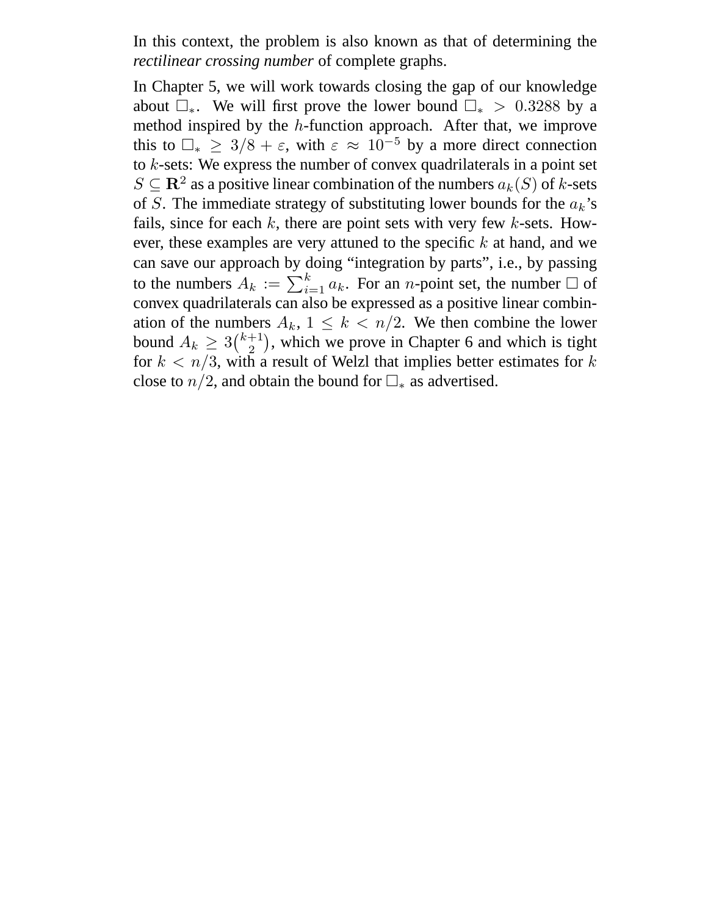In this context, the problem is also known as that of determining the *rectilinear crossing number* of complete graphs.

In Chapter 5, we will work towards closing the gap of our knowledge about $\Box_*$. We will first prove the lower bound $\Box_* > 0.3288$ by a method inspired by the $h$-function approach. After that, we improve this to $\Box_* \geq 3/8 + \varepsilon$, with $\varepsilon \approx 10^{-5}$ by a more direct connection to $k$-sets: We express the number of convex quadrilaterals in a point set $S \subseteq \mathbf{R}^2$ as a positive linear combination of the numbers $a_k(S)$ of $k$-sets of $S$. The immediate strategy of substituting lower bounds for the $a_k$'s fails, since for each $k$, there are point sets with very few $k$-sets. However, these examples are very attuned to the specific $k$ at hand, and we can save our approach by doing "integration by parts", i.e., by passing to the numbers $A_k := \sum_{i=1}^{k} a_k$. For an $n$-point set, the number $\Box$ of convex quadrilaterals can also be expressed as a positive linear combination of the numbers $A_k$, $1 \leq k < n/2$. We then combine the lower bound $A_k \geq 3\binom{k+1}{2}$, which we prove in Chapter 6 and which is tight for $k < n/3$, with a result of Welzl that implies better estimates for $k$ close to $n/2$, and obtain the bound for $\Box_*$ as advertised.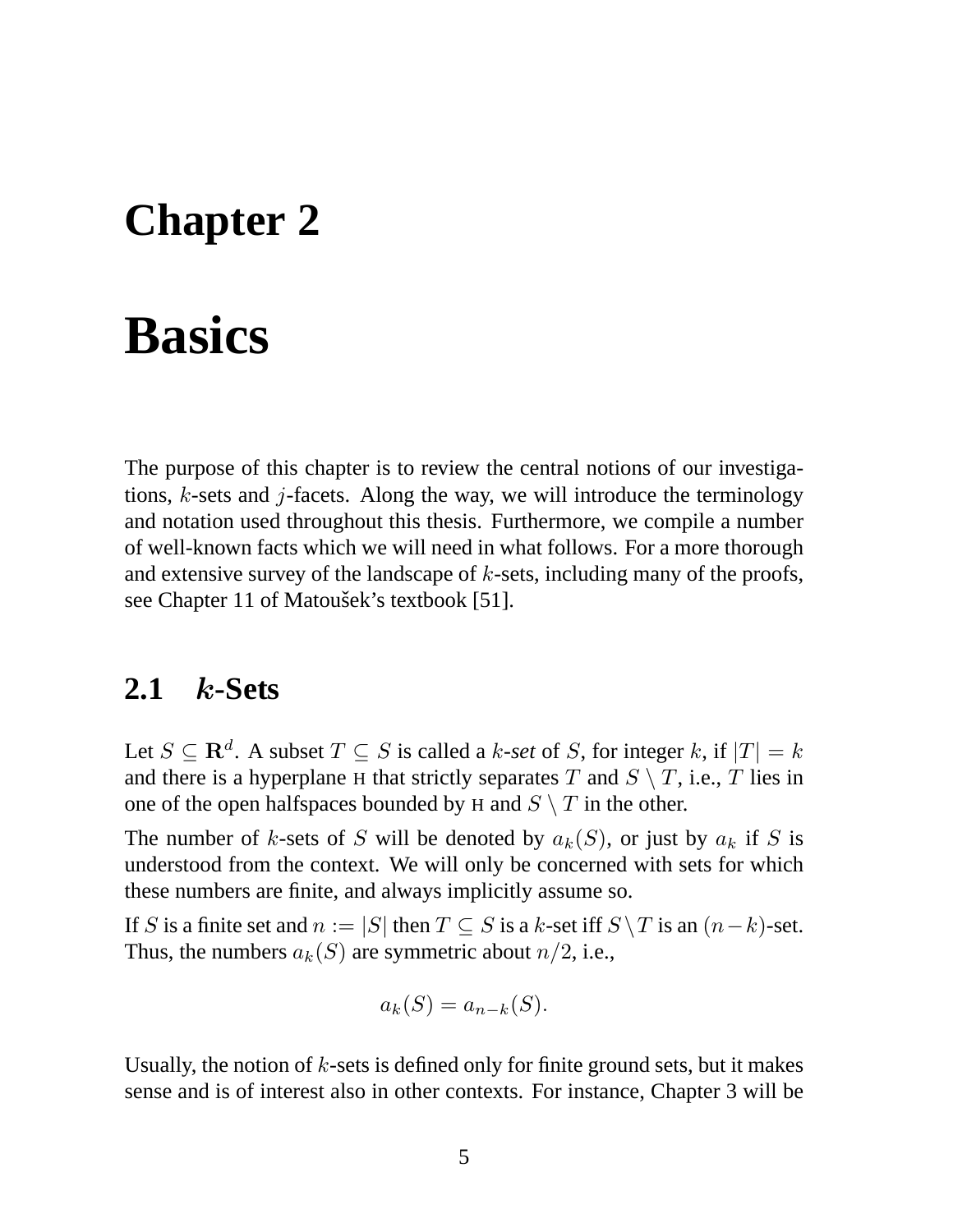# Chapter 2

# Basics

The purpose of this chapter is to review the central notions of our investigations, $k$-sets and $j$-facets. Along the way, we will introduce the terminology and notation used throughout this thesis. Furthermore, we compile a number of well-known facts which we will need in what follows. For a more thorough and extensive survey of the landscape of $k$-sets, including many of the proofs, see Chapter 11 of Matoušek's textbook [51].

## 2.1 $k$-Sets

Let $S \subseteq \mathbf{R}^d$. A subset $T \subseteq S$ is called a $k$*-set* of $S$, for integer $k$, if $|T| = k$ and there is a hyperplane $\mathrm{H}$ that strictly separates $T$ and $S \setminus T$, i.e., $T$ lies in one of the open halfspaces bounded by $\mathrm{H}$ and $S \setminus T$ in the other.

The number of $k$-sets of $S$ will be denoted by $a_k(S)$, or just by $a_k$ if $S$ is understood from the context. We will only be concerned with sets for which these numbers are finite, and always implicitly assume so.

If $S$ is a finite set and $n := |S|$ then $T \subseteq S$ is a $k$-set iff $S \setminus T$ is an $(n-k)$-set. Thus, the numbers $a_k(S)$ are symmetric about $n/2$, i.e.,

$$a_k(S) = a_{n-k}(S).$$

Usually, the notion of $k$-sets is defined only for finite ground sets, but it makes sense and is of interest also in other contexts. For instance, Chapter 3 will be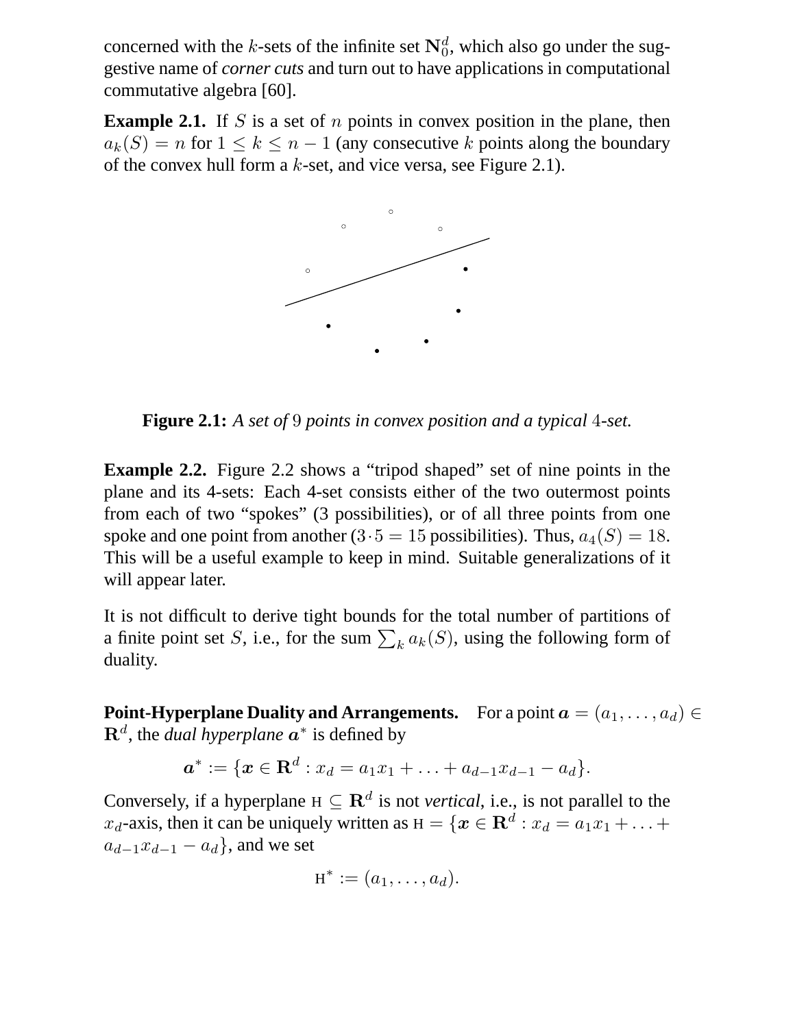concerned with the $k$-sets of the infinite set $\mathbf{N}_0^d$, which also go under the suggestive name of *corner cuts* and turn out to have applications in computational commutative algebra [60].

**Example 2.1.** If $S$ is a set of $n$ points in convex position in the plane, then $a_k(S) = n$ for $1 \leq k \leq n-1$ (any consecutive $k$ points along the boundary of the convex hull form a $k$-set, and vice versa, see Figure 2.1).

**Figure 2.1:** *A set of 9 points in convex position and a typical 4-set.*

**Example 2.2.** Figure 2.2 shows a "tripod shaped" set of nine points in the plane and its 4-sets: Each 4-set consists either of the two outermost points from each of two "spokes" (3 possibilities), or of all three points from one spoke and one point from another ($3 \cdot 5 = 15$ possibilities). Thus, $a_4(S) = 18$. This will be a useful example to keep in mind. Suitable generalizations of it will appear later.

It is not difficult to derive tight bounds for the total number of partitions of a finite point set $S$, i.e., for the sum $\sum_k a_k(S)$, using the following form of duality.

**Point-Hyperplane Duality and Arrangements.** For a point $\boldsymbol{a} = (a_1, \ldots, a_d) \in \mathbf{R}^d$, the *dual hyperplane* $\boldsymbol{a}^*$ is defined by

$$\boldsymbol{a}^* := \{\boldsymbol{x} \in \mathbf{R}^d : x_d = a_1 x_1 + \ldots + a_{d-1} x_{d-1} - a_d\}.$$

Conversely, if a hyperplane $\mathrm{H} \subseteq \mathbf{R}^d$ is not *vertical*, i.e., is not parallel to the $x_d$-axis, then it can be uniquely written as $\mathrm{H} = \{\boldsymbol{x} \in \mathbf{R}^d : x_d = a_1 x_1 + \ldots + a_{d-1} x_{d-1} - a_d\}$, and we set

$$\mathrm{H}^* := (a_1, \ldots, a_d).$$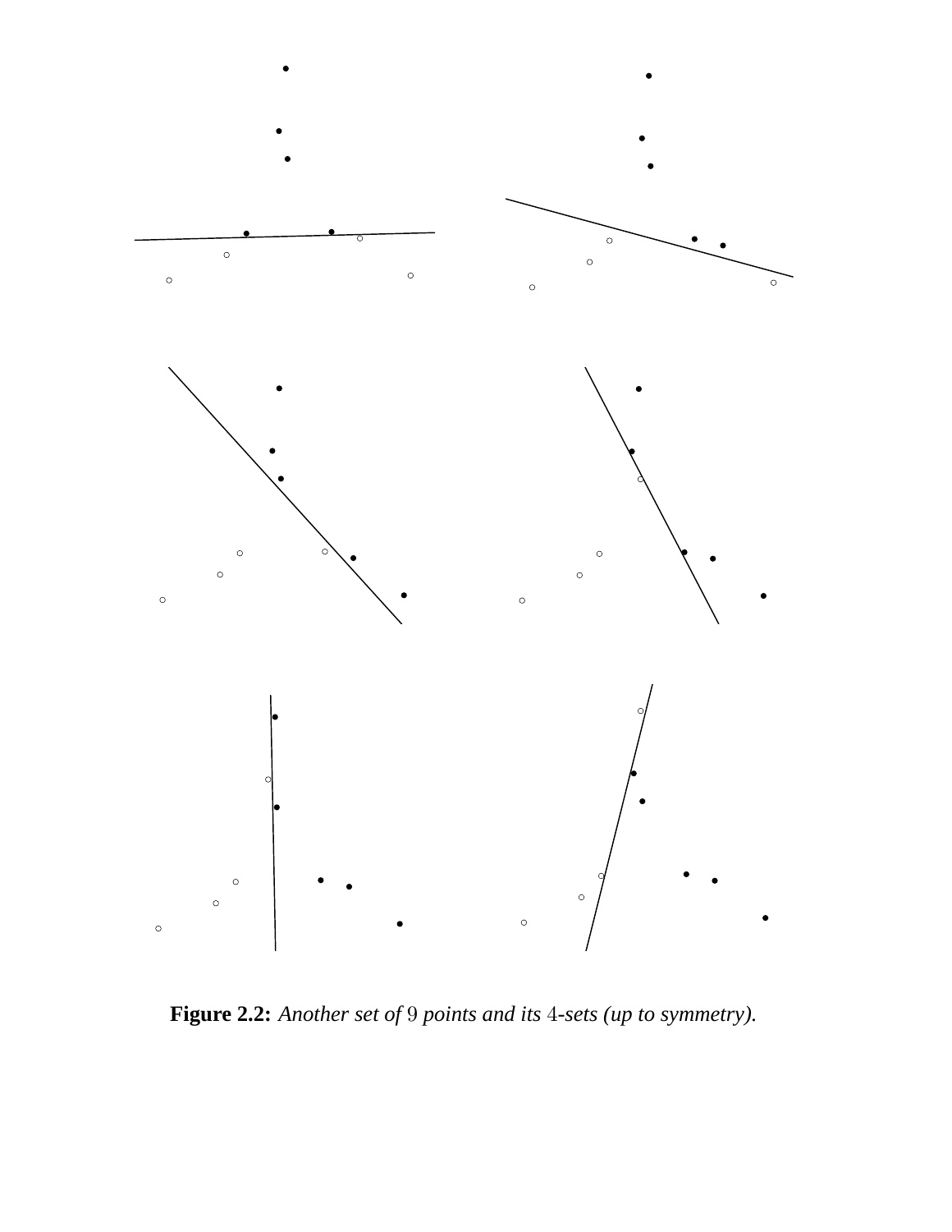**Figure 2.2:** *Another set of* $9$ *points and its* $4$*-sets (up to symmetry).*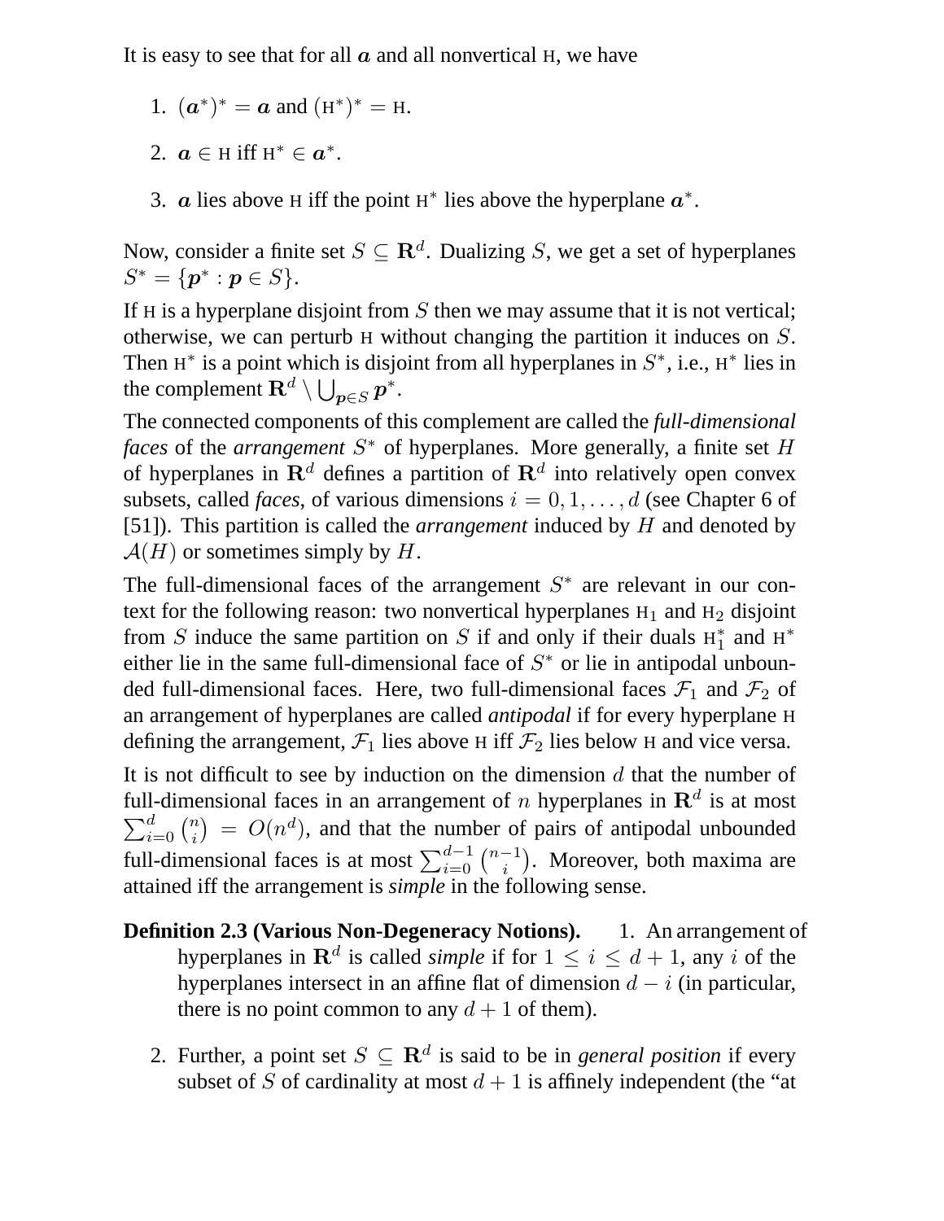It is easy to see that for all $\boldsymbol{a}$ and all nonvertical $\mathrm{H}$, we have

1. $(\boldsymbol{a}^*)^* = \boldsymbol{a}$ and $(\mathrm{H}^*)^* = \mathrm{H}$.
2. $\boldsymbol{a} \in \mathrm{H}$ iff $\mathrm{H}^* \in \boldsymbol{a}^*$.
3. $\boldsymbol{a}$ lies above $\mathrm{H}$ iff the point $\mathrm{H}^*$ lies above the hyperplane $\boldsymbol{a}^*$.

Now, consider a finite set $S \subseteq \mathbf{R}^d$. Dualizing $S$, we get a set of hyperplanes $S^* = \{\boldsymbol{p}^* : \boldsymbol{p} \in S\}$.

If $\mathrm{H}$ is a hyperplane disjoint from $S$ then we may assume that it is not vertical; otherwise, we can perturb $\mathrm{H}$ without changing the partition it induces on $S$. Then $\mathrm{H}^*$ is a point which is disjoint from all hyperplanes in $S^*$, i.e., $\mathrm{H}^*$ lies in the complement $\mathbf{R}^d \setminus \bigcup_{\boldsymbol{p} \in S} \boldsymbol{p}^*$.

The connected components of this complement are called the *full-dimensional faces* of the *arrangement* $S^*$ of hyperplanes. More generally, a finite set $H$ of hyperplanes in $\mathbf{R}^d$ defines a partition of $\mathbf{R}^d$ into relatively open convex subsets, called *faces*, of various dimensions $i = 0, 1, \ldots, d$ (see Chapter 6 of [51]). This partition is called the *arrangement* induced by $H$ and denoted by $\mathcal{A}(H)$ or sometimes simply by $H$.

The full-dimensional faces of the arrangement $S^*$ are relevant in our context for the following reason: two nonvertical hyperplanes $\mathrm{H}_1$ and $\mathrm{H}_2$ disjoint from $S$ induce the same partition on $S$ if and only if their duals $\mathrm{H}_1^*$ and $\mathrm{H}^*$ either lie in the same full-dimensional face of $S^*$ or lie in antipodal unbounded full-dimensional faces. Here, two full-dimensional faces $\mathcal{F}_1$ and $\mathcal{F}_2$ of an arrangement of hyperplanes are called *antipodal* if for every hyperplane $\mathrm{H}$ defining the arrangement, $\mathcal{F}_1$ lies above $\mathrm{H}$ iff $\mathcal{F}_2$ lies below $\mathrm{H}$ and vice versa.

It is not difficult to see by induction on the dimension $d$ that the number of full-dimensional faces in an arrangement of $n$ hyperplanes in $\mathbf{R}^d$ is at most $\sum_{i=0}^{d} \binom{n}{i} = O(n^d)$, and that the number of pairs of antipodal unbounded full-dimensional faces is at most $\sum_{i=0}^{d-1} \binom{n-1}{i}$. Moreover, both maxima are attained iff the arrangement is *simple* in the following sense.

**Definition 2.3 (Various Non-Degeneracy Notions).**

1. An arrangement of hyperplanes in $\mathbf{R}^d$ is called *simple* if for $1 \leq i \leq d+1$, any $i$ of the hyperplanes intersect in an affine flat of dimension $d - i$ (in particular, there is no point common to any $d+1$ of them).
2. Further, a point set $S \subseteq \mathbf{R}^d$ is said to be in *general position* if every subset of $S$ of cardinality at most $d+1$ is affinely independent (the "at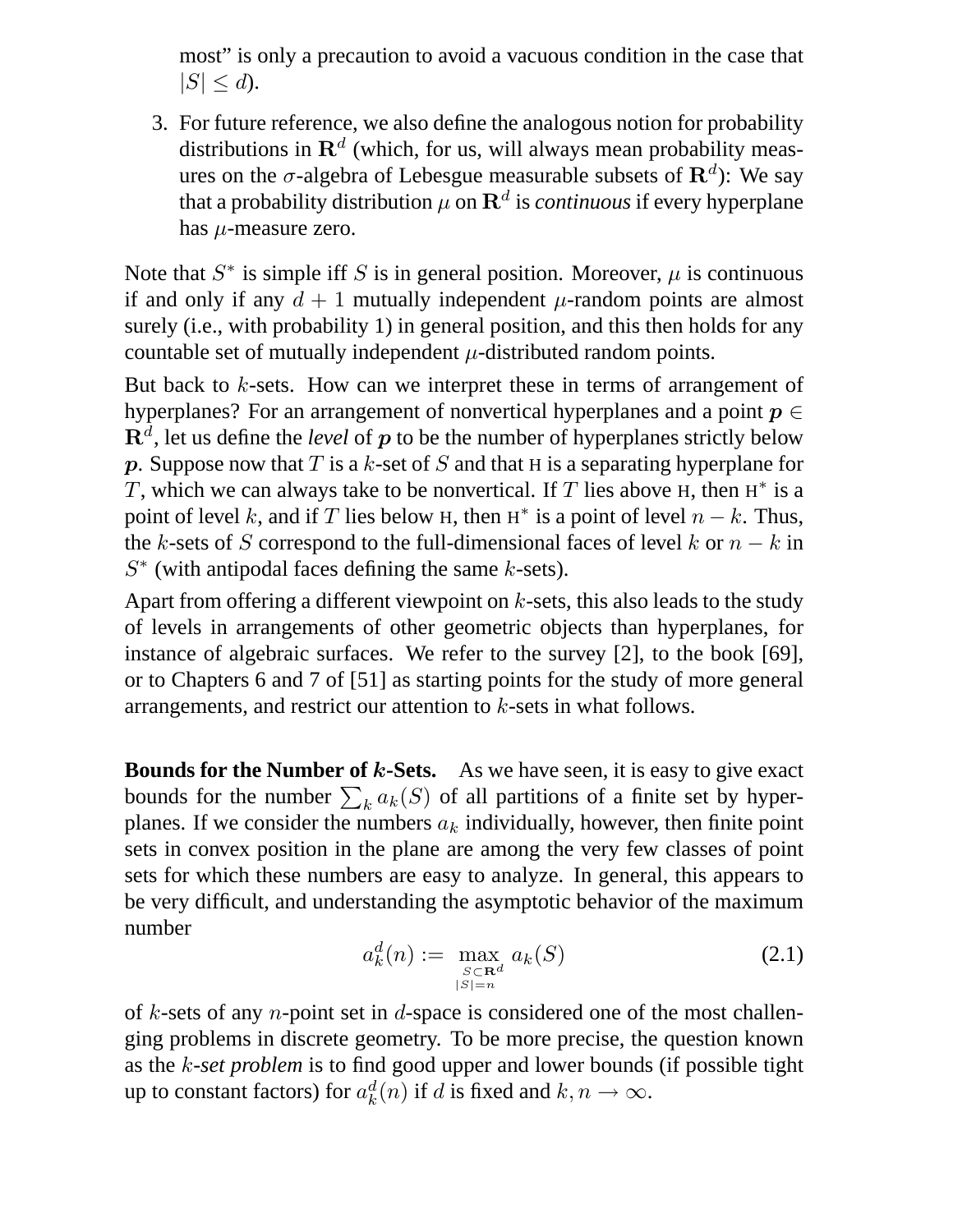most" is only a precaution to avoid a vacuous condition in the case that $|S| \leq d$).

3. For future reference, we also define the analogous notion for probability distributions in $\mathbf{R}^d$ (which, for us, will always mean probability measures on the $\sigma$-algebra of Lebesgue measurable subsets of $\mathbf{R}^d$): We say that a probability distribution $\mu$ on $\mathbf{R}^d$ is *continuous* if every hyperplane has $\mu$-measure zero.

Note that $S^*$ is simple iff $S$ is in general position. Moreover, $\mu$ is continuous if and only if any $d+1$ mutually independent $\mu$-random points are almost surely (i.e., with probability 1) in general position, and this then holds for any countable set of mutually independent $\mu$-distributed random points.

But back to $k$-sets. How can we interpret these in terms of arrangement of hyperplanes? For an arrangement of nonvertical hyperplanes and a point $\boldsymbol{p} \in \mathbf{R}^d$, let us define the *level* of $\boldsymbol{p}$ to be the number of hyperplanes strictly below $\boldsymbol{p}$. Suppose now that $T$ is a $k$-set of $S$ and that $\mathrm{H}$ is a separating hyperplane for $T$, which we can always take to be nonvertical. If $T$ lies above $\mathrm{H}$, then $\mathrm{H}^*$ is a point of level $k$, and if $T$ lies below $\mathrm{H}$, then $\mathrm{H}^*$ is a point of level $n-k$. Thus, the $k$-sets of $S$ correspond to the full-dimensional faces of level $k$ or $n-k$ in $S^*$ (with antipodal faces defining the same $k$-sets).

Apart from offering a different viewpoint on $k$-sets, this also leads to the study of levels in arrangements of other geometric objects than hyperplanes, for instance of algebraic surfaces. We refer to the survey [2], to the book [69], or to Chapters 6 and 7 of [51] as starting points for the study of more general arrangements, and restrict our attention to $k$-sets in what follows.

**Bounds for the Number of *k*-Sets.** As we have seen, it is easy to give exact bounds for the number $\sum_k a_k(S)$ of all partitions of a finite set by hyperplanes. If we consider the numbers $a_k$ individually, however, then finite point sets in convex position in the plane are among the very few classes of point sets for which these numbers are easy to analyze. In general, this appears to be very difficult, and understanding the asymptotic behavior of the maximum number

$$a_k^d(n) := \max_{\substack{S \subset \mathbf{R}^d \\ |S|=n}} a_k(S) \tag{2.1}$$

of $k$-sets of any $n$-point set in $d$-space is considered one of the most challenging problems in discrete geometry. To be more precise, the question known as the *$k$-set problem* is to find good upper and lower bounds (if possible tight up to constant factors) for $a_k^d(n)$ if $d$ is fixed and $k, n \to \infty$.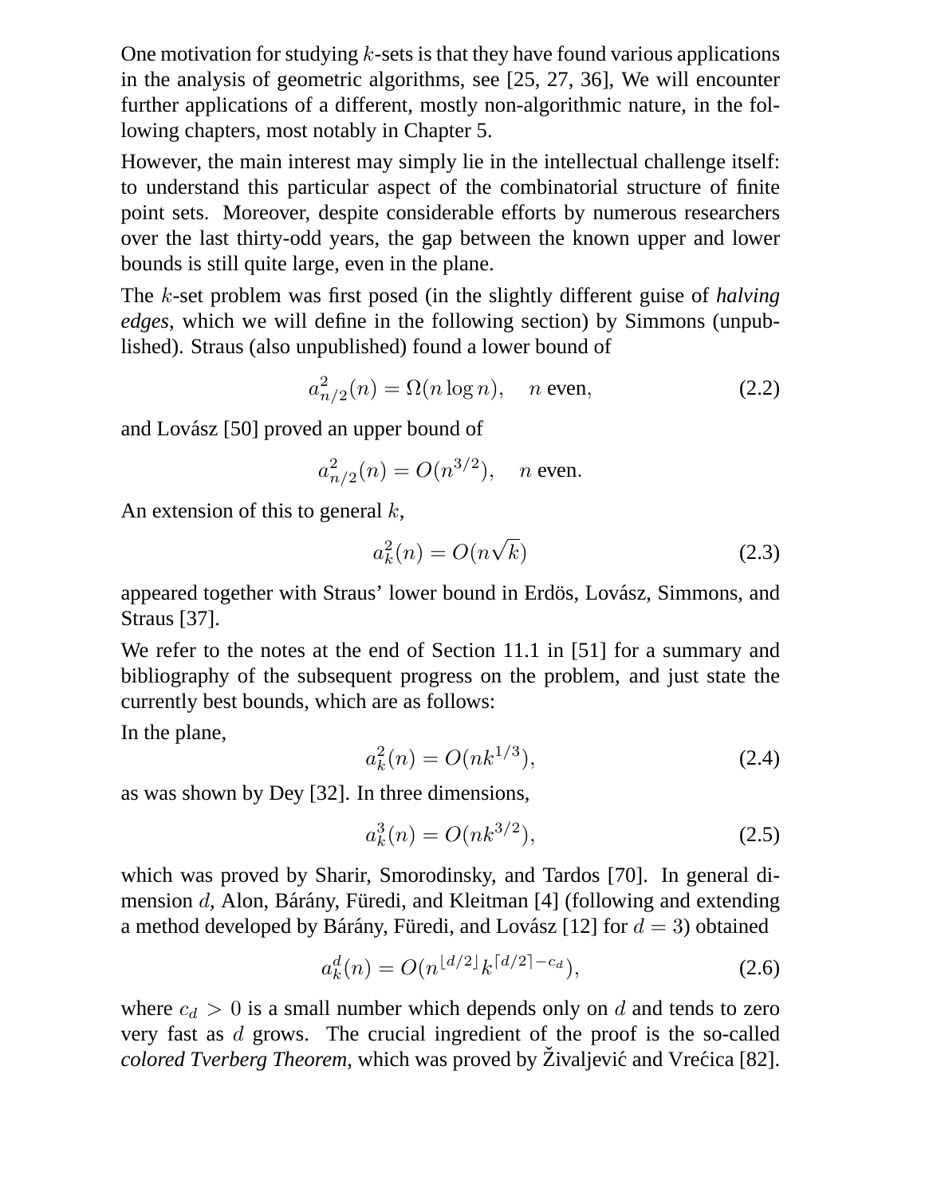One motivation for studying $k$-sets is that they have found various applications in the analysis of geometric algorithms, see [25, 27, 36], We will encounter further applications of a different, mostly non-algorithmic nature, in the following chapters, most notably in Chapter 5.

However, the main interest may simply lie in the intellectual challenge itself: to understand this particular aspect of the combinatorial structure of finite point sets. Moreover, despite considerable efforts by numerous researchers over the last thirty-odd years, the gap between the known upper and lower bounds is still quite large, even in the plane.

The $k$-set problem was first posed (in the slightly different guise of *halving edges*, which we will define in the following section) by Simmons (unpublished). Straus (also unpublished) found a lower bound of

$$a^2_{n/2}(n) = \Omega(n \log n), \quad n \text{ even}, \tag{2.2}$$

and Lovász [50] proved an upper bound of

$$a^2_{n/2}(n) = O(n^{3/2}), \quad n \text{ even}.$$

An extension of this to general $k$,

$$a^2_k(n) = O(n\sqrt{k}) \tag{2.3}$$

appeared together with Straus' lower bound in Erdös, Lovász, Simmons, and Straus [37].

We refer to the notes at the end of Section 11.1 in [51] for a summary and bibliography of the subsequent progress on the problem, and just state the currently best bounds, which are as follows:

In the plane,

$$a^2_k(n) = O(nk^{1/3}), \tag{2.4}$$

as was shown by Dey [32]. In three dimensions,

$$a^3_k(n) = O(nk^{3/2}), \tag{2.5}$$

which was proved by Sharir, Smorodinsky, and Tardos [70]. In general dimension $d$, Alon, Bárány, Füredi, and Kleitman [4] (following and extending a method developed by Bárány, Füredi, and Lovász [12] for $d = 3$) obtained

$$a^d_k(n) = O(n^{\lfloor d/2 \rfloor} k^{\lceil d/2 \rceil - c_d}), \tag{2.6}$$

where $c_d > 0$ is a small number which depends only on $d$ and tends to zero very fast as $d$ grows. The crucial ingredient of the proof is the so-called *colored Tverberg Theorem*, which was proved by Živaljević and Vrećica [82].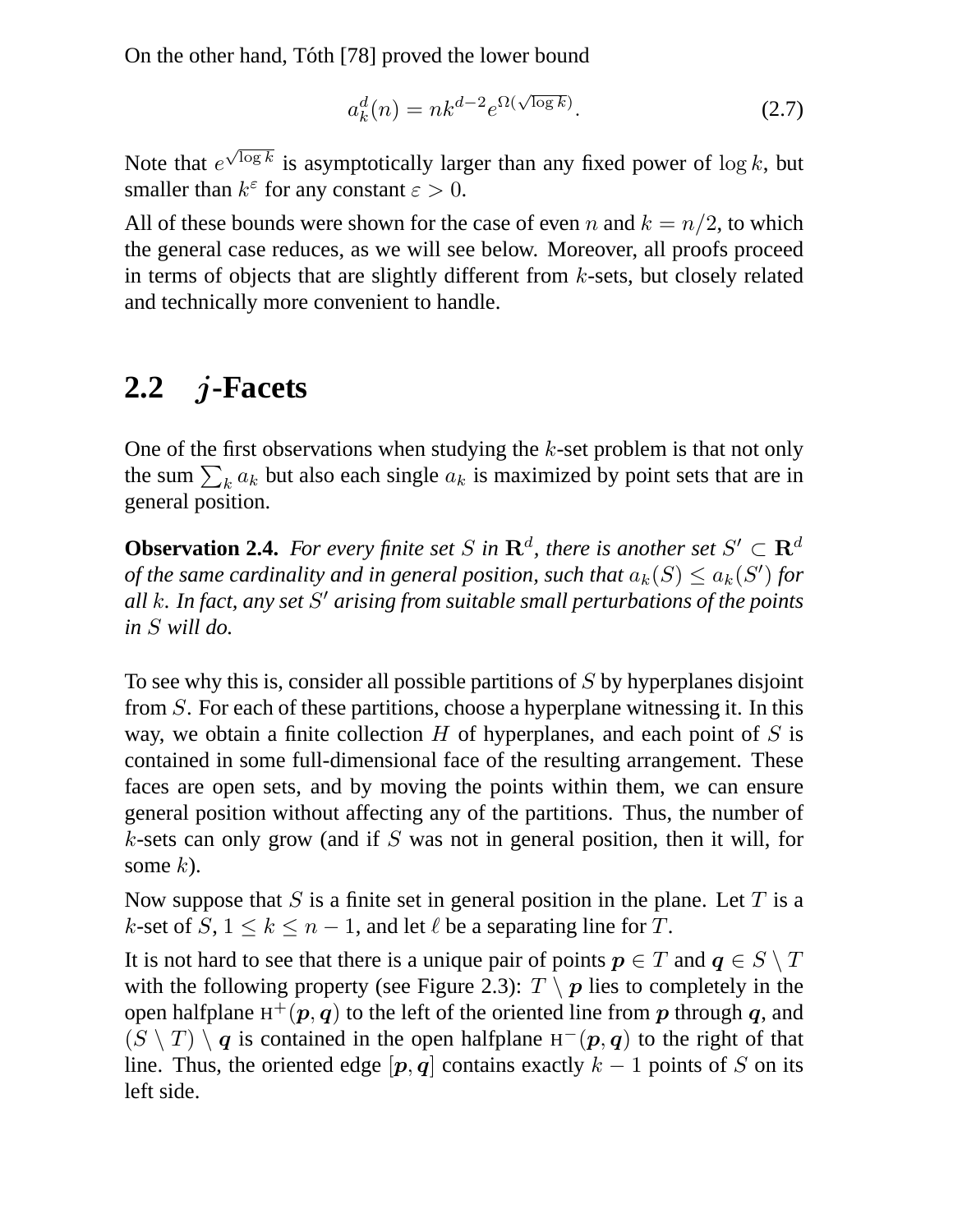On the other hand, Tóth [78] proved the lower bound

$$a_k^d(n) = nk^{d-2}e^{\Omega(\sqrt{\log k})}. \tag{2.7}$$

Note that $e^{\sqrt{\log k}}$ is asymptotically larger than any fixed power of $\log k$, but smaller than $k^{\varepsilon}$ for any constant $\varepsilon > 0$.

All of these bounds were shown for the case of even $n$ and $k = n/2$, to which the general case reduces, as we will see below. Moreover, all proofs proceed in terms of objects that are slightly different from $k$-sets, but closely related and technically more convenient to handle.

## 2.2 $j$-Facets

One of the first observations when studying the $k$-set problem is that not only the sum $\sum_k a_k$ but also each single $a_k$ is maximized by point sets that are in general position.

**Observation 2.4.** *For every finite set $S$ in $\mathbf{R}^d$, there is another set $S' \subset \mathbf{R}^d$ of the same cardinality and in general position, such that $a_k(S) \leq a_k(S')$ for all $k$. In fact, any set $S'$ arising from suitable small perturbations of the points in $S$ will do.*

To see why this is, consider all possible partitions of $S$ by hyperplanes disjoint from $S$. For each of these partitions, choose a hyperplane witnessing it. In this way, we obtain a finite collection $H$ of hyperplanes, and each point of $S$ is contained in some full-dimensional face of the resulting arrangement. These faces are open sets, and by moving the points within them, we can ensure general position without affecting any of the partitions. Thus, the number of $k$-sets can only grow (and if $S$ was not in general position, then it will, for some $k$).

Now suppose that $S$ is a finite set in general position in the plane. Let $T$ is a $k$-set of $S$, $1 \leq k \leq n-1$, and let $\ell$ be a separating line for $T$.

It is not hard to see that there is a unique pair of points $\boldsymbol{p} \in T$ and $\boldsymbol{q} \in S \setminus T$ with the following property (see Figure 2.3): $T \setminus \boldsymbol{p}$ lies to completely in the open halfplane $\mathrm{H}^+(\boldsymbol{p}, \boldsymbol{q})$ to the left of the oriented line from $\boldsymbol{p}$ through $\boldsymbol{q}$, and $(S \setminus T) \setminus \boldsymbol{q}$ is contained in the open halfplane $\mathrm{H}^-(\boldsymbol{p}, \boldsymbol{q})$ to the right of that line. Thus, the oriented edge $[\boldsymbol{p}, \boldsymbol{q}]$ contains exactly $k-1$ points of $S$ on its left side.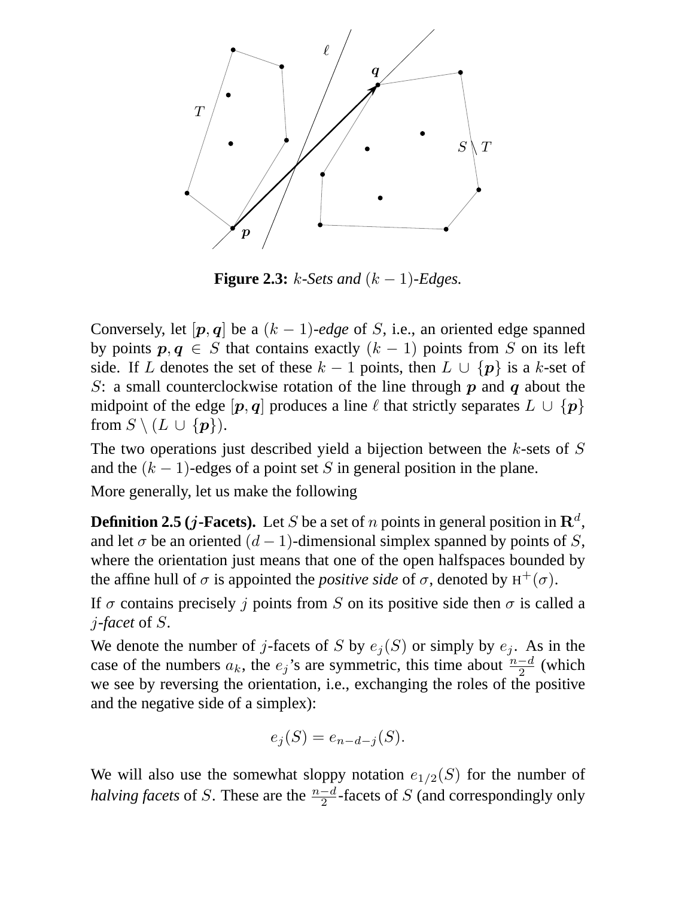**Figure 2.3:** *$k$-Sets and $(k-1)$-Edges.*

Conversely, let $[\boldsymbol{p}, \boldsymbol{q}]$ be a $(k-1)$-*edge* of $S$, i.e., an oriented edge spanned by points $\boldsymbol{p}, \boldsymbol{q} \in S$ that contains exactly $(k-1)$ points from $S$ on its left side. If $L$ denotes the set of these $k-1$ points, then $L \cup \{\boldsymbol{p}\}$ is a $k$-set of $S$: a small counterclockwise rotation of the line through $\boldsymbol{p}$ and $\boldsymbol{q}$ about the midpoint of the edge $[\boldsymbol{p}, \boldsymbol{q}]$ produces a line $\ell$ that strictly separates $L \cup \{\boldsymbol{p}\}$ from $S \setminus (L \cup \{\boldsymbol{p}\})$.

The two operations just described yield a bijection between the $k$-sets of $S$ and the $(k-1)$-edges of a point set $S$ in general position in the plane.

More generally, let us make the following

**Definition 2.5 ($j$-Facets).** Let $S$ be a set of $n$ points in general position in $\mathbf{R}^d$, and let $\sigma$ be an oriented $(d-1)$-dimensional simplex spanned by points of $S$, where the orientation just means that one of the open halfspaces bounded by the affine hull of $\sigma$ is appointed the *positive side* of $\sigma$, denoted by $\mathrm{H}^+(\sigma)$.

If $\sigma$ contains precisely $j$ points from $S$ on its positive side then $\sigma$ is called a $j$-*facet* of $S$.

We denote the number of $j$-facets of $S$ by $e_j(S)$ or simply by $e_j$. As in the case of the numbers $a_k$, the $e_j$'s are symmetric, this time about $\frac{n-d}{2}$ (which we see by reversing the orientation, i.e., exchanging the roles of the positive and the negative side of a simplex):

$$e_j(S) = e_{n-d-j}(S).$$

We will also use the somewhat sloppy notation $e_{1/2}(S)$ for the number of *halving facets* of $S$. These are the $\frac{n-d}{2}$-facets of $S$ (and correspondingly only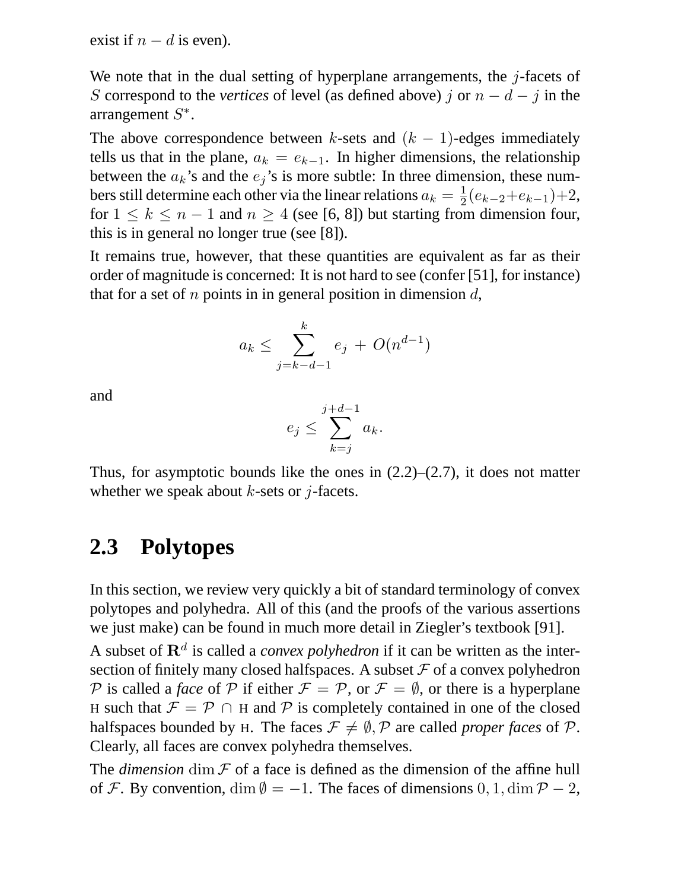exist if $n - d$ is even).

We note that in the dual setting of hyperplane arrangements, the $j$-facets of $S$ correspond to the *vertices* of level (as defined above) $j$ or $n - d - j$ in the arrangement $S^*$.

The above correspondence between $k$-sets and $(k-1)$-edges immediately tells us that in the plane, $a_k = e_{k-1}$. In higher dimensions, the relationship between the $a_k$'s and the $e_j$'s is more subtle: In three dimension, these numbers still determine each other via the linear relations $a_k = \frac{1}{2}(e_{k-2}+e_{k-1})+2$, for $1 \leq k \leq n-1$ and $n \geq 4$ (see [6, 8]) but starting from dimension four, this is in general no longer true (see [8]).

It remains true, however, that these quantities are equivalent as far as their order of magnitude is concerned: It is not hard to see (confer [51], for instance) that for a set of $n$ points in in general position in dimension $d$,

$$a_k \leq \sum_{j=k-d-1}^{k} e_j + O(n^{d-1})$$

and

$$e_j \leq \sum_{k=j}^{j+d-1} a_k.$$

Thus, for asymptotic bounds like the ones in (2.2)–(2.7), it does not matter whether we speak about $k$-sets or $j$-facets.

## 2.3 Polytopes

In this section, we review very quickly a bit of standard terminology of convex polytopes and polyhedra. All of this (and the proofs of the various assertions we just make) can be found in much more detail in Ziegler's textbook [91].

A subset of $\mathbf{R}^d$ is called a *convex polyhedron* if it can be written as the intersection of finitely many closed halfspaces. A subset $\mathcal{F}$ of a convex polyhedron $\mathcal{P}$ is called a *face* of $\mathcal{P}$ if either $\mathcal{F} = \mathcal{P}$, or $\mathcal{F} = \emptyset$, or there is a hyperplane H such that $\mathcal{F} = \mathcal{P} \cap$ H and $\mathcal{P}$ is completely contained in one of the closed halfspaces bounded by H. The faces $\mathcal{F} \neq \emptyset, \mathcal{P}$ are called *proper faces* of $\mathcal{P}$. Clearly, all faces are convex polyhedra themselves.

The *dimension* $\dim \mathcal{F}$ of a face is defined as the dimension of the affine hull of $\mathcal{F}$. By convention, $\dim \emptyset = -1$. The faces of dimensions $0, 1, \dim \mathcal{P} - 2$,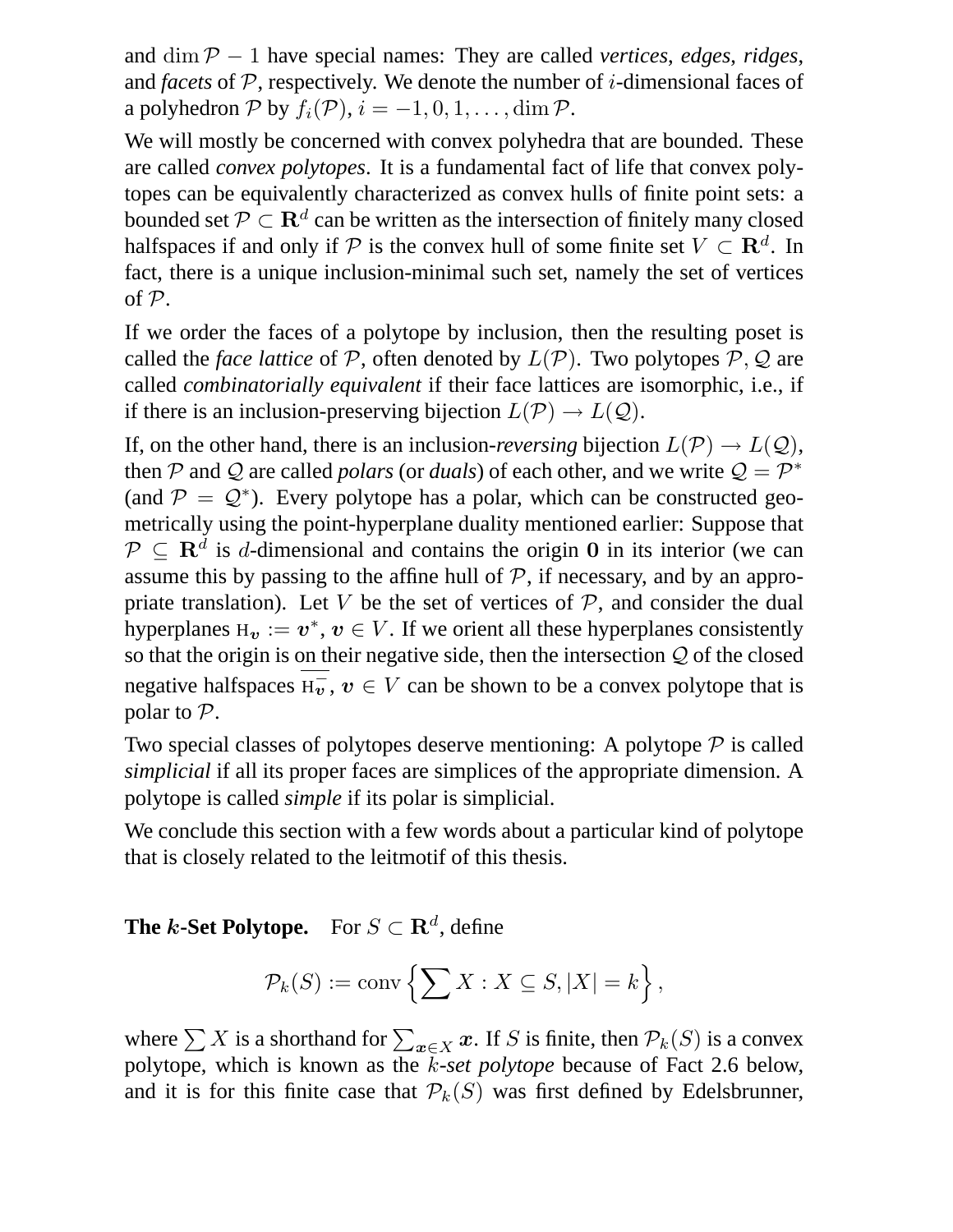and $\dim \mathcal{P} - 1$ have special names: They are called *vertices*, *edges*, *ridges*, and *facets* of $\mathcal{P}$, respectively. We denote the number of $i$-dimensional faces of a polyhedron $\mathcal{P}$ by $f_i(\mathcal{P})$, $i = -1, 0, 1, \ldots, \dim \mathcal{P}$.

We will mostly be concerned with convex polyhedra that are bounded. These are called *convex polytopes*. It is a fundamental fact of life that convex polytopes can be equivalently characterized as convex hulls of finite point sets: a bounded set $\mathcal{P} \subset \mathbf{R}^d$ can be written as the intersection of finitely many closed halfspaces if and only if $\mathcal{P}$ is the convex hull of some finite set $V \subset \mathbf{R}^d$. In fact, there is a unique inclusion-minimal such set, namely the set of vertices of $\mathcal{P}$.

If we order the faces of a polytope by inclusion, then the resulting poset is called the *face lattice* of $\mathcal{P}$, often denoted by $L(\mathcal{P})$. Two polytopes $\mathcal{P}, \mathcal{Q}$ are called *combinatorially equivalent* if their face lattices are isomorphic, i.e., if if there is an inclusion-preserving bijection $L(\mathcal{P}) \to L(\mathcal{Q})$.

If, on the other hand, there is an inclusion-*reversing* bijection $L(\mathcal{P}) \to L(\mathcal{Q})$, then $\mathcal{P}$ and $\mathcal{Q}$ are called *polars* (or *duals*) of each other, and we write $\mathcal{Q} = \mathcal{P}^*$ (and $\mathcal{P} = \mathcal{Q}^*$). Every polytope has a polar, which can be constructed geometrically using the point-hyperplane duality mentioned earlier: Suppose that $\mathcal{P} \subseteq \mathbf{R}^d$ is $d$-dimensional and contains the origin $\mathbf{0}$ in its interior (we can assume this by passing to the affine hull of $\mathcal{P}$, if necessary, and by an appropriate translation). Let $V$ be the set of vertices of $\mathcal{P}$, and consider the dual hyperplanes $\mathrm{H}_{\boldsymbol{v}} := \boldsymbol{v}^*$, $\boldsymbol{v} \in V$. If we orient all these hyperplanes consistently so that the origin is on their negative side, then the intersection $\mathcal{Q}$ of the closed negative halfspaces $\overline{\mathrm{H}_{\boldsymbol{v}}^-}$, $\boldsymbol{v} \in V$ can be shown to be a convex polytope that is polar to $\mathcal{P}$.

Two special classes of polytopes deserve mentioning: A polytope $\mathcal{P}$ is called *simplicial* if all its proper faces are simplices of the appropriate dimension. A polytope is called *simple* if its polar is simplicial.

We conclude this section with a few words about a particular kind of polytope that is closely related to the leitmotif of this thesis.

**The $k$-Set Polytope.** For $S \subset \mathbf{R}^d$, define

$$\mathcal{P}_k(S) := \operatorname{conv}\left\{ \sum X : X \subseteq S, |X| = k \right\},$$

where $\sum X$ is a shorthand for $\sum_{\boldsymbol{x} \in X} \boldsymbol{x}$. If $S$ is finite, then $\mathcal{P}_k(S)$ is a convex polytope, which is known as the *$k$-set polytope* because of Fact 2.6 below, and it is for this finite case that $\mathcal{P}_k(S)$ was first defined by Edelsbrunner,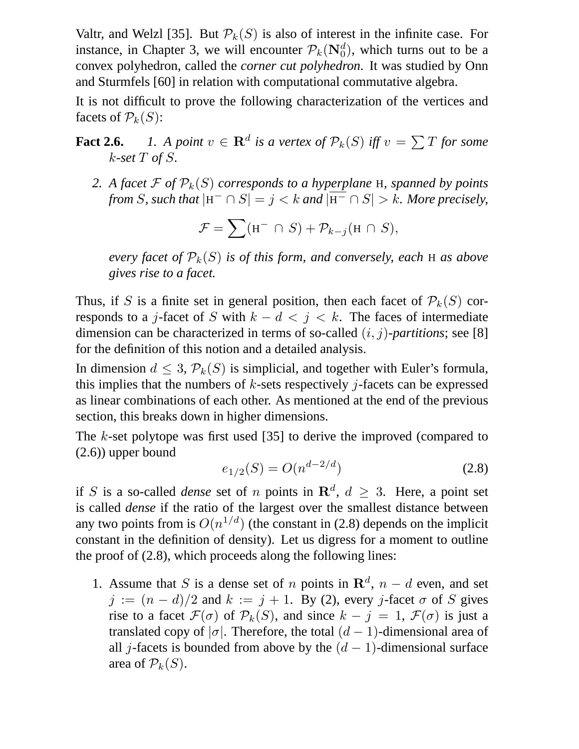Valtr, and Welzl [35]. But $\mathcal{P}_k(S)$ is also of interest in the infinite case. For instance, in Chapter 3, we will encounter $\mathcal{P}_k(\mathbf{N}_0^d)$, which turns out to be a convex polyhedron, called the *corner cut polyhedron*. It was studied by Onn and Sturmfels [60] in relation with computational commutative algebra.

It is not difficult to prove the following characterization of the vertices and facets of $\mathcal{P}_k(S)$:

**Fact 2.6.** *1. A point $v \in \mathbf{R}^d$ is a vertex of $\mathcal{P}_k(S)$ iff $v = \sum T$ for some $k$-set $T$ of $S$.*

*2. A facet $\mathcal{F}$ of $\mathcal{P}_k(S)$ corresponds to a hyperplane $\mathrm{H}$, spanned by points from $S$, such that $|\mathrm{H}^- \cap S| = j < k$ and $|\overline{\mathrm{H}^-} \cap S| > k$. More precisely,*

$$\mathcal{F} = \sum(\mathrm{H}^- \cap S) + \mathcal{P}_{k-j}(\mathrm{H} \cap S),$$

*every facet of $\mathcal{P}_k(S)$ is of this form, and conversely, each $\mathrm{H}$ as above gives rise to a facet.*

Thus, if $S$ is a finite set in general position, then each facet of $\mathcal{P}_k(S)$ corresponds to a $j$-facet of $S$ with $k - d < j < k$. The faces of intermediate dimension can be characterized in terms of so-called *$(i,j)$-partitions*; see [8] for the definition of this notion and a detailed analysis.

In dimension $d \leq 3$, $\mathcal{P}_k(S)$ is simplicial, and together with Euler's formula, this implies that the numbers of $k$-sets respectively $j$-facets can be expressed as linear combinations of each other. As mentioned at the end of the previous section, this breaks down in higher dimensions.

The $k$-set polytope was first used [35] to derive the improved (compared to (2.6)) upper bound

$$e_{1/2}(S) = O(n^{d-2/d}) \tag{2.8}$$

if $S$ is a so-called *dense* set of $n$ points in $\mathbf{R}^d$, $d \geq 3$. Here, a point set is called *dense* if the ratio of the largest over the smallest distance between any two points from is $O(n^{1/d})$ (the constant in (2.8) depends on the implicit constant in the definition of density). Let us digress for a moment to outline the proof of (2.8), which proceeds along the following lines:

1. Assume that $S$ is a dense set of $n$ points in $\mathbf{R}^d$, $n - d$ even, and set $j := (n-d)/2$ and $k := j + 1$. By (2), every $j$-facet $\sigma$ of $S$ gives rise to a facet $\mathcal{F}(\sigma)$ of $\mathcal{P}_k(S)$, and since $k - j = 1$, $\mathcal{F}(\sigma)$ is just a translated copy of $|\sigma|$. Therefore, the total $(d-1)$-dimensional area of all $j$-facets is bounded from above by the $(d-1)$-dimensional surface area of $\mathcal{P}_k(S)$.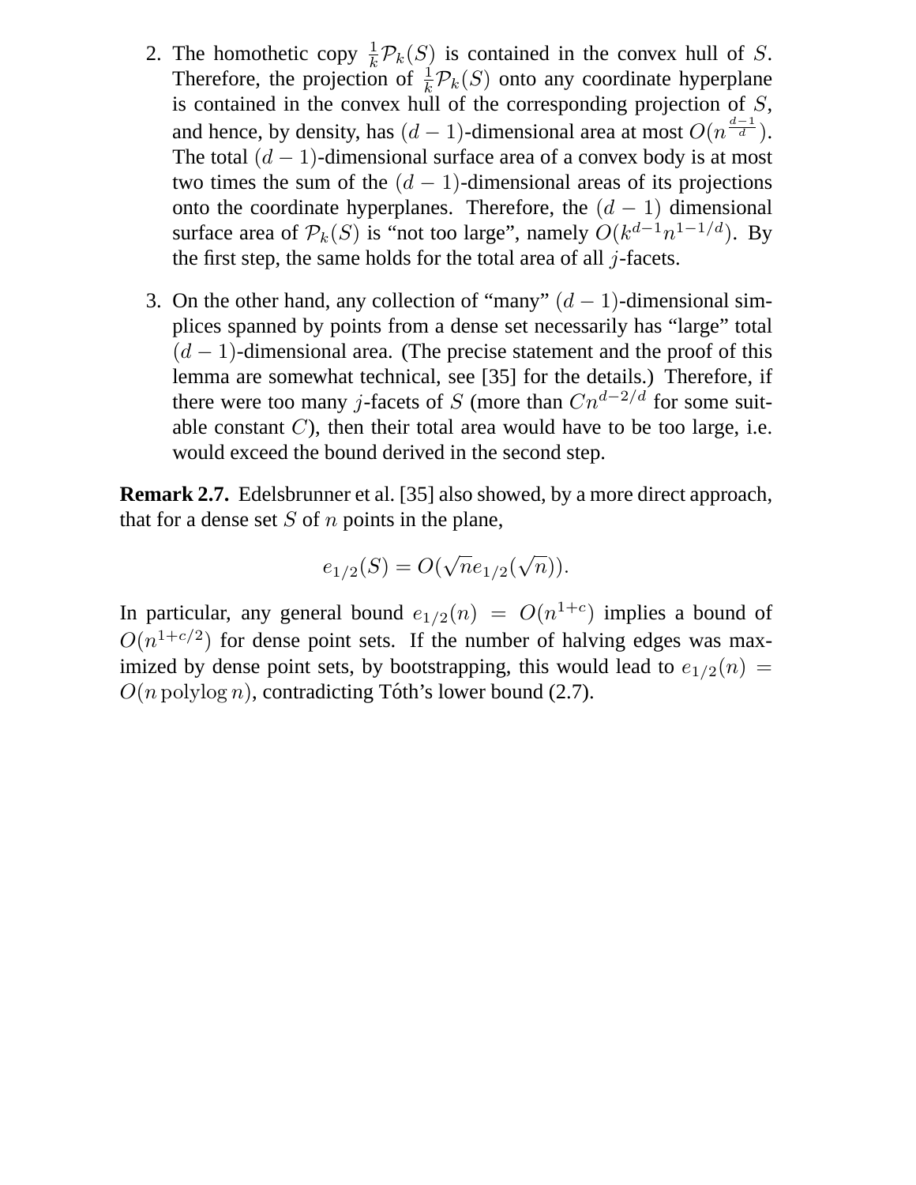2. The homothetic copy $\frac{1}{k}\mathcal{P}_k(S)$ is contained in the convex hull of $S$. Therefore, the projection of $\frac{1}{k}\mathcal{P}_k(S)$ onto any coordinate hyperplane is contained in the convex hull of the corresponding projection of $S$, and hence, by density, has $(d-1)$-dimensional area at most $O(n^{\frac{d-1}{d}})$. The total $(d-1)$-dimensional surface area of a convex body is at most two times the sum of the $(d-1)$-dimensional areas of its projections onto the coordinate hyperplanes. Therefore, the $(d-1)$ dimensional surface area of $\mathcal{P}_k(S)$ is "not too large", namely $O(k^{d-1}n^{1-1/d})$. By the first step, the same holds for the total area of all $j$-facets.

3. On the other hand, any collection of "many" $(d-1)$-dimensional simplices spanned by points from a dense set necessarily has "large" total $(d-1)$-dimensional area. (The precise statement and the proof of this lemma are somewhat technical, see [35] for the details.) Therefore, if there were too many $j$-facets of $S$ (more than $Cn^{d-2/d}$ for some suitable constant $C$), then their total area would have to be too large, i.e. would exceed the bound derived in the second step.

**Remark 2.7.** Edelsbrunner et al. [35] also showed, by a more direct approach, that for a dense set $S$ of $n$ points in the plane,

$$e_{1/2}(S) = O(\sqrt{n}e_{1/2}(\sqrt{n})).$$

In particular, any general bound $e_{1/2}(n) = O(n^{1+c})$ implies a bound of $O(n^{1+c/2})$ for dense point sets. If the number of halving edges was maximized by dense point sets, by bootstrapping, this would lead to $e_{1/2}(n) = O(n \operatorname{polylog} n)$, contradicting Tóth's lower bound (2.7).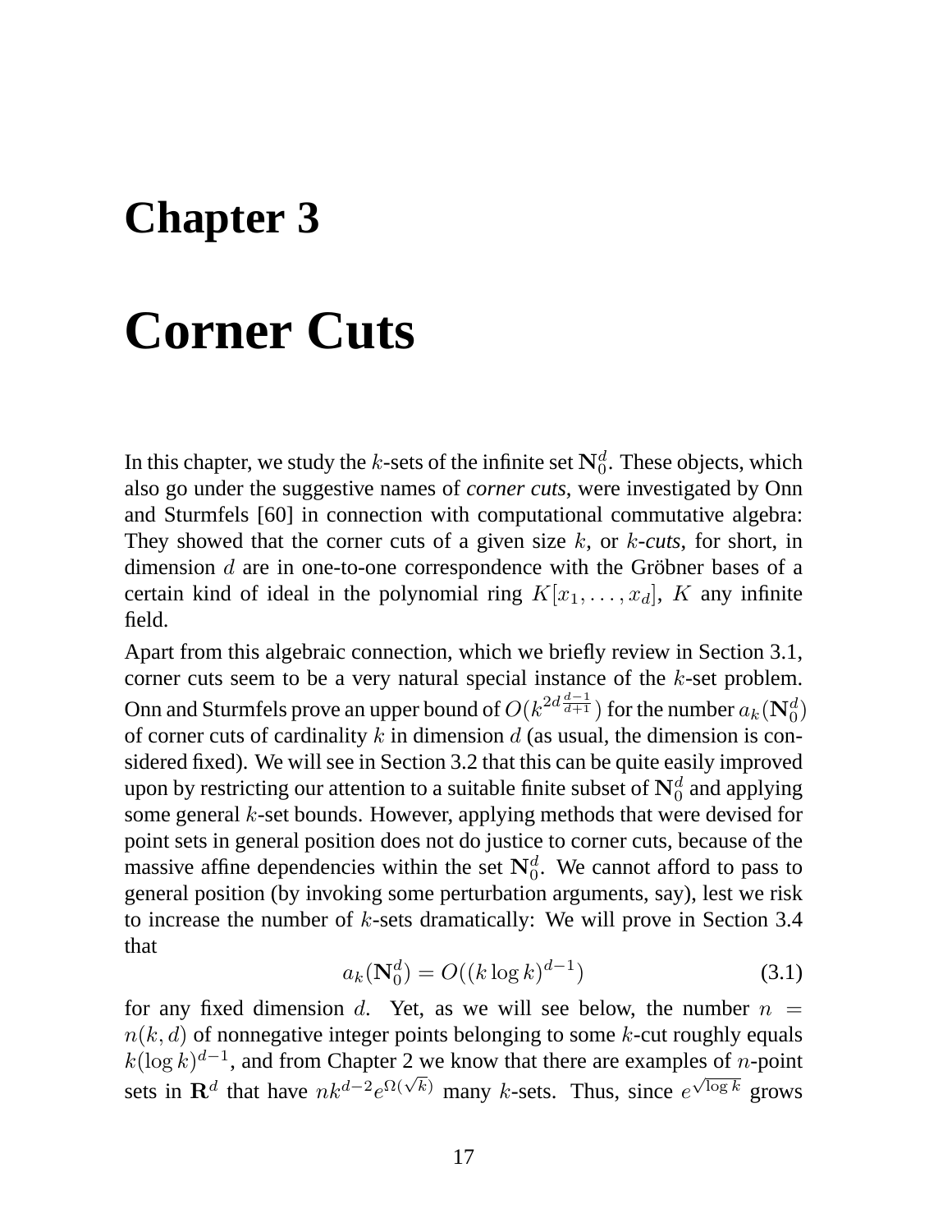# Chapter 3

# Corner Cuts

In this chapter, we study the $k$-sets of the infinite set $\mathbf{N}_0^d$. These objects, which also go under the suggestive names of *corner cuts*, were investigated by Onn and Sturmfels [60] in connection with computational commutative algebra: They showed that the corner cuts of a given size $k$, or $k$-*cuts*, for short, in dimension $d$ are in one-to-one correspondence with the Gröbner bases of a certain kind of ideal in the polynomial ring $K[x_1, \ldots, x_d]$, $K$ any infinite field.

Apart from this algebraic connection, which we briefly review in Section 3.1, corner cuts seem to be a very natural special instance of the $k$-set problem. Onn and Sturmfels prove an upper bound of $O(k^{2d\frac{d-1}{d+1}})$ for the number $a_k(\mathbf{N}_0^d)$ of corner cuts of cardinality $k$ in dimension $d$ (as usual, the dimension is considered fixed). We will see in Section 3.2 that this can be quite easily improved upon by restricting our attention to a suitable finite subset of $\mathbf{N}_0^d$ and applying some general $k$-set bounds. However, applying methods that were devised for point sets in general position does not do justice to corner cuts, because of the massive affine dependencies within the set $\mathbf{N}_0^d$. We cannot afford to pass to general position (by invoking some perturbation arguments, say), lest we risk to increase the number of $k$-sets dramatically: We will prove in Section 3.4 that

$$a_k(\mathbf{N}_0^d) = O((k \log k)^{d-1}) \tag{3.1}$$

for any fixed dimension $d$. Yet, as we will see below, the number $n = n(k, d)$ of nonnegative integer points belonging to some $k$-cut roughly equals $k(\log k)^{d-1}$, and from Chapter 2 we know that there are examples of $n$-point sets in $\mathbf{R}^d$ that have $nk^{d-2}e^{\Omega(\sqrt{k})}$ many $k$-sets. Thus, since $e^{\sqrt{\log k}}$ grows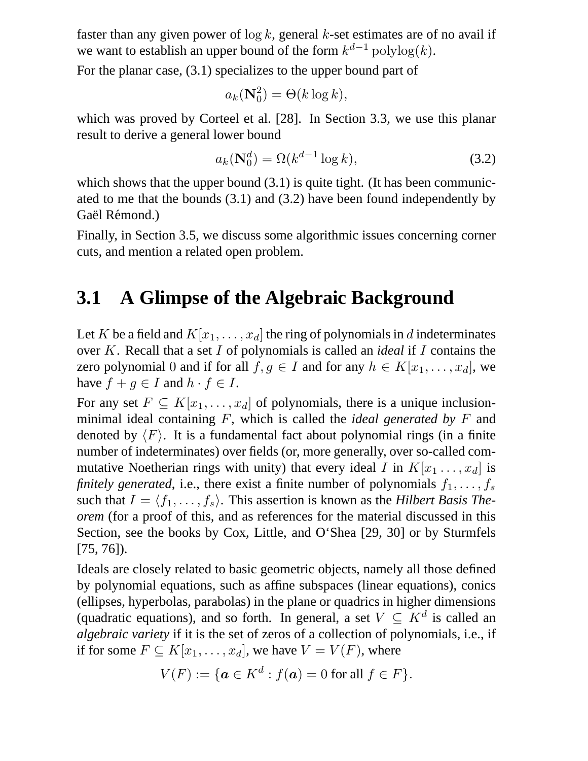faster than any given power of $\log k$, general $k$-set estimates are of no avail if we want to establish an upper bound of the form $k^{d-1}\,\mathrm{polylog}(k)$.

For the planar case, (3.1) specializes to the upper bound part of

$$a_k(\mathbf{N}_0^2) = \Theta(k \log k),$$

which was proved by Corteel et al. [28]. In Section 3.3, we use this planar result to derive a general lower bound

$$a_k(\mathbf{N}_0^d) = \Omega(k^{d-1} \log k), \tag{3.2}$$

which shows that the upper bound (3.1) is quite tight. (It has been communicated to me that the bounds (3.1) and (3.2) have been found independently by Gaël Rémond.)

Finally, in Section 3.5, we discuss some algorithmic issues concerning corner cuts, and mention a related open problem.

## 3.1 A Glimpse of the Algebraic Background

Let $K$ be a field and $K[x_1, \ldots, x_d]$ the ring of polynomials in $d$ indeterminates over $K$. Recall that a set $I$ of polynomials is called an *ideal* if $I$ contains the zero polynomial $0$ and if for all $f, g \in I$ and for any $h \in K[x_1, \ldots, x_d]$, we have $f + g \in I$ and $h \cdot f \in I$.

For any set $F \subseteq K[x_1, \ldots, x_d]$ of polynomials, there is a unique inclusion-minimal ideal containing $F$, which is called the *ideal generated by* $F$ and denoted by $\langle F \rangle$. It is a fundamental fact about polynomial rings (in a finite number of indeterminates) over fields (or, more generally, over so-called commutative Noetherian rings with unity) that every ideal $I$ in $K[x_1 \ldots, x_d]$ is *finitely generated*, i.e., there exist a finite number of polynomials $f_1, \ldots, f_s$ such that $I = \langle f_1, \ldots, f_s \rangle$. This assertion is known as the *Hilbert Basis Theorem* (for a proof of this, and as references for the material discussed in this Section, see the books by Cox, Little, and O'Shea [29, 30] or by Sturmfels [75, 76]).

Ideals are closely related to basic geometric objects, namely all those defined by polynomial equations, such as affine subspaces (linear equations), conics (ellipses, hyperbolas, parabolas) in the plane or quadrics in higher dimensions (quadratic equations), and so forth. In general, a set $V \subseteq K^d$ is called an *algebraic variety* if it is the set of zeros of a collection of polynomials, i.e., if if for some $F \subseteq K[x_1, \ldots, x_d]$, we have $V = V(F)$, where

$$V(F) := \{\boldsymbol{a} \in K^d : f(\boldsymbol{a}) = 0 \text{ for all } f \in F\}.$$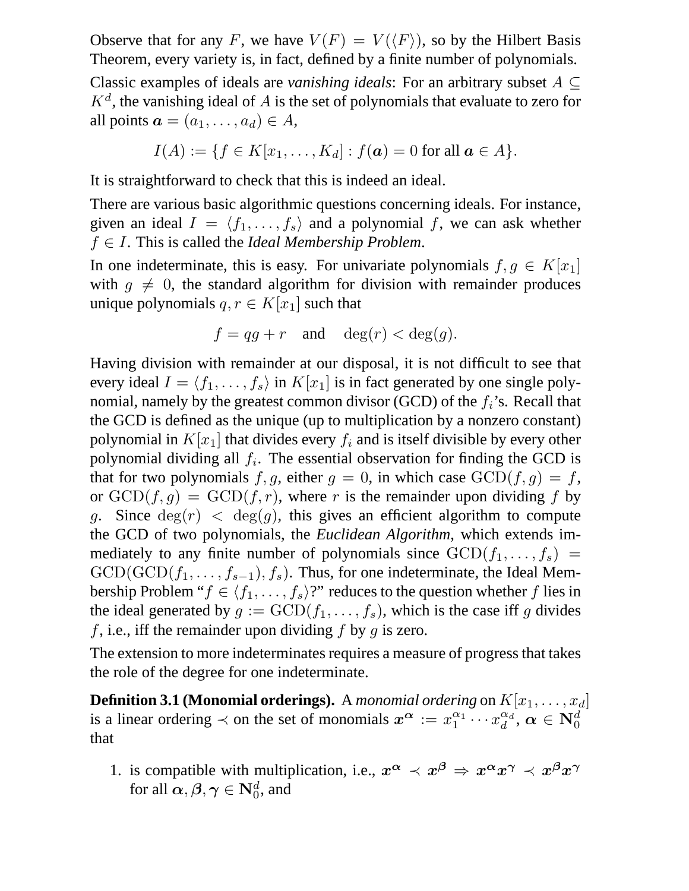Observe that for any $F$, we have $V(F) = V(\langle F \rangle)$, so by the Hilbert Basis Theorem, every variety is, in fact, defined by a finite number of polynomials.

Classic examples of ideals are *vanishing ideals*: For an arbitrary subset $A \subseteq K^d$, the vanishing ideal of $A$ is the set of polynomials that evaluate to zero for all points $\boldsymbol{a} = (a_1, \ldots, a_d) \in A$,

$$I(A) := \{f \in K[x_1, \ldots, K_d] : f(\boldsymbol{a}) = 0 \text{ for all } \boldsymbol{a} \in A\}.$$

It is straightforward to check that this is indeed an ideal.

There are various basic algorithmic questions concerning ideals. For instance, given an ideal $I = \langle f_1, \ldots, f_s \rangle$ and a polynomial $f$, we can ask whether $f \in I$. This is called the *Ideal Membership Problem*.

In one indeterminate, this is easy. For univariate polynomials $f, g \in K[x_1]$ with $g \neq 0$, the standard algorithm for division with remainder produces unique polynomials $q, r \in K[x_1]$ such that

$$f = qg + r \quad \text{and} \quad \deg(r) < \deg(g).$$

Having division with remainder at our disposal, it is not difficult to see that every ideal $I = \langle f_1, \ldots, f_s \rangle$ in $K[x_1]$ is in fact generated by one single polynomial, namely by the greatest common divisor (GCD) of the $f_i$'s. Recall that the GCD is defined as the unique (up to multiplication by a nonzero constant) polynomial in $K[x_1]$ that divides every $f_i$ and is itself divisible by every other polynomial dividing all $f_i$. The essential observation for finding the GCD is that for two polynomials $f, g$, either $g = 0$, in which case $\mathrm{GCD}(f, g) = f$, or $\mathrm{GCD}(f, g) = \mathrm{GCD}(f, r)$, where $r$ is the remainder upon dividing $f$ by $g$. Since $\deg(r) < \deg(g)$, this gives an efficient algorithm to compute the GCD of two polynomials, the *Euclidean Algorithm*, which extends immediately to any finite number of polynomials since $\mathrm{GCD}(f_1, \ldots, f_s) = \mathrm{GCD}(\mathrm{GCD}(f_1, \ldots, f_{s-1}), f_s)$. Thus, for one indeterminate, the Ideal Membership Problem "$f \in \langle f_1, \ldots, f_s \rangle$?" reduces to the question whether $f$ lies in the ideal generated by $g := \mathrm{GCD}(f_1, \ldots, f_s)$, which is the case iff $g$ divides $f$, i.e., iff the remainder upon dividing $f$ by $g$ is zero.

The extension to more indeterminates requires a measure of progress that takes the role of the degree for one indeterminate.

**Definition 3.1 (Monomial orderings).** A *monomial ordering* on $K[x_1, \ldots, x_d]$ is a linear ordering $\prec$ on the set of monomials $\boldsymbol{x}^{\boldsymbol{\alpha}} := x_1^{\alpha_1} \cdots x_d^{\alpha_d}$, $\boldsymbol{\alpha} \in \mathbf{N}_0^d$ that

1. is compatible with multiplication, i.e., $\boldsymbol{x}^{\boldsymbol{\alpha}} \prec \boldsymbol{x}^{\boldsymbol{\beta}} \Rightarrow \boldsymbol{x}^{\boldsymbol{\alpha}}\boldsymbol{x}^{\boldsymbol{\gamma}} \prec \boldsymbol{x}^{\boldsymbol{\beta}}\boldsymbol{x}^{\boldsymbol{\gamma}}$ for all $\boldsymbol{\alpha}, \boldsymbol{\beta}, \boldsymbol{\gamma} \in \mathbf{N}_0^d$, and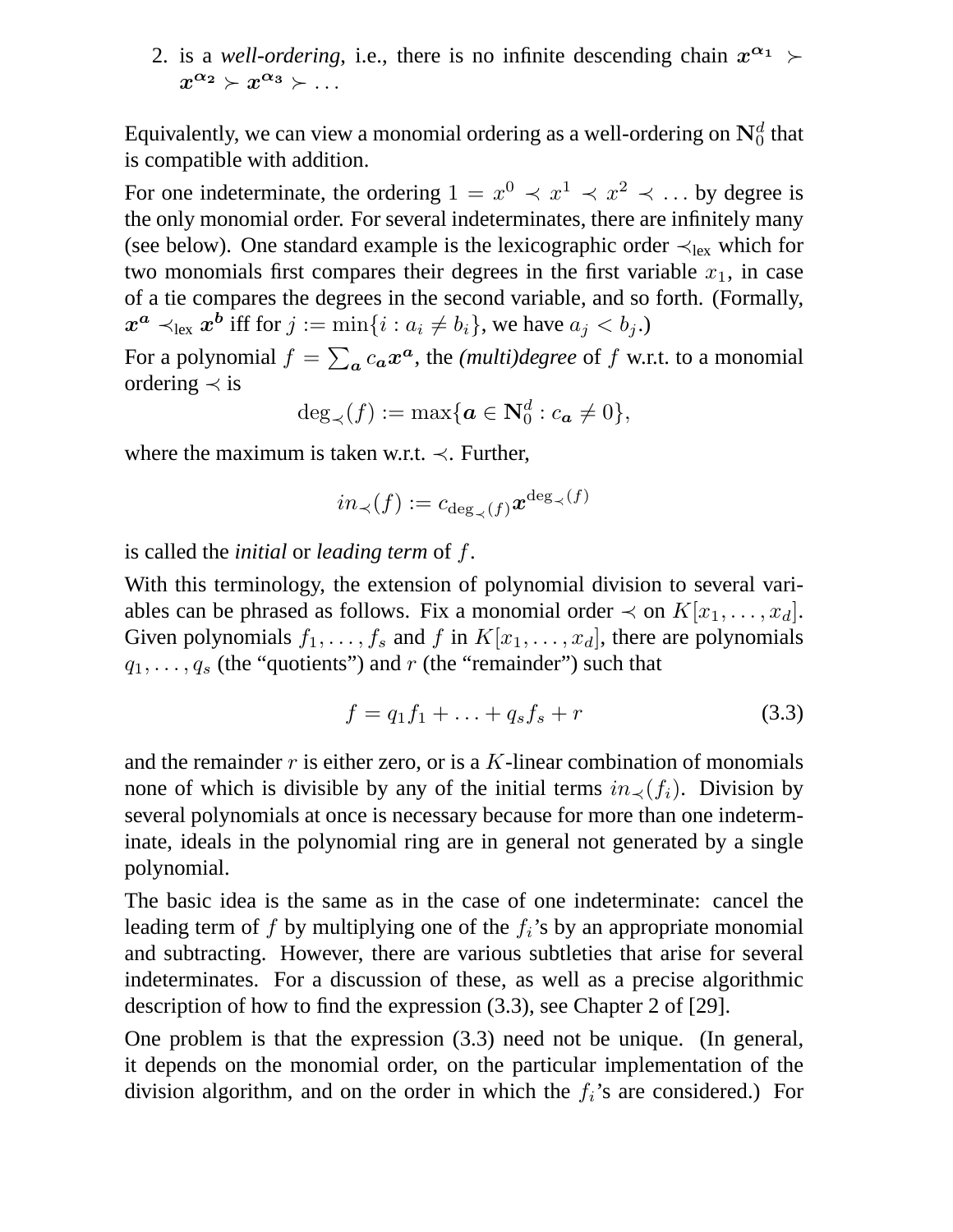2. is a *well-ordering*, i.e., there is no infinite descending chain $\boldsymbol{x}^{\boldsymbol{\alpha_1}} \succ \boldsymbol{x}^{\boldsymbol{\alpha_2}} \succ \boldsymbol{x}^{\boldsymbol{\alpha_3}} \succ \ldots$

Equivalently, we can view a monomial ordering as a well-ordering on $\mathbf{N}_0^d$ that is compatible with addition.

For one indeterminate, the ordering $1 = x^0 \prec x^1 \prec x^2 \prec \ldots$ by degree is the only monomial order. For several indeterminates, there are infinitely many (see below). One standard example is the lexicographic order $\prec_{\text{lex}}$ which for two monomials first compares their degrees in the first variable $x_1$, in case of a tie compares the degrees in the second variable, and so forth. (Formally, $\boldsymbol{x}^{\boldsymbol{a}} \prec_{\text{lex}} \boldsymbol{x}^{\boldsymbol{b}}$ iff for $j := \min\{i : a_i \neq b_i\}$, we have $a_j < b_j$.)

For a polynomial $f = \sum_{\boldsymbol{a}} c_{\boldsymbol{a}} \boldsymbol{x}^{\boldsymbol{a}}$, the *(multi)degree* of $f$ w.r.t. to a monomial ordering $\prec$ is

$$\deg_{\prec}(f) := \max\{\boldsymbol{a} \in \mathbf{N}_0^d : c_{\boldsymbol{a}} \neq 0\},$$

where the maximum is taken w.r.t. $\prec$. Further,

$$in_{\prec}(f) := c_{\deg_{\prec}(f)} \boldsymbol{x}^{\deg_{\prec}(f)}$$

is called the *initial* or *leading term* of $f$.

With this terminology, the extension of polynomial division to several variables can be phrased as follows. Fix a monomial order $\prec$ on $K[x_1, \ldots, x_d]$. Given polynomials $f_1, \ldots, f_s$ and $f$ in $K[x_1, \ldots, x_d]$, there are polynomials $q_1, \ldots, q_s$ (the "quotients") and $r$ (the "remainder") such that

$$f = q_1 f_1 + \ldots + q_s f_s + r \tag{3.3}$$

and the remainder $r$ is either zero, or is a $K$-linear combination of monomials none of which is divisible by any of the initial terms $in_{\prec}(f_i)$. Division by several polynomials at once is necessary because for more than one indeterminate, ideals in the polynomial ring are in general not generated by a single polynomial.

The basic idea is the same as in the case of one indeterminate: cancel the leading term of $f$ by multiplying one of the $f_i$'s by an appropriate monomial and subtracting. However, there are various subtleties that arise for several indeterminates. For a discussion of these, as well as a precise algorithmic description of how to find the expression (3.3), see Chapter 2 of [29].

One problem is that the expression (3.3) need not be unique. (In general, it depends on the monomial order, on the particular implementation of the division algorithm, and on the order in which the $f_i$'s are considered.) For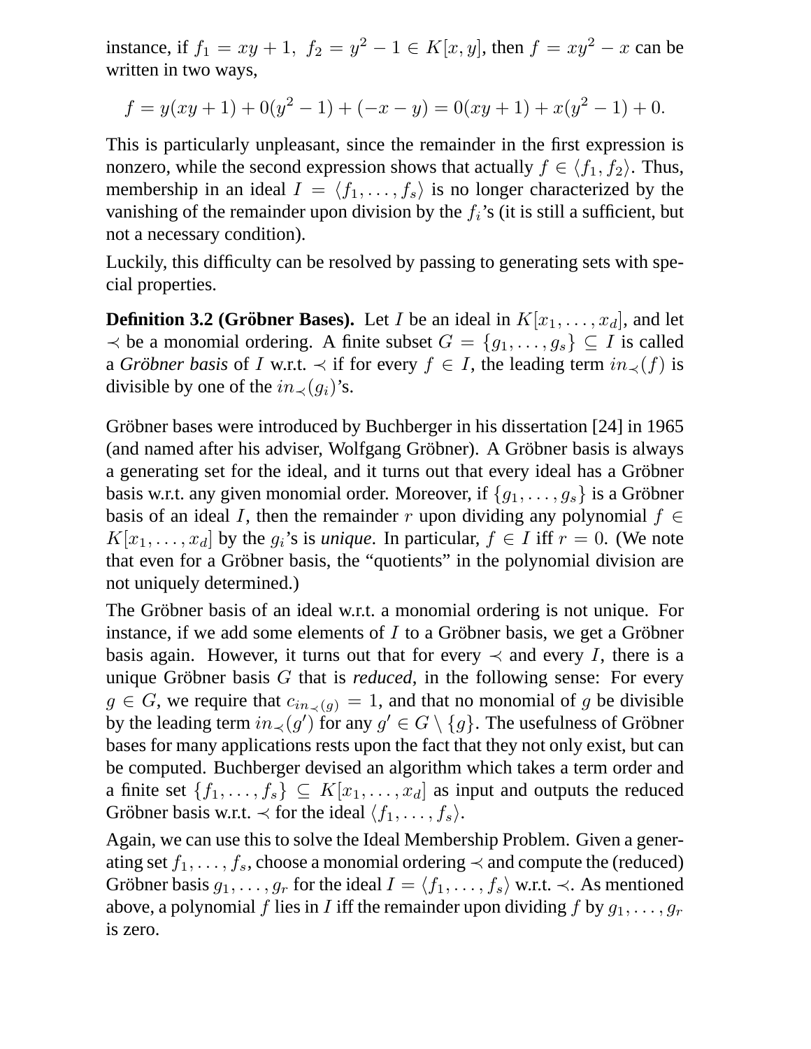instance, if $f_1 = xy + 1,\ f_2 = y^2 - 1 \in K[x, y]$, then $f = xy^2 - x$ can be written in two ways,

$$f = y(xy + 1) + 0(y^2 - 1) + (-x - y) = 0(xy + 1) + x(y^2 - 1) + 0.$$

This is particularly unpleasant, since the remainder in the first expression is nonzero, while the second expression shows that actually $f \in \langle f_1, f_2 \rangle$. Thus, membership in an ideal $I = \langle f_1, \ldots, f_s \rangle$ is no longer characterized by the vanishing of the remainder upon division by the $f_i$'s (it is still a sufficient, but not a necessary condition).

Luckily, this difficulty can be resolved by passing to generating sets with special properties.

**Definition 3.2 (Gröbner Bases).** Let $I$ be an ideal in $K[x_1, \ldots, x_d]$, and let $\prec$ be a monomial ordering. A finite subset $G = \{g_1, \ldots, g_s\} \subseteq I$ is called a *Gröbner basis* of $I$ w.r.t. $\prec$ if for every $f \in I$, the leading term $in_\prec(f)$ is divisible by one of the $in_\prec(g_i)$'s.

Gröbner bases were introduced by Buchberger in his dissertation [24] in 1965 (and named after his adviser, Wolfgang Gröbner). A Gröbner basis is always a generating set for the ideal, and it turns out that every ideal has a Gröbner basis w.r.t. any given monomial order. Moreover, if $\{g_1, \ldots, g_s\}$ is a Gröbner basis of an ideal $I$, then the remainder $r$ upon dividing any polynomial $f \in K[x_1, \ldots, x_d]$ by the $g_i$'s is *unique*. In particular, $f \in I$ iff $r = 0$. (We note that even for a Gröbner basis, the "quotients" in the polynomial division are not uniquely determined.)

The Gröbner basis of an ideal w.r.t. a monomial ordering is not unique. For instance, if we add some elements of $I$ to a Gröbner basis, we get a Gröbner basis again. However, it turns out that for every $\prec$ and every $I$, there is a unique Gröbner basis $G$ that is *reduced*, in the following sense: For every $g \in G$, we require that $c_{in_\prec(g)} = 1$, and that no monomial of $g$ be divisible by the leading term $in_\prec(g')$ for any $g' \in G \setminus \{g\}$. The usefulness of Gröbner bases for many applications rests upon the fact that they not only exist, but can be computed. Buchberger devised an algorithm which takes a term order and a finite set $\{f_1, \ldots, f_s\} \subseteq K[x_1, \ldots, x_d]$ as input and outputs the reduced Gröbner basis w.r.t. $\prec$ for the ideal $\langle f_1, \ldots, f_s \rangle$.

Again, we can use this to solve the Ideal Membership Problem. Given a generating set $f_1, \ldots, f_s$, choose a monomial ordering $\prec$ and compute the (reduced) Gröbner basis $g_1, \ldots, g_r$ for the ideal $I = \langle f_1, \ldots, f_s \rangle$ w.r.t. $\prec$. As mentioned above, a polynomial $f$ lies in $I$ iff the remainder upon dividing $f$ by $g_1, \ldots, g_r$ is zero.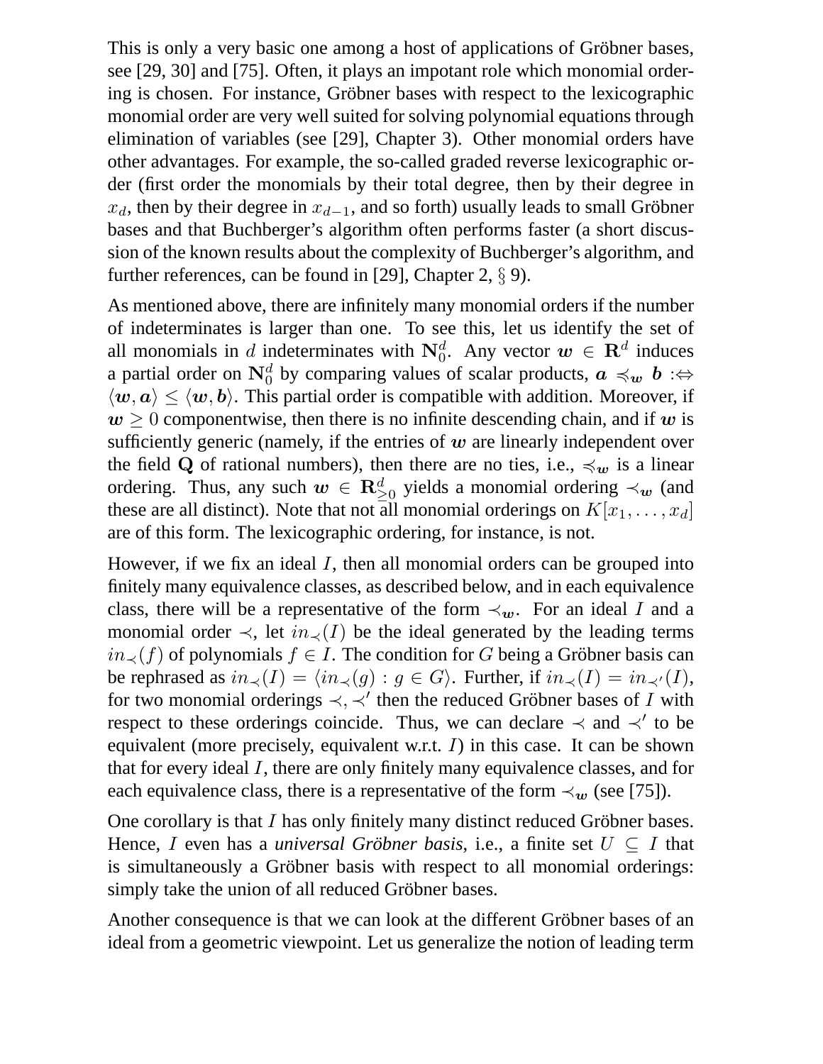This is only a very basic one among a host of applications of Gröbner bases, see [29, 30] and [75]. Often, it plays an impotant role which monomial ordering is chosen. For instance, Gröbner bases with respect to the lexicographic monomial order are very well suited for solving polynomial equations through elimination of variables (see [29], Chapter 3). Other monomial orders have other advantages. For example, the so-called graded reverse lexicographic order (first order the monomials by their total degree, then by their degree in $x_d$, then by their degree in $x_{d-1}$, and so forth) usually leads to small Gröbner bases and that Buchberger's algorithm often performs faster (a short discussion of the known results about the complexity of Buchberger's algorithm, and further references, can be found in [29], Chapter 2, § 9).

As mentioned above, there are infinitely many monomial orders if the number of indeterminates is larger than one. To see this, let us identify the set of all monomials in $d$ indeterminates with $\mathbf{N}_0^d$. Any vector $\boldsymbol{w} \in \mathbf{R}^d$ induces a partial order on $\mathbf{N}_0^d$ by comparing values of scalar products, $\boldsymbol{a} \preccurlyeq_{\boldsymbol{w}} \boldsymbol{b} :\Leftrightarrow \langle \boldsymbol{w}, \boldsymbol{a} \rangle \leq \langle \boldsymbol{w}, \boldsymbol{b} \rangle$. This partial order is compatible with addition. Moreover, if $\boldsymbol{w} \geq 0$ componentwise, then there is no infinite descending chain, and if $\boldsymbol{w}$ is sufficiently generic (namely, if the entries of $\boldsymbol{w}$ are linearly independent over the field $\mathbf{Q}$ of rational numbers), then there are no ties, i.e., $\preccurlyeq_{\boldsymbol{w}}$ is a linear ordering. Thus, any such $\boldsymbol{w} \in \mathbf{R}^d_{\geq 0}$ yields a monomial ordering $\prec_{\boldsymbol{w}}$ (and these are all distinct). Note that not all monomial orderings on $K[x_1, \ldots, x_d]$ are of this form. The lexicographic ordering, for instance, is not.

However, if we fix an ideal $I$, then all monomial orders can be grouped into finitely many equivalence classes, as described below, and in each equivalence class, there will be a representative of the form $\prec_{\boldsymbol{w}}$. For an ideal $I$ and a monomial order $\prec$, let $in_{\prec}(I)$ be the ideal generated by the leading terms $in_{\prec}(f)$ of polynomials $f \in I$. The condition for $G$ being a Gröbner basis can be rephrased as $in_{\prec}(I) = \langle in_{\prec}(g) : g \in G \rangle$. Further, if $in_{\prec}(I) = in_{\prec'}(I)$, for two monomial orderings $\prec, \prec'$ then the reduced Gröbner bases of $I$ with respect to these orderings coincide. Thus, we can declare $\prec$ and $\prec'$ to be equivalent (more precisely, equivalent w.r.t. $I$) in this case. It can be shown that for every ideal $I$, there are only finitely many equivalence classes, and for each equivalence class, there is a representative of the form $\prec_{\boldsymbol{w}}$ (see [75]).

One corollary is that $I$ has only finitely many distinct reduced Gröbner bases. Hence, $I$ even has a *universal Gröbner basis*, i.e., a finite set $U \subseteq I$ that is simultaneously a Gröbner basis with respect to all monomial orderings: simply take the union of all reduced Gröbner bases.

Another consequence is that we can look at the different Gröbner bases of an ideal from a geometric viewpoint. Let us generalize the notion of leading term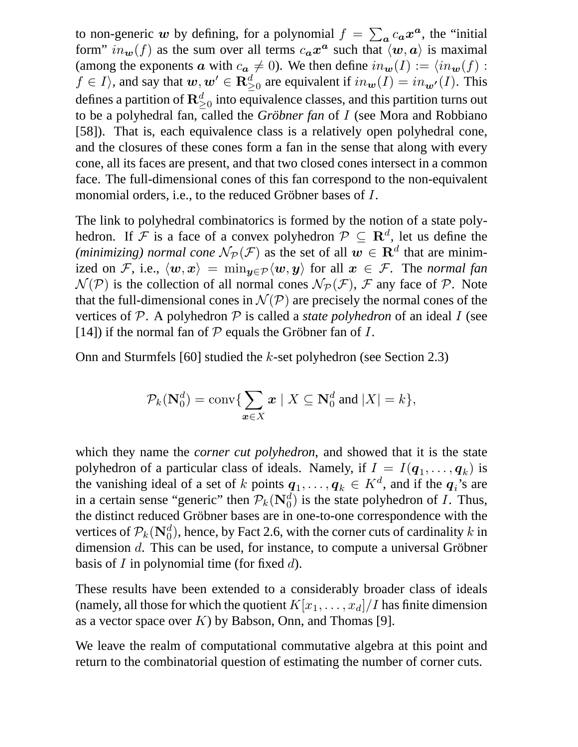to non-generic $\boldsymbol{w}$ by defining, for a polynomial $f = \sum_{\boldsymbol{a}} c_{\boldsymbol{a}} \boldsymbol{x}^{\boldsymbol{a}}$, the "initial form" $in_{\boldsymbol{w}}(f)$ as the sum over all terms $c_{\boldsymbol{a}} \boldsymbol{x}^{\boldsymbol{a}}$ such that $\langle \boldsymbol{w}, \boldsymbol{a} \rangle$ is maximal (among the exponents $\boldsymbol{a}$ with $c_{\boldsymbol{a}} \neq 0$). We then define $in_{\boldsymbol{w}}(I) := \langle in_{\boldsymbol{w}}(f) : f \in I \rangle$, and say that $\boldsymbol{w}, \boldsymbol{w}' \in \mathbf{R}^d_{\geq 0}$ are equivalent if $in_{\boldsymbol{w}}(I) = in_{\boldsymbol{w}'}(I)$. This defines a partition of $\mathbf{R}^d_{\geq 0}$ into equivalence classes, and this partition turns out to be a polyhedral fan, called the *Gröbner fan* of $I$ (see Mora and Robbiano [58]). That is, each equivalence class is a relatively open polyhedral cone, and the closures of these cones form a fan in the sense that along with every cone, all its faces are present, and that two closed cones intersect in a common face. The full-dimensional cones of this fan correspond to the non-equivalent monomial orders, i.e., to the reduced Gröbner bases of $I$.

The link to polyhedral combinatorics is formed by the notion of a state polyhedron. If $\mathcal{F}$ is a face of a convex polyhedron $\mathcal{P} \subseteq \mathbf{R}^d$, let us define the *(minimizing) normal cone* $\mathcal{N}_{\mathcal{P}}(\mathcal{F})$ as the set of all $\boldsymbol{w} \in \mathbf{R}^d$ that are minimized on $\mathcal{F}$, i.e., $\langle \boldsymbol{w}, \boldsymbol{x} \rangle = \min_{\boldsymbol{y} \in \mathcal{P}} \langle \boldsymbol{w}, \boldsymbol{y} \rangle$ for all $\boldsymbol{x} \in \mathcal{F}$. The *normal fan* $\mathcal{N}(\mathcal{P})$ is the collection of all normal cones $\mathcal{N}_{\mathcal{P}}(\mathcal{F})$, $\mathcal{F}$ any face of $\mathcal{P}$. Note that the full-dimensional cones in $\mathcal{N}(\mathcal{P})$ are precisely the normal cones of the vertices of $\mathcal{P}$. A polyhedron $\mathcal{P}$ is called a *state polyhedron* of an ideal $I$ (see [14]) if the normal fan of $\mathcal{P}$ equals the Gröbner fan of $I$.

Onn and Sturmfels [60] studied the $k$-set polyhedron (see Section 2.3)

$$\mathcal{P}_k(\mathbf{N}_0^d) = \operatorname{conv}\{\sum_{\boldsymbol{x} \in X} \boldsymbol{x} \mid X \subseteq \mathbf{N}_0^d \text{ and } |X| = k\},$$

which they name the *corner cut polyhedron*, and showed that it is the state polyhedron of a particular class of ideals. Namely, if $I = I(\boldsymbol{q}_1, \ldots, \boldsymbol{q}_k)$ is the vanishing ideal of a set of $k$ points $\boldsymbol{q}_1, \ldots, \boldsymbol{q}_k \in K^d$, and if the $\boldsymbol{q}_i$'s are in a certain sense "generic" then $\mathcal{P}_k(\mathbf{N}_0^d)$ is the state polyhedron of $I$. Thus, the distinct reduced Gröbner bases are in one-to-one correspondence with the vertices of $\mathcal{P}_k(\mathbf{N}_0^d)$, hence, by Fact 2.6, with the corner cuts of cardinality $k$ in dimension $d$. This can be used, for instance, to compute a universal Gröbner basis of $I$ in polynomial time (for fixed $d$).

These results have been extended to a considerably broader class of ideals (namely, all those for which the quotient $K[x_1, \ldots, x_d]/I$ has finite dimension as a vector space over $K$) by Babson, Onn, and Thomas [9].

We leave the realm of computational commutative algebra at this point and return to the combinatorial question of estimating the number of corner cuts.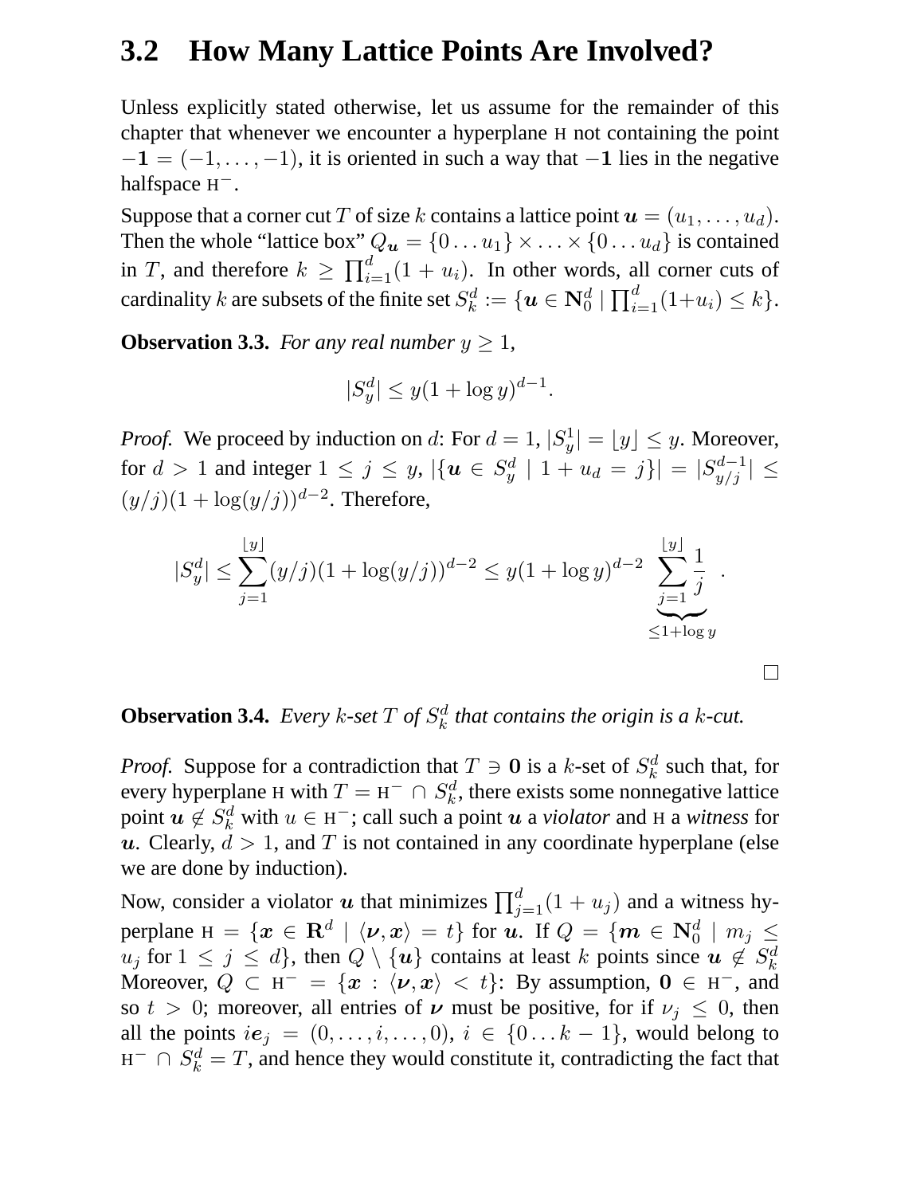## 3.2 How Many Lattice Points Are Involved?

Unless explicitly stated otherwise, let us assume for the remainder of this chapter that whenever we encounter a hyperplane $\mathrm{H}$ not containing the point $-\mathbf{1} = (-1, \ldots, -1)$, it is oriented in such a way that $-\mathbf{1}$ lies in the negative halfspace $\mathrm{H}^-$.

Suppose that a corner cut $T$ of size $k$ contains a lattice point $\boldsymbol{u} = (u_1, \ldots, u_d)$. Then the whole "lattice box" $Q_{\boldsymbol{u}} = \{0 \ldots u_1\} \times \ldots \times \{0 \ldots u_d\}$ is contained in $T$, and therefore $k \geq \prod_{i=1}^{d}(1 + u_i)$. In other words, all corner cuts of cardinality $k$ are subsets of the finite set $S_k^d := \{\boldsymbol{u} \in \mathbf{N}_0^d \mid \prod_{i=1}^{d}(1+u_i) \leq k\}$.

**Observation 3.3.** *For any real number $y \geq 1$,*

$$|S_y^d| \leq y(1 + \log y)^{d-1}.$$

*Proof.* We proceed by induction on $d$: For $d = 1$, $|S_y^1| = \lfloor y \rfloor \leq y$. Moreover, for $d > 1$ and integer $1 \leq j \leq y$, $|\{\boldsymbol{u} \in S_y^d \mid 1 + u_d = j\}| = |S_{y/j}^{d-1}| \leq (y/j)(1 + \log(y/j))^{d-2}$. Therefore,

$$|S_y^d| \leq \sum_{j=1}^{\lfloor y \rfloor}(y/j)(1 + \log(y/j))^{d-2} \leq y(1 + \log y)^{d-2} \underbrace{\sum_{j=1}^{\lfloor y \rfloor} \frac{1}{j}}_{\leq 1 + \log y} .$$

□

**Observation 3.4.** *Every $k$-set $T$ of $S_k^d$ that contains the origin is a $k$-cut.*

*Proof.* Suppose for a contradiction that $T \ni \mathbf{0}$ is a $k$-set of $S_k^d$ such that, for every hyperplane $\mathrm{H}$ with $T = \mathrm{H}^- \cap S_k^d$, there exists some nonnegative lattice point $\boldsymbol{u} \notin S_k^d$ with $u \in \mathrm{H}^-$; call such a point $\boldsymbol{u}$ a *violator* and $\mathrm{H}$ a *witness* for $\boldsymbol{u}$. Clearly, $d > 1$, and $T$ is not contained in any coordinate hyperplane (else we are done by induction).

Now, consider a violator $\boldsymbol{u}$ that minimizes $\prod_{j=1}^{d}(1 + u_j)$ and a witness hyperplane $\mathrm{H} = \{\boldsymbol{x} \in \mathbf{R}^d \mid \langle \boldsymbol{\nu}, \boldsymbol{x} \rangle = t\}$ for $\boldsymbol{u}$. If $Q = \{\boldsymbol{m} \in \mathbf{N}_0^d \mid m_j \leq u_j \text{ for } 1 \leq j \leq d\}$, then $Q \setminus \{\boldsymbol{u}\}$ contains at least $k$ points since $\boldsymbol{u} \notin S_k^d$ Moreover, $Q \subset \mathrm{H}^- = \{\boldsymbol{x} : \langle \boldsymbol{\nu}, \boldsymbol{x} \rangle < t\}$: By assumption, $\mathbf{0} \in \mathrm{H}^-$, and so $t > 0$; moreover, all entries of $\boldsymbol{\nu}$ must be positive, for if $\nu_j \leq 0$, then all the points $i\boldsymbol{e}_j = (0, \ldots, i, \ldots, 0)$, $i \in \{0 \ldots k-1\}$, would belong to $\mathrm{H}^- \cap S_k^d = T$, and hence they would constitute it, contradicting the fact that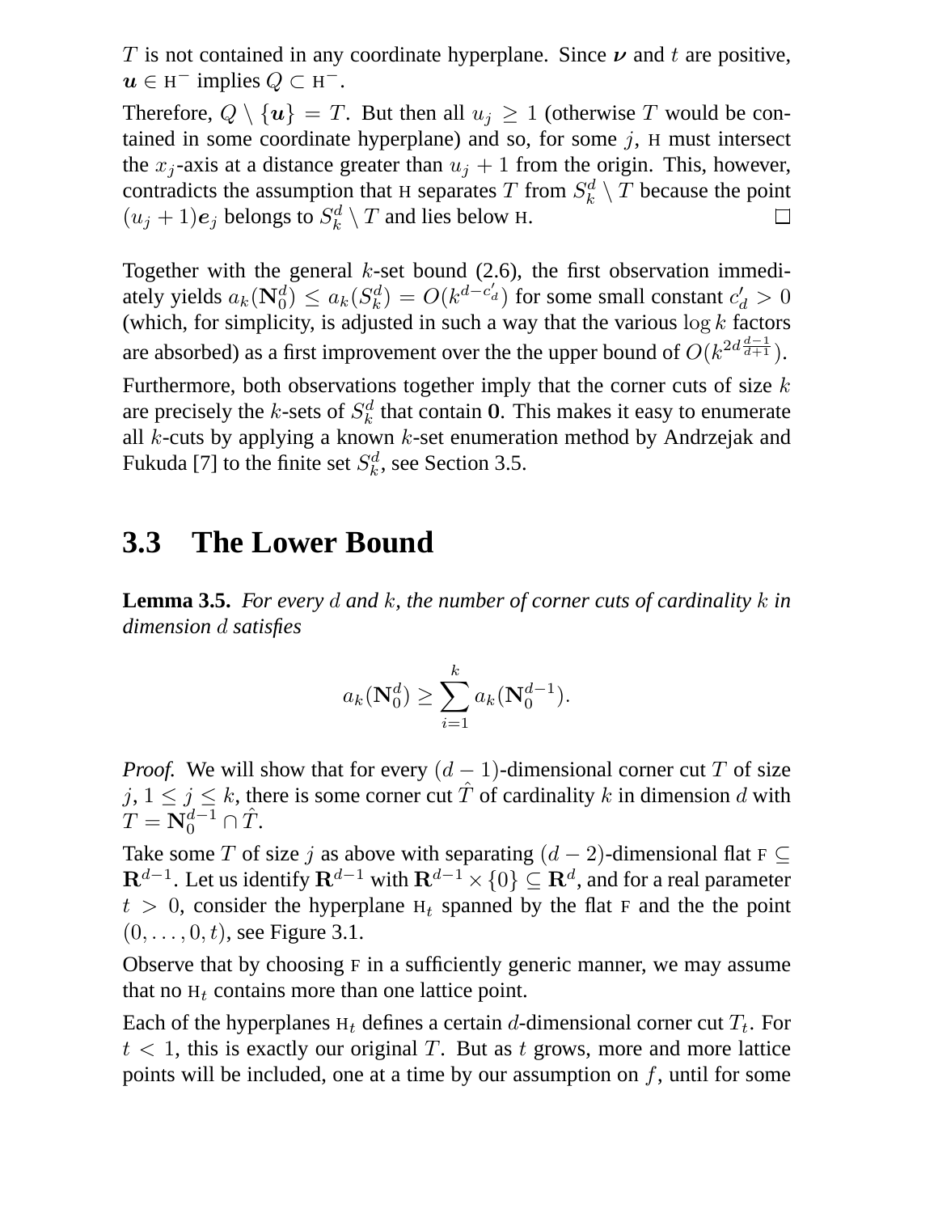$T$ is not contained in any coordinate hyperplane. Since $\boldsymbol{\nu}$ and $t$ are positive, $\boldsymbol{u} \in \mathrm{H}^-$ implies $Q \subset \mathrm{H}^-$.

Therefore, $Q \setminus \{\boldsymbol{u}\} = T$. But then all $u_j \geq 1$ (otherwise $T$ would be contained in some coordinate hyperplane) and so, for some $j$, $\mathrm{H}$ must intersect the $x_j$-axis at a distance greater than $u_j + 1$ from the origin. This, however, contradicts the assumption that $\mathrm{H}$ separates $T$ from $S_k^d \setminus T$ because the point $(u_j + 1)\boldsymbol{e}_j$ belongs to $S_k^d \setminus T$ and lies below $\mathrm{H}$. $\square$

Together with the general $k$-set bound (2.6), the first observation immediately yields $a_k(\mathbf{N}_0^d) \leq a_k(S_k^d) = O(k^{d-c'_d})$ for some small constant $c'_d > 0$ (which, for simplicity, is adjusted in such a way that the various $\log k$ factors are absorbed) as a first improvement over the the upper bound of $O(k^{2d\frac{d-1}{d+1}})$.

Furthermore, both observations together imply that the corner cuts of size $k$ are precisely the $k$-sets of $S_k^d$ that contain $\mathbf{0}$. This makes it easy to enumerate all $k$-cuts by applying a known $k$-set enumeration method by Andrzejak and Fukuda [7] to the finite set $S_k^d$, see Section 3.5.

## 3.3 The Lower Bound

**Lemma 3.5.** *For every $d$ and $k$, the number of corner cuts of cardinality $k$ in dimension $d$ satisfies*

$$a_k(\mathbf{N}_0^d) \geq \sum_{i=1}^{k} a_k(\mathbf{N}_0^{d-1}).$$

*Proof.* We will show that for every $(d-1)$-dimensional corner cut $T$ of size $j$, $1 \leq j \leq k$, there is some corner cut $\hat{T}$ of cardinality $k$ in dimension $d$ with $T = \mathbf{N}_0^{d-1} \cap \hat{T}$.

Take some $T$ of size $j$ as above with separating $(d-2)$-dimensional flat $\mathrm{F} \subseteq \mathbf{R}^{d-1}$. Let us identify $\mathbf{R}^{d-1}$ with $\mathbf{R}^{d-1} \times \{0\} \subseteq \mathbf{R}^d$, and for a real parameter $t > 0$, consider the hyperplane $\mathrm{H}_t$ spanned by the flat $\mathrm{F}$ and the the point $(0, \ldots, 0, t)$, see Figure 3.1.

Observe that by choosing $\mathrm{F}$ in a sufficiently generic manner, we may assume that no $\mathrm{H}_t$ contains more than one lattice point.

Each of the hyperplanes $\mathrm{H}_t$ defines a certain $d$-dimensional corner cut $T_t$. For $t < 1$, this is exactly our original $T$. But as $t$ grows, more and more lattice points will be included, one at a time by our assumption on $f$, until for some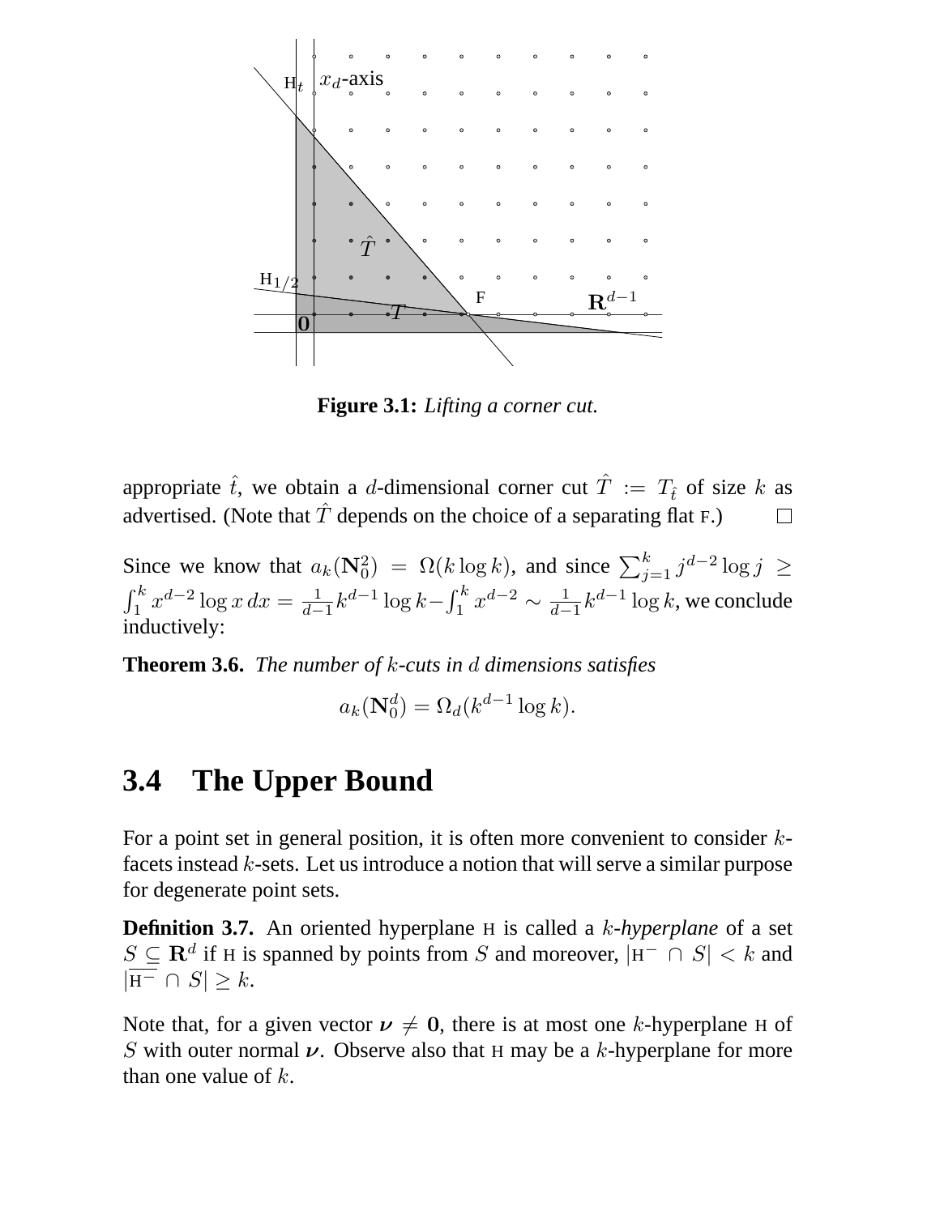**Figure 3.1:** *Lifting a corner cut.*

appropriate $\hat{t}$, we obtain a $d$-dimensional corner cut $\hat{T} := T_{\hat{t}}$ of size $k$ as advertised. (Note that $\hat{T}$ depends on the choice of a separating flat F.) □

Since we know that $a_k(\mathbf{N}_0^2) = \Omega(k \log k)$, and since $\sum_{j=1}^{k} j^{d-2} \log j \geq \int_1^k x^{d-2} \log x \, dx = \frac{1}{d-1} k^{d-1} \log k - \int_1^k x^{d-2} \sim \frac{1}{d-1} k^{d-1} \log k$, we conclude inductively:

**Theorem 3.6.** *The number of $k$-cuts in $d$ dimensions satisfies*

$$a_k(\mathbf{N}_0^d) = \Omega_d(k^{d-1} \log k).$$

## 3.4 The Upper Bound

For a point set in general position, it is often more convenient to consider $k$-facets instead $k$-sets. Let us introduce a notion that will serve a similar purpose for degenerate point sets.

**Definition 3.7.** An oriented hyperplane H is called a *$k$-hyperplane* of a set $S \subseteq \mathbf{R}^d$ if H is spanned by points from $S$ and moreover, $|\text{H}^- \cap S| < k$ and $|\overline{\text{H}^-} \cap S| \geq k$.

Note that, for a given vector $\boldsymbol{\nu} \neq \mathbf{0}$, there is at most one $k$-hyperplane H of $S$ with outer normal $\boldsymbol{\nu}$. Observe also that H may be a $k$-hyperplane for more than one value of $k$.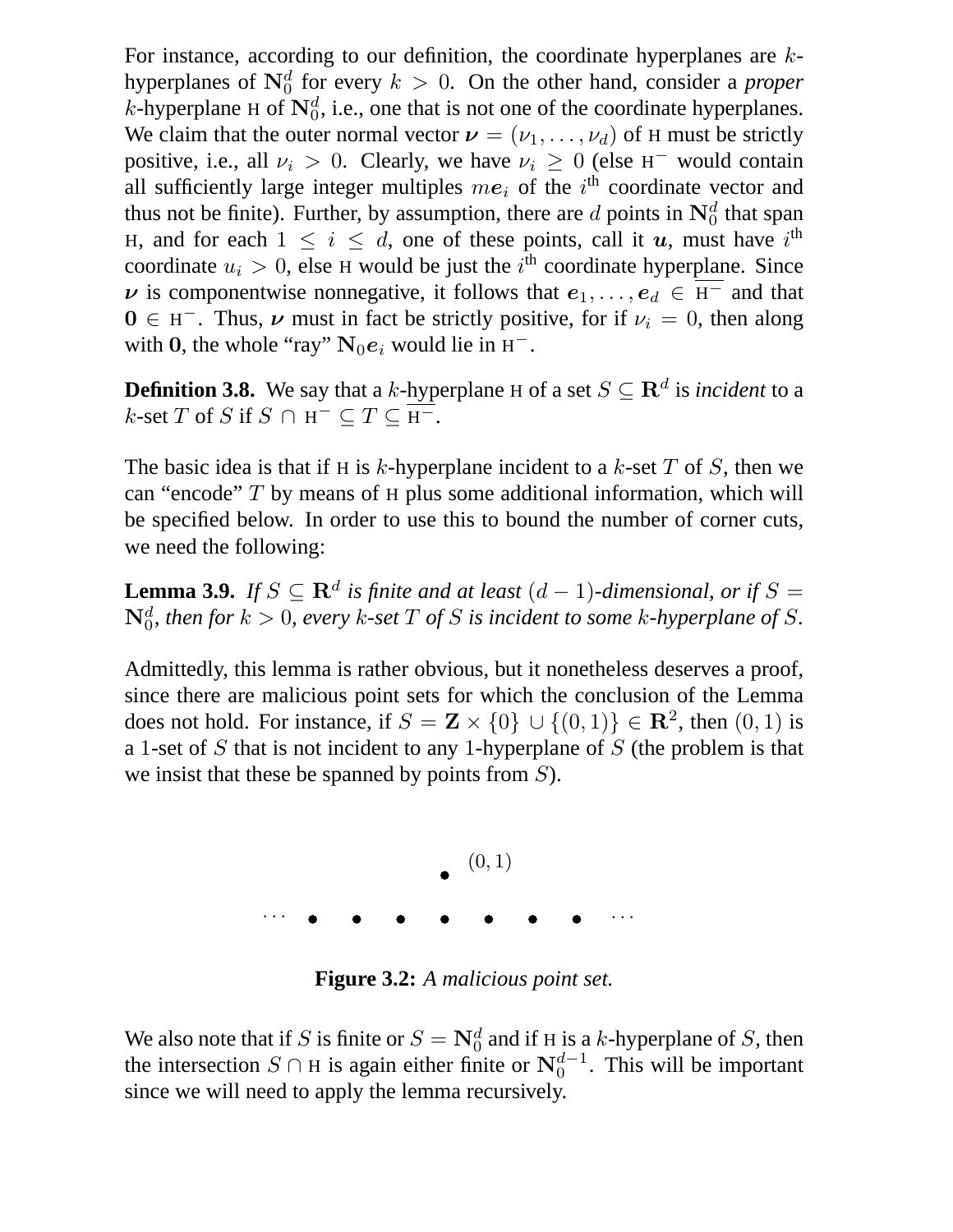For instance, according to our definition, the coordinate hyperplanes are $k$-hyperplanes of $\mathbf{N}_0^d$ for every $k > 0$. On the other hand, consider a *proper* $k$-hyperplane $\mathrm{H}$ of $\mathbf{N}_0^d$, i.e., one that is not one of the coordinate hyperplanes. We claim that the outer normal vector $\boldsymbol{\nu} = (\nu_1, \ldots, \nu_d)$ of $\mathrm{H}$ must be strictly positive, i.e., all $\nu_i > 0$. Clearly, we have $\nu_i \geq 0$ (else $\mathrm{H}^-$ would contain all sufficiently large integer multiples $m\boldsymbol{e}_i$ of the $i^{\text{th}}$ coordinate vector and thus not be finite). Further, by assumption, there are $d$ points in $\mathbf{N}_0^d$ that span $\mathrm{H}$, and for each $1 \leq i \leq d$, one of these points, call it $\boldsymbol{u}$, must have $i^{\text{th}}$ coordinate $u_i > 0$, else $\mathrm{H}$ would be just the $i^{\text{th}}$ coordinate hyperplane. Since $\boldsymbol{\nu}$ is componentwise nonnegative, it follows that $\boldsymbol{e}_1, \ldots, \boldsymbol{e}_d \in \overline{\mathrm{H}^-}$ and that $\mathbf{0} \in \mathrm{H}^-$. Thus, $\boldsymbol{\nu}$ must in fact be strictly positive, for if $\nu_i = 0$, then along with $\mathbf{0}$, the whole "ray" $\mathbf{N}_0\boldsymbol{e}_i$ would lie in $\mathrm{H}^-$.

**Definition 3.8.** We say that a $k$-hyperplane $\mathrm{H}$ of a set $S \subseteq \mathbf{R}^d$ is *incident* to a $k$-set $T$ of $S$ if $S \cap \mathrm{H}^- \subseteq T \subseteq \overline{\mathrm{H}^-}$.

The basic idea is that if $\mathrm{H}$ is $k$-hyperplane incident to a $k$-set $T$ of $S$, then we can "encode" $T$ by means of $\mathrm{H}$ plus some additional information, which will be specified below. In order to use this to bound the number of corner cuts, we need the following:

**Lemma 3.9.** *If $S \subseteq \mathbf{R}^d$ is finite and at least $(d-1)$-dimensional, or if $S = \mathbf{N}_0^d$, then for $k > 0$, every $k$-set $T$ of $S$ is incident to some $k$-hyperplane of $S$.*

Admittedly, this lemma is rather obvious, but it nonetheless deserves a proof, since there are malicious point sets for which the conclusion of the Lemma does not hold. For instance, if $S = \mathbf{Z} \times \{0\} \cup \{(0,1)\} \in \mathbf{R}^2$, then $(0,1)$ is a 1-set of $S$ that is not incident to any 1-hyperplane of $S$ (the problem is that we insist that these be spanned by points from $S$).

**Figure 3.2:** *A malicious point set.*

We also note that if $S$ is finite or $S = \mathbf{N}_0^d$ and if $\mathrm{H}$ is a $k$-hyperplane of $S$, then the intersection $S \cap \mathrm{H}$ is again either finite or $\mathbf{N}_0^{d-1}$. This will be important since we will need to apply the lemma recursively.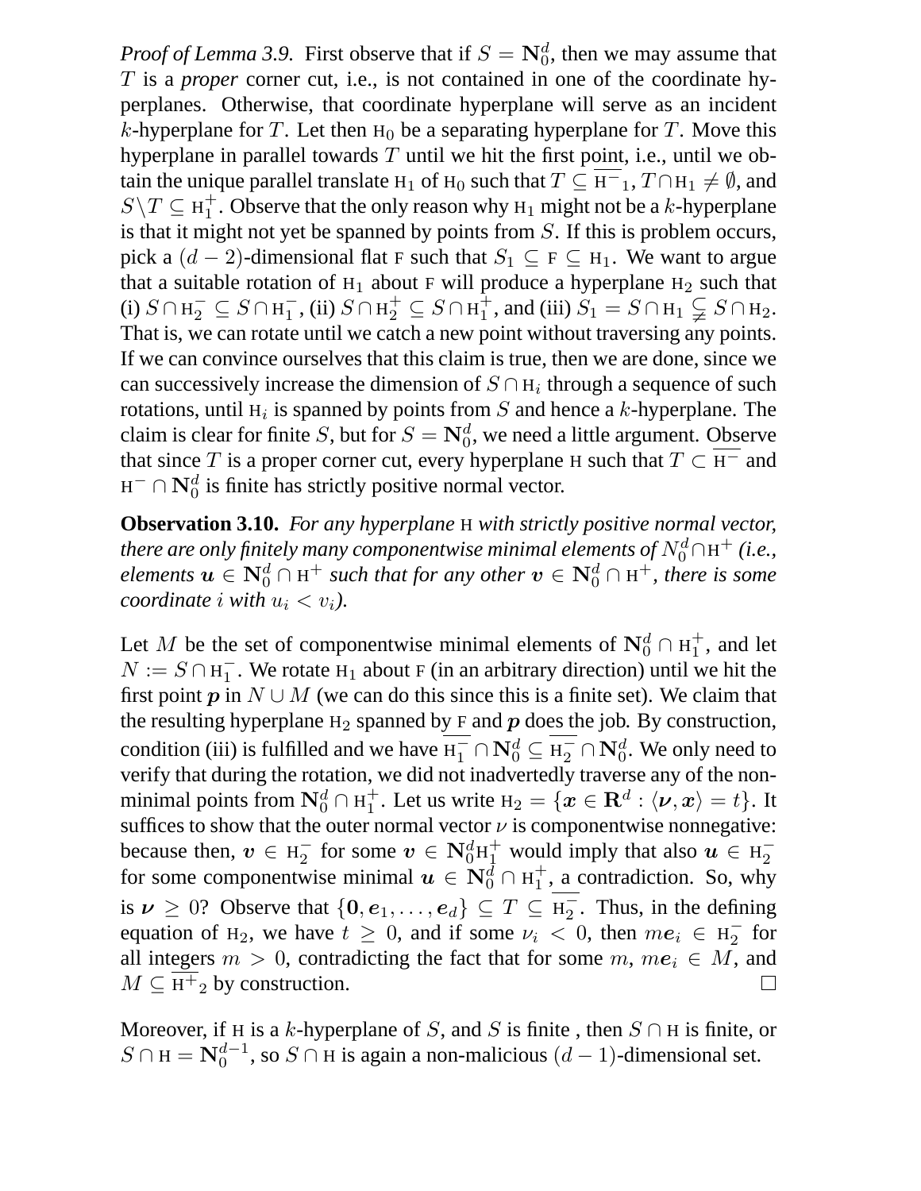*Proof of Lemma 3.9.* First observe that if $S = \mathbf{N}_0^d$, then we may assume that $T$ is a *proper* corner cut, i.e., is not contained in one of the coordinate hyperplanes. Otherwise, that coordinate hyperplane will serve as an incident $k$-hyperplane for $T$. Let then $\mathrm{H}_0$ be a separating hyperplane for $T$. Move this hyperplane in parallel towards $T$ until we hit the first point, i.e., until we obtain the unique parallel translate $\mathrm{H}_1$ of $\mathrm{H}_0$ such that $T \subseteq \overline{\mathrm{H}^-}_1$, $T \cap \mathrm{H}_1 \neq \emptyset$, and $S \setminus T \subseteq \mathrm{H}_1^+$. Observe that the only reason why $\mathrm{H}_1$ might not be a $k$-hyperplane is that it might not yet be spanned by points from $S$. If this is problem occurs, pick a $(d-2)$-dimensional flat $\mathrm{F}$ such that $S_1 \subseteq \mathrm{F} \subseteq \mathrm{H}_1$. We want to argue that a suitable rotation of $\mathrm{H}_1$ about $\mathrm{F}$ will produce a hyperplane $\mathrm{H}_2$ such that (i) $S \cap \mathrm{H}_2^- \subseteq S \cap \mathrm{H}_1^-$, (ii) $S \cap \mathrm{H}_2^+ \subseteq S \cap \mathrm{H}_1^+$, and (iii) $S_1 = S \cap \mathrm{H}_1 \subsetneq S \cap \mathrm{H}_2$. That is, we can rotate until we catch a new point without traversing any points. If we can convince ourselves that this claim is true, then we are done, since we can successively increase the dimension of $S \cap \mathrm{H}_i$ through a sequence of such rotations, until $\mathrm{H}_i$ is spanned by points from $S$ and hence a $k$-hyperplane. The claim is clear for finite $S$, but for $S = \mathbf{N}_0^d$, we need a little argument. Observe that since $T$ is a proper corner cut, every hyperplane $\mathrm{H}$ such that $T \subset \overline{\mathrm{H}^-}$ and $\mathrm{H}^- \cap \mathbf{N}_0^d$ is finite has strictly positive normal vector.

**Observation 3.10.** *For any hyperplane $\mathrm{H}$ with strictly positive normal vector, there are only finitely many componentwise minimal elements of $N_0^d \cap \mathrm{H}^+$ (i.e., elements $\boldsymbol{u} \in \mathbf{N}_0^d \cap \mathrm{H}^+$ such that for any other $\boldsymbol{v} \in \mathbf{N}_0^d \cap \mathrm{H}^+$, there is some coordinate $i$ with $u_i < v_i$).*

Let $M$ be the set of componentwise minimal elements of $\mathbf{N}_0^d \cap \mathrm{H}_1^+$, and let $N := S \cap \mathrm{H}_1^-$. We rotate $\mathrm{H}_1$ about $\mathrm{F}$ (in an arbitrary direction) until we hit the first point $\boldsymbol{p}$ in $N \cup M$ (we can do this since this is a finite set). We claim that the resulting hyperplane $\mathrm{H}_2$ spanned by $\mathrm{F}$ and $\boldsymbol{p}$ does the job. By construction, condition (iii) is fulfilled and we have $\overline{\mathrm{H}_1^-} \cap \mathbf{N}_0^d \subseteq \overline{\mathrm{H}_2^-} \cap \mathbf{N}_0^d$. We only need to verify that during the rotation, we did not inadvertedly traverse any of the non-minimal points from $\mathbf{N}_0^d \cap \mathrm{H}_1^+$. Let us write $\mathrm{H}_2 = \{\boldsymbol{x} \in \mathbf{R}^d : \langle \boldsymbol{\nu}, \boldsymbol{x} \rangle = t\}$. It suffices to show that the outer normal vector $\nu$ is componentwise nonnegative: because then, $\boldsymbol{v} \in \mathrm{H}_2^-$ for some $\boldsymbol{v} \in \mathbf{N}_0^d \mathrm{H}_1^+$ would imply that also $\boldsymbol{u} \in \mathrm{H}_2^-$ for some componentwise minimal $\boldsymbol{u} \in \mathbf{N}_0^d \cap \mathrm{H}_1^+$, a contradiction. So, why is $\boldsymbol{\nu} \geq 0$? Observe that $\{\mathbf{0}, \boldsymbol{e}_1, \ldots, \boldsymbol{e}_d\} \subseteq T \subseteq \overline{\mathrm{H}_2^-}$. Thus, in the defining equation of $\mathrm{H}_2$, we have $t \geq 0$, and if some $\nu_i < 0$, then $m\boldsymbol{e}_i \in \mathrm{H}_2^-$ for all integers $m > 0$, contradicting the fact that for some $m$, $m\boldsymbol{e}_i \in M$, and $M \subseteq \overline{\mathrm{H}^+}_2$ by construction. □

Moreover, if $\mathrm{H}$ is a $k$-hyperplane of $S$, and $S$ is finite , then $S \cap \mathrm{H}$ is finite, or $S \cap \mathrm{H} = \mathbf{N}_0^{d-1}$, so $S \cap \mathrm{H}$ is again a non-malicious $(d-1)$-dimensional set.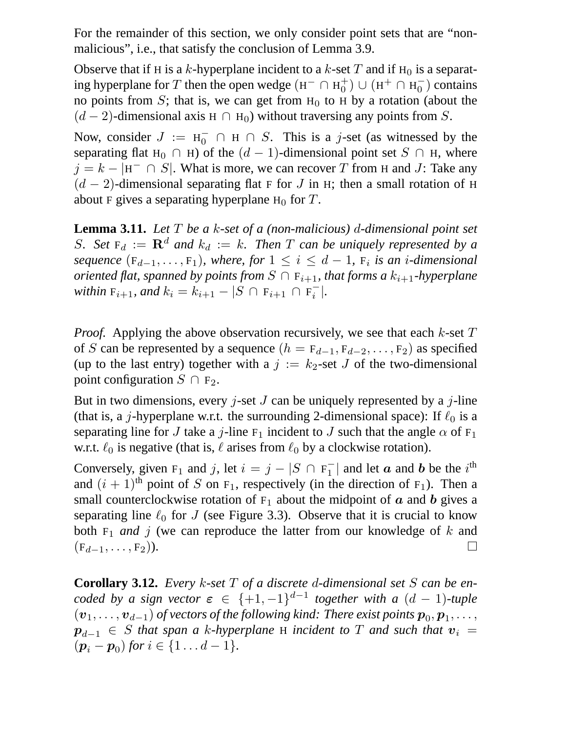For the remainder of this section, we only consider point sets that are "non-malicious", i.e., that satisfy the conclusion of Lemma 3.9.

Observe that if $\mathrm{H}$ is a $k$-hyperplane incident to a $k$-set $T$ and if $\mathrm{H}_0$ is a separating hyperplane for $T$ then the open wedge $(\mathrm{H}^- \cap \mathrm{H}_0^+) \cup (\mathrm{H}^+ \cap \mathrm{H}_0^-)$ contains no points from $S$; that is, we can get from $\mathrm{H}_0$ to $\mathrm{H}$ by a rotation (about the $(d-2)$-dimensional axis $\mathrm{H} \cap \mathrm{H}_0$) without traversing any points from $S$.

Now, consider $J := \mathrm{H}_0^- \cap \mathrm{H} \cap S$. This is a $j$-set (as witnessed by the separating flat $\mathrm{H}_0 \cap \mathrm{H}$) of the $(d-1)$-dimensional point set $S \cap \mathrm{H}$, where $j = k - |\mathrm{H}^- \cap S|$. What is more, we can recover $T$ from $\mathrm{H}$ and $J$: Take any $(d-2)$-dimensional separating flat $\mathrm{F}$ for $J$ in $\mathrm{H}$; then a small rotation of $\mathrm{H}$ about $\mathrm{F}$ gives a separating hyperplane $\mathrm{H}_0$ for $T$.

**Lemma 3.11.** *Let $T$ be a $k$-set of a (non-malicious) $d$-dimensional point set $S$. Set $\mathrm{F}_d := \mathbf{R}^d$ and $k_d := k$. Then $T$ can be uniquely represented by a sequence $(\mathrm{F}_{d-1}, \dots, \mathrm{F}_1)$, where, for $1 \leq i \leq d-1$, $\mathrm{F}_i$ is an $i$-dimensional oriented flat, spanned by points from $S \cap \mathrm{F}_{i+1}$, that forms a $k_{i+1}$-hyperplane within $\mathrm{F}_{i+1}$, and $k_i = k_{i+1} - |S \cap \mathrm{F}_{i+1} \cap \mathrm{F}_i^-|$.*

*Proof.* Applying the above observation recursively, we see that each $k$-set $T$ of $S$ can be represented by a sequence $(h = \mathrm{F}_{d-1}, \mathrm{F}_{d-2}, \dots, \mathrm{F}_2)$ as specified (up to the last entry) together with a $j := k_2$-set $J$ of the two-dimensional point configuration $S \cap \mathrm{F}_2$.

But in two dimensions, every $j$-set $J$ can be uniquely represented by a $j$-line (that is, a $j$-hyperplane w.r.t. the surrounding 2-dimensional space): If $\ell_0$ is a separating line for $J$ take a $j$-line $\mathrm{F}_1$ incident to $J$ such that the angle $\alpha$ of $\mathrm{F}_1$ w.r.t. $\ell_0$ is negative (that is, $\ell$ arises from $\ell_0$ by a clockwise rotation).

Conversely, given $\mathrm{F}_1$ and $j$, let $i = j - |S \cap \mathrm{F}_1^-|$ and let $\boldsymbol{a}$ and $\boldsymbol{b}$ be the $i^{\text{th}}$ and $(i+1)^{\text{th}}$ point of $S$ on $\mathrm{F}_1$, respectively (in the direction of $\mathrm{F}_1$). Then a small counterclockwise rotation of $\mathrm{F}_1$ about the midpoint of $\boldsymbol{a}$ and $\boldsymbol{b}$ gives a separating line $\ell_0$ for $J$ (see Figure 3.3). Observe that it is crucial to know both $\mathrm{F}_1$ *and* $j$ (we can reproduce the latter from our knowledge of $k$ and $(\mathrm{F}_{d-1}, \dots, \mathrm{F}_2)$). □

**Corollary 3.12.** *Every $k$-set $T$ of a discrete $d$-dimensional set $S$ can be encoded by a sign vector $\boldsymbol{\varepsilon} \in \{+1, -1\}^{d-1}$ together with a $(d-1)$-tuple $(\boldsymbol{v}_1, \dots, \boldsymbol{v}_{d-1})$ of vectors of the following kind: There exist points $\boldsymbol{p}_0, \boldsymbol{p}_1, \dots, \boldsymbol{p}_{d-1} \in S$ that span a $k$-hyperplane $\mathrm{H}$ incident to $T$ and such that $\boldsymbol{v}_i = (\boldsymbol{p}_i - \boldsymbol{p}_0)$ for $i \in \{1 \dots d-1\}$.*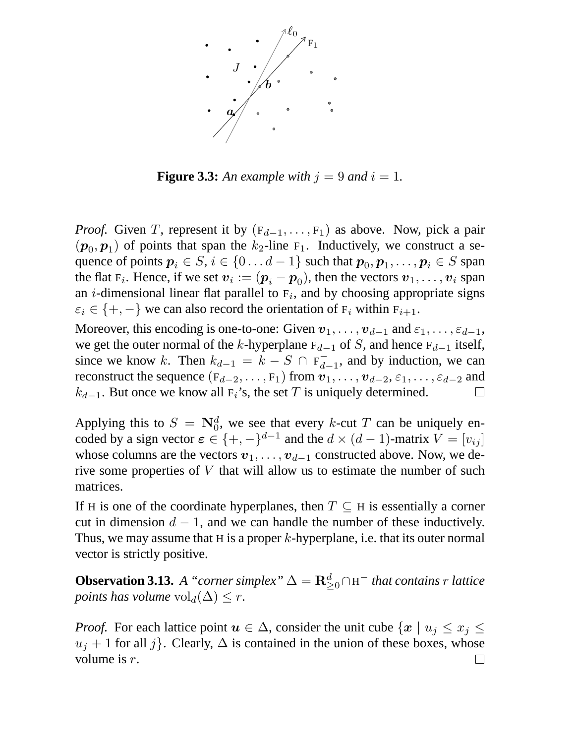**Figure 3.3:** *An example with $j = 9$ and $i = 1$.*

*Proof.* Given $T$, represent it by $(\mathrm{F}_{d-1}, \ldots, \mathrm{F}_1)$ as above. Now, pick a pair $(\boldsymbol{p}_0, \boldsymbol{p}_1)$ of points that span the $k_2$-line $\mathrm{F}_1$. Inductively, we construct a sequence of points $\boldsymbol{p}_i \in S$, $i \in \{0 \ldots d-1\}$ such that $\boldsymbol{p}_0, \boldsymbol{p}_1, \ldots, \boldsymbol{p}_i \in S$ span the flat $\mathrm{F}_i$. Hence, if we set $\boldsymbol{v}_i := (\boldsymbol{p}_i - \boldsymbol{p}_0)$, then the vectors $\boldsymbol{v}_1, \ldots, \boldsymbol{v}_i$ span an $i$-dimensional linear flat parallel to $\mathrm{F}_i$, and by choosing appropriate signs $\varepsilon_i \in \{+, -\}$ we can also record the orientation of $\mathrm{F}_i$ within $\mathrm{F}_{i+1}$.

Moreover, this encoding is one-to-one: Given $\boldsymbol{v}_1, \ldots, \boldsymbol{v}_{d-1}$ and $\varepsilon_1, \ldots, \varepsilon_{d-1}$, we get the outer normal of the $k$-hyperplane $\mathrm{F}_{d-1}$ of $S$, and hence $\mathrm{F}_{d-1}$ itself, since we know $k$. Then $k_{d-1} = k - S \cap \mathrm{F}_{d-1}^-$, and by induction, we can reconstruct the sequence $(\mathrm{F}_{d-2}, \ldots, \mathrm{F}_1)$ from $\boldsymbol{v}_1, \ldots, \boldsymbol{v}_{d-2}$, $\varepsilon_1, \ldots, \varepsilon_{d-2}$ and $k_{d-1}$. But once we know all $\mathrm{F}_i$'s, the set $T$ is uniquely determined. □

Applying this to $S = \mathbf{N}_0^d$, we see that every $k$-cut $T$ can be uniquely encoded by a sign vector $\boldsymbol{\varepsilon} \in \{+, -\}^{d-1}$ and the $d \times (d-1)$-matrix $V = [v_{ij}]$ whose columns are the vectors $\boldsymbol{v}_1, \ldots, \boldsymbol{v}_{d-1}$ constructed above. Now, we derive some properties of $V$ that will allow us to estimate the number of such matrices.

If $\mathrm{H}$ is one of the coordinate hyperplanes, then $T \subseteq \mathrm{H}$ is essentially a corner cut in dimension $d-1$, and we can handle the number of these inductively. Thus, we may assume that $\mathrm{H}$ is a proper $k$-hyperplane, i.e. that its outer normal vector is strictly positive.

**Observation 3.13.** *A "corner simplex" $\Delta = \mathbf{R}^d_{\geq 0} \cap \mathrm{H}^-$ that contains $r$ lattice points has volume $\mathrm{vol}_d(\Delta) \leq r$.*

*Proof.* For each lattice point $\boldsymbol{u} \in \Delta$, consider the unit cube $\{\boldsymbol{x} \mid u_j \leq x_j \leq u_j + 1 \text{ for all } j\}$. Clearly, $\Delta$ is contained in the union of these boxes, whose volume is $r$. □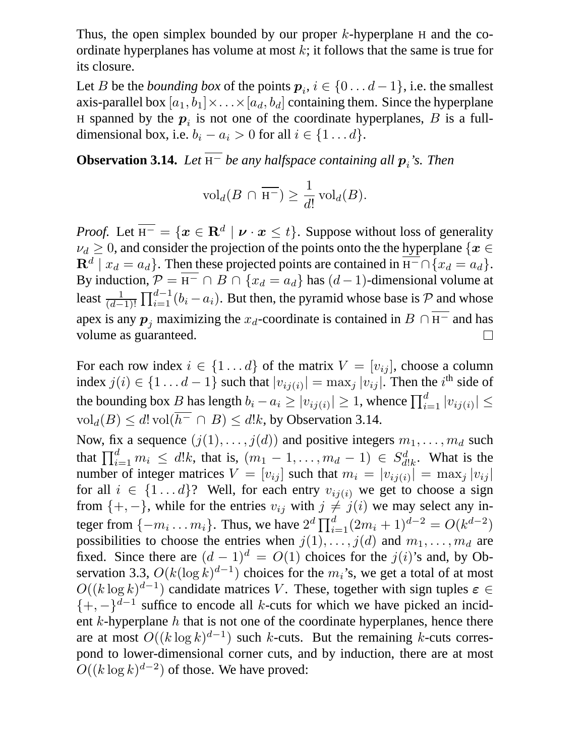Thus, the open simplex bounded by our proper $k$-hyperplane $\mathrm{H}$ and the coordinate hyperplanes has volume at most $k$; it follows that the same is true for its closure.

Let $B$ be the *bounding box* of the points $\boldsymbol{p}_i$, $i \in \{0 \ldots d-1\}$, i.e. the smallest axis-parallel box $[a_1, b_1] \times \ldots \times [a_d, b_d]$ containing them. Since the hyperplane $\mathrm{H}$ spanned by the $\boldsymbol{p}_i$ is not one of the coordinate hyperplanes, $B$ is a full-dimensional box, i.e. $b_i - a_i > 0$ for all $i \in \{1 \ldots d\}$.

**Observation 3.14.** *Let $\overline{\mathrm{H}^-}$ be any halfspace containing all $\boldsymbol{p}_i$'s. Then*

$$\mathrm{vol}_d(B \cap \overline{\mathrm{H}^-}) \geq \frac{1}{d!} \mathrm{vol}_d(B).$$

*Proof.* Let $\overline{\mathrm{H}^-} = \{\boldsymbol{x} \in \mathbf{R}^d \mid \boldsymbol{\nu} \cdot \boldsymbol{x} \leq t\}$. Suppose without loss of generality $\nu_d \geq 0$, and consider the projection of the points onto the the hyperplane $\{\boldsymbol{x} \in \mathbf{R}^d \mid x_d = a_d\}$. Then these projected points are contained in $\overline{\mathrm{H}^-} \cap \{x_d = a_d\}$. By induction, $\mathcal{P} = \overline{\mathrm{H}^-} \cap B \cap \{x_d = a_d\}$ has $(d-1)$-dimensional volume at least $\frac{1}{(d-1)!} \prod_{i=1}^{d-1}(b_i - a_i)$. But then, the pyramid whose base is $\mathcal{P}$ and whose apex is any $\boldsymbol{p}_j$ maximizing the $x_d$-coordinate is contained in $B \cap \overline{\mathrm{H}^-}$ and has volume as guaranteed. $\square$

For each row index $i \in \{1 \ldots d\}$ of the matrix $V = [v_{ij}]$, choose a column index $j(i) \in \{1 \ldots d-1\}$ such that $|v_{ij(i)}| = \max_j |v_{ij}|$. Then the $i^{\text{th}}$ side of the bounding box $B$ has length $b_i - a_i \geq |v_{ij(i)}| \geq 1$, whence $\prod_{i=1}^{d} |v_{ij(i)}| \leq \mathrm{vol}_d(B) \leq d! \, \mathrm{vol}(\overline{h^-} \cap B) \leq d! k$, by Observation 3.14.

Now, fix a sequence $(j(1), \ldots, j(d))$ and positive integers $m_1, \ldots, m_d$ such that $\prod_{i=1}^{d} m_i \leq d!k$, that is, $(m_1 - 1, \ldots, m_d - 1) \in S^d_{d!k}$. What is the number of integer matrices $V = [v_{ij}]$ such that $m_i = |v_{ij(i)}| = \max_j |v_{ij}|$ for all $i \in \{1 \ldots d\}$? Well, for each entry $v_{ij(i)}$ we get to choose a sign from $\{+, -\}$, while for the entries $v_{ij}$ with $j \neq j(i)$ we may select any integer from $\{-m_i \ldots m_i\}$. Thus, we have $2^d \prod_{i=1}^{d}(2m_i + 1)^{d-2} = O(k^{d-2})$ possibilities to choose the entries when $j(1), \ldots, j(d)$ and $m_1, \ldots, m_d$ are fixed. Since there are $(d-1)^d = O(1)$ choices for the $j(i)$'s and, by Observation 3.3, $O(k(\log k)^{d-1})$ choices for the $m_i$'s, we get a total of at most $O((k \log k)^{d-1})$ candidate matrices $V$. These, together with sign tuples $\boldsymbol{\varepsilon} \in \{+, -\}^{d-1}$ suffice to encode all $k$-cuts for which we have picked an incident $k$-hyperplane $h$ that is not one of the coordinate hyperplanes, hence there are at most $O((k \log k)^{d-1})$ such $k$-cuts. But the remaining $k$-cuts correspond to lower-dimensional corner cuts, and by induction, there are at most $O((k \log k)^{d-2})$ of those. We have proved: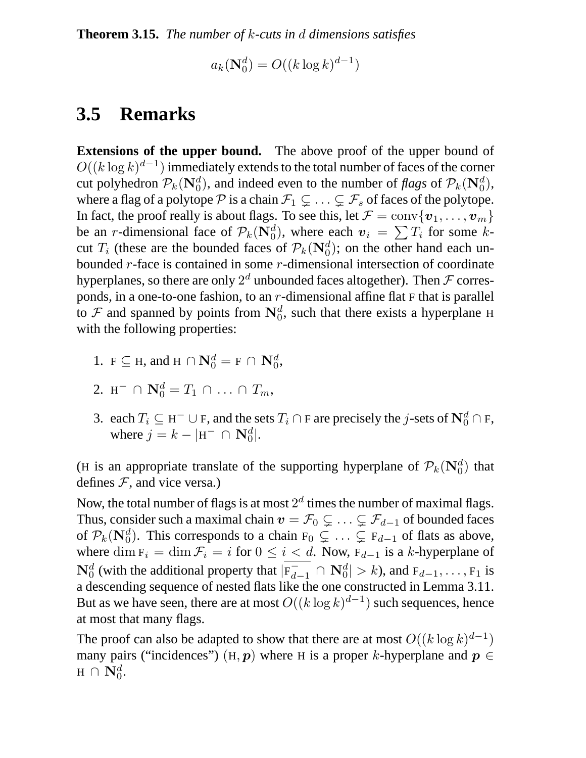**Theorem 3.15.** *The number of $k$-cuts in $d$ dimensions satisfies*

$$a_k(\mathbf{N}_0^d) = O((k \log k)^{d-1})$$

## 3.5 Remarks

**Extensions of the upper bound.** The above proof of the upper bound of $O((k \log k)^{d-1})$ immediately extends to the total number of faces of the corner cut polyhedron $\mathcal{P}_k(\mathbf{N}_0^d)$, and indeed even to the number of *flags* of $\mathcal{P}_k(\mathbf{N}_0^d)$, where a flag of a polytope $\mathcal{P}$ is a chain $\mathcal{F}_1 \subsetneq \ldots \subsetneq \mathcal{F}_s$ of faces of the polytope. In fact, the proof really is about flags. To see this, let $\mathcal{F} = \operatorname{conv}\{\boldsymbol{v}_1, \ldots, \boldsymbol{v}_m\}$ be an $r$-dimensional face of $\mathcal{P}_k(\mathbf{N}_0^d)$, where each $\boldsymbol{v}_i = \sum T_i$ for some $k$-cut $T_i$ (these are the bounded faces of $\mathcal{P}_k(\mathbf{N}_0^d)$; on the other hand each unbounded $r$-face is contained in some $r$-dimensional intersection of coordinate hyperplanes, so there are only $2^d$ unbounded faces altogether). Then $\mathcal{F}$ corresponds, in a one-to-one fashion, to an $r$-dimensional affine flat $\mathrm{F}$ that is parallel to $\mathcal{F}$ and spanned by points from $\mathbf{N}_0^d$, such that there exists a hyperplane $\mathrm{H}$ with the following properties:

1. $\mathrm{F} \subseteq \mathrm{H}$, and $\mathrm{H} \cap \mathbf{N}_0^d = \mathrm{F} \cap \mathbf{N}_0^d$,
2. $\mathrm{H}^- \cap \mathbf{N}_0^d = T_1 \cap \ldots \cap T_m$,
3. each $T_i \subseteq \mathrm{H}^- \cup \mathrm{F}$, and the sets $T_i \cap \mathrm{F}$ are precisely the $j$-sets of $\mathbf{N}_0^d \cap \mathrm{F}$, where $j = k - |\mathrm{H}^- \cap \mathbf{N}_0^d|$.

($\mathrm{H}$ is an appropriate translate of the supporting hyperplane of $\mathcal{P}_k(\mathbf{N}_0^d)$ that defines $\mathcal{F}$, and vice versa.)

Now, the total number of flags is at most $2^d$ times the number of maximal flags. Thus, consider such a maximal chain $\boldsymbol{v} = \mathcal{F}_0 \subsetneq \ldots \subsetneq \mathcal{F}_{d-1}$ of bounded faces of $\mathcal{P}_k(\mathbf{N}_0^d)$. This corresponds to a chain $\mathrm{F}_0 \subsetneq \ldots \subsetneq \mathrm{F}_{d-1}$ of flats as above, where $\dim \mathrm{F}_i = \dim \mathcal{F}_i = i$ for $0 \leq i < d$. Now, $\mathrm{F}_{d-1}$ is a $k$-hyperplane of $\mathbf{N}_0^d$ (with the additional property that $|\overline{\mathrm{F}_{d-1}^-} \cap \mathbf{N}_0^d| > k$), and $\mathrm{F}_{d-1}, \ldots, \mathrm{F}_1$ is a descending sequence of nested flats like the one constructed in Lemma 3.11. But as we have seen, there are at most $O((k \log k)^{d-1})$ such sequences, hence at most that many flags.

The proof can also be adapted to show that there are at most $O((k \log k)^{d-1})$ many pairs ("incidences") $(\mathrm{H}, \boldsymbol{p})$ where $\mathrm{H}$ is a proper $k$-hyperplane and $\boldsymbol{p} \in \mathrm{H} \cap \mathbf{N}_0^d$.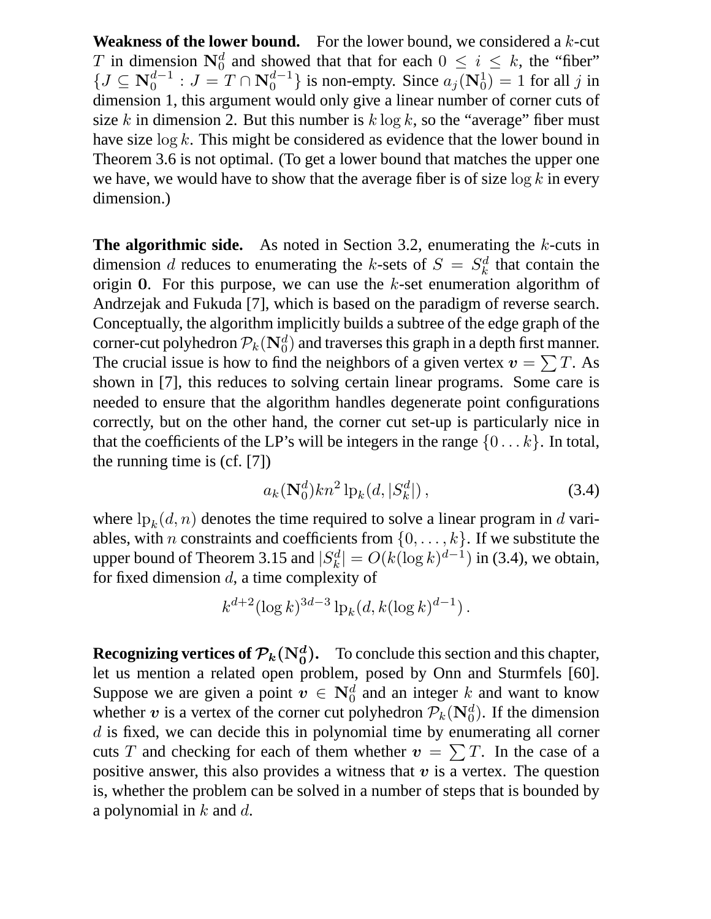**Weakness of the lower bound.** For the lower bound, we considered a $k$-cut $T$ in dimension $\mathbf{N}_0^d$ and showed that that for each $0 \le i \le k$, the "fiber" $\{J \subseteq \mathbf{N}_0^{d-1} : J = T \cap \mathbf{N}_0^{d-1}\}$ is non-empty. Since $a_j(\mathbf{N}_0^1) = 1$ for all $j$ in dimension 1, this argument would only give a linear number of corner cuts of size $k$ in dimension 2. But this number is $k \log k$, so the "average" fiber must have size $\log k$. This might be considered as evidence that the lower bound in Theorem 3.6 is not optimal. (To get a lower bound that matches the upper one we have, we would have to show that the average fiber is of size $\log k$ in every dimension.)

**The algorithmic side.** As noted in Section 3.2, enumerating the $k$-cuts in dimension $d$ reduces to enumerating the $k$-sets of $S = S_k^d$ that contain the origin $\mathbf{0}$. For this purpose, we can use the $k$-set enumeration algorithm of Andrzejak and Fukuda [7], which is based on the paradigm of reverse search. Conceptually, the algorithm implicitly builds a subtree of the edge graph of the corner-cut polyhedron $\mathcal{P}_k(\mathbf{N}_0^d)$ and traverses this graph in a depth first manner. The crucial issue is how to find the neighbors of a given vertex $\boldsymbol{v} = \sum T$. As shown in [7], this reduces to solving certain linear programs. Some care is needed to ensure that the algorithm handles degenerate point configurations correctly, but on the other hand, the corner cut set-up is particularly nice in that the coefficients of the LP's will be integers in the range $\{0 \dots k\}$. In total, the running time is (cf. [7])

$$a_k(\mathbf{N}_0^d) k n^2 \, \mathrm{lp}_k(d, |S_k^d|)\,, \tag{3.4}$$

where $\mathrm{lp}_k(d, n)$ denotes the time required to solve a linear program in $d$ variables, with $n$ constraints and coefficients from $\{0, \dots, k\}$. If we substitute the upper bound of Theorem 3.15 and $|S_k^d| = O(k (\log k)^{d-1})$ in (3.4), we obtain, for fixed dimension $d$, a time complexity of

$$k^{d+2} (\log k)^{3d-3} \, \mathrm{lp}_k(d, k(\log k)^{d-1})\,.$$

**Recognizing vertices of $\mathcal{P}_k(\mathbf{N}_0^d)$.** To conclude this section and this chapter, let us mention a related open problem, posed by Onn and Sturmfels [60]. Suppose we are given a point $\boldsymbol{v} \in \mathbf{N}_0^d$ and an integer $k$ and want to know whether $\boldsymbol{v}$ is a vertex of the corner cut polyhedron $\mathcal{P}_k(\mathbf{N}_0^d)$. If the dimension $d$ is fixed, we can decide this in polynomial time by enumerating all corner cuts $T$ and checking for each of them whether $\boldsymbol{v} = \sum T$. In the case of a positive answer, this also provides a witness that $\boldsymbol{v}$ is a vertex. The question is, whether the problem can be solved in a number of steps that is bounded by a polynomial in $k$ and $d$.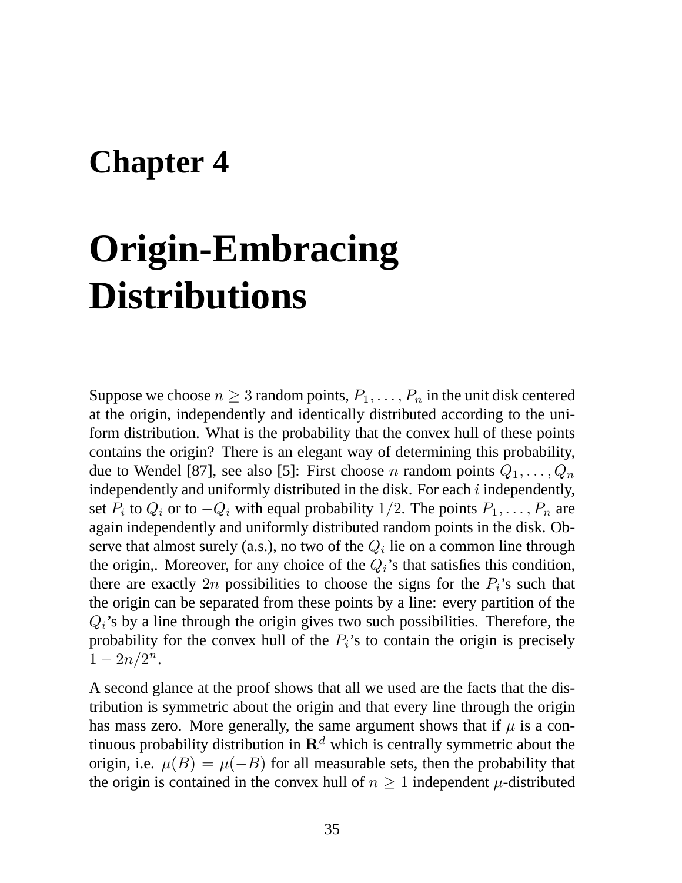# Chapter 4

# Origin-Embracing Distributions

Suppose we choose $n \geq 3$ random points, $P_1, \ldots, P_n$ in the unit disk centered at the origin, independently and identically distributed according to the uniform distribution. What is the probability that the convex hull of these points contains the origin? There is an elegant way of determining this probability, due to Wendel [87], see also [5]: First choose $n$ random points $Q_1, \ldots, Q_n$ independently and uniformly distributed in the disk. For each $i$ independently, set $P_i$ to $Q_i$ or to $-Q_i$ with equal probability $1/2$. The points $P_1, \ldots, P_n$ are again independently and uniformly distributed random points in the disk. Observe that almost surely (a.s.), no two of the $Q_i$ lie on a common line through the origin,. Moreover, for any choice of the $Q_i$'s that satisfies this condition, there are exactly $2n$ possibilities to choose the signs for the $P_i$'s such that the origin can be separated from these points by a line: every partition of the $Q_i$'s by a line through the origin gives two such possibilities. Therefore, the probability for the convex hull of the $P_i$'s to contain the origin is precisely $1 - 2n/2^n$.

A second glance at the proof shows that all we used are the facts that the distribution is symmetric about the origin and that every line through the origin has mass zero. More generally, the same argument shows that if $\mu$ is a continuous probability distribution in $\mathbf{R}^d$ which is centrally symmetric about the origin, i.e. $\mu(B) = \mu(-B)$ for all measurable sets, then the probability that the origin is contained in the convex hull of $n \geq 1$ independent $\mu$-distributed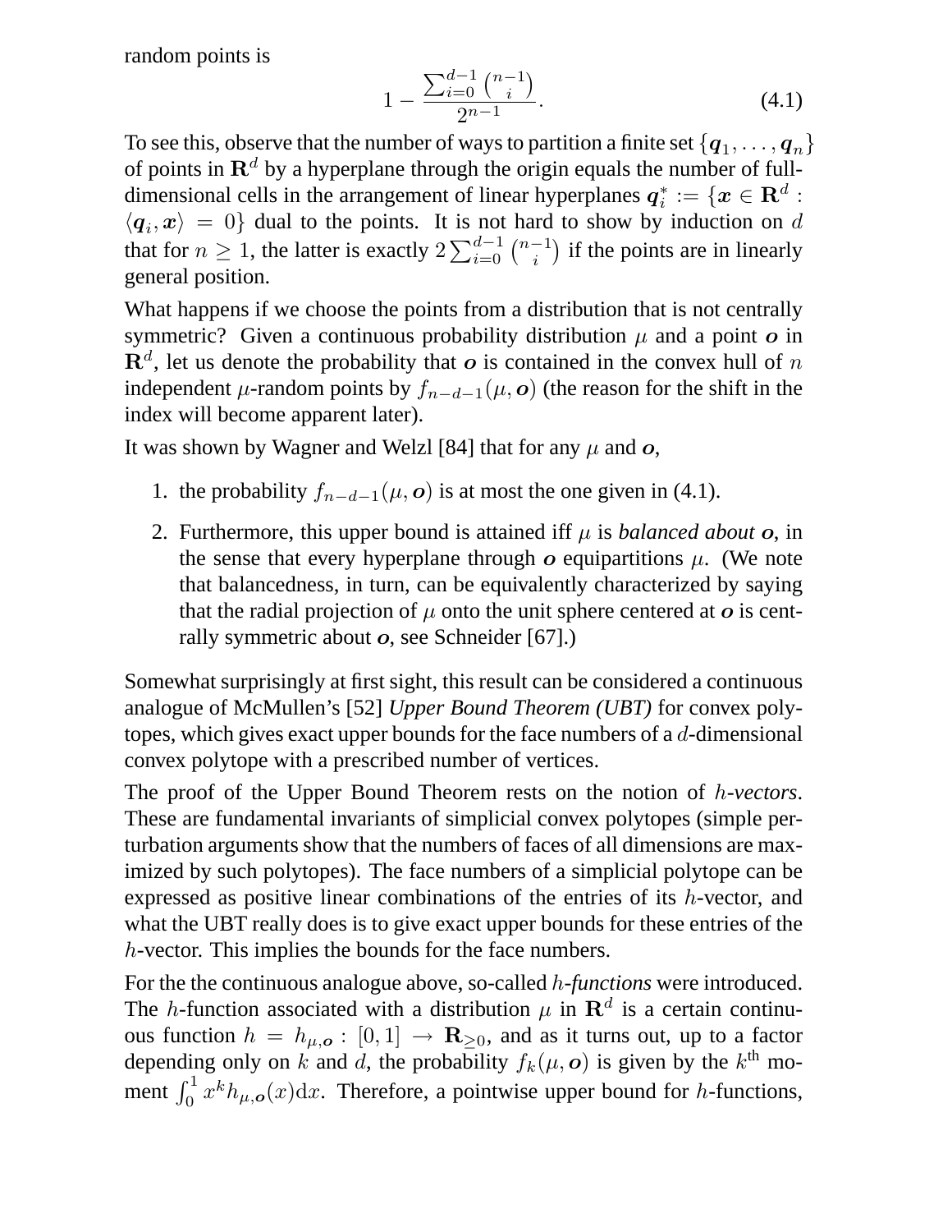random points is

$$1 - \frac{\sum_{i=0}^{d-1} \binom{n-1}{i}}{2^{n-1}}. \tag{4.1}$$

To see this, observe that the number of ways to partition a finite set $\{\boldsymbol{q}_1, \ldots, \boldsymbol{q}_n\}$ of points in $\mathbf{R}^d$ by a hyperplane through the origin equals the number of full-dimensional cells in the arrangement of linear hyperplanes $\boldsymbol{q}_i^* := \{\boldsymbol{x} \in \mathbf{R}^d : \langle \boldsymbol{q}_i, \boldsymbol{x} \rangle = 0\}$ dual to the points. It is not hard to show by induction on $d$ that for $n \geq 1$, the latter is exactly $2\sum_{i=0}^{d-1} \binom{n-1}{i}$ if the points are in linearly general position.

What happens if we choose the points from a distribution that is not centrally symmetric? Given a continuous probability distribution $\mu$ and a point $\boldsymbol{o}$ in $\mathbf{R}^d$, let us denote the probability that $\boldsymbol{o}$ is contained in the convex hull of $n$ independent $\mu$-random points by $f_{n-d-1}(\mu, \boldsymbol{o})$ (the reason for the shift in the index will become apparent later).

It was shown by Wagner and Welzl [84] that for any $\mu$ and $\boldsymbol{o}$,

1. the probability $f_{n-d-1}(\mu, \boldsymbol{o})$ is at most the one given in (4.1).
2. Furthermore, this upper bound is attained iff $\mu$ is *balanced about* $\boldsymbol{o}$, in the sense that every hyperplane through $\boldsymbol{o}$ equipartitions $\mu$. (We note that balancedness, in turn, can be equivalently characterized by saying that the radial projection of $\mu$ onto the unit sphere centered at $\boldsymbol{o}$ is centrally symmetric about $\boldsymbol{o}$, see Schneider [67].)

Somewhat surprisingly at first sight, this result can be considered a continuous analogue of McMullen's [52] *Upper Bound Theorem (UBT)* for convex polytopes, which gives exact upper bounds for the face numbers of a $d$-dimensional convex polytope with a prescribed number of vertices.

The proof of the Upper Bound Theorem rests on the notion of $h$-*vectors*. These are fundamental invariants of simplicial convex polytopes (simple perturbation arguments show that the numbers of faces of all dimensions are maximized by such polytopes). The face numbers of a simplicial polytope can be expressed as positive linear combinations of the entries of its $h$-vector, and what the UBT really does is to give exact upper bounds for these entries of the $h$-vector. This implies the bounds for the face numbers.

For the the continuous analogue above, so-called $h$-*functions* were introduced. The $h$-function associated with a distribution $\mu$ in $\mathbf{R}^d$ is a certain continuous function $h = h_{\mu,\boldsymbol{o}} : [0,1] \to \mathbf{R}_{\geq 0}$, and as it turns out, up to a factor depending only on $k$ and $d$, the probability $f_k(\mu, \boldsymbol{o})$ is given by the $k^{\text{th}}$ moment $\int_0^1 x^k h_{\mu,\boldsymbol{o}}(x)\mathrm{d}x$. Therefore, a pointwise upper bound for $h$-functions,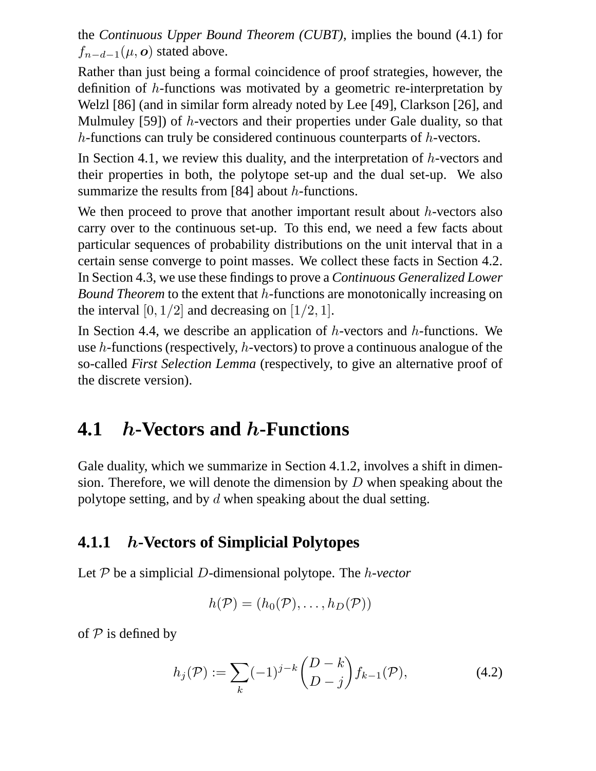the *Continuous Upper Bound Theorem (CUBT)*, implies the bound (4.1) for $f_{n-d-1}(\mu, \boldsymbol{o})$ stated above.

Rather than just being a formal coincidence of proof strategies, however, the definition of $h$-functions was motivated by a geometric re-interpretation by Welzl [86] (and in similar form already noted by Lee [49], Clarkson [26], and Mulmuley [59]) of $h$-vectors and their properties under Gale duality, so that $h$-functions can truly be considered continuous counterparts of $h$-vectors.

In Section 4.1, we review this duality, and the interpretation of $h$-vectors and their properties in both, the polytope set-up and the dual set-up. We also summarize the results from [84] about $h$-functions.

We then proceed to prove that another important result about $h$-vectors also carry over to the continuous set-up. To this end, we need a few facts about particular sequences of probability distributions on the unit interval that in a certain sense converge to point masses. We collect these facts in Section 4.2. In Section 4.3, we use these findings to prove a *Continuous Generalized Lower Bound Theorem* to the extent that $h$-functions are monotonically increasing on the interval $[0, 1/2]$ and decreasing on $[1/2, 1]$.

In Section 4.4, we describe an application of $h$-vectors and $h$-functions. We use $h$-functions (respectively, $h$-vectors) to prove a continuous analogue of the so-called *First Selection Lemma* (respectively, to give an alternative proof of the discrete version).

## 4.1 $h$-Vectors and $h$-Functions

Gale duality, which we summarize in Section 4.1.2, involves a shift in dimension. Therefore, we will denote the dimension by $D$ when speaking about the polytope setting, and by $d$ when speaking about the dual setting.

### 4.1.1 $h$-Vectors of Simplicial Polytopes

Let $\mathcal{P}$ be a simplicial $D$-dimensional polytope. The *$h$-vector*

$$h(\mathcal{P}) = (h_0(\mathcal{P}), \ldots, h_D(\mathcal{P}))$$

of $\mathcal{P}$ is defined by

$$h_j(\mathcal{P}) := \sum_k (-1)^{j-k} \binom{D-k}{D-j} f_{k-1}(\mathcal{P}), \tag{4.2}$$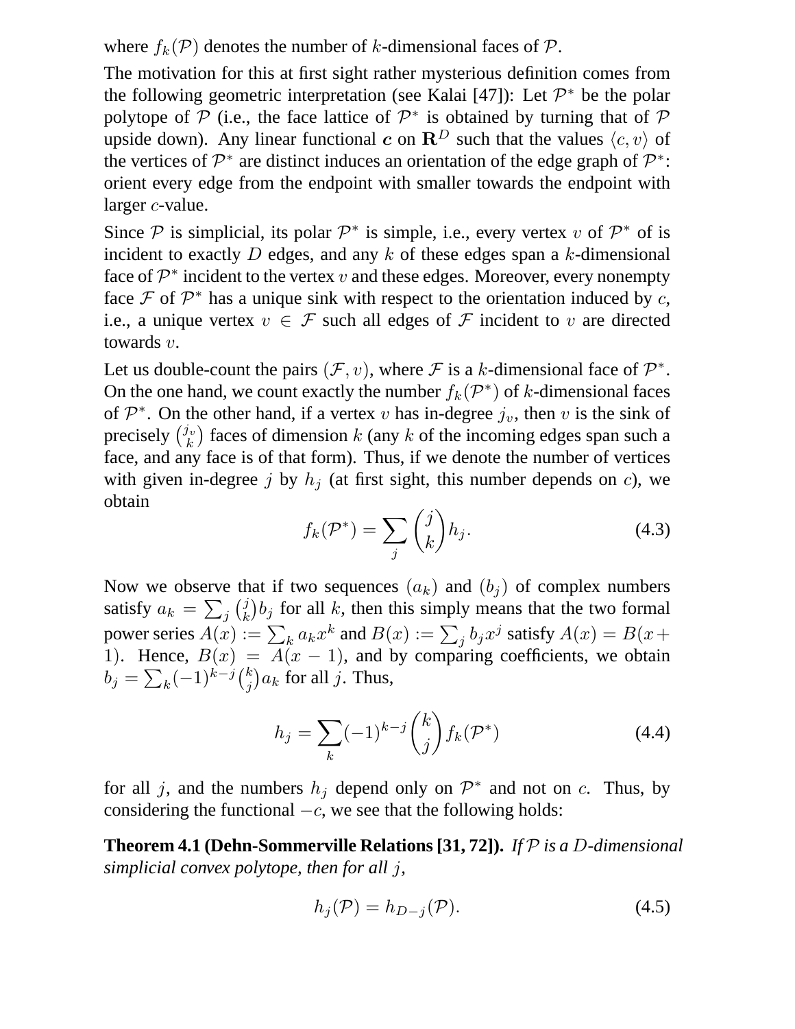where $f_k(\mathcal{P})$ denotes the number of $k$-dimensional faces of $\mathcal{P}$.

The motivation for this at first sight rather mysterious definition comes from the following geometric interpretation (see Kalai [47]): Let $\mathcal{P}^*$ be the polar polytope of $\mathcal{P}$ (i.e., the face lattice of $\mathcal{P}^*$ is obtained by turning that of $\mathcal{P}$ upside down). Any linear functional $\boldsymbol{c}$ on $\mathbf{R}^D$ such that the values $\langle c, v \rangle$ of the vertices of $\mathcal{P}^*$ are distinct induces an orientation of the edge graph of $\mathcal{P}^*$: orient every edge from the endpoint with smaller towards the endpoint with larger $c$-value.

Since $\mathcal{P}$ is simplicial, its polar $\mathcal{P}^*$ is simple, i.e., every vertex $v$ of $\mathcal{P}^*$ of is incident to exactly $D$ edges, and any $k$ of these edges span a $k$-dimensional face of $\mathcal{P}^*$ incident to the vertex $v$ and these edges. Moreover, every nonempty face $\mathcal{F}$ of $\mathcal{P}^*$ has a unique sink with respect to the orientation induced by $c$, i.e., a unique vertex $v \in \mathcal{F}$ such all edges of $\mathcal{F}$ incident to $v$ are directed towards $v$.

Let us double-count the pairs $(\mathcal{F}, v)$, where $\mathcal{F}$ is a $k$-dimensional face of $\mathcal{P}^*$. On the one hand, we count exactly the number $f_k(\mathcal{P}^*)$ of $k$-dimensional faces of $\mathcal{P}^*$. On the other hand, if a vertex $v$ has in-degree $j_v$, then $v$ is the sink of precisely $\binom{j_v}{k}$ faces of dimension $k$ (any $k$ of the incoming edges span such a face, and any face is of that form). Thus, if we denote the number of vertices with given in-degree $j$ by $h_j$ (at first sight, this number depends on $c$), we obtain

$$f_k(\mathcal{P}^*) = \sum_j \binom{j}{k} h_j. \tag{4.3}$$

Now we observe that if two sequences $(a_k)$ and $(b_j)$ of complex numbers satisfy $a_k = \sum_j \binom{j}{k} b_j$ for all $k$, then this simply means that the two formal power series $A(x) := \sum_k a_k x^k$ and $B(x) := \sum_j b_j x^j$ satisfy $A(x) = B(x+1)$. Hence, $B(x) = A(x-1)$, and by comparing coefficients, we obtain $b_j = \sum_k (-1)^{k-j} \binom{k}{j} a_k$ for all $j$. Thus,

$$h_j = \sum_k (-1)^{k-j} \binom{k}{j} f_k(\mathcal{P}^*) \tag{4.4}$$

for all $j$, and the numbers $h_j$ depend only on $\mathcal{P}^*$ and not on $c$. Thus, by considering the functional $-c$, we see that the following holds:

**Theorem 4.1 (Dehn-Sommerville Relations [31, 72]).** *If $\mathcal{P}$ is a $D$-dimensional simplicial convex polytope, then for all $j$,*

$$h_j(\mathcal{P}) = h_{D-j}(\mathcal{P}). \tag{4.5}$$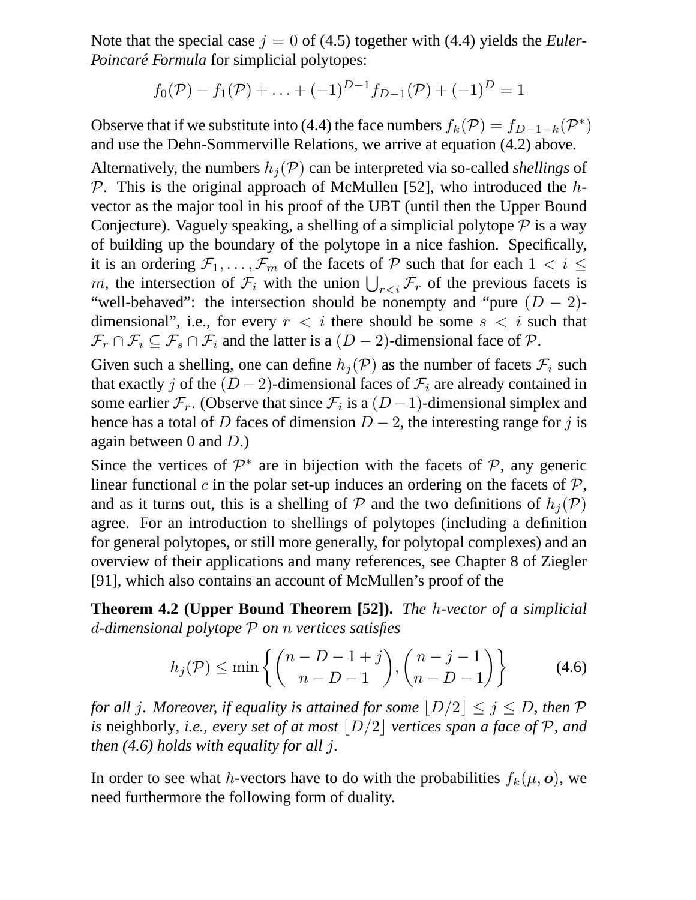Note that the special case $j = 0$ of (4.5) together with (4.4) yields the *Euler-Poincaré Formula* for simplicial polytopes:

$$f_0(\mathcal{P}) - f_1(\mathcal{P}) + \ldots + (-1)^{D-1} f_{D-1}(\mathcal{P}) + (-1)^D = 1$$

Observe that if we substitute into (4.4) the face numbers $f_k(\mathcal{P}) = f_{D-1-k}(\mathcal{P}^*)$ and use the Dehn-Sommerville Relations, we arrive at equation (4.2) above.

Alternatively, the numbers $h_j(\mathcal{P})$ can be interpreted via so-called *shellings* of $\mathcal{P}$. This is the original approach of McMullen [52], who introduced the $h$-vector as the major tool in his proof of the UBT (until then the Upper Bound Conjecture). Vaguely speaking, a shelling of a simplicial polytope $\mathcal{P}$ is a way of building up the boundary of the polytope in a nice fashion. Specifically, it is an ordering $\mathcal{F}_1, \ldots, \mathcal{F}_m$ of the facets of $\mathcal{P}$ such that for each $1 < i \leq m$, the intersection of $\mathcal{F}_i$ with the union $\bigcup_{r<i} \mathcal{F}_r$ of the previous facets is "well-behaved": the intersection should be nonempty and "pure $(D-2)$-dimensional", i.e., for every $r < i$ there should be some $s < i$ such that $\mathcal{F}_r \cap \mathcal{F}_i \subseteq \mathcal{F}_s \cap \mathcal{F}_i$ and the latter is a $(D-2)$-dimensional face of $\mathcal{P}$.

Given such a shelling, one can define $h_j(\mathcal{P})$ as the number of facets $\mathcal{F}_i$ such that exactly $j$ of the $(D-2)$-dimensional faces of $\mathcal{F}_i$ are already contained in some earlier $\mathcal{F}_r$. (Observe that since $\mathcal{F}_i$ is a $(D-1)$-dimensional simplex and hence has a total of $D$ faces of dimension $D-2$, the interesting range for $j$ is again between 0 and $D$.)

Since the vertices of $\mathcal{P}^*$ are in bijection with the facets of $\mathcal{P}$, any generic linear functional $c$ in the polar set-up induces an ordering on the facets of $\mathcal{P}$, and as it turns out, this is a shelling of $\mathcal{P}$ and the two definitions of $h_j(\mathcal{P})$ agree. For an introduction to shellings of polytopes (including a definition for general polytopes, or still more generally, for polytopal complexes) and an overview of their applications and many references, see Chapter 8 of Ziegler [91], which also contains an account of McMullen's proof of the

**Theorem 4.2 (Upper Bound Theorem [52]).** *The $h$-vector of a simplicial $d$-dimensional polytope $\mathcal{P}$ on $n$ vertices satisfies*

$$h_j(\mathcal{P}) \leq \min\left\{ \binom{n-D-1+j}{n-D-1}, \binom{n-j-1}{n-D-1} \right\} \tag{4.6}$$

*for all $j$. Moreover, if equality is attained for some $\lfloor D/2 \rfloor \leq j \leq D$, then $\mathcal{P}$ is* neighborly*, i.e., every set of at most $\lfloor D/2 \rfloor$ vertices span a face of $\mathcal{P}$, and then (4.6) holds with equality for all $j$.*

In order to see what $h$-vectors have to do with the probabilities $f_k(\mu, \boldsymbol{o})$, we need furthermore the following form of duality.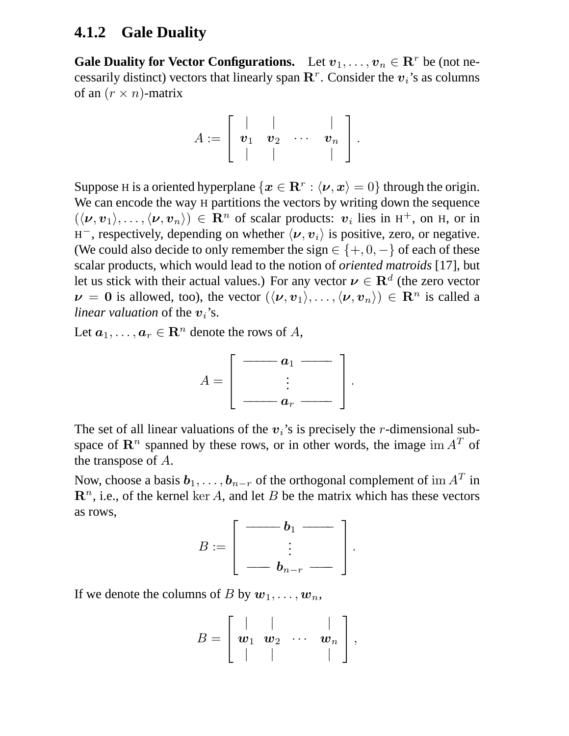### 4.1.2 Gale Duality

**Gale Duality for Vector Configurations.** Let $\boldsymbol{v}_1, \ldots, \boldsymbol{v}_n \in \mathbf{R}^r$ be (not necessarily distinct) vectors that linearly span $\mathbf{R}^r$. Consider the $\boldsymbol{v}_i$'s as columns of an $(r \times n)$-matrix

$$A := \begin{bmatrix} | & | & & | \\ \boldsymbol{v}_1 & \boldsymbol{v}_2 & \cdots & \boldsymbol{v}_n \\ | & | & & | \end{bmatrix}.$$

Suppose H is a oriented hyperplane $\{\boldsymbol{x} \in \mathbf{R}^r : \langle \boldsymbol{\nu}, \boldsymbol{x} \rangle = 0\}$ through the origin. We can encode the way H partitions the vectors by writing down the sequence $(\langle \boldsymbol{\nu}, \boldsymbol{v}_1 \rangle, \ldots, \langle \boldsymbol{\nu}, \boldsymbol{v}_n \rangle) \in \mathbf{R}^n$ of scalar products: $\boldsymbol{v}_i$ lies in $\mathrm{H}^+$, on H, or in $\mathrm{H}^-$, respectively, depending on whether $\langle \boldsymbol{\nu}, \boldsymbol{v}_i \rangle$ is positive, zero, or negative. (We could also decide to only remember the sign $\in \{+, 0, -\}$ of each of these scalar products, which would lead to the notion of *oriented matroids* [17], but let us stick with their actual values.) For any vector $\boldsymbol{\nu} \in \mathbf{R}^d$ (the zero vector $\boldsymbol{\nu} = \mathbf{0}$ is allowed, too), the vector $(\langle \boldsymbol{\nu}, \boldsymbol{v}_1 \rangle, \ldots, \langle \boldsymbol{\nu}, \boldsymbol{v}_n \rangle) \in \mathbf{R}^n$ is called a *linear valuation* of the $\boldsymbol{v}_i$'s.

Let $\boldsymbol{a}_1, \ldots, \boldsymbol{a}_r \in \mathbf{R}^n$ denote the rows of $A$,

$$A = \begin{bmatrix} \text{------} \ \boldsymbol{a}_1 \ \text{------} \\ \vdots \\ \text{------} \ \boldsymbol{a}_r \ \text{------} \end{bmatrix}.$$

The set of all linear valuations of the $\boldsymbol{v}_i$'s is precisely the $r$-dimensional subspace of $\mathbf{R}^n$ spanned by these rows, or in other words, the image $\operatorname{im} A^T$ of the transpose of $A$.

Now, choose a basis $\boldsymbol{b}_1, \ldots, \boldsymbol{b}_{n-r}$ of the orthogonal complement of $\operatorname{im} A^T$ in $\mathbf{R}^n$, i.e., of the kernel $\ker A$, and let $B$ be the matrix which has these vectors as rows,

$$B := \begin{bmatrix} \text{------} \ \boldsymbol{b}_1 \ \text{------} \\ \vdots \\ \text{------} \ \boldsymbol{b}_{n-r} \ \text{------} \end{bmatrix}.$$

If we denote the columns of $B$ by $\boldsymbol{w}_1, \ldots, \boldsymbol{w}_n$,

$$B = \begin{bmatrix} | & | & & | \\ \boldsymbol{w}_1 & \boldsymbol{w}_2 & \cdots & \boldsymbol{w}_n \\ | & | & & | \end{bmatrix},$$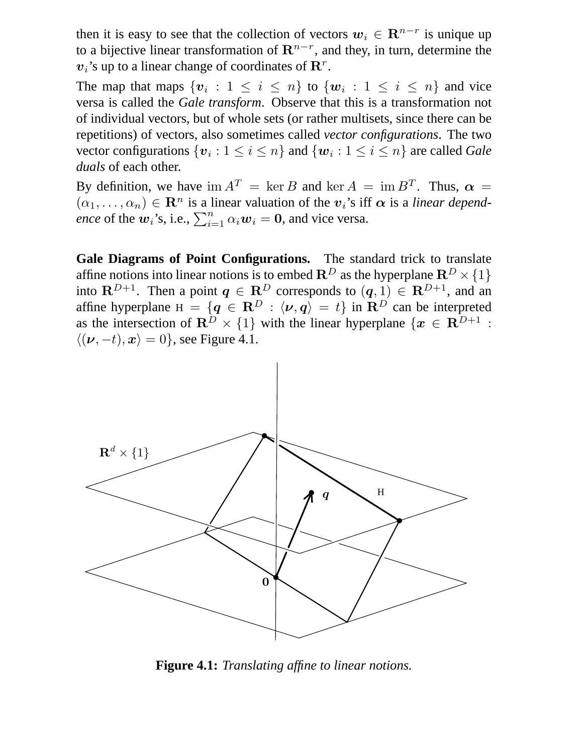then it is easy to see that the collection of vectors $\boldsymbol{w}_i \in \mathbf{R}^{n-r}$ is unique up to a bijective linear transformation of $\mathbf{R}^{n-r}$, and they, in turn, determine the $\boldsymbol{v}_i$'s up to a linear change of coordinates of $\mathbf{R}^r$.

The map that maps $\{\boldsymbol{v}_i : 1 \leq i \leq n\}$ to $\{\boldsymbol{w}_i : 1 \leq i \leq n\}$ and vice versa is called the *Gale transform*. Observe that this is a transformation not of individual vectors, but of whole sets (or rather multisets, since there can be repetitions) of vectors, also sometimes called *vector configurations*. The two vector configurations $\{\boldsymbol{v}_i : 1 \leq i \leq n\}$ and $\{\boldsymbol{w}_i : 1 \leq i \leq n\}$ are called *Gale duals* of each other.

By definition, we have $\operatorname{im} A^T = \ker B$ and $\ker A = \operatorname{im} B^T$. Thus, $\boldsymbol{\alpha} = (\alpha_1, \ldots, \alpha_n) \in \mathbf{R}^n$ is a linear valuation of the $\boldsymbol{v}_i$'s iff $\boldsymbol{\alpha}$ is a *linear dependence* of the $\boldsymbol{w}_i$'s, i.e., $\sum_{i=1}^n \alpha_i \boldsymbol{w}_i = \mathbf{0}$, and vice versa.

**Gale Diagrams of Point Configurations.** The standard trick to translate affine notions into linear notions is to embed $\mathbf{R}^D$ as the hyperplane $\mathbf{R}^D \times \{1\}$ into $\mathbf{R}^{D+1}$. Then a point $\boldsymbol{q} \in \mathbf{R}^D$ corresponds to $(\boldsymbol{q}, 1) \in \mathbf{R}^{D+1}$, and an affine hyperplane $\mathrm{H} = \{\boldsymbol{q} \in \mathbf{R}^D : \langle \boldsymbol{\nu}, \boldsymbol{q} \rangle = t\}$ in $\mathbf{R}^D$ can be interpreted as the intersection of $\mathbf{R}^D \times \{1\}$ with the linear hyperplane $\{\boldsymbol{x} \in \mathbf{R}^{D+1} : \langle (\boldsymbol{\nu}, -t), \boldsymbol{x} \rangle = 0\}$, see Figure 4.1.

**Figure 4.1:** *Translating affine to linear notions.*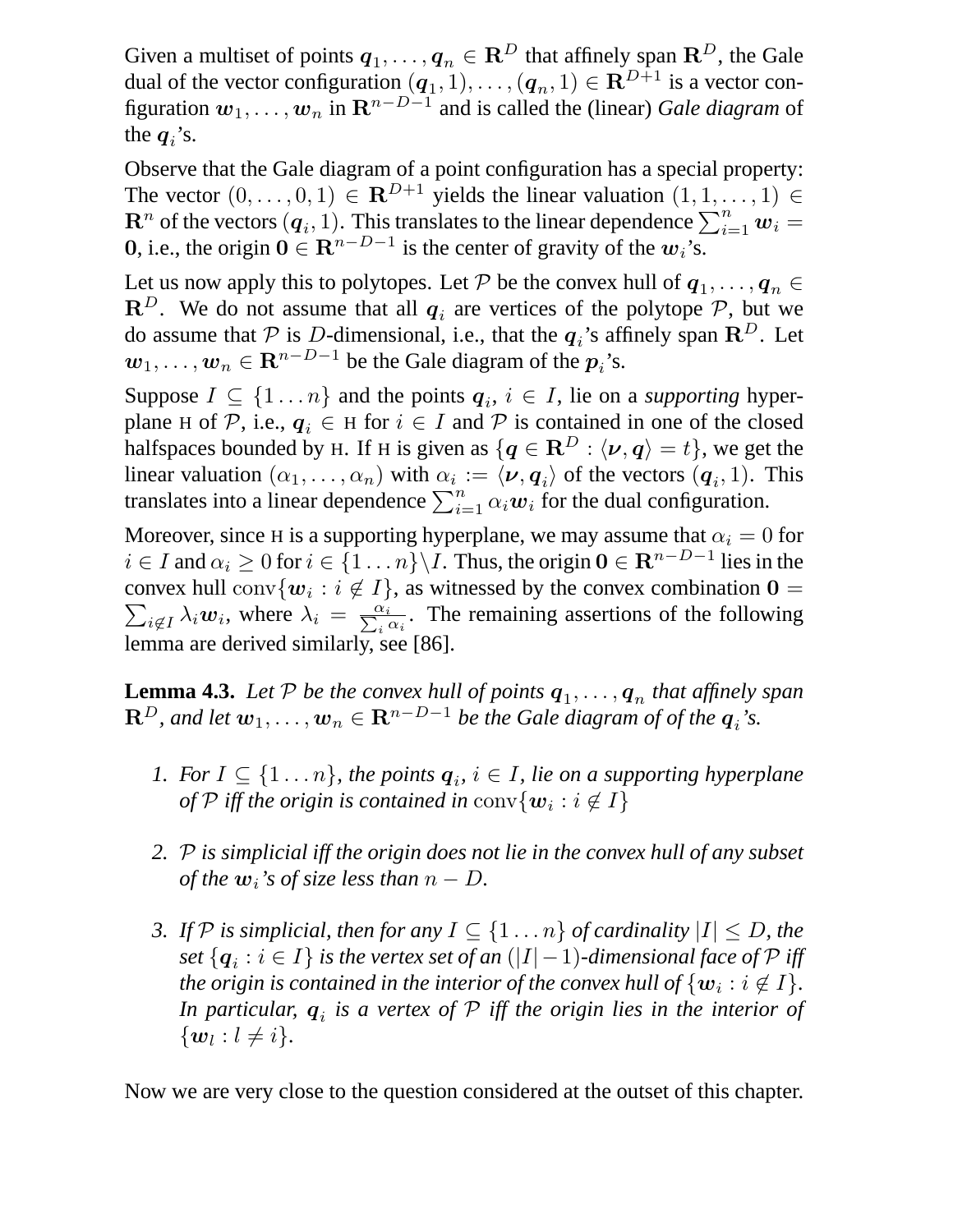Given a multiset of points $\boldsymbol{q}_1, \ldots, \boldsymbol{q}_n \in \mathbf{R}^D$ that affinely span $\mathbf{R}^D$, the Gale dual of the vector configuration $(\boldsymbol{q}_1, 1), \ldots, (\boldsymbol{q}_n, 1) \in \mathbf{R}^{D+1}$ is a vector configuration $\boldsymbol{w}_1, \ldots, \boldsymbol{w}_n$ in $\mathbf{R}^{n-D-1}$ and is called the (linear) *Gale diagram* of the $\boldsymbol{q}_i$'s.

Observe that the Gale diagram of a point configuration has a special property: The vector $(0, \ldots, 0, 1) \in \mathbf{R}^{D+1}$ yields the linear valuation $(1, 1, \ldots, 1) \in \mathbf{R}^n$ of the vectors $(\boldsymbol{q}_i, 1)$. This translates to the linear dependence $\sum_{i=1}^n \boldsymbol{w}_i = \mathbf{0}$, i.e., the origin $\mathbf{0} \in \mathbf{R}^{n-D-1}$ is the center of gravity of the $\boldsymbol{w}_i$'s.

Let us now apply this to polytopes. Let $\mathcal{P}$ be the convex hull of $\boldsymbol{q}_1, \ldots, \boldsymbol{q}_n \in \mathbf{R}^D$. We do not assume that all $\boldsymbol{q}_i$ are vertices of the polytope $\mathcal{P}$, but we do assume that $\mathcal{P}$ is $D$-dimensional, i.e., that the $\boldsymbol{q}_i$'s affinely span $\mathbf{R}^D$. Let $\boldsymbol{w}_1, \ldots, \boldsymbol{w}_n \in \mathbf{R}^{n-D-1}$ be the Gale diagram of the $\boldsymbol{p}_i$'s.

Suppose $I \subseteq \{1 \ldots n\}$ and the points $\boldsymbol{q}_i$, $i \in I$, lie on a *supporting* hyperplane $\mathrm{H}$ of $\mathcal{P}$, i.e., $\boldsymbol{q}_i \in \mathrm{H}$ for $i \in I$ and $\mathcal{P}$ is contained in one of the closed halfspaces bounded by $\mathrm{H}$. If $\mathrm{H}$ is given as $\{\boldsymbol{q} \in \mathbf{R}^D : \langle \boldsymbol{\nu}, \boldsymbol{q} \rangle = t\}$, we get the linear valuation $(\alpha_1, \ldots, \alpha_n)$ with $\alpha_i := \langle \boldsymbol{\nu}, \boldsymbol{q}_i \rangle$ of the vectors $(\boldsymbol{q}_i, 1)$. This translates into a linear dependence $\sum_{i=1}^n \alpha_i \boldsymbol{w}_i$ for the dual configuration.

Moreover, since $\mathrm{H}$ is a supporting hyperplane, we may assume that $\alpha_i = 0$ for $i \in I$ and $\alpha_i \geq 0$ for $i \in \{1 \ldots n\} \setminus I$. Thus, the origin $\mathbf{0} \in \mathbf{R}^{n-D-1}$ lies in the convex hull $\operatorname{conv}\{\boldsymbol{w}_i : i \notin I\}$, as witnessed by the convex combination $\mathbf{0} = \sum_{i \notin I} \lambda_i \boldsymbol{w}_i$, where $\lambda_i = \frac{\alpha_i}{\sum_i \alpha_i}$. The remaining assertions of the following lemma are derived similarly, see [86].

**Lemma 4.3.** *Let $\mathcal{P}$ be the convex hull of points $\boldsymbol{q}_1, \ldots, \boldsymbol{q}_n$ that affinely span $\mathbf{R}^D$, and let $\boldsymbol{w}_1, \ldots, \boldsymbol{w}_n \in \mathbf{R}^{n-D-1}$ be the Gale diagram of of the $\boldsymbol{q}_i$'s.*

1. *For $I \subseteq \{1 \ldots n\}$, the points $\boldsymbol{q}_i$, $i \in I$, lie on a supporting hyperplane of $\mathcal{P}$ iff the origin is contained in $\operatorname{conv}\{\boldsymbol{w}_i : i \notin I\}$*

2. *$\mathcal{P}$ is simplicial iff the origin does not lie in the convex hull of any subset of the $\boldsymbol{w}_i$'s of size less than $n - D$.*

3. *If $\mathcal{P}$ is simplicial, then for any $I \subseteq \{1 \ldots n\}$ of cardinality $|I| \leq D$, the set $\{\boldsymbol{q}_i : i \in I\}$ is the vertex set of an $(|I|-1)$-dimensional face of $\mathcal{P}$ iff the origin is contained in the interior of the convex hull of $\{\boldsymbol{w}_i : i \notin I\}$. In particular, $\boldsymbol{q}_i$ is a vertex of $\mathcal{P}$ iff the origin lies in the interior of $\{\boldsymbol{w}_l : l \neq i\}$.*

Now we are very close to the question considered at the outset of this chapter.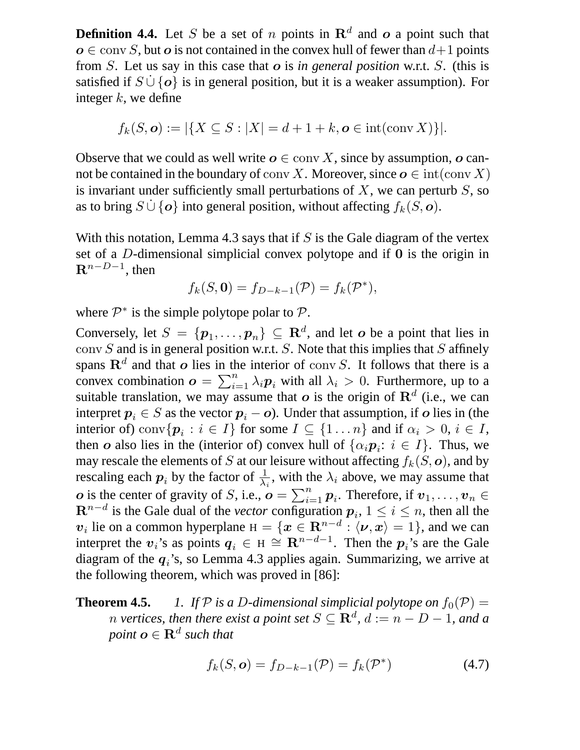**Definition 4.4.** Let $S$ be a set of $n$ points in $\mathbf{R}^d$ and $\boldsymbol{o}$ a point such that $\boldsymbol{o} \in \operatorname{conv} S$, but $\boldsymbol{o}$ is not contained in the convex hull of fewer than $d+1$ points from $S$. Let us say in this case that $\boldsymbol{o}$ is *in general position* w.r.t. $S$. (this is satisfied if $S \,\dot\cup\, \{\boldsymbol{o}\}$ is in general position, but it is a weaker assumption). For integer $k$, we define

$$f_k(S, \boldsymbol{o}) := |\{X \subseteq S : |X| = d + 1 + k, \boldsymbol{o} \in \operatorname{int}(\operatorname{conv} X)\}|.$$

Observe that we could as well write $\boldsymbol{o} \in \operatorname{conv} X$, since by assumption, $\boldsymbol{o}$ cannot be contained in the boundary of $\operatorname{conv} X$. Moreover, since $\boldsymbol{o} \in \operatorname{int}(\operatorname{conv} X)$ is invariant under sufficiently small perturbations of $X$, we can perturb $S$, so as to bring $S \,\dot\cup\, \{\boldsymbol{o}\}$ into general position, without affecting $f_k(S, \boldsymbol{o})$.

With this notation, Lemma 4.3 says that if $S$ is the Gale diagram of the vertex set of a $D$-dimensional simplicial convex polytope and if $\mathbf{0}$ is the origin in $\mathbf{R}^{n-D-1}$, then

$$f_k(S, \mathbf{0}) = f_{D-k-1}(\mathcal{P}) = f_k(\mathcal{P}^*),$$

where $\mathcal{P}^*$ is the simple polytope polar to $\mathcal{P}$.

Conversely, let $S = \{\boldsymbol{p}_1, \ldots, \boldsymbol{p}_n\} \subseteq \mathbf{R}^d$, and let $\boldsymbol{o}$ be a point that lies in $\operatorname{conv} S$ and is in general position w.r.t. $S$. Note that this implies that $S$ affinely spans $\mathbf{R}^d$ and that $\boldsymbol{o}$ lies in the interior of $\operatorname{conv} S$. It follows that there is a convex combination $\boldsymbol{o} = \sum_{i=1}^n \lambda_i \boldsymbol{p}_i$ with all $\lambda_i > 0$. Furthermore, up to a suitable translation, we may assume that $\boldsymbol{o}$ is the origin of $\mathbf{R}^d$ (i.e., we can interpret $\boldsymbol{p}_i \in S$ as the vector $\boldsymbol{p}_i - \boldsymbol{o}$). Under that assumption, if $\boldsymbol{o}$ lies in (the interior of) $\operatorname{conv}\{\boldsymbol{p}_i : i \in I\}$ for some $I \subseteq \{1 \ldots n\}$ and if $\alpha_i > 0$, $i \in I$, then $\boldsymbol{o}$ also lies in the (interior of) convex hull of $\{\alpha_i \boldsymbol{p}_i \colon i \in I\}$. Thus, we may rescale the elements of $S$ at our leisure without affecting $f_k(S, \boldsymbol{o})$, and by rescaling each $\boldsymbol{p}_i$ by the factor of $\frac{1}{\lambda_i}$, with the $\lambda_i$ above, we may assume that $\boldsymbol{o}$ is the center of gravity of $S$, i.e., $\boldsymbol{o} = \sum_{i=1}^n \boldsymbol{p}_i$. Therefore, if $\boldsymbol{v}_1, \ldots, \boldsymbol{v}_n \in \mathbf{R}^{n-d}$ is the Gale dual of the *vector* configuration $\boldsymbol{p}_i$, $1 \le i \le n$, then all the $\boldsymbol{v}_i$ lie on a common hyperplane $\mathrm{H} = \{\boldsymbol{x} \in \mathbf{R}^{n-d} : \langle \boldsymbol{\nu}, \boldsymbol{x} \rangle = 1\}$, and we can interpret the $\boldsymbol{v}_i$'s as points $\boldsymbol{q}_i \in \mathrm{H} \cong \mathbf{R}^{n-d-1}$. Then the $\boldsymbol{p}_i$'s are the Gale diagram of the $\boldsymbol{q}_i$'s, so Lemma 4.3 applies again. Summarizing, we arrive at the following theorem, which was proved in [86]:

**Theorem 4.5.** *1. If $\mathcal{P}$ is a $D$-dimensional simplicial polytope on $f_0(\mathcal{P}) = n$ vertices, then there exist a point set $S \subseteq \mathbf{R}^d$, $d := n - D - 1$, and a point $\boldsymbol{o} \in \mathbf{R}^d$ such that*

$$f_k(S, \boldsymbol{o}) = f_{D-k-1}(\mathcal{P}) = f_k(\mathcal{P}^*) \tag{4.7}$$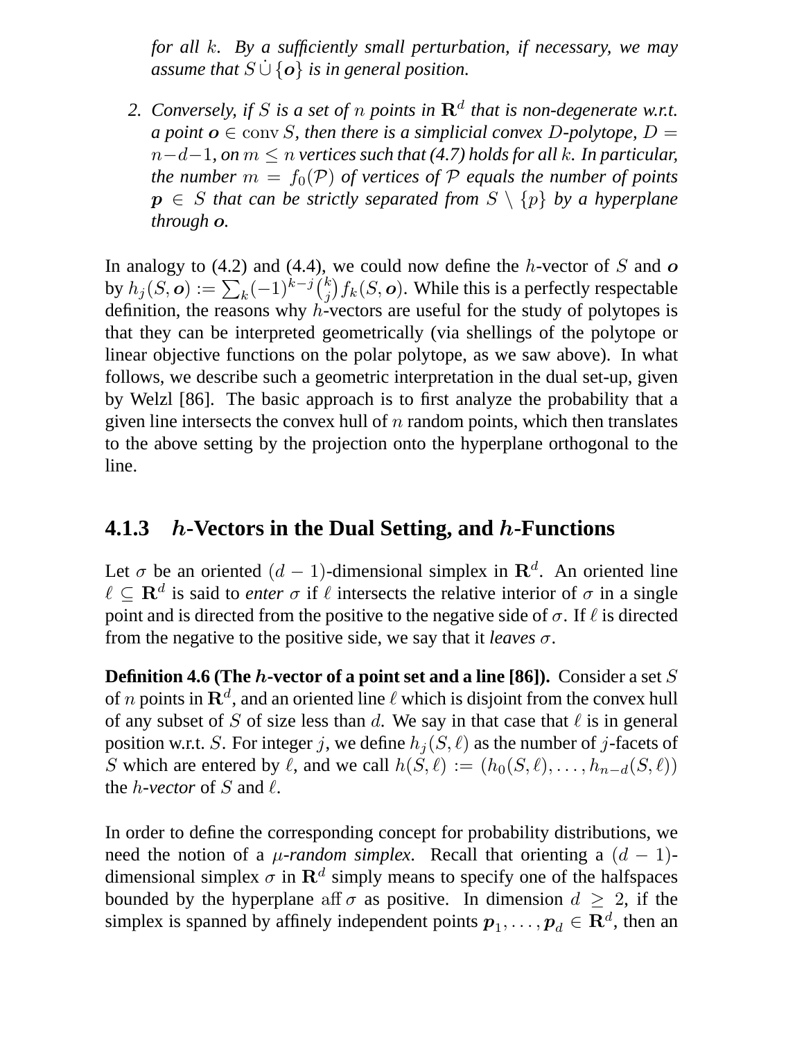*for all $k$. By a sufficiently small perturbation, if necessary, we may assume that $S \dot{\cup} \{\boldsymbol{o}\}$ is in general position.*

2. *Conversely, if $S$ is a set of $n$ points in $\mathbf{R}^d$ that is non-degenerate w.r.t. a point $\boldsymbol{o} \in \operatorname{conv} S$, then there is a simplicial convex $D$-polytope, $D = n-d-1$, on $m \leq n$ vertices such that (4.7) holds for all $k$. In particular, the number $m = f_0(\mathcal{P})$ of vertices of $\mathcal{P}$ equals the number of points $\boldsymbol{p} \in S$ that can be strictly separated from $S \setminus \{p\}$ by a hyperplane through $\boldsymbol{o}$.*

In analogy to (4.2) and (4.4), we could now define the $h$-vector of $S$ and $\boldsymbol{o}$ by $h_j(S, \boldsymbol{o}) := \sum_k (-1)^{k-j} \binom{k}{j} f_k(S, \boldsymbol{o})$. While this is a perfectly respectable definition, the reasons why $h$-vectors are useful for the study of polytopes is that they can be interpreted geometrically (via shellings of the polytope or linear objective functions on the polar polytope, as we saw above). In what follows, we describe such a geometric interpretation in the dual set-up, given by Welzl [86]. The basic approach is to first analyze the probability that a given line intersects the convex hull of $n$ random points, which then translates to the above setting by the projection onto the hyperplane orthogonal to the line.

### 4.1.3 $h$-Vectors in the Dual Setting, and $h$-Functions

Let $\sigma$ be an oriented $(d-1)$-dimensional simplex in $\mathbf{R}^d$. An oriented line $\ell \subseteq \mathbf{R}^d$ is said to *enter* $\sigma$ if $\ell$ intersects the relative interior of $\sigma$ in a single point and is directed from the positive to the negative side of $\sigma$. If $\ell$ is directed from the negative to the positive side, we say that it *leaves* $\sigma$.

**Definition 4.6 (The $h$-vector of a point set and a line [86]).** Consider a set $S$ of $n$ points in $\mathbf{R}^d$, and an oriented line $\ell$ which is disjoint from the convex hull of any subset of $S$ of size less than $d$. We say in that case that $\ell$ is in general position w.r.t. $S$. For integer $j$, we define $h_j(S, \ell)$ as the number of $j$-facets of $S$ which are entered by $\ell$, and we call $h(S, \ell) := (h_0(S, \ell), \ldots, h_{n-d}(S, \ell))$ the *$h$-vector* of $S$ and $\ell$.

In order to define the corresponding concept for probability distributions, we need the notion of a *$\mu$-random simplex*. Recall that orienting a $(d-1)$-dimensional simplex $\sigma$ in $\mathbf{R}^d$ simply means to specify one of the halfspaces bounded by the hyperplane $\operatorname{aff} \sigma$ as positive. In dimension $d \geq 2$, if the simplex is spanned by affinely independent points $\boldsymbol{p}_1, \ldots, \boldsymbol{p}_d \in \mathbf{R}^d$, then an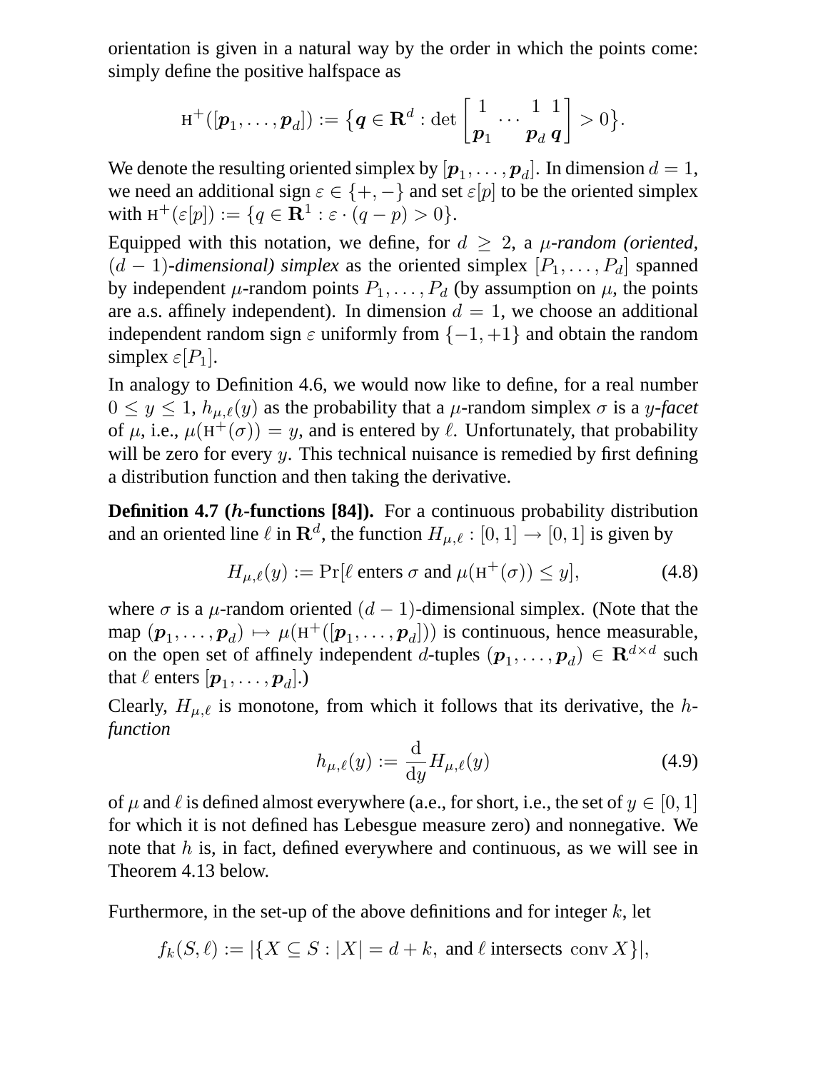orientation is given in a natural way by the order in which the points come: simply define the positive halfspace as

$$\mathrm{H}^+([\boldsymbol{p}_1,\ldots,\boldsymbol{p}_d]) := \big\{\boldsymbol{q} \in \mathbf{R}^d : \det \begin{bmatrix} 1 & \cdots & 1 & 1 \\ \boldsymbol{p}_1 & & \boldsymbol{p}_d & \boldsymbol{q} \end{bmatrix} > 0\big\}.$$

We denote the resulting oriented simplex by $[\boldsymbol{p}_1,\ldots,\boldsymbol{p}_d]$. In dimension $d = 1$, we need an additional sign $\varepsilon \in \{+,-\}$ and set $\varepsilon[p]$ to be the oriented simplex with $\mathrm{H}^+(\varepsilon[p]) := \{q \in \mathbf{R}^1 : \varepsilon \cdot (q - p) > 0\}$.

Equipped with this notation, we define, for $d \geq 2$, a ***μ*-random (oriented, $(d-1)$-dimensional) simplex** as the oriented simplex $[P_1,\ldots,P_d]$ spanned by independent $\mu$-random points $P_1,\ldots,P_d$ (by assumption on $\mu$, the points are a.s. affinely independent). In dimension $d = 1$, we choose an additional independent random sign $\varepsilon$ uniformly from $\{-1,+1\}$ and obtain the random simplex $\varepsilon[P_1]$.

In analogy to Definition 4.6, we would now like to define, for a real number $0 \leq y \leq 1$, $h_{\mu,\ell}(y)$ as the probability that a $\mu$-random simplex $\sigma$ is a *$y$-facet* of $\mu$, i.e., $\mu(\mathrm{H}^+(\sigma)) = y$, and is entered by $\ell$. Unfortunately, that probability will be zero for every $y$. This technical nuisance is remedied by first defining a distribution function and then taking the derivative.

**Definition 4.7 ($h$-functions [84]).** For a continuous probability distribution and an oriented line $\ell$ in $\mathbf{R}^d$, the function $H_{\mu,\ell} : [0,1] \to [0,1]$ is given by

$$H_{\mu,\ell}(y) := \Pr[\ell \text{ enters } \sigma \text{ and } \mu(\mathrm{H}^+(\sigma)) \leq y], \tag{4.8}$$

where $\sigma$ is a $\mu$-random oriented $(d-1)$-dimensional simplex. (Note that the map $(\boldsymbol{p}_1,\ldots,\boldsymbol{p}_d) \mapsto \mu(\mathrm{H}^+([\boldsymbol{p}_1,\ldots,\boldsymbol{p}_d]))$ is continuous, hence measurable, on the open set of affinely independent $d$-tuples $(\boldsymbol{p}_1,\ldots,\boldsymbol{p}_d) \in \mathbf{R}^{d\times d}$ such that $\ell$ enters $[\boldsymbol{p}_1,\ldots,\boldsymbol{p}_d]$.)

Clearly, $H_{\mu,\ell}$ is monotone, from which it follows that its derivative, the ***h*-function**

$$h_{\mu,\ell}(y) := \frac{\mathrm{d}}{\mathrm{d}y} H_{\mu,\ell}(y) \tag{4.9}$$

of $\mu$ and $\ell$ is defined almost everywhere (a.e., for short, i.e., the set of $y \in [0,1]$ for which it is not defined has Lebesgue measure zero) and nonnegative. We note that $h$ is, in fact, defined everywhere and continuous, as we will see in Theorem 4.13 below.

Furthermore, in the set-up of the above definitions and for integer $k$, let

$$f_k(S,\ell) := |\{X \subseteq S : |X| = d + k, \text{ and } \ell \text{ intersects } \operatorname{conv} X\}|,$$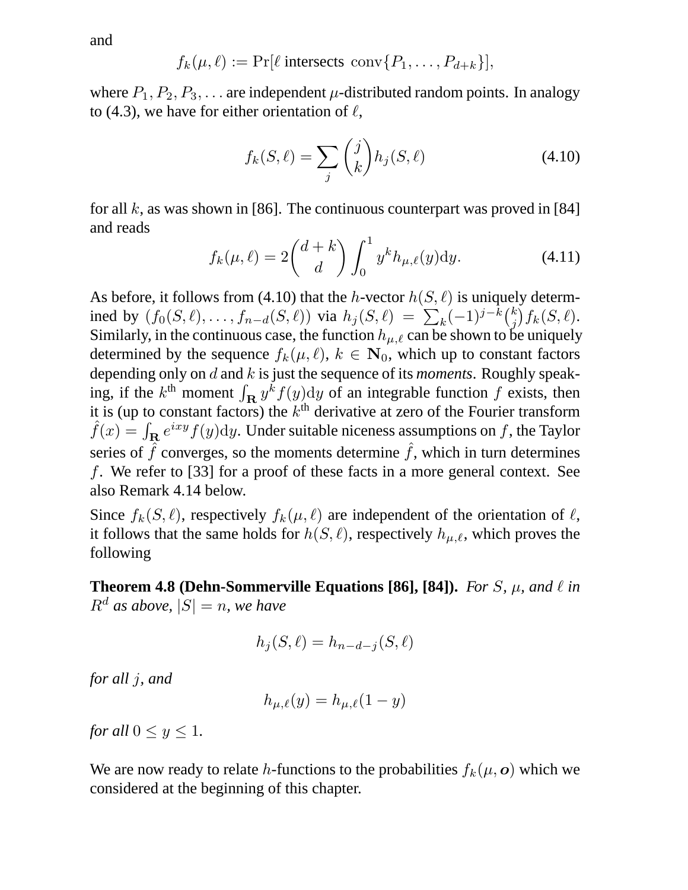and

$$f_k(\mu, \ell) := \Pr[\ell \text{ intersects } \operatorname{conv}\{P_1, \ldots, P_{d+k}\}],$$

where $P_1, P_2, P_3, \ldots$ are independent $\mu$-distributed random points. In analogy to (4.3), we have for either orientation of $\ell$,

$$f_k(S, \ell) = \sum_j \binom{j}{k} h_j(S, \ell) \tag{4.10}$$

for all $k$, as was shown in [86]. The continuous counterpart was proved in [84] and reads

$$f_k(\mu, \ell) = 2\binom{d+k}{d} \int_0^1 y^k h_{\mu,\ell}(y) \mathrm{d}y. \tag{4.11}$$

As before, it follows from (4.10) that the $h$-vector $h(S, \ell)$ is uniquely determined by $(f_0(S, \ell), \ldots, f_{n-d}(S, \ell))$ via $h_j(S, \ell) = \sum_k (-1)^{j-k} \binom{k}{j} f_k(S, \ell)$. Similarly, in the continuous case, the function $h_{\mu,\ell}$ can be shown to be uniquely determined by the sequence $f_k(\mu, \ell)$, $k \in \mathbf{N}_0$, which up to constant factors depending only on $d$ and $k$ is just the sequence of its *moments*. Roughly speaking, if the $k^{\text{th}}$ moment $\int_{\mathbf{R}} y^k f(y) \mathrm{d}y$ of an integrable function $f$ exists, then it is (up to constant factors) the $k^{\text{th}}$ derivative at zero of the Fourier transform $\hat{f}(x) = \int_{\mathbf{R}} e^{ixy} f(y) \mathrm{d}y$. Under suitable niceness assumptions on $f$, the Taylor series of $\hat{f}$ converges, so the moments determine $\hat{f}$, which in turn determines $f$. We refer to [33] for a proof of these facts in a more general context. See also Remark 4.14 below.

Since $f_k(S, \ell)$, respectively $f_k(\mu, \ell)$ are independent of the orientation of $\ell$, it follows that the same holds for $h(S, \ell)$, respectively $h_{\mu,\ell}$, which proves the following

**Theorem 4.8 (Dehn-Sommerville Equations [86], [84]).** *For $S$, $\mu$, and $\ell$ in $R^d$ as above, $|S| = n$, we have*

$$h_j(S, \ell) = h_{n-d-j}(S, \ell)$$

*for all $j$, and*

$$h_{\mu,\ell}(y) = h_{\mu,\ell}(1-y)$$

*for all $0 \leq y \leq 1$.*

We are now ready to relate $h$-functions to the probabilities $f_k(\mu, \boldsymbol{o})$ which we considered at the beginning of this chapter.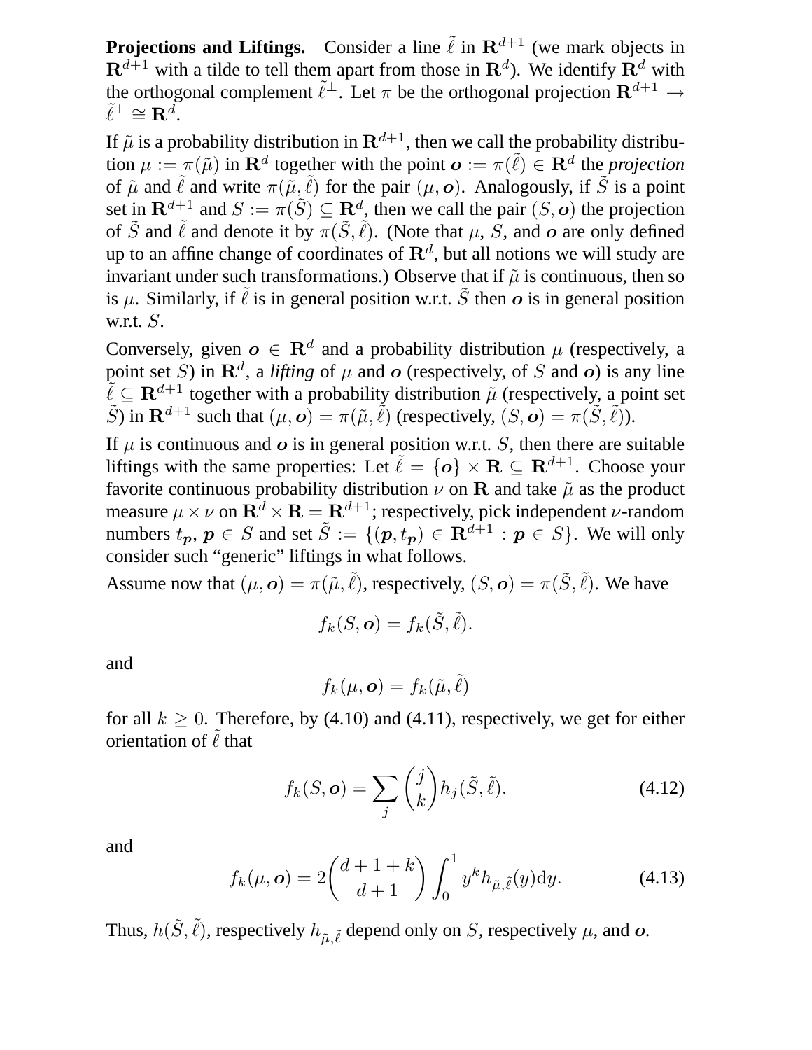**Projections and Liftings.** Consider a line $\tilde{\ell}$ in $\mathbf{R}^{d+1}$ (we mark objects in $\mathbf{R}^{d+1}$ with a tilde to tell them apart from those in $\mathbf{R}^d$). We identify $\mathbf{R}^d$ with the orthogonal complement $\tilde{\ell}^\perp$. Let $\pi$ be the orthogonal projection $\mathbf{R}^{d+1} \to \tilde{\ell}^\perp \cong \mathbf{R}^d$.

If $\tilde{\mu}$ is a probability distribution in $\mathbf{R}^{d+1}$, then we call the probability distribution $\mu := \pi(\tilde{\mu})$ in $\mathbf{R}^d$ together with the point $\boldsymbol{o} := \pi(\tilde{\ell}) \in \mathbf{R}^d$ the *projection* of $\tilde{\mu}$ and $\tilde{\ell}$ and write $\pi(\tilde{\mu}, \tilde{\ell})$ for the pair $(\mu, \boldsymbol{o})$. Analogously, if $\tilde{S}$ is a point set in $\mathbf{R}^{d+1}$ and $S := \pi(\tilde{S}) \subseteq \mathbf{R}^d$, then we call the pair $(S, \boldsymbol{o})$ the projection of $\tilde{S}$ and $\tilde{\ell}$ and denote it by $\pi(\tilde{S}, \tilde{\ell})$. (Note that $\mu$, $S$, and $\boldsymbol{o}$ are only defined up to an affine change of coordinates of $\mathbf{R}^d$, but all notions we will study are invariant under such transformations.) Observe that if $\tilde{\mu}$ is continuous, then so is $\mu$. Similarly, if $\tilde{\ell}$ is in general position w.r.t. $\tilde{S}$ then $\boldsymbol{o}$ is in general position w.r.t. $S$.

Conversely, given $\boldsymbol{o} \in \mathbf{R}^d$ and a probability distribution $\mu$ (respectively, a point set $S$) in $\mathbf{R}^d$, a *lifting* of $\mu$ and $\boldsymbol{o}$ (respectively, of $S$ and $\boldsymbol{o}$) is any line $\tilde{\ell} \subseteq \mathbf{R}^{d+1}$ together with a probability distribution $\tilde{\mu}$ (respectively, a point set $\tilde{S}$) in $\mathbf{R}^{d+1}$ such that $(\mu, \boldsymbol{o}) = \pi(\tilde{\mu}, \tilde{\ell})$ (respectively, $(S, \boldsymbol{o}) = \pi(\tilde{S}, \tilde{\ell})$).

If $\mu$ is continuous and $\boldsymbol{o}$ is in general position w.r.t. $S$, then there are suitable liftings with the same properties: Let $\tilde{\ell} = \{\boldsymbol{o}\} \times \mathbf{R} \subseteq \mathbf{R}^{d+1}$. Choose your favorite continuous probability distribution $\nu$ on $\mathbf{R}$ and take $\tilde{\mu}$ as the product measure $\mu \times \nu$ on $\mathbf{R}^d \times \mathbf{R} = \mathbf{R}^{d+1}$; respectively, pick independent $\nu$-random numbers $t_{\boldsymbol{p}}$, $\boldsymbol{p} \in S$ and set $\tilde{S} := \{(\boldsymbol{p}, t_{\boldsymbol{p}}) \in \mathbf{R}^{d+1} : \boldsymbol{p} \in S\}$. We will only consider such "generic" liftings in what follows.

Assume now that $(\mu, \boldsymbol{o}) = \pi(\tilde{\mu}, \tilde{\ell})$, respectively, $(S, \boldsymbol{o}) = \pi(\tilde{S}, \tilde{\ell})$. We have

$$f_k(S, \boldsymbol{o}) = f_k(\tilde{S}, \tilde{\ell}).$$

and

$$f_k(\mu, \boldsymbol{o}) = f_k(\tilde{\mu}, \tilde{\ell})$$

for all $k \geq 0$. Therefore, by (4.10) and (4.11), respectively, we get for either orientation of $\tilde{\ell}$ that

$$f_k(S, \boldsymbol{o}) = \sum_j \binom{j}{k} h_j(\tilde{S}, \tilde{\ell}). \tag{4.12}$$

and

$$f_k(\mu, \boldsymbol{o}) = 2\binom{d+1+k}{d+1} \int_0^1 y^k h_{\tilde{\mu}, \tilde{\ell}}(y) \mathrm{d}y. \tag{4.13}$$

Thus, $h(\tilde{S}, \tilde{\ell})$, respectively $h_{\tilde{\mu}, \tilde{\ell}}$ depend only on $S$, respectively $\mu$, and $\boldsymbol{o}$.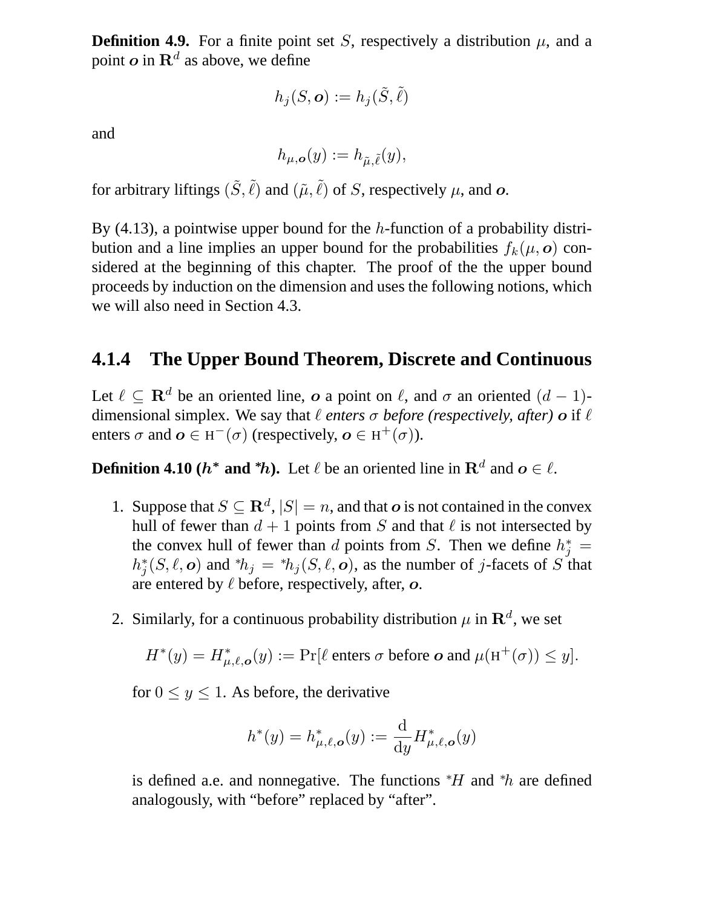**Definition 4.9.** For a finite point set $S$, respectively a distribution $\mu$, and a point $\boldsymbol{o}$ in $\mathbf{R}^d$ as above, we define

$$h_j(S, \boldsymbol{o}) := h_j(\tilde{S}, \tilde{\ell})$$

and

$$h_{\mu,\boldsymbol{o}}(y) := h_{\tilde{\mu},\tilde{\ell}}(y),$$

for arbitrary liftings $(\tilde{S}, \tilde{\ell})$ and $(\tilde{\mu}, \tilde{\ell})$ of $S$, respectively $\mu$, and $\boldsymbol{o}$.

By (4.13), a pointwise upper bound for the $h$-function of a probability distribution and a line implies an upper bound for the probabilities $f_k(\mu, \boldsymbol{o})$ considered at the beginning of this chapter. The proof of the the upper bound proceeds by induction on the dimension and uses the following notions, which we will also need in Section 4.3.

### 4.1.4 The Upper Bound Theorem, Discrete and Continuous

Let $\ell \subseteq \mathbf{R}^d$ be an oriented line, $\boldsymbol{o}$ a point on $\ell$, and $\sigma$ an oriented $(d-1)$-dimensional simplex. We say that $\ell$ *enters* $\sigma$ *before (respectively, after)* $\boldsymbol{o}$ if $\ell$ enters $\sigma$ and $\boldsymbol{o} \in \mathrm{H}^-(\sigma)$ (respectively, $\boldsymbol{o} \in \mathrm{H}^+(\sigma)$).

**Definition 4.10 ($h^*$ and $^*h$).** Let $\ell$ be an oriented line in $\mathbf{R}^d$ and $\boldsymbol{o} \in \ell$.

1. Suppose that $S \subseteq \mathbf{R}^d$, $|S| = n$, and that $\boldsymbol{o}$ is not contained in the convex hull of fewer than $d+1$ points from $S$ and that $\ell$ is not intersected by the convex hull of fewer than $d$ points from $S$. Then we define $h_j^* = h_j^*(S, \ell, \boldsymbol{o})$ and $^*h_j = {^*h_j}(S, \ell, \boldsymbol{o})$, as the number of $j$-facets of $S$ that are entered by $\ell$ before, respectively, after, $\boldsymbol{o}$.

2. Similarly, for a continuous probability distribution $\mu$ in $\mathbf{R}^d$, we set

$$H^*(y) = H^*_{\mu,\ell,\boldsymbol{o}}(y) := \Pr[\ell \text{ enters } \sigma \text{ before } \boldsymbol{o} \text{ and } \mu(\mathrm{H}^+(\sigma)) \leq y].$$

   for $0 \leq y \leq 1$. As before, the derivative

$$h^*(y) = h^*_{\mu,\ell,\boldsymbol{o}}(y) := \frac{\mathrm{d}}{\mathrm{d}y} H^*_{\mu,\ell,\boldsymbol{o}}(y)$$

   is defined a.e. and nonnegative. The functions $^*H$ and $^*h$ are defined analogously, with "before" replaced by "after".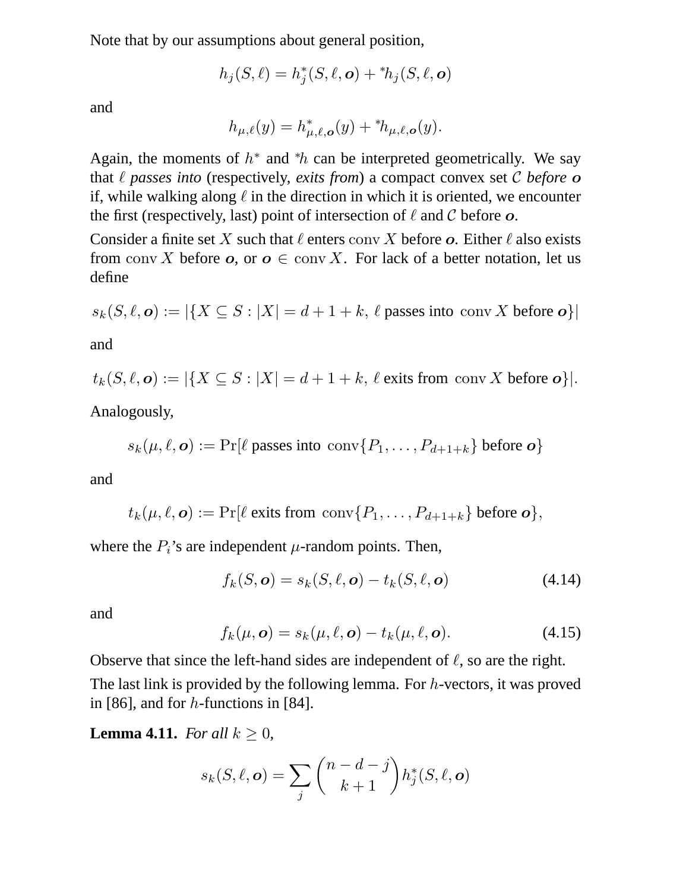Note that by our assumptions about general position,

$$h_j(S, \ell) = h_j^*(S, \ell, \boldsymbol{o}) + {}^*h_j(S, \ell, \boldsymbol{o})$$

and

$$h_{\mu,\ell}(y) = h^*_{\mu,\ell,\boldsymbol{o}}(y) + {}^*h_{\mu,\ell,\boldsymbol{o}}(y).$$

Again, the moments of $h^*$ and ${}^*h$ can be interpreted geometrically. We say that $\ell$ *passes into* (respectively, *exits from*) a compact convex set $\mathcal{C}$ *before* $\boldsymbol{o}$ if, while walking along $\ell$ in the direction in which it is oriented, we encounter the first (respectively, last) point of intersection of $\ell$ and $\mathcal{C}$ before $\boldsymbol{o}$.

Consider a finite set $X$ such that $\ell$ enters $\operatorname{conv} X$ before $\boldsymbol{o}$. Either $\ell$ also exists from $\operatorname{conv} X$ before $\boldsymbol{o}$, or $\boldsymbol{o} \in \operatorname{conv} X$. For lack of a better notation, let us define

$$s_k(S, \ell, \boldsymbol{o}) := |\{X \subseteq S : |X| = d + 1 + k,\ \ell \text{ passes into } \operatorname{conv} X \text{ before } \boldsymbol{o}\}|$$

and

$$t_k(S, \ell, \boldsymbol{o}) := |\{X \subseteq S : |X| = d + 1 + k,\ \ell \text{ exits from } \operatorname{conv} X \text{ before } \boldsymbol{o}\}|.$$

Analogously,

$$s_k(\mu, \ell, \boldsymbol{o}) := \Pr[\ell \text{ passes into } \operatorname{conv}\{P_1, \ldots, P_{d+1+k}\} \text{ before } \boldsymbol{o}\}$$

and

$$t_k(\mu, \ell, \boldsymbol{o}) := \Pr[\ell \text{ exits from } \operatorname{conv}\{P_1, \ldots, P_{d+1+k}\} \text{ before } \boldsymbol{o}\},$$

where the $P_i$'s are independent $\mu$-random points. Then,

$$f_k(S, \boldsymbol{o}) = s_k(S, \ell, \boldsymbol{o}) - t_k(S, \ell, \boldsymbol{o}) \tag{4.14}$$

and

$$f_k(\mu, \boldsymbol{o}) = s_k(\mu, \ell, \boldsymbol{o}) - t_k(\mu, \ell, \boldsymbol{o}). \tag{4.15}$$

Observe that since the left-hand sides are independent of $\ell$, so are the right.

The last link is provided by the following lemma. For $h$-vectors, it was proved in [86], and for $h$-functions in [84].

**Lemma 4.11.** *For all* $k \geq 0$,

$$s_k(S, \ell, \boldsymbol{o}) = \sum_j \binom{n-d-j}{k+1} h_j^*(S, \ell, \boldsymbol{o})$$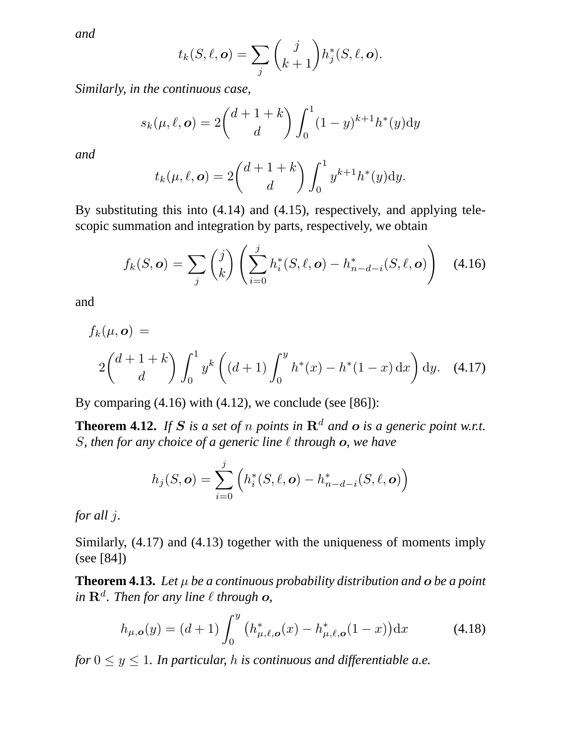*and*

$$t_k(S,\ell,\boldsymbol{o}) = \sum_j \binom{j}{k+1} h_j^*(S,\ell,\boldsymbol{o}).$$

*Similarly, in the continuous case,*

$$s_k(\mu,\ell,\boldsymbol{o}) = 2\binom{d+1+k}{d}\int_0^1 (1-y)^{k+1} h^*(y)\mathrm{d}y$$

*and*

$$t_k(\mu,\ell,\boldsymbol{o}) = 2\binom{d+1+k}{d}\int_0^1 y^{k+1} h^*(y)\mathrm{d}y.$$

By substituting this into (4.14) and (4.15), respectively, and applying telescopic summation and integration by parts, respectively, we obtain

$$f_k(S,\boldsymbol{o}) = \sum_j \binom{j}{k}\left(\sum_{i=0}^{j} h_i^*(S,\ell,\boldsymbol{o}) - h_{n-d-i}^*(S,\ell,\boldsymbol{o})\right) \quad (4.16)$$

and

$$f_k(\mu,\boldsymbol{o}) = 2\binom{d+1+k}{d}\int_0^1 y^k\left((d+1)\int_0^y h^*(x)-h^*(1-x)\,\mathrm{d}x\right)\mathrm{d}y. \quad (4.17)$$

By comparing (4.16) with (4.12), we conclude (see [86]):

**Theorem 4.12.** *If $\boldsymbol{S}$ is a set of $n$ points in $\mathbf{R}^d$ and $\boldsymbol{o}$ is a generic point w.r.t. $S$, then for any choice of a generic line $\ell$ through $\boldsymbol{o}$, we have*

$$h_j(S,\boldsymbol{o}) = \sum_{i=0}^{j}\Big(h_i^*(S,\ell,\boldsymbol{o}) - h_{n-d-i}^*(S,\ell,\boldsymbol{o})\Big)$$

*for all $j$.*

Similarly, (4.17) and (4.13) together with the uniqueness of moments imply (see [84])

**Theorem 4.13.** *Let $\mu$ be a continuous probability distribution and $\boldsymbol{o}$ be a point in $\mathbf{R}^d$. Then for any line $\ell$ through $\boldsymbol{o}$,*

$$h_{\mu,\boldsymbol{o}}(y) = (d+1)\int_0^y \big(h_{\mu,\ell,\boldsymbol{o}}^*(x) - h_{\mu,\ell,\boldsymbol{o}}^*(1-x)\big)\mathrm{d}x \quad (4.18)$$

*for $0 \le y \le 1$. In particular, $h$ is continuous and differentiable a.e.*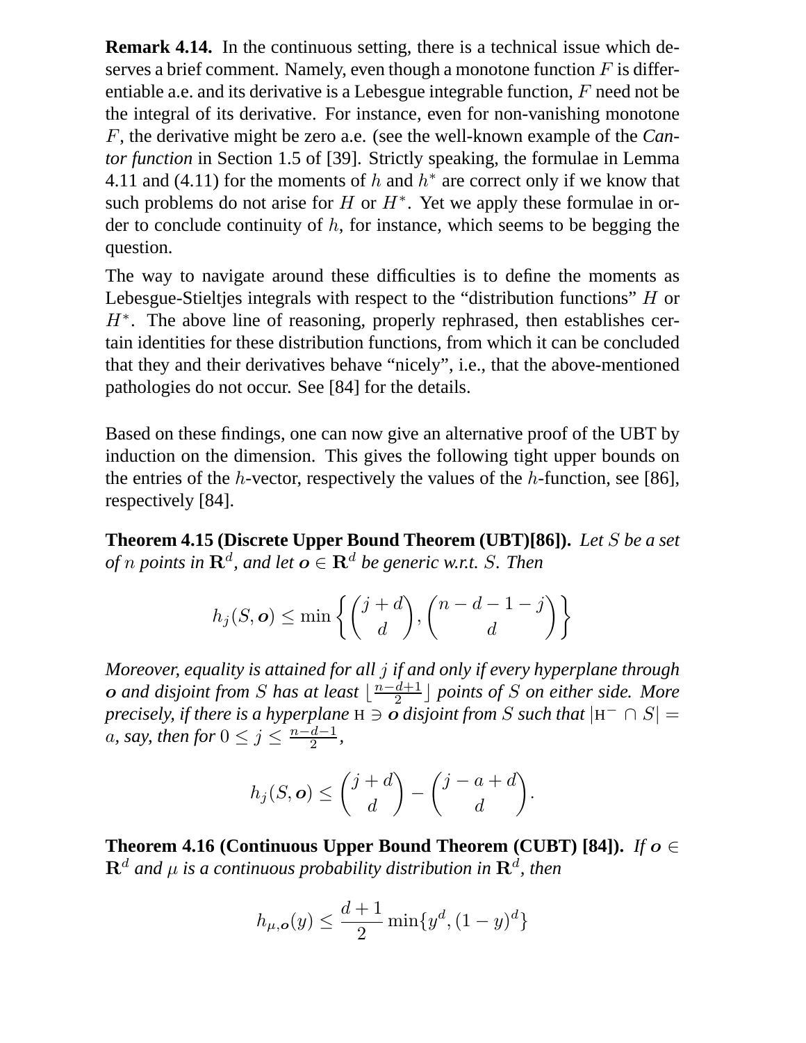**Remark 4.14.** In the continuous setting, there is a technical issue which deserves a brief comment. Namely, even though a monotone function $F$ is differentiable a.e. and its derivative is a Lebesgue integrable function, $F$ need not be the integral of its derivative. For instance, even for non-vanishing monotone $F$, the derivative might be zero a.e. (see the well-known example of the *Cantor function* in Section 1.5 of [39]. Strictly speaking, the formulae in Lemma 4.11 and (4.11) for the moments of $h$ and $h^*$ are correct only if we know that such problems do not arise for $H$ or $H^*$. Yet we apply these formulae in order to conclude continuity of $h$, for instance, which seems to be begging the question.

The way to navigate around these difficulties is to define the moments as Lebesgue-Stieltjes integrals with respect to the "distribution functions" $H$ or $H^*$. The above line of reasoning, properly rephrased, then establishes certain identities for these distribution functions, from which it can be concluded that they and their derivatives behave "nicely", i.e., that the above-mentioned pathologies do not occur. See [84] for the details.

Based on these findings, one can now give an alternative proof of the UBT by induction on the dimension. This gives the following tight upper bounds on the entries of the $h$-vector, respectively the values of the $h$-function, see [86], respectively [84].

**Theorem 4.15 (Discrete Upper Bound Theorem (UBT)[86]).** *Let $S$ be a set of $n$ points in $\mathbf{R}^d$, and let $\boldsymbol{o} \in \mathbf{R}^d$ be generic w.r.t. $S$. Then*

$$h_j(S, \boldsymbol{o}) \leq \min \left\{ \binom{j+d}{d}, \binom{n-d-1-j}{d} \right\}$$

*Moreover, equality is attained for all $j$ if and only if every hyperplane through $\boldsymbol{o}$ and disjoint from $S$ has at least $\lfloor \frac{n-d+1}{2} \rfloor$ points of $S$ on either side. More precisely, if there is a hyperplane $\mathrm{H} \ni \boldsymbol{o}$ disjoint from $S$ such that $|\mathrm{H}^- \cap S| = a$, say, then for $0 \leq j \leq \frac{n-d-1}{2}$,*

$$h_j(S, \boldsymbol{o}) \leq \binom{j+d}{d} - \binom{j-a+d}{d}.$$

**Theorem 4.16 (Continuous Upper Bound Theorem (CUBT) [84]).** *If $\boldsymbol{o} \in \mathbf{R}^d$ and $\mu$ is a continuous probability distribution in $\mathbf{R}^d$, then*

$$h_{\mu,\boldsymbol{o}}(y) \leq \frac{d+1}{2} \min\{y^d, (1-y)^d\}$$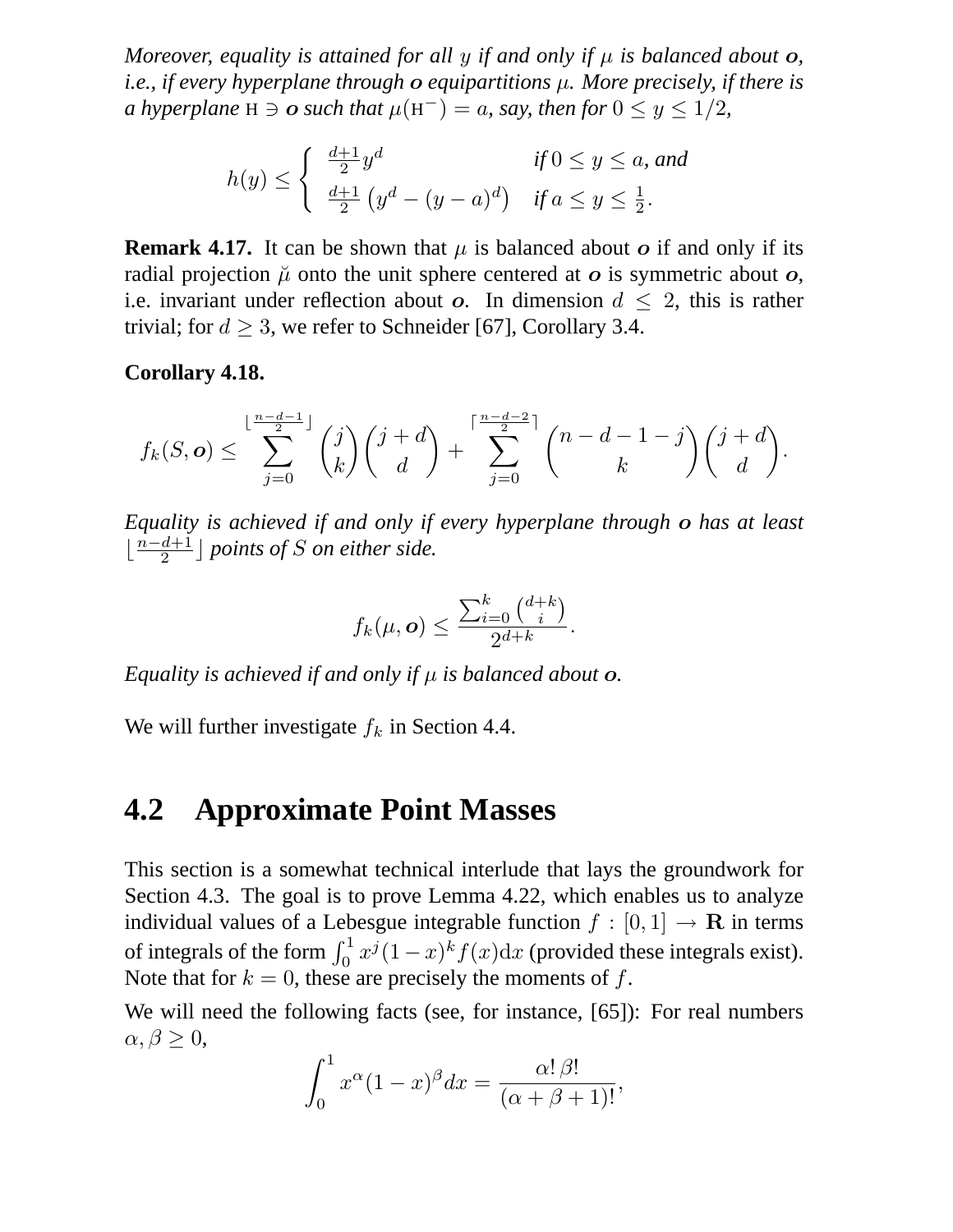*Moreover, equality is attained for all $y$ if and only if $\mu$ is balanced about $\boldsymbol{o}$, i.e., if every hyperplane through $\boldsymbol{o}$ equipartitions $\mu$. More precisely, if there is a hyperplane $\mathrm{H} \ni \boldsymbol{o}$ such that $\mu(\mathrm{H}^-) = a$, say, then for $0 \leq y \leq 1/2$,*

$$h(y) \leq \begin{cases} \frac{d+1}{2} y^d & \text{if } 0 \leq y \leq a, \text{ and} \\ \frac{d+1}{2}\left(y^d - (y-a)^d\right) & \text{if } a \leq y \leq \frac{1}{2}. \end{cases}$$

**Remark 4.17.** It can be shown that $\mu$ is balanced about $\boldsymbol{o}$ if and only if its radial projection $\breve{\mu}$ onto the unit sphere centered at $\boldsymbol{o}$ is symmetric about $\boldsymbol{o}$, i.e. invariant under reflection about $\boldsymbol{o}$. In dimension $d \leq 2$, this is rather trivial; for $d \geq 3$, we refer to Schneider [67], Corollary 3.4.

**Corollary 4.18.**

$$f_k(S, \boldsymbol{o}) \leq \sum_{j=0}^{\lfloor \frac{n-d-1}{2} \rfloor} \binom{j}{k}\binom{j+d}{d} + \sum_{j=0}^{\lceil \frac{n-d-2}{2} \rceil} \binom{n-d-1-j}{k}\binom{j+d}{d}.$$

*Equality is achieved if and only if every hyperplane through $\boldsymbol{o}$ has at least $\lfloor \frac{n-d+1}{2} \rfloor$ points of $S$ on either side.*

$$f_k(\mu, \boldsymbol{o}) \leq \frac{\sum_{i=0}^{k}\binom{d+k}{i}}{2^{d+k}}.$$

*Equality is achieved if and only if $\mu$ is balanced about $\boldsymbol{o}$.*

We will further investigate $f_k$ in Section 4.4.

## 4.2 Approximate Point Masses

This section is a somewhat technical interlude that lays the groundwork for Section 4.3. The goal is to prove Lemma 4.22, which enables us to analyze individual values of a Lebesgue integrable function $f : [0,1] \to \mathbf{R}$ in terms of integrals of the form $\int_0^1 x^j(1-x)^k f(x)\mathrm{d}x$ (provided these integrals exist). Note that for $k = 0$, these are precisely the moments of $f$.

We will need the following facts (see, for instance, [65]): For real numbers $\alpha, \beta \geq 0$,

$$\int_0^1 x^\alpha (1-x)^\beta dx = \frac{\alpha!\,\beta!}{(\alpha+\beta+1)!},$$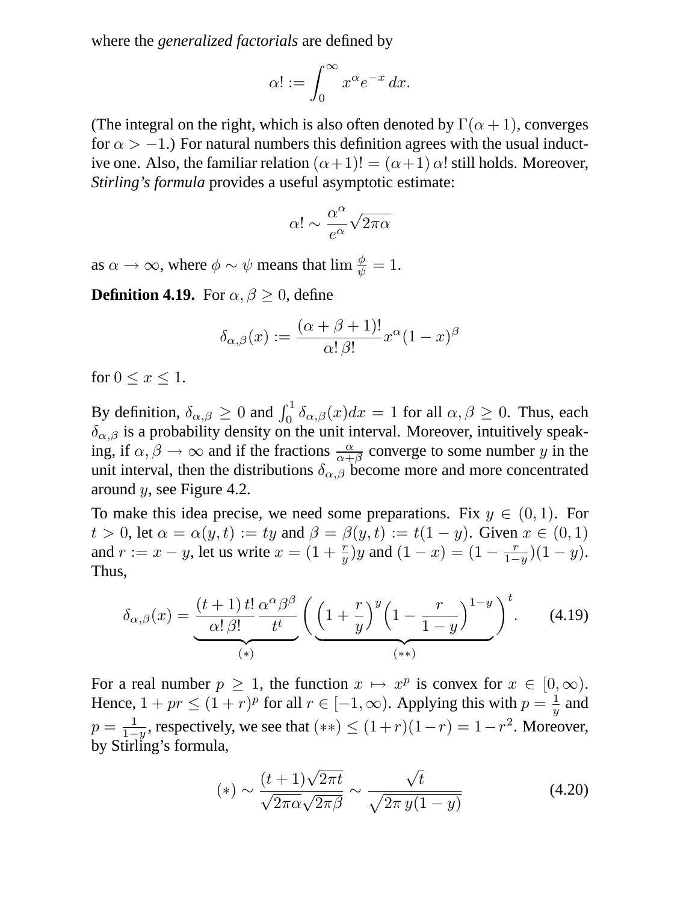where the *generalized factorials* are defined by

$$\alpha! := \int_0^\infty x^\alpha e^{-x}\, dx.$$

(The integral on the right, which is also often denoted by $\Gamma(\alpha+1)$, converges for $\alpha > -1$.) For natural numbers this definition agrees with the usual inductive one. Also, the familiar relation $(\alpha+1)! = (\alpha+1)\,\alpha!$ still holds. Moreover, *Stirling's formula* provides a useful asymptotic estimate:

$$\alpha! \sim \frac{\alpha^\alpha}{e^\alpha}\sqrt{2\pi\alpha}$$

as $\alpha \to \infty$, where $\phi \sim \psi$ means that $\lim \frac{\phi}{\psi} = 1$.

**Definition 4.19.** For $\alpha, \beta \geq 0$, define

$$\delta_{\alpha,\beta}(x) := \frac{(\alpha+\beta+1)!}{\alpha!\,\beta!} x^\alpha (1-x)^\beta$$

for $0 \leq x \leq 1$.

By definition, $\delta_{\alpha,\beta} \geq 0$ and $\int_0^1 \delta_{\alpha,\beta}(x)dx = 1$ for all $\alpha, \beta \geq 0$. Thus, each $\delta_{\alpha,\beta}$ is a probability density on the unit interval. Moreover, intuitively speaking, if $\alpha, \beta \to \infty$ and if the fractions $\frac{\alpha}{\alpha+\beta}$ converge to some number $y$ in the unit interval, then the distributions $\delta_{\alpha,\beta}$ become more and more concentrated around $y$, see Figure 4.2.

To make this idea precise, we need some preparations. Fix $y \in (0,1)$. For $t > 0$, let $\alpha = \alpha(y,t) := ty$ and $\beta = \beta(y,t) := t(1-y)$. Given $x \in (0,1)$ and $r := x - y$, let us write $x = (1 + \frac{r}{y})y$ and $(1-x) = (1 - \frac{r}{1-y})(1-y)$. Thus,

$$\delta_{\alpha,\beta}(x) = \underbrace{\frac{(t+1)\,t!}{\alpha!\,\beta!}\frac{\alpha^\alpha\beta^\beta}{t^t}}_{(*)} \Bigg(\underbrace{\Big(1+\frac{r}{y}\Big)^y\Big(1-\frac{r}{1-y}\Big)^{1-y}}_{(**)}\Bigg)^t. \qquad (4.19)$$

For a real number $p \geq 1$, the function $x \mapsto x^p$ is convex for $x \in [0,\infty)$. Hence, $1 + pr \leq (1+r)^p$ for all $r \in [-1,\infty)$. Applying this with $p = \frac{1}{y}$ and $p = \frac{1}{1-y}$, respectively, we see that $(**) \leq (1+r)(1-r) = 1 - r^2$. Moreover, by Stirling's formula,

$$(*) \sim \frac{(t+1)\sqrt{2\pi t}}{\sqrt{2\pi\alpha}\sqrt{2\pi\beta}} \sim \frac{\sqrt{t}}{\sqrt{2\pi\, y(1-y)}} \qquad (4.20)$$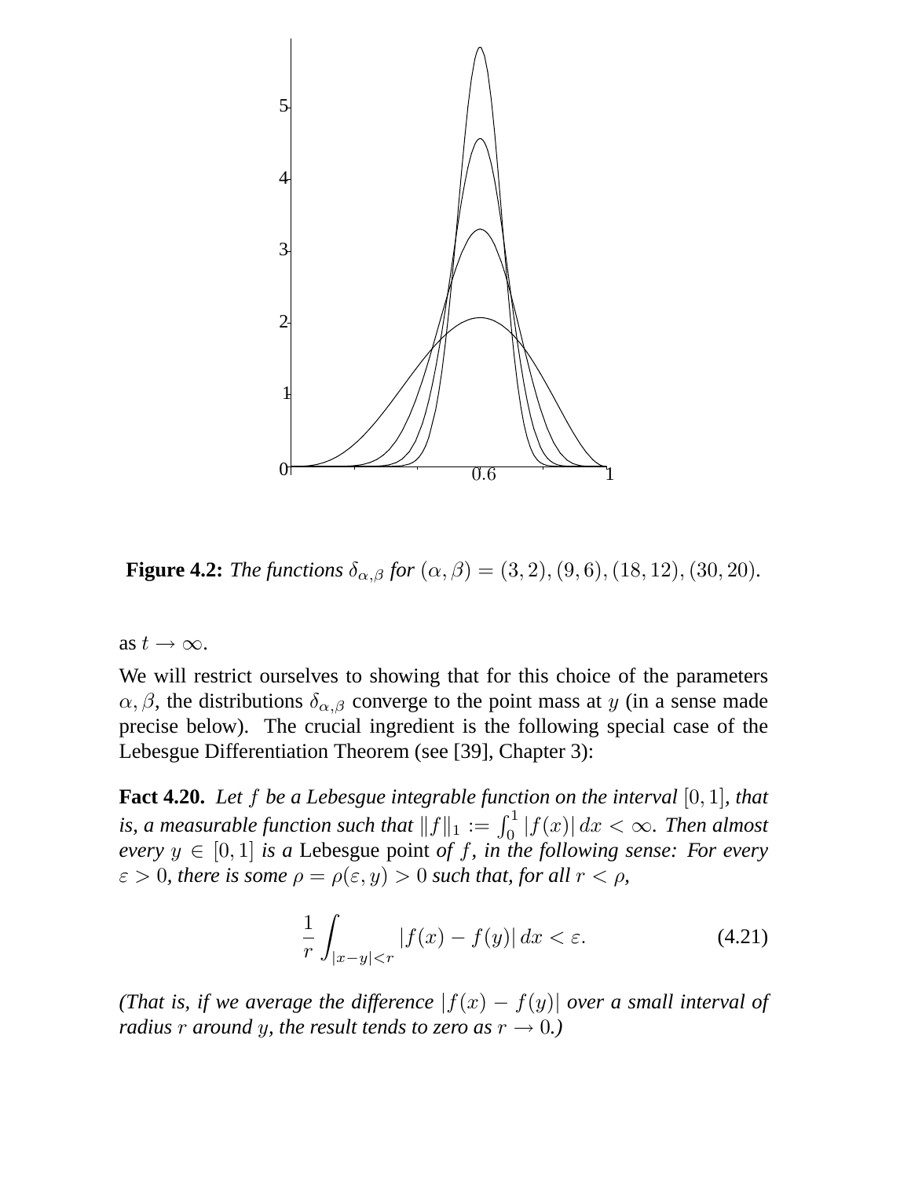**Figure 4.2:** *The functions $\delta_{\alpha,\beta}$ for $(\alpha, \beta) = (3, 2), (9, 6), (18, 12), (30, 20)$.*

as $t \to \infty$.

We will restrict ourselves to showing that for this choice of the parameters $\alpha, \beta$, the distributions $\delta_{\alpha,\beta}$ converge to the point mass at $y$ (in a sense made precise below). The crucial ingredient is the following special case of the Lebesgue Differentiation Theorem (see [39], Chapter 3):

**Fact 4.20.** *Let $f$ be a Lebesgue integrable function on the interval $[0, 1]$, that is, a measurable function such that $\|f\|_1 := \int_0^1 |f(x)| \, dx < \infty$. Then almost every $y \in [0, 1]$ is a* Lebesgue point *of $f$, in the following sense: For every $\varepsilon > 0$, there is some $\rho = \rho(\varepsilon, y) > 0$ such that, for all $r < \rho$,*

$$\frac{1}{r} \int_{|x-y|<r} |f(x) - f(y)| \, dx < \varepsilon. \tag{4.21}$$

*(That is, if we average the difference $|f(x) - f(y)|$ over a small interval of radius $r$ around $y$, the result tends to zero as $r \to 0$.)*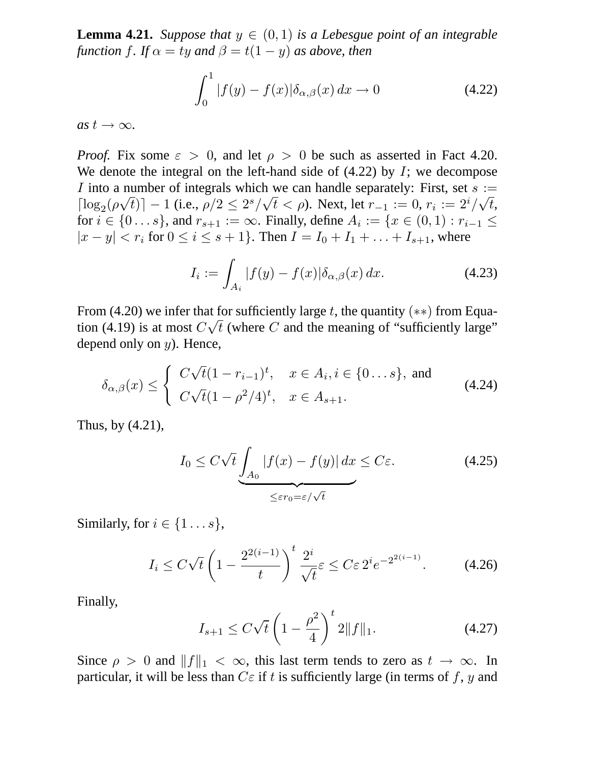**Lemma 4.21.** *Suppose that $y \in (0,1)$ is a Lebesgue point of an integrable function $f$. If $\alpha = ty$ and $\beta = t(1-y)$ as above, then*

$$\int_0^1 |f(y) - f(x)|\delta_{\alpha,\beta}(x)\,dx \to 0 \tag{4.22}$$

*as $t \to \infty$.*

*Proof.* Fix some $\varepsilon > 0$, and let $\rho > 0$ be such as asserted in Fact 4.20. We denote the integral on the left-hand side of (4.22) by $I$; we decompose $I$ into a number of integrals which we can handle separately: First, set $s := \lceil \log_2(\rho\sqrt{t})\rceil - 1$ (i.e., $\rho/2 \le 2^s/\sqrt{t} < \rho$). Next, let $r_{-1} := 0$, $r_i := 2^i/\sqrt{t}$, for $i \in \{0 \ldots s\}$, and $r_{s+1} := \infty$. Finally, define $A_i := \{x \in (0,1) : r_{i-1} \le |x - y| < r_i \text{ for } 0 \le i \le s+1\}$. Then $I = I_0 + I_1 + \ldots + I_{s+1}$, where

$$I_i := \int_{A_i} |f(y) - f(x)|\delta_{\alpha,\beta}(x)\,dx. \tag{4.23}$$

From (4.20) we infer that for sufficiently large $t$, the quantity $(**)$ from Equation (4.19) is at most $C\sqrt{t}$ (where $C$ and the meaning of "sufficiently large" depend only on $y$). Hence,

$$\delta_{\alpha,\beta}(x) \le \begin{cases} C\sqrt{t}(1 - r_{i-1})^t, & x \in A_i, i \in \{0 \ldots s\}, \text{ and} \\ C\sqrt{t}(1 - \rho^2/4)^t, & x \in A_{s+1}. \end{cases} \tag{4.24}$$

Thus, by (4.21),

$$I_0 \le C\sqrt{t} \underbrace{\int_{A_0} |f(x) - f(y)|\,dx}_{\le \varepsilon r_0 = \varepsilon/\sqrt{t}} \le C\varepsilon. \tag{4.25}$$

Similarly, for $i \in \{1 \ldots s\}$,

$$I_i \le C\sqrt{t}\left(1 - \frac{2^{2(i-1)}}{t}\right)^t \frac{2^i}{\sqrt{t}}\varepsilon \le C\varepsilon\, 2^i e^{-2^{2(i-1)}}. \tag{4.26}$$

Finally,

$$I_{s+1} \le C\sqrt{t}\left(1 - \frac{\rho^2}{4}\right)^t 2\|f\|_1. \tag{4.27}$$

Since $\rho > 0$ and $\|f\|_1 < \infty$, this last term tends to zero as $t \to \infty$. In particular, it will be less than $C\varepsilon$ if $t$ is sufficiently large (in terms of $f$, $y$ and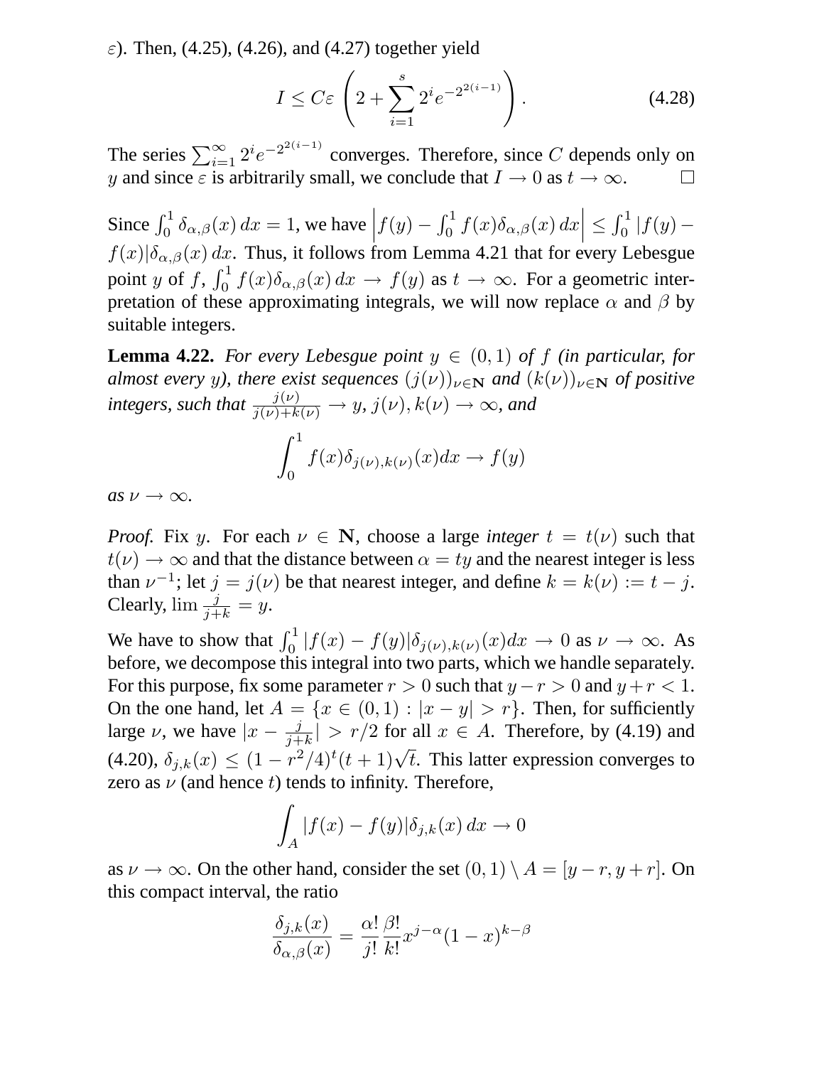$\varepsilon$). Then, (4.25), (4.26), and (4.27) together yield

$$I \le C\varepsilon \left(2 + \sum_{i=1}^{s} 2^i e^{-2^{2(i-1)}}\right). \tag{4.28}$$

The series $\sum_{i=1}^{\infty} 2^i e^{-2^{2(i-1)}}$ converges. Therefore, since $C$ depends only on $y$ and since $\varepsilon$ is arbitrarily small, we conclude that $I \to 0$ as $t \to \infty$. □

Since $\int_0^1 \delta_{\alpha,\beta}(x)\,dx = 1$, we have $\left|f(y) - \int_0^1 f(x)\delta_{\alpha,\beta}(x)\,dx\right| \le \int_0^1 |f(y) - f(x)|\delta_{\alpha,\beta}(x)\,dx$. Thus, it follows from Lemma 4.21 that for every Lebesgue point $y$ of $f$, $\int_0^1 f(x)\delta_{\alpha,\beta}(x)\,dx \to f(y)$ as $t \to \infty$. For a geometric interpretation of these approximating integrals, we will now replace $\alpha$ and $\beta$ by suitable integers.

**Lemma 4.22.** *For every Lebesgue point $y \in (0,1)$ of $f$ (in particular, for almost every $y$), there exist sequences $(j(\nu))_{\nu\in\mathbf{N}}$ and $(k(\nu))_{\nu\in\mathbf{N}}$ of positive integers, such that $\frac{j(\nu)}{j(\nu)+k(\nu)} \to y$, $j(\nu), k(\nu) \to \infty$, and*

$$\int_0^1 f(x)\delta_{j(\nu),k(\nu)}(x)dx \to f(y)$$

*as $\nu \to \infty$.*

*Proof.* Fix $y$. For each $\nu \in \mathbf{N}$, choose a large *integer* $t = t(\nu)$ such that $t(\nu) \to \infty$ and that the distance between $\alpha = ty$ and the nearest integer is less than $\nu^{-1}$; let $j = j(\nu)$ be that nearest integer, and define $k = k(\nu) := t - j$. Clearly, $\lim \frac{j}{j+k} = y$.

We have to show that $\int_0^1 |f(x) - f(y)|\delta_{j(\nu),k(\nu)}(x)dx \to 0$ as $\nu \to \infty$. As before, we decompose this integral into two parts, which we handle separately. For this purpose, fix some parameter $r > 0$ such that $y - r > 0$ and $y + r < 1$. On the one hand, let $A = \{x \in (0,1) : |x - y| > r\}$. Then, for sufficiently large $\nu$, we have $|x - \frac{j}{j+k}| > r/2$ for all $x \in A$. Therefore, by (4.19) and (4.20), $\delta_{j,k}(x) \le (1 - r^2/4)^t (t+1)\sqrt{t}$. This latter expression converges to zero as $\nu$ (and hence $t$) tends to infinity. Therefore,

$$\int_A |f(x) - f(y)|\delta_{j,k}(x)\,dx \to 0$$

as $\nu \to \infty$. On the other hand, consider the set $(0,1) \setminus A = [y - r, y + r]$. On this compact interval, the ratio

$$\frac{\delta_{j,k}(x)}{\delta_{\alpha,\beta}(x)} = \frac{\alpha!}{j!}\frac{\beta!}{k!}x^{j-\alpha}(1-x)^{k-\beta}$$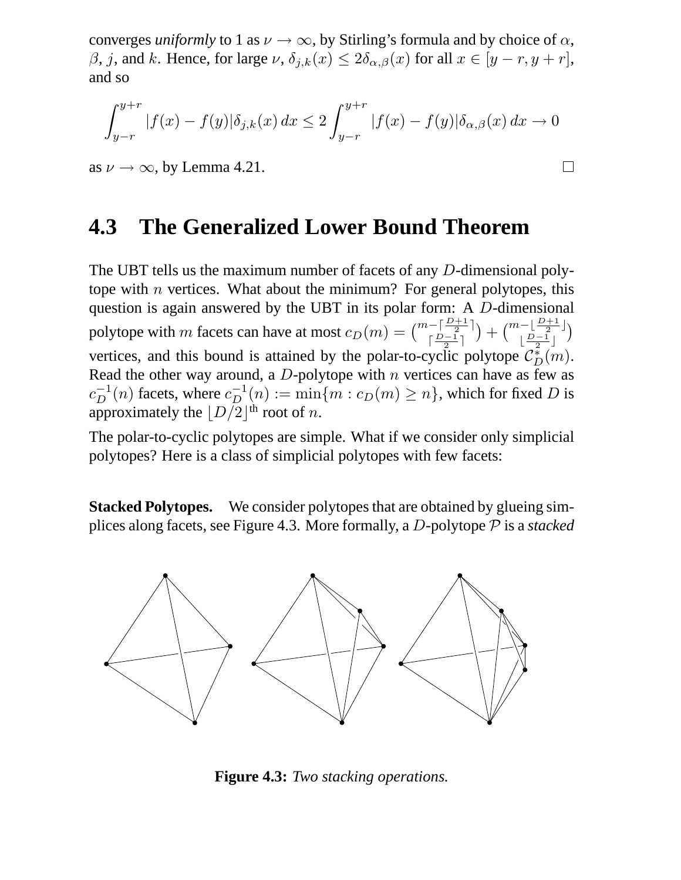converges *uniformly* to 1 as $\nu \to \infty$, by Stirling's formula and by choice of $\alpha$, $\beta$, $j$, and $k$. Hence, for large $\nu$, $\delta_{j,k}(x) \le 2\delta_{\alpha,\beta}(x)$ for all $x \in [y-r, y+r]$, and so

$$\int_{y-r}^{y+r} |f(x) - f(y)| \delta_{j,k}(x)\, dx \le 2 \int_{y-r}^{y+r} |f(x) - f(y)| \delta_{\alpha,\beta}(x)\, dx \to 0$$

as $\nu \to \infty$, by Lemma 4.21. □

## 4.3 The Generalized Lower Bound Theorem

The UBT tells us the maximum number of facets of any $D$-dimensional polytope with $n$ vertices. What about the minimum? For general polytopes, this question is again answered by the UBT in its polar form: A $D$-dimensional polytope with $m$ facets can have at most $c_D(m) = \binom{m-\lceil \frac{D+1}{2} \rceil}{\lceil \frac{D-1}{2} \rceil} + \binom{m-\lfloor \frac{D+1}{2} \rfloor}{\lfloor \frac{D-1}{2} \rfloor}$ vertices, and this bound is attained by the polar-to-cyclic polytope $\mathcal{C}_D^*(m)$. Read the other way around, a $D$-polytope with $n$ vertices can have as few as $c_D^{-1}(n)$ facets, where $c_D^{-1}(n) := \min\{m : c_D(m) \ge n\}$, which for fixed $D$ is approximately the $\lfloor D/2 \rfloor^{\text{th}}$ root of $n$.

The polar-to-cyclic polytopes are simple. What if we consider only simplicial polytopes? Here is a class of simplicial polytopes with few facets:

**Stacked Polytopes.** We consider polytopes that are obtained by glueing simplices along facets, see Figure 4.3. More formally, a $D$-polytope $\mathcal{P}$ is a *stacked*

**Figure 4.3:** *Two stacking operations.*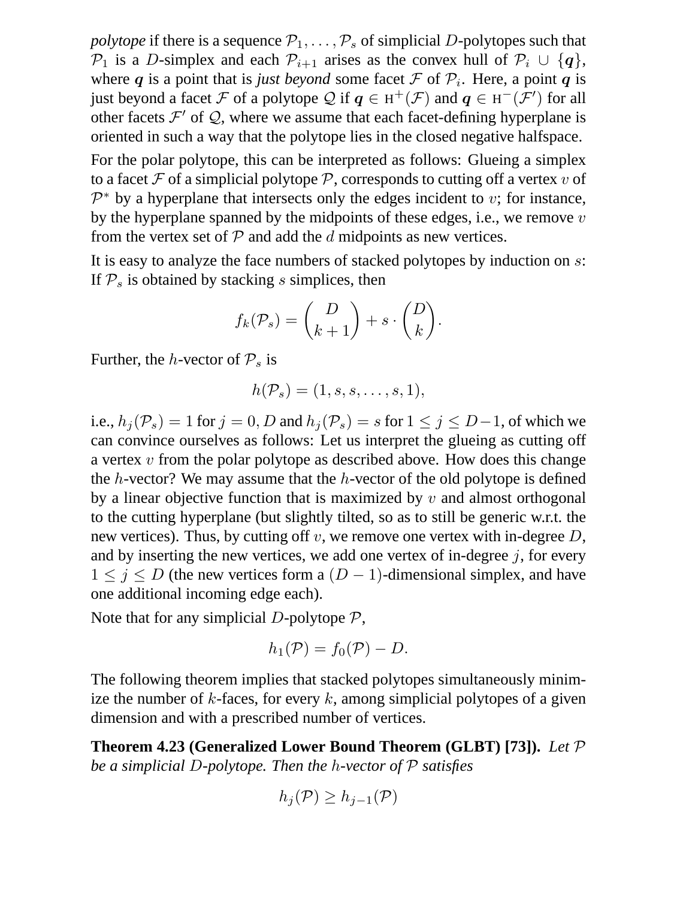*polytope* if there is a sequence $\mathcal{P}_1, \dots, \mathcal{P}_s$ of simplicial $D$-polytopes such that $\mathcal{P}_1$ is a $D$-simplex and each $\mathcal{P}_{i+1}$ arises as the convex hull of $\mathcal{P}_i \cup \{\boldsymbol{q}\}$, where $\boldsymbol{q}$ is a point that is *just beyond* some facet $\mathcal{F}$ of $\mathcal{P}_i$. Here, a point $\boldsymbol{q}$ is just beyond a facet $\mathcal{F}$ of a polytope $\mathcal{Q}$ if $\boldsymbol{q} \in \mathrm{H}^+(\mathcal{F})$ and $\boldsymbol{q} \in \mathrm{H}^-(\mathcal{F}')$ for all other facets $\mathcal{F}'$ of $\mathcal{Q}$, where we assume that each facet-defining hyperplane is oriented in such a way that the polytope lies in the closed negative halfspace.

For the polar polytope, this can be interpreted as follows: Glueing a simplex to a facet $\mathcal{F}$ of a simplicial polytope $\mathcal{P}$, corresponds to cutting off a vertex $v$ of $\mathcal{P}^*$ by a hyperplane that intersects only the edges incident to $v$; for instance, by the hyperplane spanned by the midpoints of these edges, i.e., we remove $v$ from the vertex set of $\mathcal{P}$ and add the $d$ midpoints as new vertices.

It is easy to analyze the face numbers of stacked polytopes by induction on $s$: If $\mathcal{P}_s$ is obtained by stacking $s$ simplices, then

$$f_k(\mathcal{P}_s) = \binom{D}{k+1} + s \cdot \binom{D}{k}.$$

Further, the $h$-vector of $\mathcal{P}_s$ is

$$h(\mathcal{P}_s) = (1, s, s, \dots, s, 1),$$

i.e., $h_j(\mathcal{P}_s) = 1$ for $j = 0, D$ and $h_j(\mathcal{P}_s) = s$ for $1 \leq j \leq D-1$, of which we can convince ourselves as follows: Let us interpret the glueing as cutting off a vertex $v$ from the polar polytope as described above. How does this change the $h$-vector? We may assume that the $h$-vector of the old polytope is defined by a linear objective function that is maximized by $v$ and almost orthogonal to the cutting hyperplane (but slightly tilted, so as to still be generic w.r.t. the new vertices). Thus, by cutting off $v$, we remove one vertex with in-degree $D$, and by inserting the new vertices, we add one vertex of in-degree $j$, for every $1 \leq j \leq D$ (the new vertices form a $(D-1)$-dimensional simplex, and have one additional incoming edge each).

Note that for any simplicial $D$-polytope $\mathcal{P}$,

$$h_1(\mathcal{P}) = f_0(\mathcal{P}) - D.$$

The following theorem implies that stacked polytopes simultaneously minimize the number of $k$-faces, for every $k$, among simplicial polytopes of a given dimension and with a prescribed number of vertices.

**Theorem 4.23 (Generalized Lower Bound Theorem (GLBT) [73]).** *Let $\mathcal{P}$ be a simplicial $D$-polytope. Then the $h$-vector of $\mathcal{P}$ satisfies*

$$h_j(\mathcal{P}) \geq h_{j-1}(\mathcal{P})$$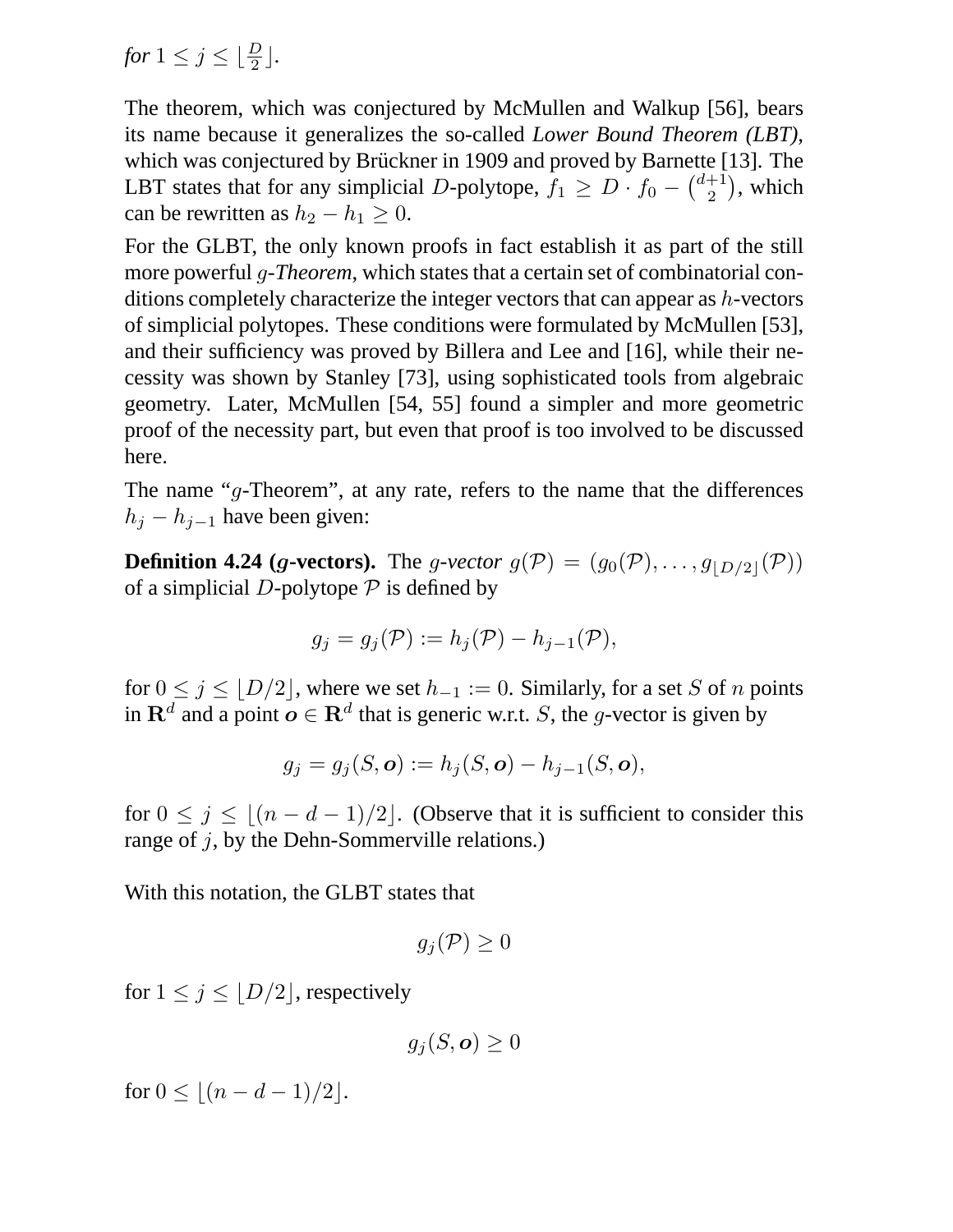*for* $1 \leq j \leq \lfloor \frac{D}{2} \rfloor$.

The theorem, which was conjectured by McMullen and Walkup [56], bears its name because it generalizes the so-called *Lower Bound Theorem (LBT)*, which was conjectured by Brückner in 1909 and proved by Barnette [13]. The LBT states that for any simplicial $D$-polytope, $f_1 \geq D \cdot f_0 - \binom{d+1}{2}$, which can be rewritten as $h_2 - h_1 \geq 0$.

For the GLBT, the only known proofs in fact establish it as part of the still more powerful *$g$-Theorem*, which states that a certain set of combinatorial conditions completely characterize the integer vectors that can appear as $h$-vectors of simplicial polytopes. These conditions were formulated by McMullen [53], and their sufficiency was proved by Billera and Lee and [16], while their necessity was shown by Stanley [73], using sophisticated tools from algebraic geometry. Later, McMullen [54, 55] found a simpler and more geometric proof of the necessity part, but even that proof is too involved to be discussed here.

The name "$g$-Theorem", at any rate, refers to the name that the differences $h_j - h_{j-1}$ have been given:

**Definition 4.24 ($g$-vectors).** The *$g$-vector* $g(\mathcal{P}) = (g_0(\mathcal{P}), \ldots, g_{\lfloor D/2 \rfloor}(\mathcal{P}))$ of a simplicial $D$-polytope $\mathcal{P}$ is defined by

$$g_j = g_j(\mathcal{P}) := h_j(\mathcal{P}) - h_{j-1}(\mathcal{P}),$$

for $0 \leq j \leq \lfloor D/2 \rfloor$, where we set $h_{-1} := 0$. Similarly, for a set $S$ of $n$ points in $\mathbf{R}^d$ and a point $\boldsymbol{o} \in \mathbf{R}^d$ that is generic w.r.t. $S$, the $g$-vector is given by

$$g_j = g_j(S, \boldsymbol{o}) := h_j(S, \boldsymbol{o}) - h_{j-1}(S, \boldsymbol{o}),$$

for $0 \leq j \leq \lfloor (n-d-1)/2 \rfloor$. (Observe that it is sufficient to consider this range of $j$, by the Dehn-Sommerville relations.)

With this notation, the GLBT states that

$$g_j(\mathcal{P}) \geq 0$$

for $1 \leq j \leq \lfloor D/2 \rfloor$, respectively

$$g_j(S, \boldsymbol{o}) \geq 0$$

for $0 \leq \lfloor (n-d-1)/2 \rfloor$.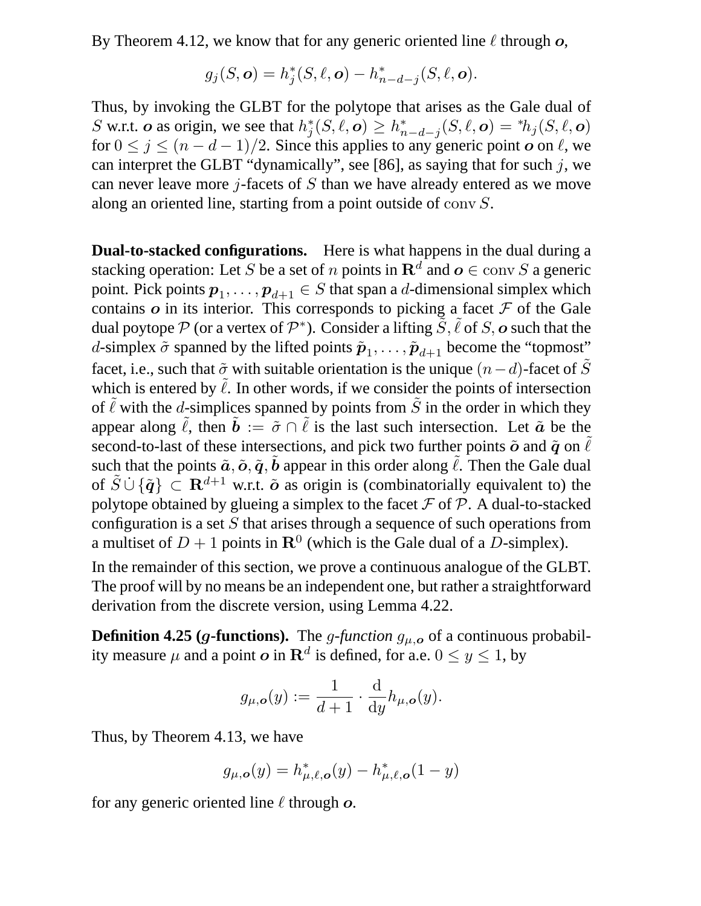By Theorem 4.12, we know that for any generic oriented line $\ell$ through $\boldsymbol{o}$,

$$g_j(S, \boldsymbol{o}) = h^*_j(S, \ell, \boldsymbol{o}) - h^*_{n-d-j}(S, \ell, \boldsymbol{o}).$$

Thus, by invoking the GLBT for the polytope that arises as the Gale dual of $S$ w.r.t. $\boldsymbol{o}$ as origin, we see that $h^*_j(S, \ell, \boldsymbol{o}) \geq h^*_{n-d-j}(S, \ell, \boldsymbol{o}) = {}^*h_j(S, \ell, \boldsymbol{o})$ for $0 \leq j \leq (n-d-1)/2$. Since this applies to any generic point $\boldsymbol{o}$ on $\ell$, we can interpret the GLBT "dynamically", see [86], as saying that for such $j$, we can never leave more $j$-facets of $S$ than we have already entered as we move along an oriented line, starting from a point outside of $\operatorname{conv} S$.

**Dual-to-stacked configurations.** Here is what happens in the dual during a stacking operation: Let $S$ be a set of $n$ points in $\mathbf{R}^d$ and $\boldsymbol{o} \in \operatorname{conv} S$ a generic point. Pick points $\boldsymbol{p}_1, \ldots, \boldsymbol{p}_{d+1} \in S$ that span a $d$-dimensional simplex which contains $\boldsymbol{o}$ in its interior. This corresponds to picking a facet $\mathcal{F}$ of the Gale dual poytope $\mathcal{P}$ (or a vertex of $\mathcal{P}^*$). Consider a lifting $\tilde{S}, \tilde{\ell}$ of $S, \boldsymbol{o}$ such that the $d$-simplex $\tilde{\sigma}$ spanned by the lifted points $\tilde{\boldsymbol{p}}_1, \ldots, \tilde{\boldsymbol{p}}_{d+1}$ become the "topmost" facet, i.e., such that $\tilde{\sigma}$ with suitable orientation is the unique $(n-d)$-facet of $\tilde{S}$ which is entered by $\tilde{\ell}$. In other words, if we consider the points of intersection of $\tilde{\ell}$ with the $d$-simplices spanned by points from $\tilde{S}$ in the order in which they appear along $\tilde{\ell}$, then $\tilde{\boldsymbol{b}} := \tilde{\sigma} \cap \tilde{\ell}$ is the last such intersection. Let $\tilde{\boldsymbol{a}}$ be the second-to-last of these intersections, and pick two further points $\tilde{\boldsymbol{o}}$ and $\tilde{\boldsymbol{q}}$ on $\tilde{\ell}$ such that the points $\tilde{\boldsymbol{a}}, \tilde{\boldsymbol{o}}, \tilde{\boldsymbol{q}}, \tilde{\boldsymbol{b}}$ appear in this order along $\tilde{\ell}$. Then the Gale dual of $\tilde{S} \,\dot{\cup}\, \{\tilde{\boldsymbol{q}}\} \subset \mathbf{R}^{d+1}$ w.r.t. $\tilde{\boldsymbol{o}}$ as origin is (combinatorially equivalent to) the polytope obtained by glueing a simplex to the facet $\mathcal{F}$ of $\mathcal{P}$. A dual-to-stacked configuration is a set $S$ that arises through a sequence of such operations from a multiset of $D+1$ points in $\mathbf{R}^0$ (which is the Gale dual of a $D$-simplex).

In the remainder of this section, we prove a continuous analogue of the GLBT. The proof will by no means be an independent one, but rather a straightforward derivation from the discrete version, using Lemma 4.22.

**Definition 4.25 ($g$-functions).** The *$g$-function* $g_{\mu,\boldsymbol{o}}$ of a continuous probability measure $\mu$ and a point $\boldsymbol{o}$ in $\mathbf{R}^d$ is defined, for a.e. $0 \leq y \leq 1$, by

$$g_{\mu,\boldsymbol{o}}(y) := \frac{1}{d+1} \cdot \frac{\mathrm{d}}{\mathrm{d}y} h_{\mu,\boldsymbol{o}}(y).$$

Thus, by Theorem 4.13, we have

$$g_{\mu,\boldsymbol{o}}(y) = h^*_{\mu,\ell,\boldsymbol{o}}(y) - h^*_{\mu,\ell,\boldsymbol{o}}(1-y)$$

for any generic oriented line $\ell$ through $\boldsymbol{o}$.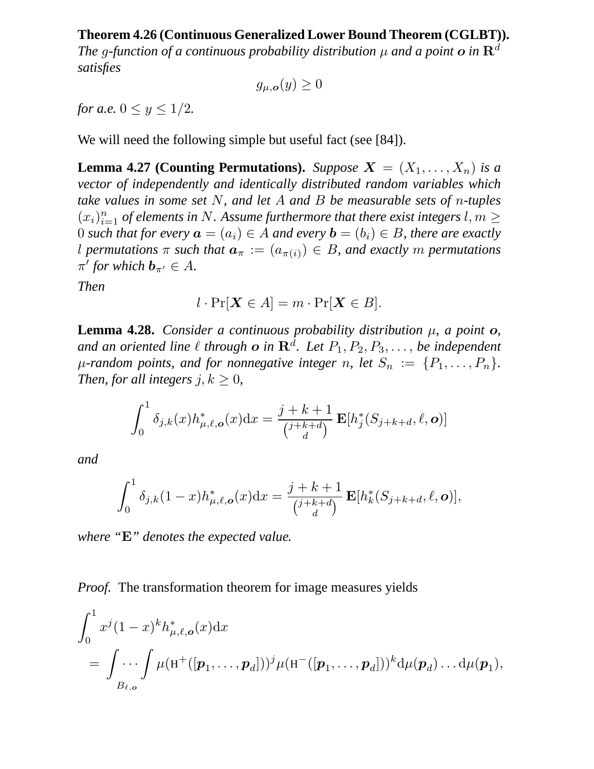**Theorem 4.26 (Continuous Generalized Lower Bound Theorem (CGLBT)).** *The $g$-function of a continuous probability distribution $\mu$ and a point $\boldsymbol{o}$ in $\mathbf{R}^d$ satisfies*

$$g_{\mu,\boldsymbol{o}}(y) \geq 0$$

*for a.e.* $0 \leq y \leq 1/2$.

We will need the following simple but useful fact (see [84]).

**Lemma 4.27 (Counting Permutations).** *Suppose $\boldsymbol{X} = (X_1, \ldots, X_n)$ is a vector of independently and identically distributed random variables which take values in some set $N$, and let $A$ and $B$ be measurable sets of $n$-tuples $(x_i)_{i=1}^n$ of elements in $N$. Assume furthermore that there exist integers $l, m \geq 0$ such that for every $\boldsymbol{a} = (a_i) \in A$ and every $\boldsymbol{b} = (b_i) \in B$, there are exactly $l$ permutations $\pi$ such that $\boldsymbol{a}_\pi := (a_{\pi(i)}) \in B$, and exactly $m$ permutations $\pi'$ for which $\boldsymbol{b}_{\pi'} \in A$.*

*Then*

$$l \cdot \Pr[\boldsymbol{X} \in A] = m \cdot \Pr[\boldsymbol{X} \in B].$$

**Lemma 4.28.** *Consider a continuous probability distribution $\mu$, a point $\boldsymbol{o}$, and an oriented line $\ell$ through $\boldsymbol{o}$ in $\mathbf{R}^d$. Let $P_1, P_2, P_3, \ldots,$ be independent $\mu$-random points, and for nonnegative integer $n$, let $S_n := \{P_1, \ldots, P_n\}$. Then, for all integers $j, k \geq 0$,*

$$\int_0^1 \delta_{j,k}(x) h^*_{\mu,\ell,\boldsymbol{o}}(x) \mathrm{d}x = \frac{j+k+1}{\binom{j+k+d}{d}} \, \mathbf{E}[h^*_j(S_{j+k+d}, \ell, \boldsymbol{o})]$$

*and*

$$\int_0^1 \delta_{j,k}(1-x) h^*_{\mu,\ell,\boldsymbol{o}}(x) \mathrm{d}x = \frac{j+k+1}{\binom{j+k+d}{d}} \, \mathbf{E}[h^*_k(S_{j+k+d}, \ell, \boldsymbol{o})],$$

*where "$\mathbf{E}$" denotes the expected value.*

*Proof.* The transformation theorem for image measures yields

$$\begin{aligned}
&\int_0^1 x^j (1-x)^k h^*_{\mu,\ell,\boldsymbol{o}}(x) \mathrm{d}x \\
&\quad = \underset{B_{\ell,\boldsymbol{o}}}{\int \cdots \int} \mu(\mathrm{H}^+([\boldsymbol{p}_1, \ldots, \boldsymbol{p}_d]))^j \mu(\mathrm{H}^-([\boldsymbol{p}_1, \ldots, \boldsymbol{p}_d]))^k \mathrm{d}\mu(\boldsymbol{p}_d) \ldots \mathrm{d}\mu(\boldsymbol{p}_1),
\end{aligned}$$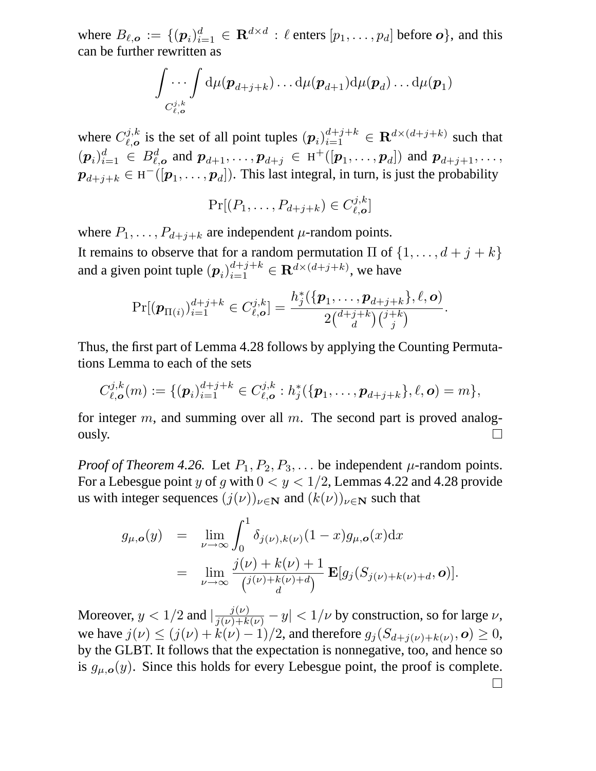where $B_{\ell,\boldsymbol{o}} := \{(\boldsymbol{p}_i)_{i=1}^d \in \mathbf{R}^{d\times d} : \ell \text{ enters } [p_1,\ldots,p_d] \text{ before } \boldsymbol{o}\}$, and this can be further rewritten as

$$\int_{C_{\ell,\boldsymbol{o}}^{j,k}} \cdots \int \mathrm{d}\mu(\boldsymbol{p}_{d+j+k})\ldots\mathrm{d}\mu(\boldsymbol{p}_{d+1})\mathrm{d}\mu(\boldsymbol{p}_d)\ldots\mathrm{d}\mu(\boldsymbol{p}_1)$$

where $C_{\ell,\boldsymbol{o}}^{j,k}$ is the set of all point tuples $(\boldsymbol{p}_i)_{i=1}^{d+j+k} \in \mathbf{R}^{d\times(d+j+k)}$ such that $(\boldsymbol{p}_i)_{i=1}^d \in B_{\ell,\boldsymbol{o}}^d$ and $\boldsymbol{p}_{d+1},\ldots,\boldsymbol{p}_{d+j} \in \mathrm{H}^+([\boldsymbol{p}_1,\ldots,\boldsymbol{p}_d])$ and $\boldsymbol{p}_{d+j+1},\ldots,\boldsymbol{p}_{d+j+k} \in \mathrm{H}^-([\boldsymbol{p}_1,\ldots,\boldsymbol{p}_d])$. This last integral, in turn, is just the probability

$$\Pr[(P_1,\ldots,P_{d+j+k}) \in C_{\ell,\boldsymbol{o}}^{j,k}]$$

where $P_1,\ldots,P_{d+j+k}$ are independent $\mu$-random points.

It remains to observe that for a random permutation $\Pi$ of $\{1,\ldots,d+j+k\}$ and a given point tuple $(\boldsymbol{p}_i)_{i=1}^{d+j+k} \in \mathbf{R}^{d\times(d+j+k)}$, we have

$$\Pr[(\boldsymbol{p}_{\Pi(i)})_{i=1}^{d+j+k} \in C_{\ell,\boldsymbol{o}}^{j,k}] = \frac{h_j^*(\{\boldsymbol{p}_1,\ldots,\boldsymbol{p}_{d+j+k}\},\ell,\boldsymbol{o})}{2\binom{d+j+k}{d}\binom{j+k}{j}}.$$

Thus, the first part of Lemma 4.28 follows by applying the Counting Permutations Lemma to each of the sets

$$C_{\ell,\boldsymbol{o}}^{j,k}(m) := \{(\boldsymbol{p}_i)_{i=1}^{d+j+k} \in C_{\ell,\boldsymbol{o}}^{j,k} : h_j^*(\{\boldsymbol{p}_1,\ldots,\boldsymbol{p}_{d+j+k}\},\ell,\boldsymbol{o}) = m\},$$

for integer $m$, and summing over all $m$. The second part is proved analogously. □

*Proof of Theorem 4.26.* Let $P_1,P_2,P_3,\ldots$ be independent $\mu$-random points. For a Lebesgue point $y$ of $g$ with $0<y<1/2$, Lemmas 4.22 and 4.28 provide us with integer sequences $(j(\nu))_{\nu\in\mathbf{N}}$ and $(k(\nu))_{\nu\in\mathbf{N}}$ such that

$$\begin{aligned}
g_{\mu,\boldsymbol{o}}(y) &= \lim_{\nu\to\infty}\int_0^1 \delta_{j(\nu),k(\nu)}(1-x)g_{\mu,\boldsymbol{o}}(x)\mathrm{d}x \\
&= \lim_{\nu\to\infty}\frac{j(\nu)+k(\nu)+1}{\binom{j(\nu)+k(\nu)+d}{d}}\,\mathbf{E}[g_j(S_{j(\nu)+k(\nu)+d},\boldsymbol{o})].
\end{aligned}$$

Moreover, $y<1/2$ and $|\frac{j(\nu)}{j(\nu)+k(\nu)}-y|<1/\nu$ by construction, so for large $\nu$, we have $j(\nu)\le(j(\nu)+k(\nu)-1)/2$, and therefore $g_j(S_{d+j(\nu)+k(\nu)},\boldsymbol{o})\ge 0$, by the GLBT. It follows that the expectation is nonnegative, too, and hence so is $g_{\mu,\boldsymbol{o}}(y)$. Since this holds for every Lebesgue point, the proof is complete. □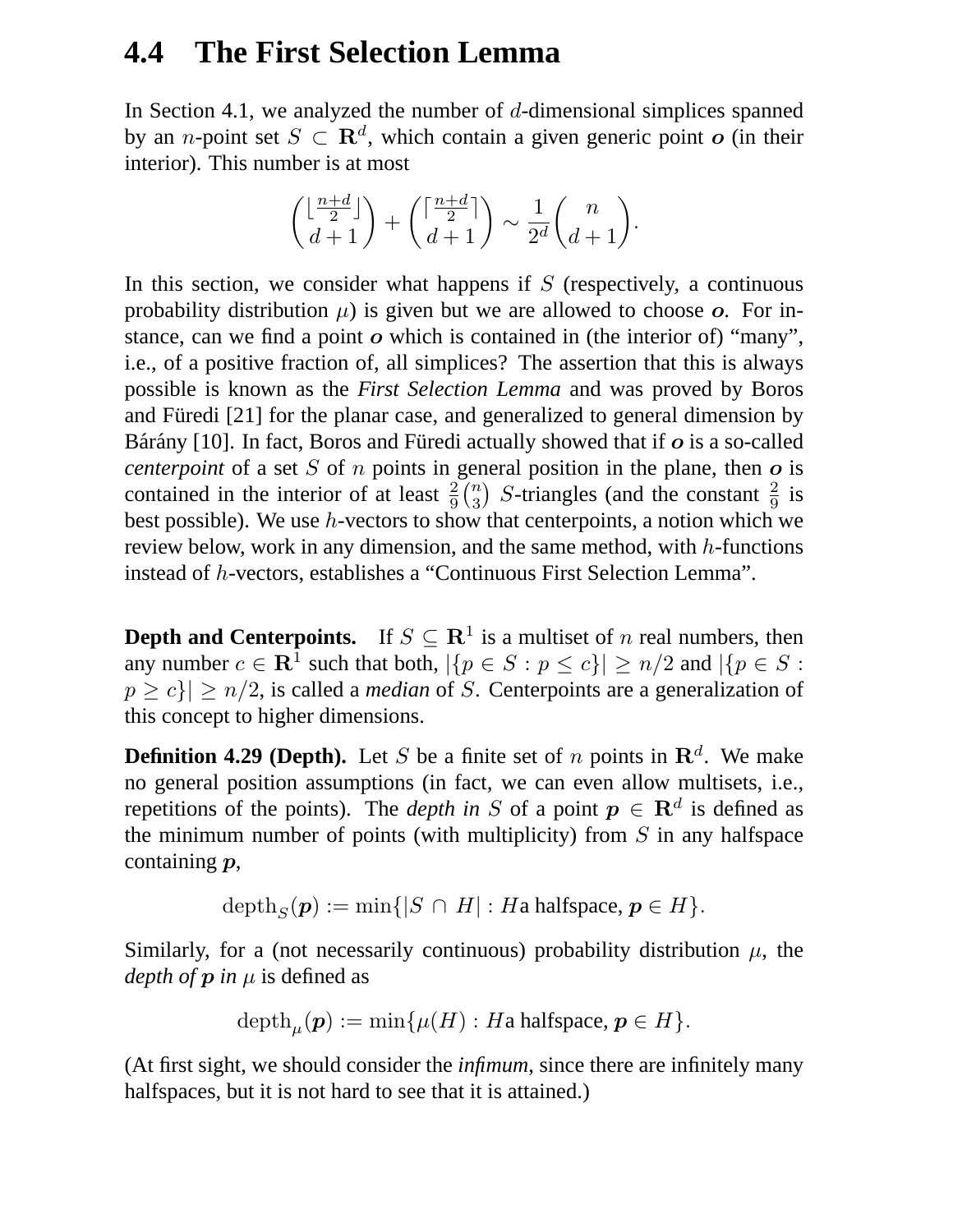## 4.4 The First Selection Lemma

In Section 4.1, we analyzed the number of $d$-dimensional simplices spanned by an $n$-point set $S \subset \mathbf{R}^d$, which contain a given generic point $\boldsymbol{o}$ (in their interior). This number is at most

$$\binom{\lfloor \frac{n+d}{2} \rfloor}{d+1} + \binom{\lceil \frac{n+d}{2} \rceil}{d+1} \sim \frac{1}{2^d}\binom{n}{d+1}.$$

In this section, we consider what happens if $S$ (respectively, a continuous probability distribution $\mu$) is given but we are allowed to choose $\boldsymbol{o}$. For instance, can we find a point $\boldsymbol{o}$ which is contained in (the interior of) "many", i.e., of a positive fraction of, all simplices? The assertion that this is always possible is known as the *First Selection Lemma* and was proved by Boros and Füredi [21] for the planar case, and generalized to general dimension by Bárány [10]. In fact, Boros and Füredi actually showed that if $\boldsymbol{o}$ is a so-called *centerpoint* of a set $S$ of $n$ points in general position in the plane, then $\boldsymbol{o}$ is contained in the interior of at least $\frac{2}{9}\binom{n}{3}$ $S$-triangles (and the constant $\frac{2}{9}$ is best possible). We use $h$-vectors to show that centerpoints, a notion which we review below, work in any dimension, and the same method, with $h$-functions instead of $h$-vectors, establishes a "Continuous First Selection Lemma".

**Depth and Centerpoints.** If $S \subseteq \mathbf{R}^1$ is a multiset of $n$ real numbers, then any number $c \in \mathbf{R}^1$ such that both, $|\{p \in S : p \leq c\}| \geq n/2$ and $|\{p \in S : p \geq c\}| \geq n/2$, is called a *median* of $S$. Centerpoints are a generalization of this concept to higher dimensions.

**Definition 4.29 (Depth).** Let $S$ be a finite set of $n$ points in $\mathbf{R}^d$. We make no general position assumptions (in fact, we can even allow multisets, i.e., repetitions of the points). The *depth in* $S$ of a point $\boldsymbol{p} \in \mathbf{R}^d$ is defined as the minimum number of points (with multiplicity) from $S$ in any halfspace containing $\boldsymbol{p}$,

$$\mathrm{depth}_S(\boldsymbol{p}) := \min\{|S \cap H| : H \text{a halfspace}, \boldsymbol{p} \in H\}.$$

Similarly, for a (not necessarily continuous) probability distribution $\mu$, the *depth of* $\boldsymbol{p}$ *in* $\mu$ is defined as

$$\mathrm{depth}_\mu(\boldsymbol{p}) := \min\{\mu(H) : H \text{a halfspace}, \boldsymbol{p} \in H\}.$$

(At first sight, we should consider the *infimum*, since there are infinitely many halfspaces, but it is not hard to see that it is attained.)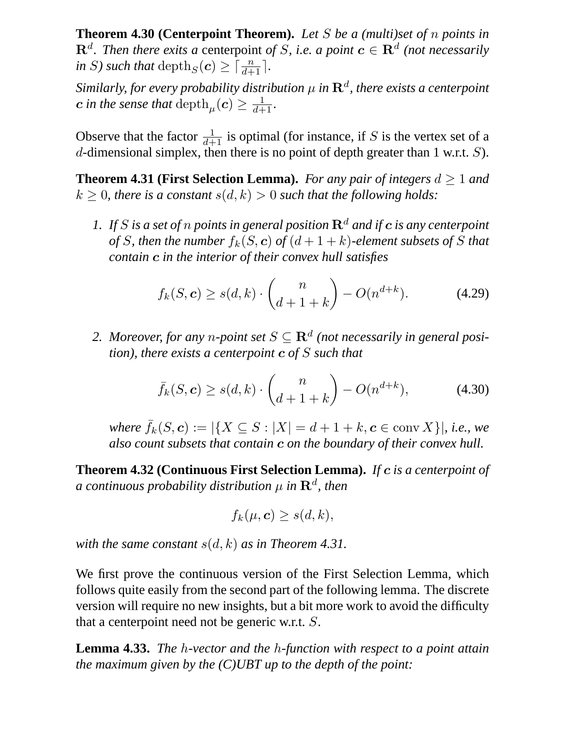**Theorem 4.30 (Centerpoint Theorem).** *Let $S$ be a (multi)set of $n$ points in $\mathbf{R}^d$. Then there exits a* centerpoint *of $S$, i.e. a point $\boldsymbol{c} \in \mathbf{R}^d$ (not necessarily in $S$) such that $\operatorname{depth}_S(\boldsymbol{c}) \geq \lceil \frac{n}{d+1} \rceil$.*

*Similarly, for every probability distribution $\mu$ in $\mathbf{R}^d$, there exists a centerpoint $\boldsymbol{c}$ in the sense that $\operatorname{depth}_\mu(\boldsymbol{c}) \geq \frac{1}{d+1}$.*

Observe that the factor $\frac{1}{d+1}$ is optimal (for instance, if $S$ is the vertex set of a $d$-dimensional simplex, then there is no point of depth greater than 1 w.r.t. $S$).

**Theorem 4.31 (First Selection Lemma).** *For any pair of integers $d \geq 1$ and $k \geq 0$, there is a constant $s(d, k) > 0$ such that the following holds:*

1. *If $S$ is a set of $n$ points in general position $\mathbf{R}^d$ and if $\boldsymbol{c}$ is any centerpoint of $S$, then the number $f_k(S, \boldsymbol{c})$ of $(d+1+k)$-element subsets of $S$ that contain $\boldsymbol{c}$ in the interior of their convex hull satisfies*

$$f_k(S, \boldsymbol{c}) \geq s(d, k) \cdot \binom{n}{d+1+k} - O(n^{d+k}). \tag{4.29}$$

2. *Moreover, for any $n$-point set $S \subseteq \mathbf{R}^d$ (not necessarily in general position), there exists a centerpoint $\boldsymbol{c}$ of $S$ such that*

$$\bar{f}_k(S, \boldsymbol{c}) \geq s(d, k) \cdot \binom{n}{d+1+k} - O(n^{d+k}), \tag{4.30}$$

*where $\bar{f}_k(S, \boldsymbol{c}) := |\{X \subseteq S : |X| = d+1+k, \boldsymbol{c} \in \operatorname{conv} X\}|$, i.e., we also count subsets that contain $\boldsymbol{c}$ on the boundary of their convex hull.*

**Theorem 4.32 (Continuous First Selection Lemma).** *If $\boldsymbol{c}$ is a centerpoint of a continuous probability distribution $\mu$ in $\mathbf{R}^d$, then*

$$f_k(\mu, \boldsymbol{c}) \geq s(d, k),$$

*with the same constant $s(d, k)$ as in Theorem 4.31.*

We first prove the continuous version of the First Selection Lemma, which follows quite easily from the second part of the following lemma. The discrete version will require no new insights, but a bit more work to avoid the difficulty that a centerpoint need not be generic w.r.t. $S$.

**Lemma 4.33.** *The $h$-vector and the $h$-function with respect to a point attain the maximum given by the (C)UBT up to the depth of the point:*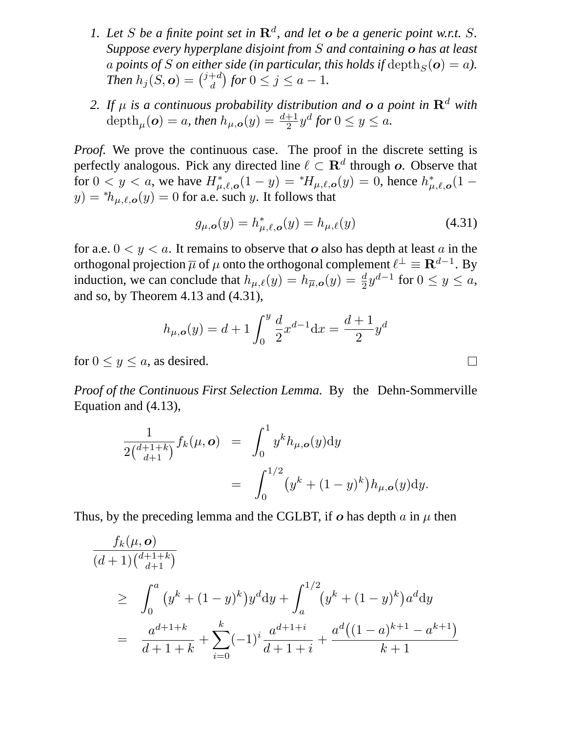1. *Let $S$ be a finite point set in $\mathbf{R}^d$, and let $\boldsymbol{o}$ be a generic point w.r.t. $S$. Suppose every hyperplane disjoint from $S$ and containing $\boldsymbol{o}$ has at least $a$ points of $S$ on either side (in particular, this holds if $\operatorname{depth}_S(\boldsymbol{o}) = a$). Then $h_j(S, \boldsymbol{o}) = \binom{j+d}{d}$ for $0 \le j \le a-1$.*

2. *If $\mu$ is a continuous probability distribution and $\boldsymbol{o}$ a point in $\mathbf{R}^d$ with $\operatorname{depth}_\mu(\boldsymbol{o}) = a$, then $h_{\mu,\boldsymbol{o}}(y) = \frac{d+1}{2} y^d$ for $0 \le y \le a$.*

*Proof.* We prove the continuous case. The proof in the discrete setting is perfectly analogous. Pick any directed line $\ell \subset \mathbf{R}^d$ through $\boldsymbol{o}$. Observe that for $0 < y < a$, we have $H^*_{\mu,\ell,\boldsymbol{o}}(1-y) = {}^*H_{\mu,\ell,\boldsymbol{o}}(y) = 0$, hence $h^*_{\mu,\ell,\boldsymbol{o}}(1-y) = {}^*h_{\mu,\ell,\boldsymbol{o}}(y) = 0$ for a.e. such $y$. It follows that

$$g_{\mu,\boldsymbol{o}}(y) = h^*_{\mu,\ell,\boldsymbol{o}}(y) = h_{\mu,\ell}(y) \tag{4.31}$$

for a.e. $0 < y < a$. It remains to observe that $\boldsymbol{o}$ also has depth at least $a$ in the orthogonal projection $\overline{\mu}$ of $\mu$ onto the orthogonal complement $\ell^\perp \equiv \mathbf{R}^{d-1}$. By induction, we can conclude that $h_{\mu,\ell}(y) = h_{\overline{\mu},\boldsymbol{o}}(y) = \frac{d}{2} y^{d-1}$ for $0 \le y \le a$, and so, by Theorem 4.13 and (4.31),

$$h_{\mu,\boldsymbol{o}}(y) = d + 1 \int_0^y \frac{d}{2} x^{d-1} \mathrm{d}x = \frac{d+1}{2} y^d$$

for $0 \le y \le a$, as desired. □

*Proof of the Continuous First Selection Lemma.* By the Dehn-Sommerville Equation and (4.13),

$$\begin{aligned}
\frac{1}{2\binom{d+1+k}{d+1}} f_k(\mu, \boldsymbol{o}) &= \int_0^1 y^k h_{\mu,\boldsymbol{o}}(y) \mathrm{d}y \\
&= \int_0^{1/2} \left(y^k + (1-y)^k\right) h_{\mu,\boldsymbol{o}}(y) \mathrm{d}y.
\end{aligned}$$

Thus, by the preceding lemma and the CGLBT, if $\boldsymbol{o}$ has depth $a$ in $\mu$ then

$$\begin{aligned}
&\frac{f_k(\mu, \boldsymbol{o})}{(d+1)\binom{d+1+k}{d+1}} \\
&\quad\ge \int_0^a \left(y^k + (1-y)^k\right) y^d \mathrm{d}y + \int_a^{1/2} \left(y^k + (1-y)^k\right) a^d \mathrm{d}y \\
&\quad= \frac{a^{d+1+k}}{d+1+k} + \sum_{i=0}^{k} (-1)^i \frac{a^{d+1+i}}{d+1+i} + \frac{a^d\left((1-a)^{k+1} - a^{k+1}\right)}{k+1}
\end{aligned}$$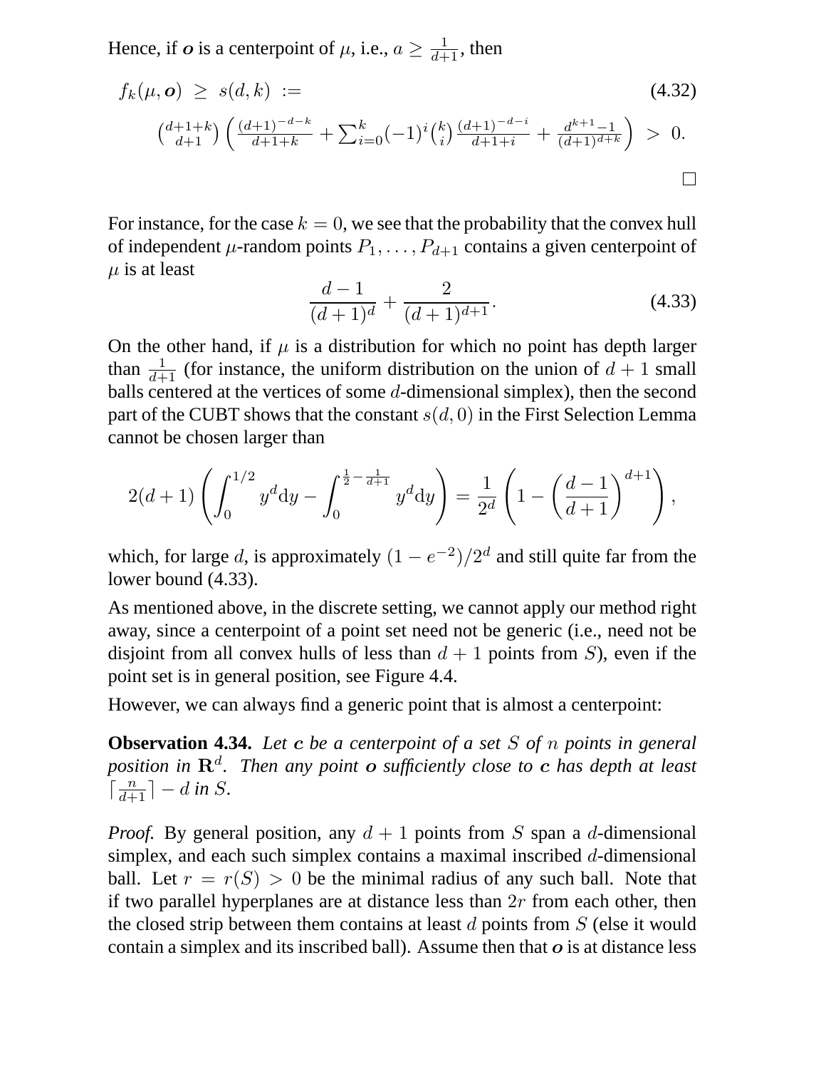Hence, if $\boldsymbol{o}$ is a centerpoint of $\mu$, i.e., $a \geq \frac{1}{d+1}$, then

$$f_k(\mu, \boldsymbol{o}) \;\geq\; s(d,k) \;:= \tag{4.32}$$

$$\binom{d+1+k}{d+1}\left(\frac{(d+1)^{-d-k}}{d+1+k} + \sum_{i=0}^{k}(-1)^i\binom{k}{i}\frac{(d+1)^{-d-i}}{d+1+i} + \frac{d^{k+1}-1}{(d+1)^{d+k}}\right) \;>\; 0.$$

□

For instance, for the case $k = 0$, we see that the probability that the convex hull of independent $\mu$-random points $P_1, \ldots, P_{d+1}$ contains a given centerpoint of $\mu$ is at least

$$\frac{d-1}{(d+1)^d} + \frac{2}{(d+1)^{d+1}}. \tag{4.33}$$

On the other hand, if $\mu$ is a distribution for which no point has depth larger than $\frac{1}{d+1}$ (for instance, the uniform distribution on the union of $d+1$ small balls centered at the vertices of some $d$-dimensional simplex), then the second part of the CUBT shows that the constant $s(d,0)$ in the First Selection Lemma cannot be chosen larger than

$$2(d+1)\left(\int_0^{1/2} y^d \mathrm{d}y - \int_0^{\frac{1}{2}-\frac{1}{d+1}} y^d \mathrm{d}y\right) = \frac{1}{2^d}\left(1 - \left(\frac{d-1}{d+1}\right)^{d+1}\right),$$

which, for large $d$, is approximately $(1-e^{-2})/2^d$ and still quite far from the lower bound (4.33).

As mentioned above, in the discrete setting, we cannot apply our method right away, since a centerpoint of a point set need not be generic (i.e., need not be disjoint from all convex hulls of less than $d+1$ points from $S$), even if the point set is in general position, see Figure 4.4.

However, we can always find a generic point that is almost a centerpoint:

**Observation 4.34.** *Let $\boldsymbol{c}$ be a centerpoint of a set $S$ of $n$ points in general position in $\mathbf{R}^d$. Then any point $\boldsymbol{o}$ sufficiently close to $\boldsymbol{c}$ has depth at least $\lceil \frac{n}{d+1} \rceil - d$ in $S$.*

*Proof.* By general position, any $d+1$ points from $S$ span a $d$-dimensional simplex, and each such simplex contains a maximal inscribed $d$-dimensional ball. Let $r = r(S) > 0$ be the minimal radius of any such ball. Note that if two parallel hyperplanes are at distance less than $2r$ from each other, then the closed strip between them contains at least $d$ points from $S$ (else it would contain a simplex and its inscribed ball). Assume then that $\boldsymbol{o}$ is at distance less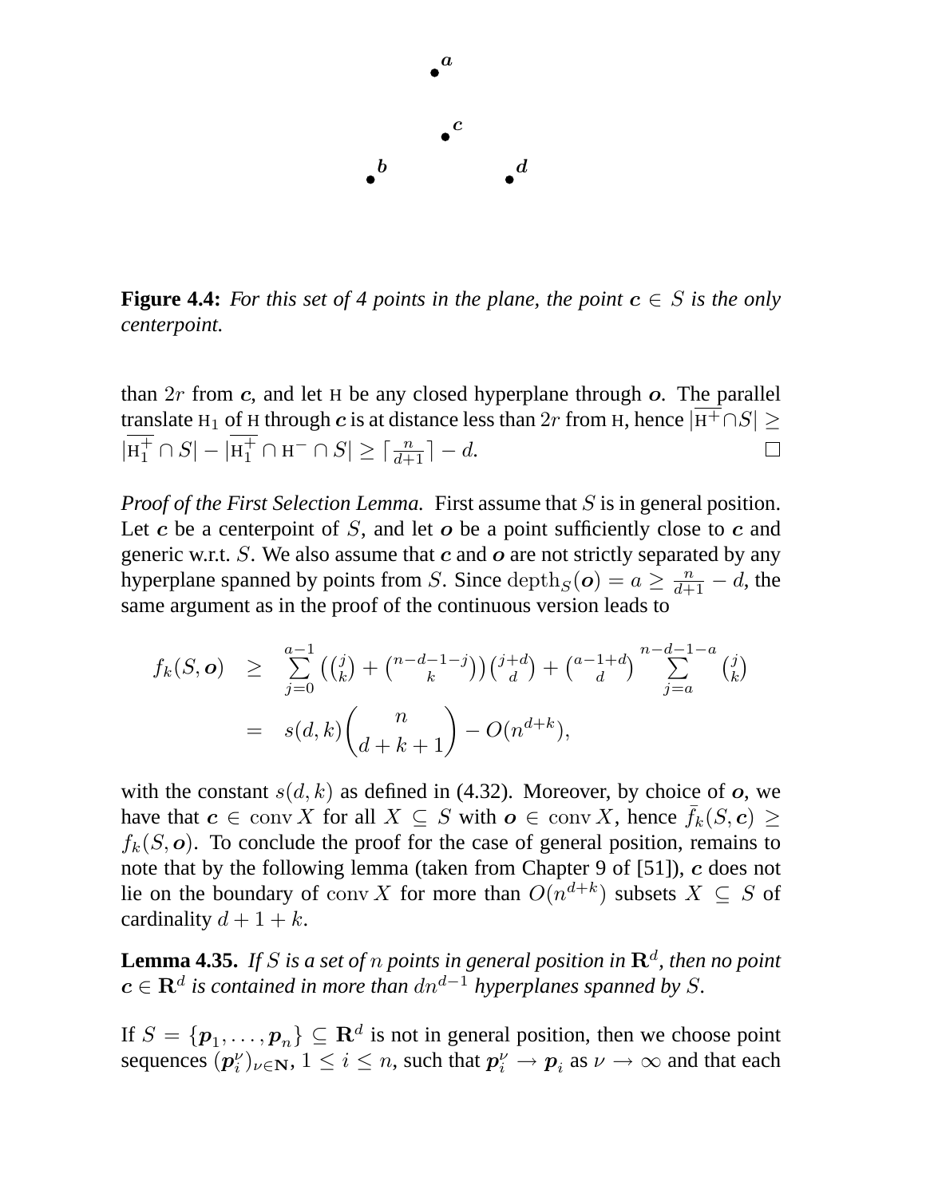**Figure 4.4:** *For this set of 4 points in the plane, the point $\boldsymbol{c} \in S$ is the only centerpoint.*

than $2r$ from $\boldsymbol{c}$, and let $\mathrm{H}$ be any closed hyperplane through $\boldsymbol{o}$. The parallel translate $\mathrm{H}_1$ of $\mathrm{H}$ through $\boldsymbol{c}$ is at distance less than $2r$ from $\mathrm{H}$, hence $|\overline{\mathrm{H}^+} \cap S| \geq |\overline{\mathrm{H}_1^+} \cap S| - |\overline{\mathrm{H}_1^+} \cap \mathrm{H}^- \cap S| \geq \lceil \frac{n}{d+1} \rceil - d$. □

*Proof of the First Selection Lemma.* First assume that $S$ is in general position. Let $\boldsymbol{c}$ be a centerpoint of $S$, and let $\boldsymbol{o}$ be a point sufficiently close to $\boldsymbol{c}$ and generic w.r.t. $S$. We also assume that $\boldsymbol{c}$ and $\boldsymbol{o}$ are not strictly separated by any hyperplane spanned by points from $S$. Since $\mathrm{depth}_S(\boldsymbol{o}) = a \geq \frac{n}{d+1} - d$, the same argument as in the proof of the continuous version leads to

$$
\begin{aligned}
f_k(S, \boldsymbol{o}) &\geq \sum_{j=0}^{a-1} \left( \binom{j}{k} + \binom{n-d-1-j}{k} \right) \binom{j+d}{d} + \binom{a-1+d}{d} \sum_{j=a}^{n-d-1-a} \binom{j}{k} \\
&= s(d,k) \binom{n}{d+k+1} - O(n^{d+k}),
\end{aligned}
$$

with the constant $s(d,k)$ as defined in (4.32). Moreover, by choice of $\boldsymbol{o}$, we have that $\boldsymbol{c} \in \mathrm{conv}\, X$ for all $X \subseteq S$ with $\boldsymbol{o} \in \mathrm{conv}\, X$, hence $\bar{f}_k(S, \boldsymbol{c}) \geq f_k(S, \boldsymbol{o})$. To conclude the proof for the case of general position, remains to note that by the following lemma (taken from Chapter 9 of [51]), $\boldsymbol{c}$ does not lie on the boundary of $\mathrm{conv}\, X$ for more than $O(n^{d+k})$ subsets $X \subseteq S$ of cardinality $d + 1 + k$.

**Lemma 4.35.** *If $S$ is a set of $n$ points in general position in $\mathbf{R}^d$, then no point $\boldsymbol{c} \in \mathbf{R}^d$ is contained in more than $dn^{d-1}$ hyperplanes spanned by $S$.*

If $S = \{\boldsymbol{p}_1, \ldots, \boldsymbol{p}_n\} \subseteq \mathbf{R}^d$ is not in general position, then we choose point sequences $(\boldsymbol{p}_i^\nu)_{\nu \in \mathbf{N}}$, $1 \leq i \leq n$, such that $\boldsymbol{p}_i^\nu \to \boldsymbol{p}_i$ as $\nu \to \infty$ and that each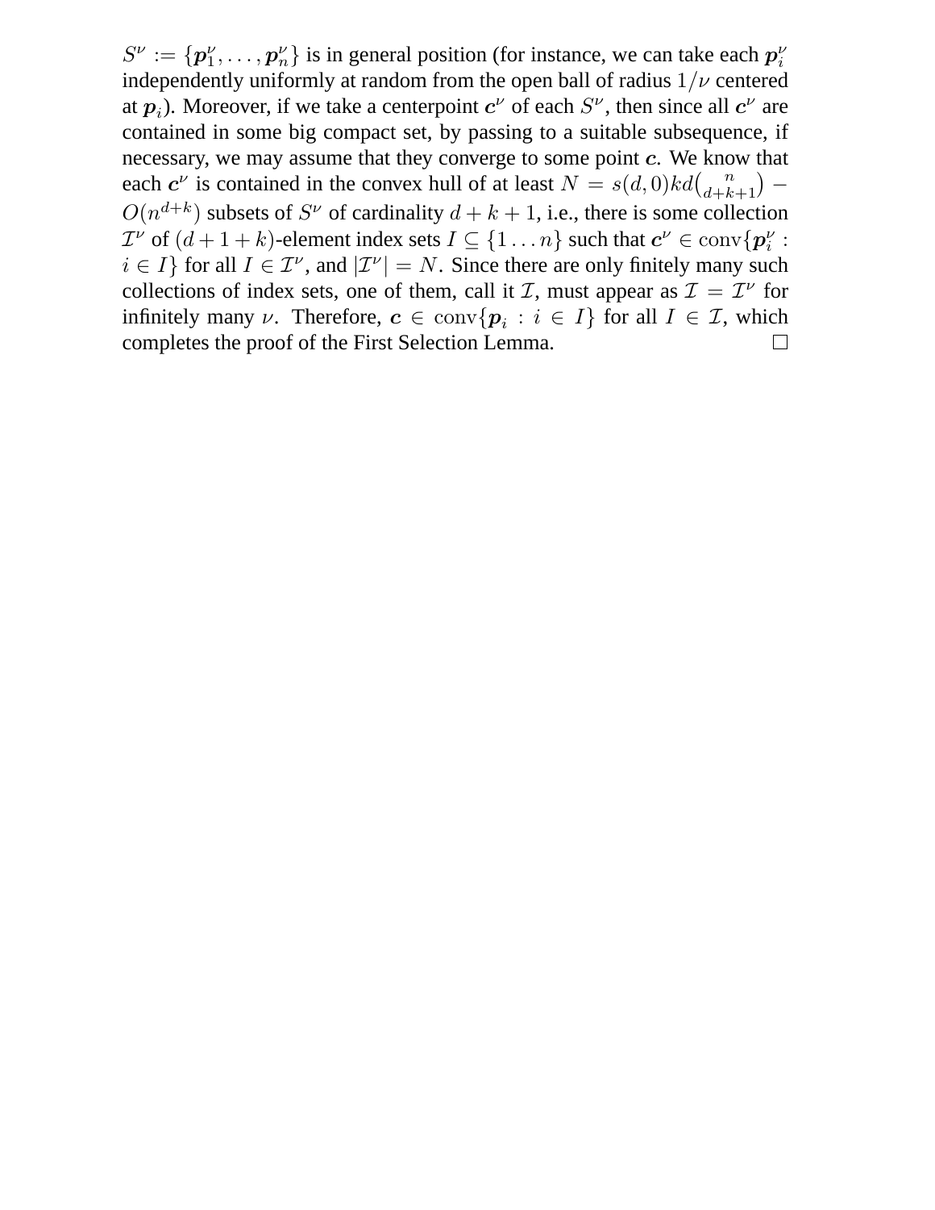$S^\nu := \{\boldsymbol{p}_1^\nu, \ldots, \boldsymbol{p}_n^\nu\}$ is in general position (for instance, we can take each $\boldsymbol{p}_i^\nu$ independently uniformly at random from the open ball of radius $1/\nu$ centered at $\boldsymbol{p}_i$). Moreover, if we take a centerpoint $\boldsymbol{c}^\nu$ of each $S^\nu$, then since all $\boldsymbol{c}^\nu$ are contained in some big compact set, by passing to a suitable subsequence, if necessary, we may assume that they converge to some point $\boldsymbol{c}$. We know that each $\boldsymbol{c}^\nu$ is contained in the convex hull of at least $N = s(d,0)kd\binom{n}{d+k+1} - O(n^{d+k})$ subsets of $S^\nu$ of cardinality $d+k+1$, i.e., there is some collection $\mathcal{I}^\nu$ of $(d+1+k)$-element index sets $I \subseteq \{1 \ldots n\}$ such that $\boldsymbol{c}^\nu \in \operatorname{conv}\{\boldsymbol{p}_i^\nu : i \in I\}$ for all $I \in \mathcal{I}^\nu$, and $|\mathcal{I}^\nu| = N$. Since there are only finitely many such collections of index sets, one of them, call it $\mathcal{I}$, must appear as $\mathcal{I} = \mathcal{I}^\nu$ for infinitely many $\nu$. Therefore, $\boldsymbol{c} \in \operatorname{conv}\{\boldsymbol{p}_i : i \in I\}$ for all $I \in \mathcal{I}$, which completes the proof of the First Selection Lemma. □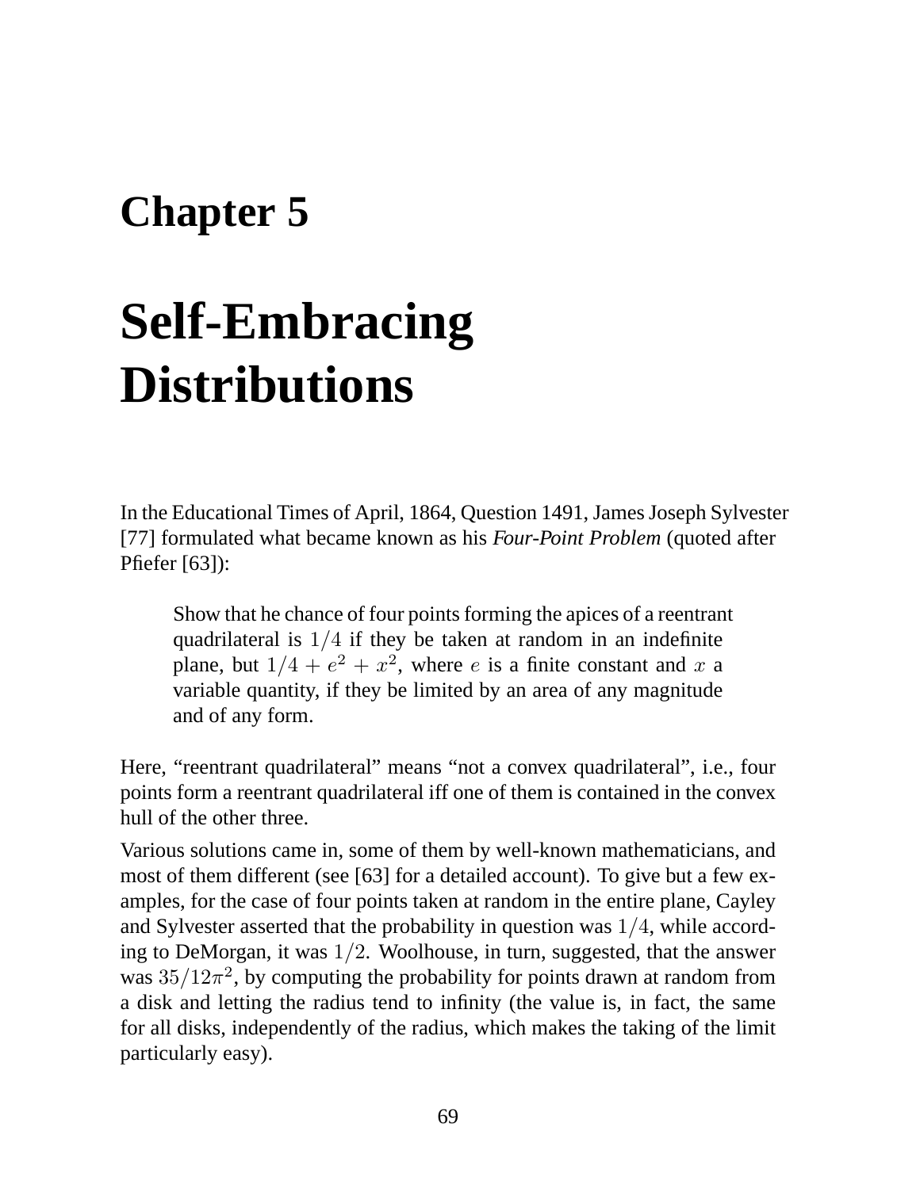# Chapter 5

# Self-Embracing Distributions

In the Educational Times of April, 1864, Question 1491, James Joseph Sylvester [77] formulated what became known as his *Four-Point Problem* (quoted after Pfiefer [63]):

> Show that he chance of four points forming the apices of a reentrant quadrilateral is $1/4$ if they be taken at random in an indefinite plane, but $1/4 + e^2 + x^2$, where $e$ is a finite constant and $x$ a variable quantity, if they be limited by an area of any magnitude and of any form.

Here, "reentrant quadrilateral" means "not a convex quadrilateral", i.e., four points form a reentrant quadrilateral iff one of them is contained in the convex hull of the other three.

Various solutions came in, some of them by well-known mathematicians, and most of them different (see [63] for a detailed account). To give but a few examples, for the case of four points taken at random in the entire plane, Cayley and Sylvester asserted that the probability in question was $1/4$, while according to DeMorgan, it was $1/2$. Woolhouse, in turn, suggested, that the answer was $35/12\pi^2$, by computing the probability for points drawn at random from a disk and letting the radius tend to infinity (the value is, in fact, the same for all disks, independently of the radius, which makes the taking of the limit particularly easy).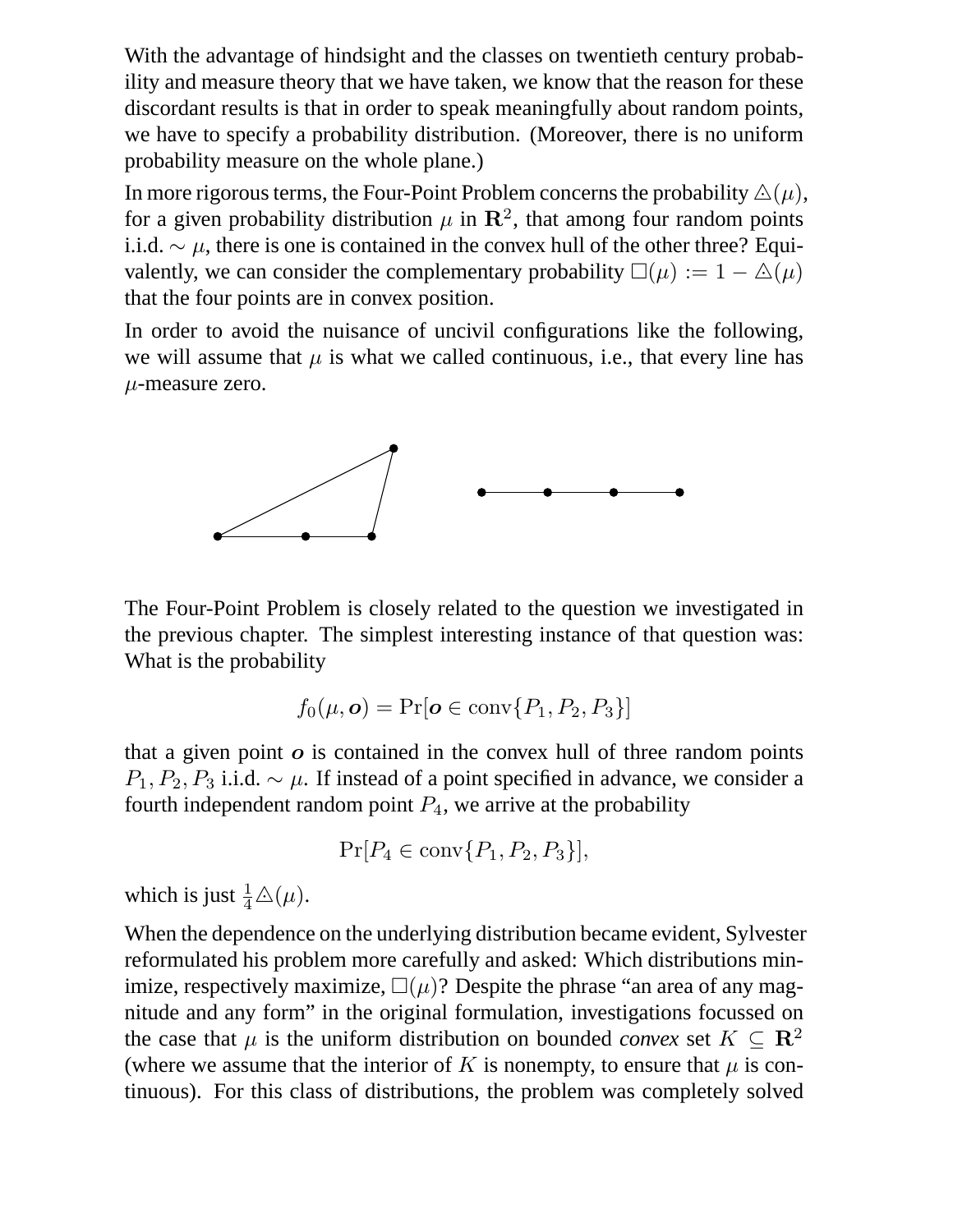With the advantage of hindsight and the classes on twentieth century probability and measure theory that we have taken, we know that the reason for these discordant results is that in order to speak meaningfully about random points, we have to specify a probability distribution. (Moreover, there is no uniform probability measure on the whole plane.)

In more rigorous terms, the Four-Point Problem concerns the probability $\triangle(\mu)$, for a given probability distribution $\mu$ in $\mathbf{R}^2$, that among four random points i.i.d. $\sim \mu$, there is one is contained in the convex hull of the other three? Equivalently, we can consider the complementary probability $\square(\mu) := 1 - \triangle(\mu)$ that the four points are in convex position.

In order to avoid the nuisance of uncivil configurations like the following, we will assume that $\mu$ is what we called continuous, i.e., that every line has $\mu$-measure zero.

The Four-Point Problem is closely related to the question we investigated in the previous chapter. The simplest interesting instance of that question was: What is the probability

$$f_0(\mu, \boldsymbol{o}) = \Pr[\boldsymbol{o} \in \operatorname{conv}\{P_1, P_2, P_3\}]$$

that a given point $\boldsymbol{o}$ is contained in the convex hull of three random points $P_1, P_2, P_3$ i.i.d. $\sim \mu$. If instead of a point specified in advance, we consider a fourth independent random point $P_4$, we arrive at the probability

$$\Pr[P_4 \in \operatorname{conv}\{P_1, P_2, P_3\}],$$

which is just $\frac{1}{4}\triangle(\mu)$.

When the dependence on the underlying distribution became evident, Sylvester reformulated his problem more carefully and asked: Which distributions minimize, respectively maximize, $\square(\mu)$? Despite the phrase "an area of any magnitude and any form" in the original formulation, investigations focussed on the case that $\mu$ is the uniform distribution on bounded *convex* set $K \subseteq \mathbf{R}^2$ (where we assume that the interior of $K$ is nonempty, to ensure that $\mu$ is continuous). For this class of distributions, the problem was completely solved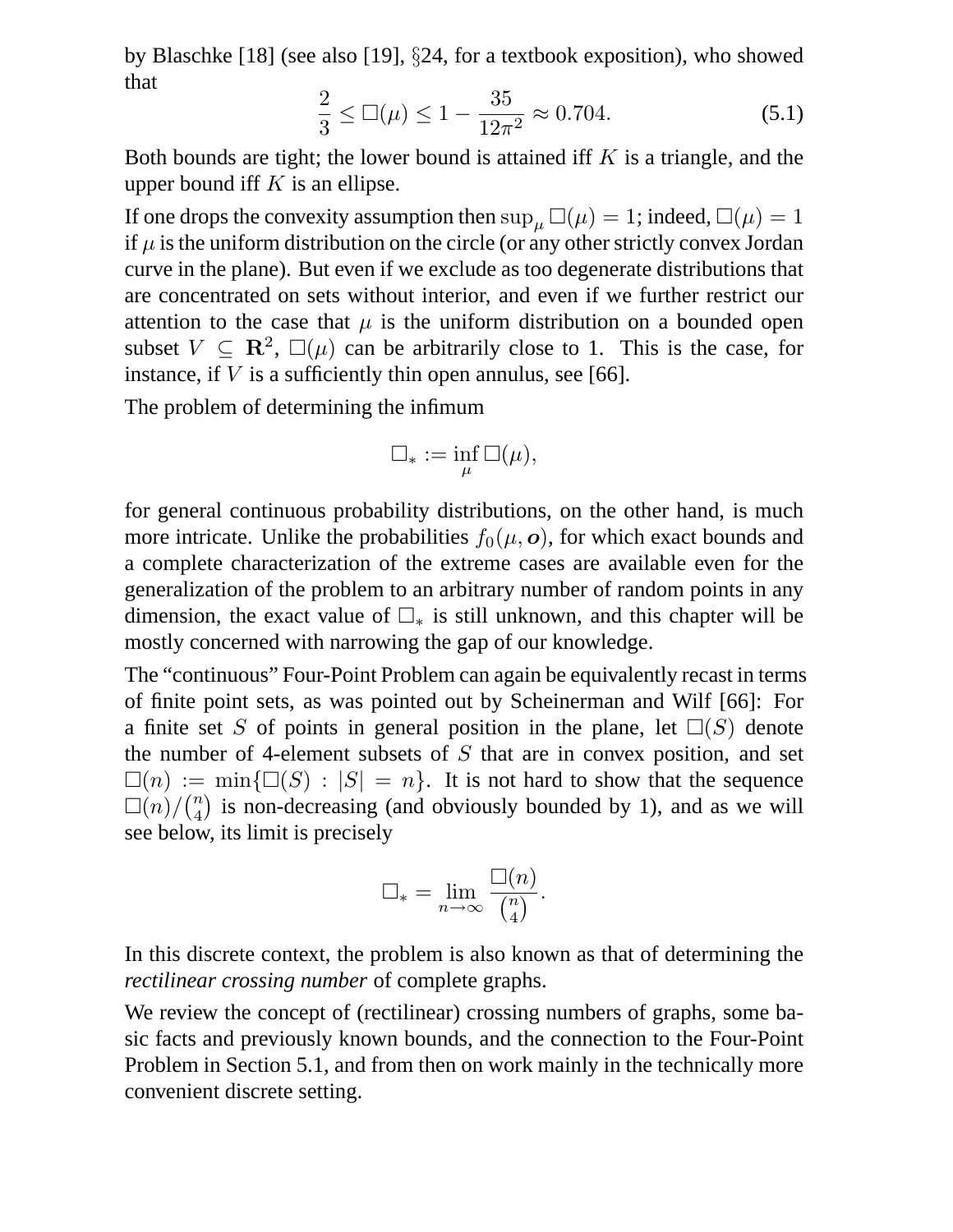by Blaschke [18] (see also [19], §24, for a textbook exposition), who showed that

$$\frac{2}{3} \leq \square(\mu) \leq 1 - \frac{35}{12\pi^2} \approx 0.704. \tag{5.1}$$

Both bounds are tight; the lower bound is attained iff $K$ is a triangle, and the upper bound iff $K$ is an ellipse.

If one drops the convexity assumption then $\sup_\mu \square(\mu) = 1$; indeed, $\square(\mu) = 1$ if $\mu$ is the uniform distribution on the circle (or any other strictly convex Jordan curve in the plane). But even if we exclude as too degenerate distributions that are concentrated on sets without interior, and even if we further restrict our attention to the case that $\mu$ is the uniform distribution on a bounded open subset $V \subseteq \mathbf{R}^2$, $\square(\mu)$ can be arbitrarily close to 1. This is the case, for instance, if $V$ is a sufficiently thin open annulus, see [66].

The problem of determining the infimum

$$\square_* := \inf_\mu \square(\mu),$$

for general continuous probability distributions, on the other hand, is much more intricate. Unlike the probabilities $f_0(\mu, \boldsymbol{o})$, for which exact bounds and a complete characterization of the extreme cases are available even for the generalization of the problem to an arbitrary number of random points in any dimension, the exact value of $\square_*$ is still unknown, and this chapter will be mostly concerned with narrowing the gap of our knowledge.

The "continuous" Four-Point Problem can again be equivalently recast in terms of finite point sets, as was pointed out by Scheinerman and Wilf [66]: For a finite set $S$ of points in general position in the plane, let $\square(S)$ denote the number of 4-element subsets of $S$ that are in convex position, and set $\square(n) := \min\{\square(S) : |S| = n\}$. It is not hard to show that the sequence $\square(n)/\binom{n}{4}$ is non-decreasing (and obviously bounded by 1), and as we will see below, its limit is precisely

$$\square_* = \lim_{n\to\infty} \frac{\square(n)}{\binom{n}{4}}.$$

In this discrete context, the problem is also known as that of determining the *rectilinear crossing number* of complete graphs.

We review the concept of (rectilinear) crossing numbers of graphs, some basic facts and previously known bounds, and the connection to the Four-Point Problem in Section 5.1, and from then on work mainly in the technically more convenient discrete setting.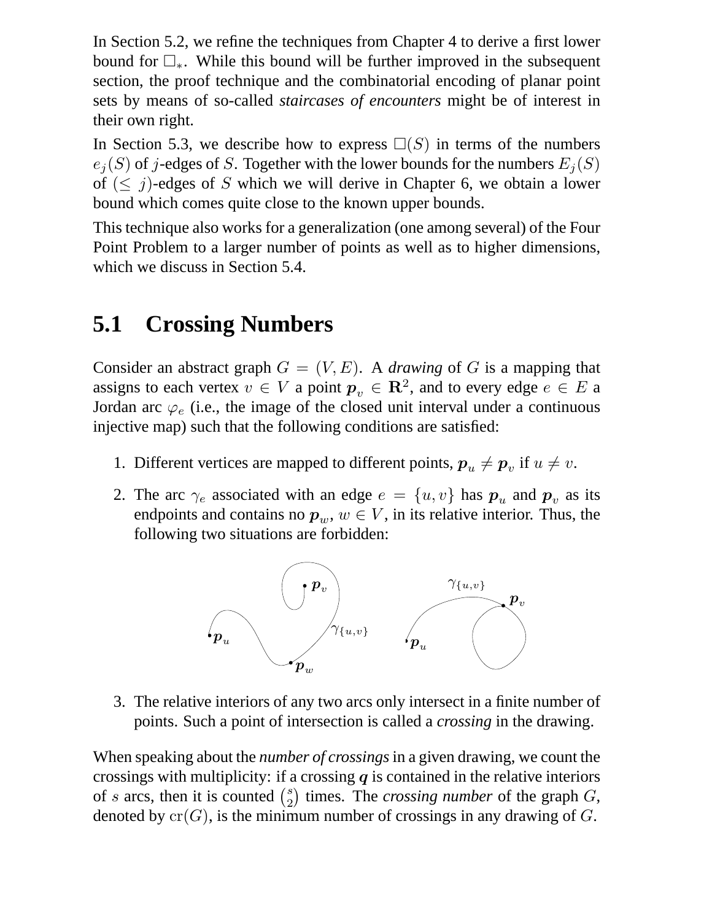In Section 5.2, we refine the techniques from Chapter 4 to derive a first lower bound for $\square_*$. While this bound will be further improved in the subsequent section, the proof technique and the combinatorial encoding of planar point sets by means of so-called *staircases of encounters* might be of interest in their own right.

In Section 5.3, we describe how to express $\square(S)$ in terms of the numbers $e_j(S)$ of $j$-edges of $S$. Together with the lower bounds for the numbers $E_j(S)$ of $(\leq j)$-edges of $S$ which we will derive in Chapter 6, we obtain a lower bound which comes quite close to the known upper bounds.

This technique also works for a generalization (one among several) of the Four Point Problem to a larger number of points as well as to higher dimensions, which we discuss in Section 5.4.

## 5.1 Crossing Numbers

Consider an abstract graph $G = (V, E)$. A *drawing* of $G$ is a mapping that assigns to each vertex $v \in V$ a point $\boldsymbol{p}_v \in \mathbf{R}^2$, and to every edge $e \in E$ a Jordan arc $\varphi_e$ (i.e., the image of the closed unit interval under a continuous injective map) such that the following conditions are satisfied:

1. Different vertices are mapped to different points, $\boldsymbol{p}_u \neq \boldsymbol{p}_v$ if $u \neq v$.
2. The arc $\gamma_e$ associated with an edge $e = \{u, v\}$ has $\boldsymbol{p}_u$ and $\boldsymbol{p}_v$ as its endpoints and contains no $\boldsymbol{p}_w$, $w \in V$, in its relative interior. Thus, the following two situations are forbidden:

3. The relative interiors of any two arcs only intersect in a finite number of points. Such a point of intersection is called a *crossing* in the drawing.

When speaking about the *number of crossings* in a given drawing, we count the crossings with multiplicity: if a crossing $\boldsymbol{q}$ is contained in the relative interiors of $s$ arcs, then it is counted $\binom{s}{2}$ times. The *crossing number* of the graph $G$, denoted by $\mathrm{cr}(G)$, is the minimum number of crossings in any drawing of $G$.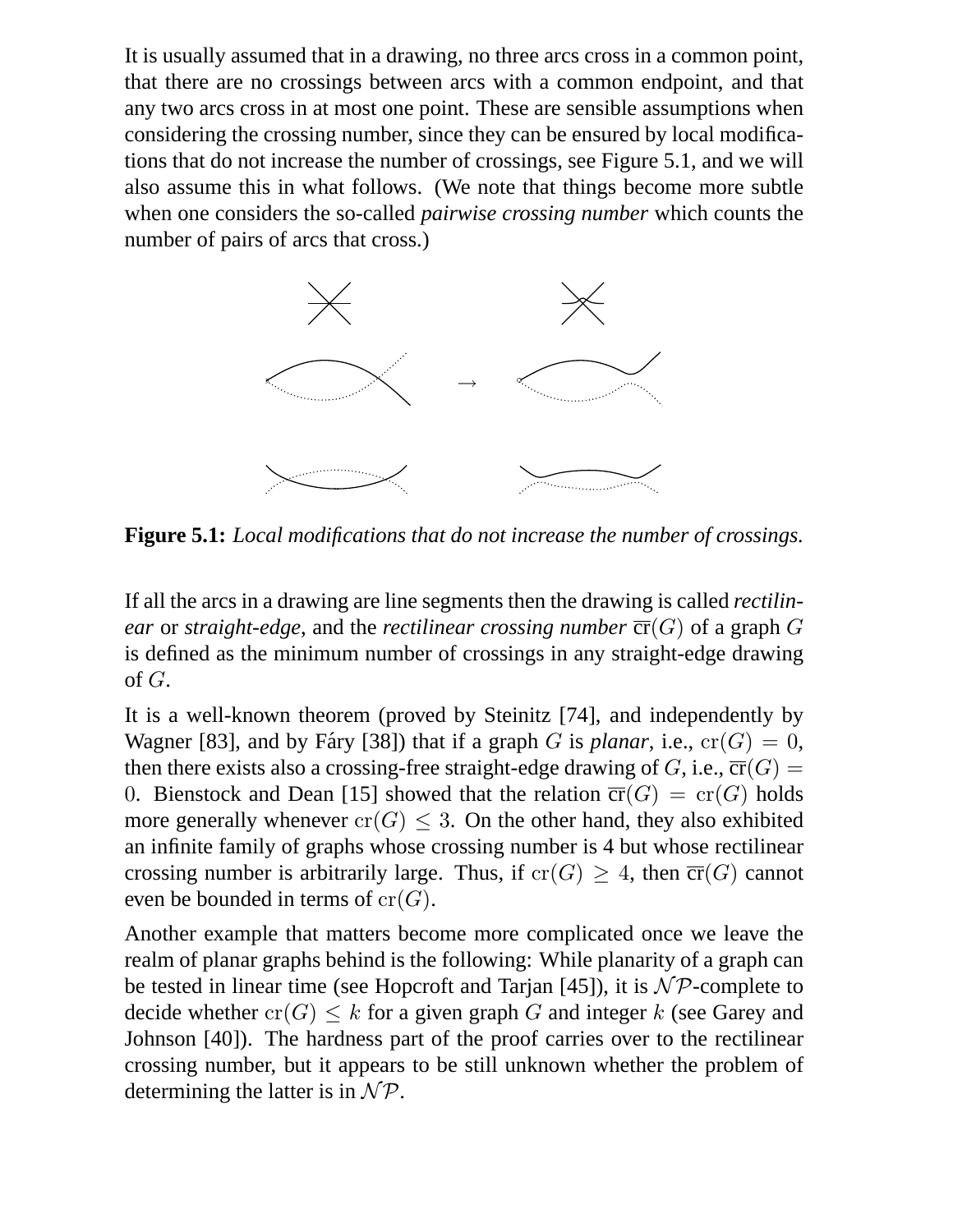It is usually assumed that in a drawing, no three arcs cross in a common point, that there are no crossings between arcs with a common endpoint, and that any two arcs cross in at most one point. These are sensible assumptions when considering the crossing number, since they can be ensured by local modifications that do not increase the number of crossings, see Figure 5.1, and we will also assume this in what follows. (We note that things become more subtle when one considers the so-called *pairwise crossing number* which counts the number of pairs of arcs that cross.)

**Figure 5.1:** *Local modifications that do not increase the number of crossings.*

If all the arcs in a drawing are line segments then the drawing is called *rectilinear* or *straight-edge*, and the *rectilinear crossing number* $\overline{\mathrm{cr}}(G)$ of a graph $G$ is defined as the minimum number of crossings in any straight-edge drawing of $G$.

It is a well-known theorem (proved by Steinitz [74], and independently by Wagner [83], and by Fáry [38]) that if a graph $G$ is *planar*, i.e., $\mathrm{cr}(G) = 0$, then there exists also a crossing-free straight-edge drawing of $G$, i.e., $\overline{\mathrm{cr}}(G) = 0$. Bienstock and Dean [15] showed that the relation $\overline{\mathrm{cr}}(G) = \mathrm{cr}(G)$ holds more generally whenever $\mathrm{cr}(G) \leq 3$. On the other hand, they also exhibited an infinite family of graphs whose crossing number is 4 but whose rectilinear crossing number is arbitrarily large. Thus, if $\mathrm{cr}(G) \geq 4$, then $\overline{\mathrm{cr}}(G)$ cannot even be bounded in terms of $\mathrm{cr}(G)$.

Another example that matters become more complicated once we leave the realm of planar graphs behind is the following: While planarity of a graph can be tested in linear time (see Hopcroft and Tarjan [45]), it is $\mathcal{NP}$-complete to decide whether $\mathrm{cr}(G) \leq k$ for a given graph $G$ and integer $k$ (see Garey and Johnson [40]). The hardness part of the proof carries over to the rectilinear crossing number, but it appears to be still unknown whether the problem of determining the latter is in $\mathcal{NP}$.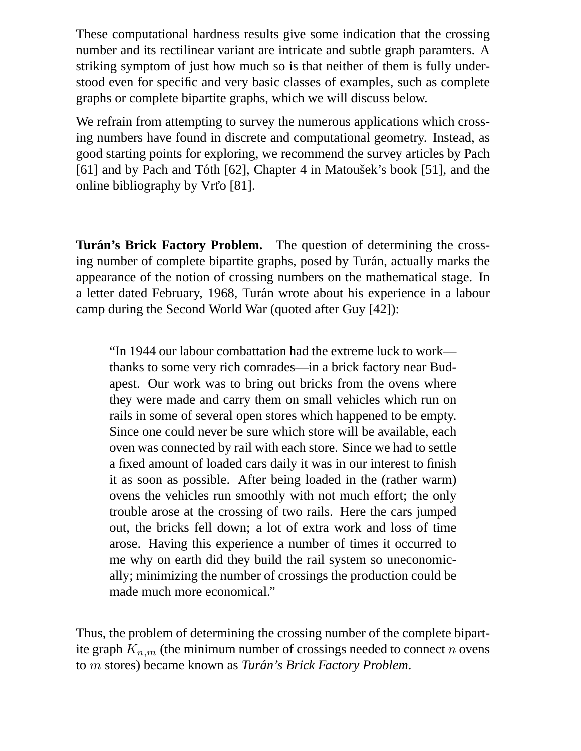These computational hardness results give some indication that the crossing number and its rectilinear variant are intricate and subtle graph paramters. A striking symptom of just how much so is that neither of them is fully understood even for specific and very basic classes of examples, such as complete graphs or complete bipartite graphs, which we will discuss below.

We refrain from attempting to survey the numerous applications which crossing numbers have found in discrete and computational geometry. Instead, as good starting points for exploring, we recommend the survey articles by Pach [61] and by Pach and Tóth [62], Chapter 4 in Matoušek's book [51], and the online bibliography by Vrťo [81].

**Turán's Brick Factory Problem.** The question of determining the crossing number of complete bipartite graphs, posed by Turán, actually marks the appearance of the notion of crossing numbers on the mathematical stage. In a letter dated February, 1968, Turán wrote about his experience in a labour camp during the Second World War (quoted after Guy [42]):

> "In 1944 our labour combattation had the extreme luck to work—thanks to some very rich comrades—in a brick factory near Budapest. Our work was to bring out bricks from the ovens where they were made and carry them on small vehicles which run on rails in some of several open stores which happened to be empty. Since one could never be sure which store will be available, each oven was connected by rail with each store. Since we had to settle a fixed amount of loaded cars daily it was in our interest to finish it as soon as possible. After being loaded in the (rather warm) ovens the vehicles run smoothly with not much effort; the only trouble arose at the crossing of two rails. Here the cars jumped out, the bricks fell down; a lot of extra work and loss of time arose. Having this experience a number of times it occurred to me why on earth did they build the rail system so uneconomically; minimizing the number of crossings the production could be made much more economical."

Thus, the problem of determining the crossing number of the complete bipartite graph $K_{n,m}$ (the minimum number of crossings needed to connect $n$ ovens to $m$ stores) became known as *Turán's Brick Factory Problem*.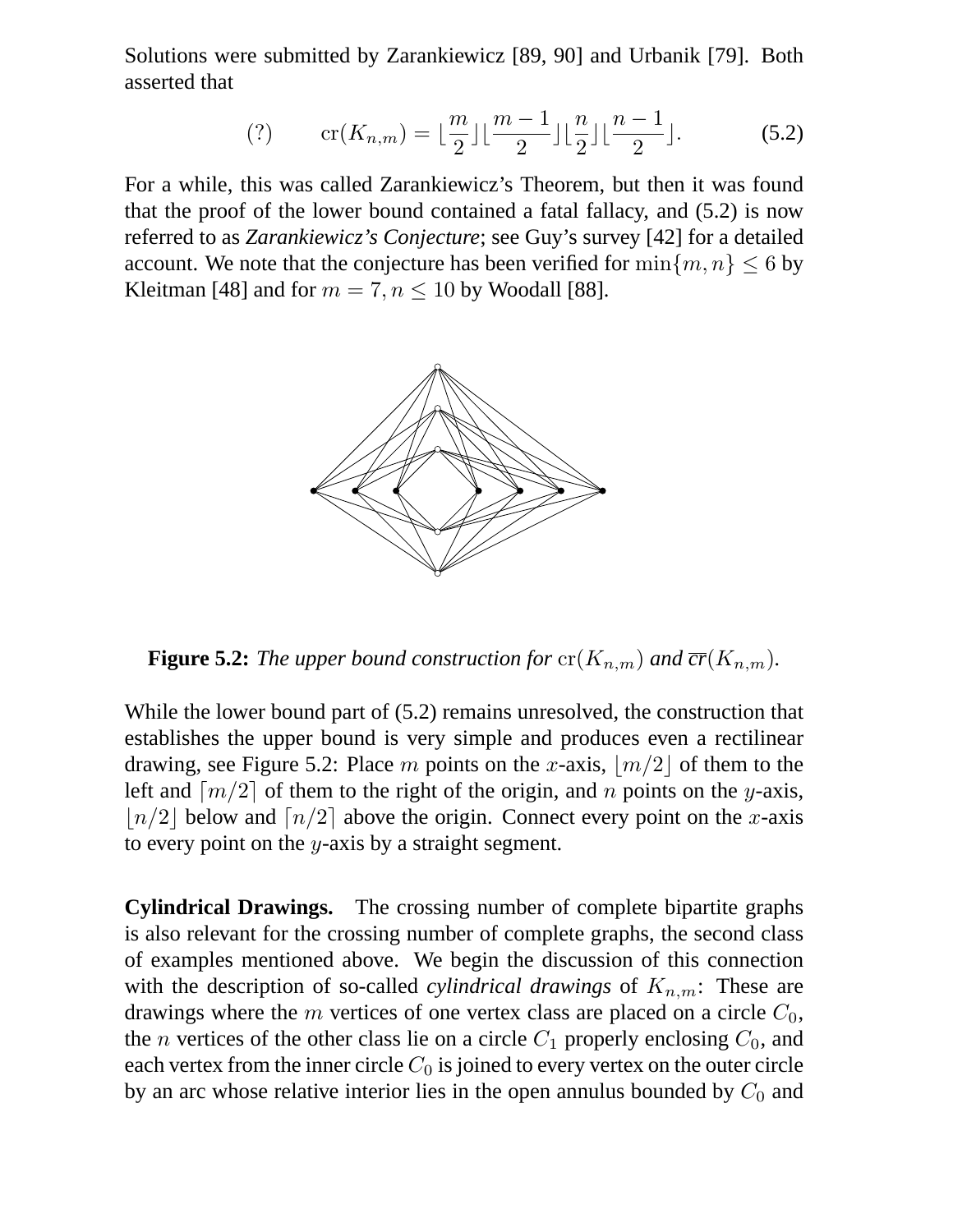Solutions were submitted by Zarankiewicz [89, 90] and Urbanik [79]. Both asserted that

$$(?) \qquad \operatorname{cr}(K_{n,m}) = \lfloor \frac{m}{2} \rfloor \lfloor \frac{m-1}{2} \rfloor \lfloor \frac{n}{2} \rfloor \lfloor \frac{n-1}{2} \rfloor . \tag{5.2}$$

For a while, this was called Zarankiewicz's Theorem, but then it was found that the proof of the lower bound contained a fatal fallacy, and (5.2) is now referred to as ***Zarankiewicz's Conjecture***; see Guy's survey [42] for a detailed account. We note that the conjecture has been verified for $\min\{m, n\} \leq 6$ by Kleitman [48] and for $m = 7, n \leq 10$ by Woodall [88].

**Figure 5.2:** *The upper bound construction for* $\operatorname{cr}(K_{n,m})$ *and* $\overline{cr}(K_{n,m})$.

While the lower bound part of (5.2) remains unresolved, the construction that establishes the upper bound is very simple and produces even a rectilinear drawing, see Figure 5.2: Place $m$ points on the $x$-axis, $\lfloor m/2 \rfloor$ of them to the left and $\lceil m/2 \rceil$ of them to the right of the origin, and $n$ points on the $y$-axis, $\lfloor n/2 \rfloor$ below and $\lceil n/2 \rceil$ above the origin. Connect every point on the $x$-axis to every point on the $y$-axis by a straight segment.

**Cylindrical Drawings.** The crossing number of complete bipartite graphs is also relevant for the crossing number of complete graphs, the second class of examples mentioned above. We begin the discussion of this connection with the description of so-called *cylindrical drawings* of $K_{n,m}$: These are drawings where the $m$ vertices of one vertex class are placed on a circle $C_0$, the $n$ vertices of the other class lie on a circle $C_1$ properly enclosing $C_0$, and each vertex from the inner circle $C_0$ is joined to every vertex on the outer circle by an arc whose relative interior lies in the open annulus bounded by $C_0$ and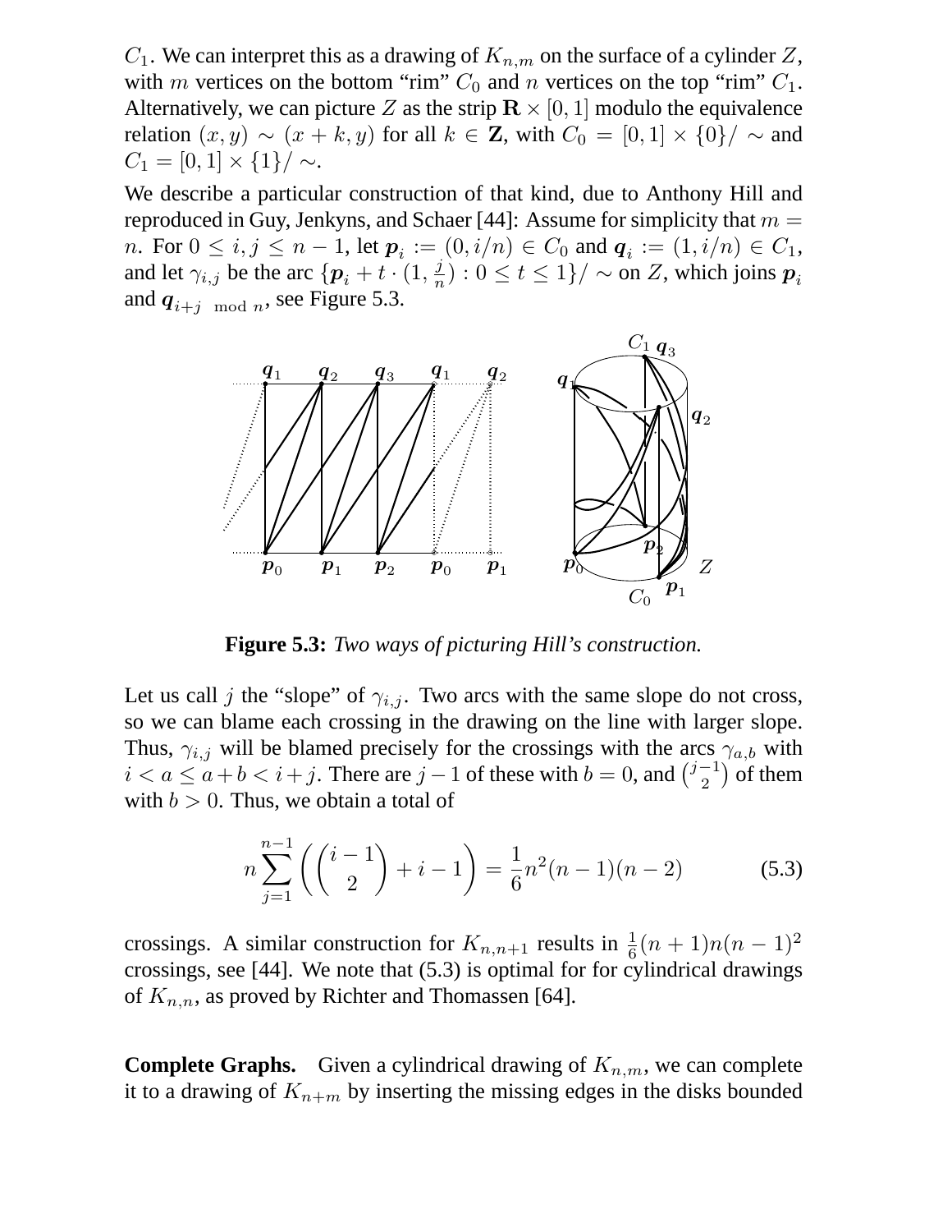$C_1$. We can interpret this as a drawing of $K_{n,m}$ on the surface of a cylinder $Z$, with $m$ vertices on the bottom "rim" $C_0$ and $n$ vertices on the top "rim" $C_1$. Alternatively, we can picture $Z$ as the strip $\mathbf{R} \times [0,1]$ modulo the equivalence relation $(x,y) \sim (x+k,y)$ for all $k \in \mathbf{Z}$, with $C_0 = [0,1] \times \{0\}/\sim$ and $C_1 = [0,1] \times \{1\}/\sim$.

We describe a particular construction of that kind, due to Anthony Hill and reproduced in Guy, Jenkyns, and Schaer [44]: Assume for simplicity that $m = n$. For $0 \leq i,j \leq n-1$, let $\boldsymbol{p}_i := (0, i/n) \in C_0$ and $\boldsymbol{q}_i := (1, i/n) \in C_1$, and let $\gamma_{i,j}$ be the arc $\{\boldsymbol{p}_i + t \cdot (1, \frac{j}{n}) : 0 \leq t \leq 1\}/\sim$ on $Z$, which joins $\boldsymbol{p}_i$ and $\boldsymbol{q}_{i+j \mod n}$, see Figure 5.3.

**Figure 5.3:** *Two ways of picturing Hill's construction.*

Let us call $j$ the "slope" of $\gamma_{i,j}$. Two arcs with the same slope do not cross, so we can blame each crossing in the drawing on the line with larger slope. Thus, $\gamma_{i,j}$ will be blamed precisely for the crossings with the arcs $\gamma_{a,b}$ with $i < a \leq a+b < i+j$. There are $j-1$ of these with $b=0$, and $\binom{j-1}{2}$ of them with $b > 0$. Thus, we obtain a total of

$$n \sum_{j=1}^{n-1} \left( \binom{i-1}{2} + i - 1 \right) = \frac{1}{6} n^2 (n-1)(n-2) \tag{5.3}$$

crossings. A similar construction for $K_{n,n+1}$ results in $\frac{1}{6}(n+1)n(n-1)^2$ crossings, see [44]. We note that (5.3) is optimal for for cylindrical drawings of $K_{n,n}$, as proved by Richter and Thomassen [64].

**Complete Graphs.** Given a cylindrical drawing of $K_{n,m}$, we can complete it to a drawing of $K_{n+m}$ by inserting the missing edges in the disks bounded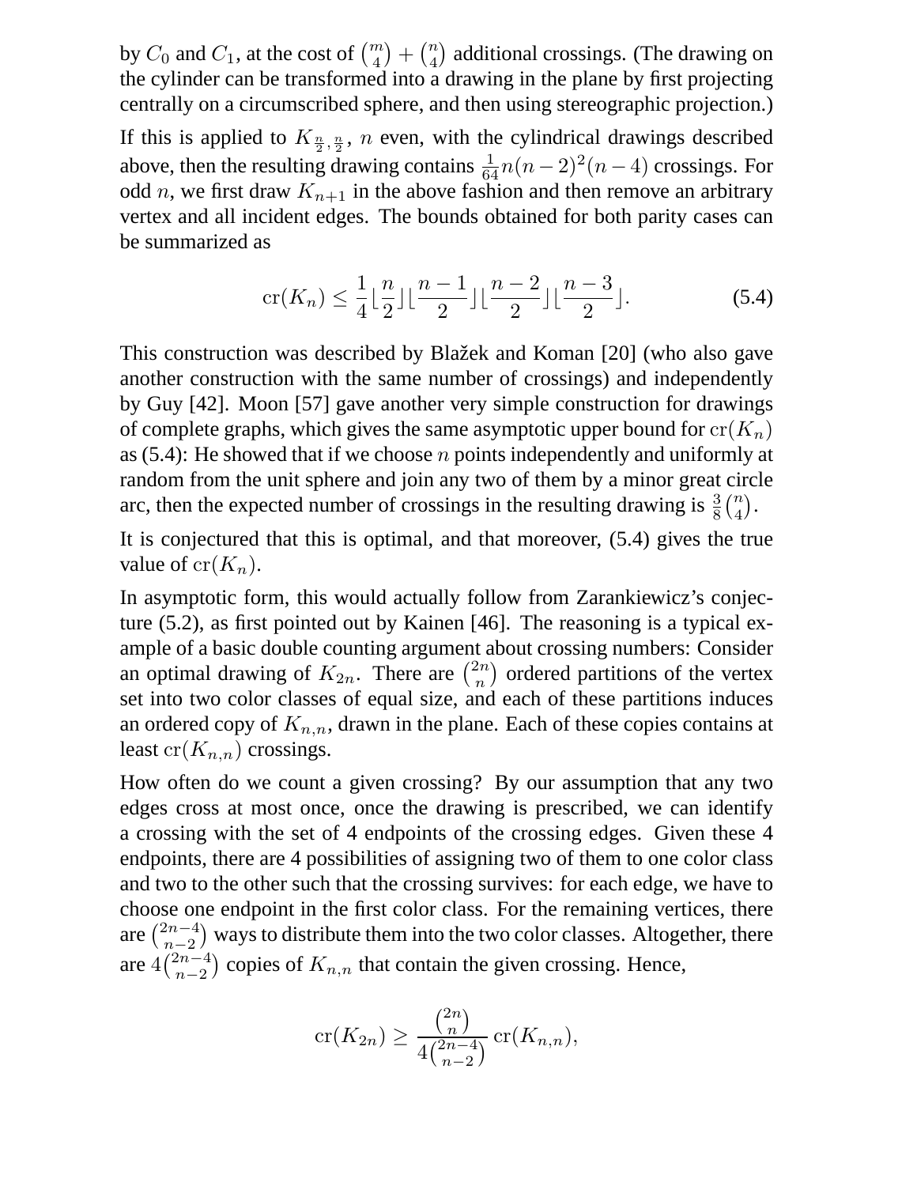by $C_0$ and $C_1$, at the cost of $\binom{m}{4} + \binom{n}{4}$ additional crossings. (The drawing on the cylinder can be transformed into a drawing in the plane by first projecting centrally on a circumscribed sphere, and then using stereographic projection.)

If this is applied to $K_{\frac{n}{2},\frac{n}{2}}$, $n$ even, with the cylindrical drawings described above, then the resulting drawing contains $\frac{1}{64}n(n-2)^2(n-4)$ crossings. For odd $n$, we first draw $K_{n+1}$ in the above fashion and then remove an arbitrary vertex and all incident edges. The bounds obtained for both parity cases can be summarized as

$$\mathrm{cr}(K_n) \leq \frac{1}{4}\lfloor\frac{n}{2}\rfloor\lfloor\frac{n-1}{2}\rfloor\lfloor\frac{n-2}{2}\rfloor\lfloor\frac{n-3}{2}\rfloor. \tag{5.4}$$

This construction was described by Blažek and Koman [20] (who also gave another construction with the same number of crossings) and independently by Guy [42]. Moon [57] gave another very simple construction for drawings of complete graphs, which gives the same asymptotic upper bound for $\mathrm{cr}(K_n)$ as (5.4): He showed that if we choose $n$ points independently and uniformly at random from the unit sphere and join any two of them by a minor great circle arc, then the expected number of crossings in the resulting drawing is $\frac{3}{8}\binom{n}{4}$.

It is conjectured that this is optimal, and that moreover, (5.4) gives the true value of $\mathrm{cr}(K_n)$.

In asymptotic form, this would actually follow from Zarankiewicz's conjecture (5.2), as first pointed out by Kainen [46]. The reasoning is a typical example of a basic double counting argument about crossing numbers: Consider an optimal drawing of $K_{2n}$. There are $\binom{2n}{n}$ ordered partitions of the vertex set into two color classes of equal size, and each of these partitions induces an ordered copy of $K_{n,n}$, drawn in the plane. Each of these copies contains at least $\mathrm{cr}(K_{n,n})$ crossings.

How often do we count a given crossing? By our assumption that any two edges cross at most once, once the drawing is prescribed, we can identify a crossing with the set of 4 endpoints of the crossing edges. Given these 4 endpoints, there are 4 possibilities of assigning two of them to one color class and two to the other such that the crossing survives: for each edge, we have to choose one endpoint in the first color class. For the remaining vertices, there are $\binom{2n-4}{n-2}$ ways to distribute them into the two color classes. Altogether, there are $4\binom{2n-4}{n-2}$ copies of $K_{n,n}$ that contain the given crossing. Hence,

$$\mathrm{cr}(K_{2n}) \geq \frac{\binom{2n}{n}}{4\binom{2n-4}{n-2}}\,\mathrm{cr}(K_{n,n}),$$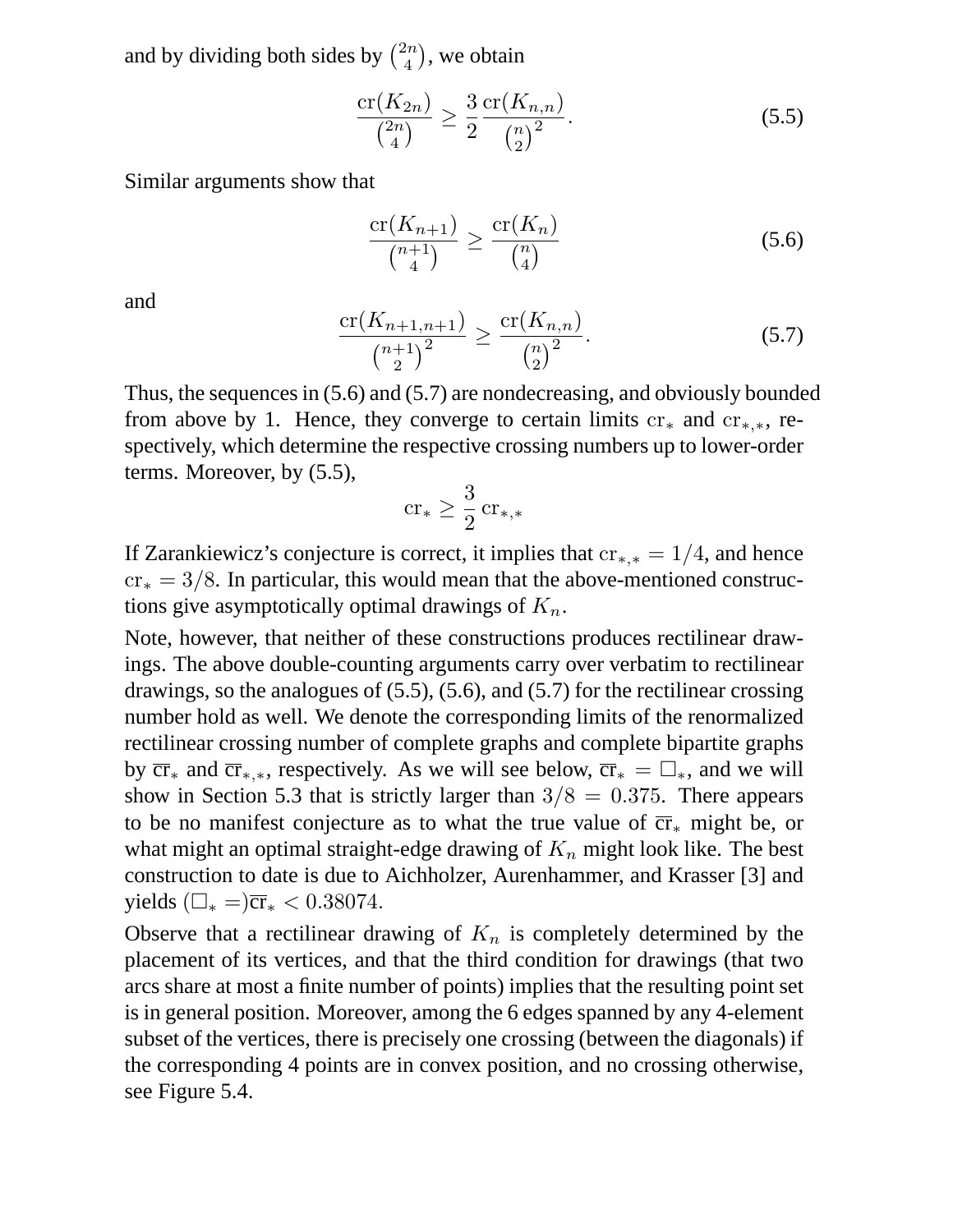and by dividing both sides by $\binom{2n}{4}$, we obtain

$$\frac{\operatorname{cr}(K_{2n})}{\binom{2n}{4}} \geq \frac{3}{2} \frac{\operatorname{cr}(K_{n,n})}{\binom{n}{2}^2}. \tag{5.5}$$

Similar arguments show that

$$\frac{\operatorname{cr}(K_{n+1})}{\binom{n+1}{4}} \geq \frac{\operatorname{cr}(K_n)}{\binom{n}{4}} \tag{5.6}$$

and

$$\frac{\operatorname{cr}(K_{n+1,n+1})}{\binom{n+1}{2}^2} \geq \frac{\operatorname{cr}(K_{n,n})}{\binom{n}{2}^2}. \tag{5.7}$$

Thus, the sequences in (5.6) and (5.7) are nondecreasing, and obviously bounded from above by 1. Hence, they converge to certain limits $\operatorname{cr}_*$ and $\operatorname{cr}_{*,*}$, respectively, which determine the respective crossing numbers up to lower-order terms. Moreover, by (5.5),

$$\operatorname{cr}_* \geq \frac{3}{2} \operatorname{cr}_{*,*}$$

If Zarankiewicz's conjecture is correct, it implies that $\operatorname{cr}_{*,*} = 1/4$, and hence $\operatorname{cr}_* = 3/8$. In particular, this would mean that the above-mentioned constructions give asymptotically optimal drawings of $K_n$.

Note, however, that neither of these constructions produces rectilinear drawings. The above double-counting arguments carry over verbatim to rectilinear drawings, so the analogues of (5.5), (5.6), and (5.7) for the rectilinear crossing number hold as well. We denote the corresponding limits of the renormalized rectilinear crossing number of complete graphs and complete bipartite graphs by $\overline{\operatorname{cr}}_*$ and $\overline{\operatorname{cr}}_{*,*}$, respectively. As we will see below, $\overline{\operatorname{cr}}_* = \Box_*$, and we will show in Section 5.3 that is strictly larger than $3/8 = 0.375$. There appears to be no manifest conjecture as to what the true value of $\overline{\operatorname{cr}}_*$ might be, or what might an optimal straight-edge drawing of $K_n$ might look like. The best construction to date is due to Aichholzer, Aurenhammer, and Krasser [3] and yields $(\Box_* =)\overline{\operatorname{cr}}_* < 0.38074$.

Observe that a rectilinear drawing of $K_n$ is completely determined by the placement of its vertices, and that the third condition for drawings (that two arcs share at most a finite number of points) implies that the resulting point set is in general position. Moreover, among the 6 edges spanned by any 4-element subset of the vertices, there is precisely one crossing (between the diagonals) if the corresponding 4 points are in convex position, and no crossing otherwise, see Figure 5.4.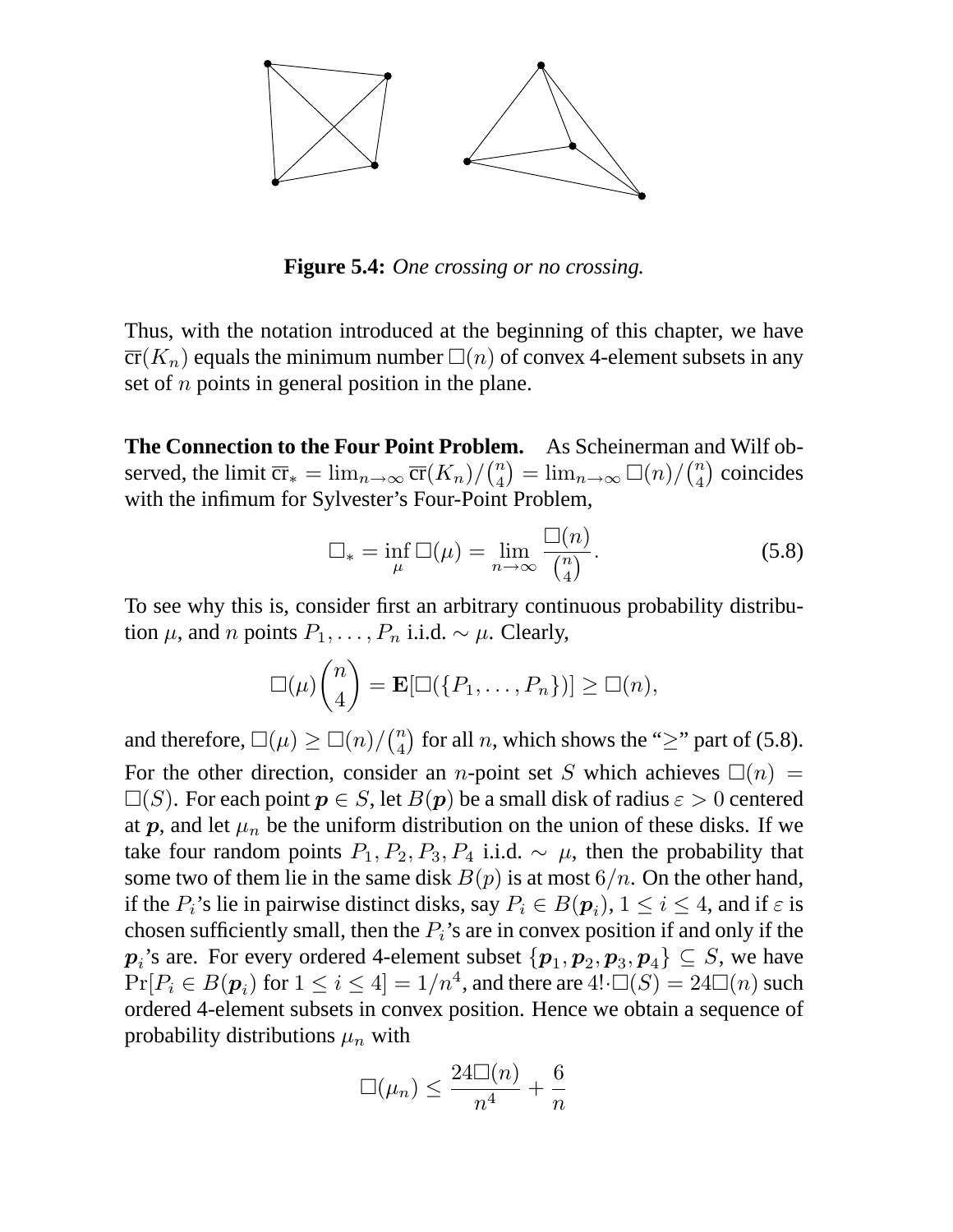**Figure 5.4:** *One crossing or no crossing.*

Thus, with the notation introduced at the beginning of this chapter, we have $\overline{\text{cr}}(K_n)$ equals the minimum number $\Box(n)$ of convex 4-element subsets in any set of $n$ points in general position in the plane.

**The Connection to the Four Point Problem.** As Scheinerman and Wilf observed, the limit $\overline{\text{cr}}_* = \lim_{n\to\infty} \overline{\text{cr}}(K_n)/\binom{n}{4} = \lim_{n\to\infty} \Box(n)/\binom{n}{4}$ coincides with the infimum for Sylvester's Four-Point Problem,

$$\Box_* = \inf_{\mu} \Box(\mu) = \lim_{n\to\infty} \frac{\Box(n)}{\binom{n}{4}}. \tag{5.8}$$

To see why this is, consider first an arbitrary continuous probability distribution $\mu$, and $n$ points $P_1, \ldots, P_n$ i.i.d. $\sim \mu$. Clearly,

$$\Box(\mu)\binom{n}{4} = \mathbf{E}[\Box(\{P_1, \ldots, P_n\})] \geq \Box(n),$$

and therefore, $\Box(\mu) \geq \Box(n)/\binom{n}{4}$ for all $n$, which shows the "$\geq$" part of (5.8). For the other direction, consider an $n$-point set $S$ which achieves $\Box(n) = \Box(S)$. For each point $\boldsymbol{p} \in S$, let $B(\boldsymbol{p})$ be a small disk of radius $\varepsilon > 0$ centered at $\boldsymbol{p}$, and let $\mu_n$ be the uniform distribution on the union of these disks. If we take four random points $P_1, P_2, P_3, P_4$ i.i.d. $\sim \mu$, then the probability that some two of them lie in the same disk $B(p)$ is at most $6/n$. On the other hand, if the $P_i$'s lie in pairwise distinct disks, say $P_i \in B(\boldsymbol{p}_i)$, $1 \leq i \leq 4$, and if $\varepsilon$ is chosen sufficiently small, then the $P_i$'s are in convex position if and only if the $\boldsymbol{p}_i$'s are. For every ordered 4-element subset $\{\boldsymbol{p}_1, \boldsymbol{p}_2, \boldsymbol{p}_3, \boldsymbol{p}_4\} \subseteq S$, we have $\Pr[P_i \in B(\boldsymbol{p}_i) \text{ for } 1 \leq i \leq 4] = 1/n^4$, and there are $4! \cdot \Box(S) = 24\Box(n)$ such ordered 4-element subsets in convex position. Hence we obtain a sequence of probability distributions $\mu_n$ with

$$\Box(\mu_n) \leq \frac{24\Box(n)}{n^4} + \frac{6}{n}$$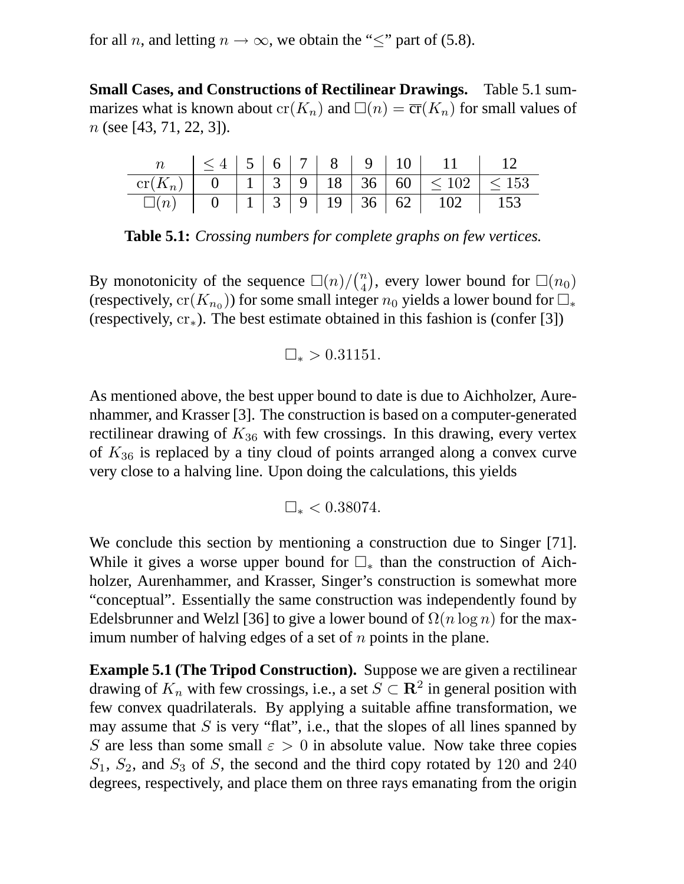for all $n$, and letting $n \to \infty$, we obtain the "$\leq$" part of (5.8).

**Small Cases, and Constructions of Rectilinear Drawings.** Table 5.1 summarizes what is known about $\mathrm{cr}(K_n)$ and $\Box(n) = \overline{\mathrm{cr}}(K_n)$ for small values of $n$ (see [43, 71, 22, 3]).

| $n$ | $\leq 4$ | 5 | 6 | 7 | 8 | 9 | 10 | 11 | 12 |
|---|---|---|---|---|---|---|---|---|---|
| $\mathrm{cr}(K_n)$ | 0 | 1 | 3 | 9 | 18 | 36 | 60 | $\leq 102$ | $\leq 153$ |
| $\Box(n)$ | 0 | 1 | 3 | 9 | 19 | 36 | 62 | 102 | 153 |

**Table 5.1:** *Crossing numbers for complete graphs on few vertices.*

By monotonicity of the sequence $\Box(n)/\binom{n}{4}$, every lower bound for $\Box(n_0)$ (respectively, $\mathrm{cr}(K_{n_0})$) for some small integer $n_0$ yields a lower bound for $\Box_*$ (respectively, $\mathrm{cr}_*$). The best estimate obtained in this fashion is (confer [3])

$$\Box_* > 0.31151.$$

As mentioned above, the best upper bound to date is due to Aichholzer, Aurenhammer, and Krasser [3]. The construction is based on a computer-generated rectilinear drawing of $K_{36}$ with few crossings. In this drawing, every vertex of $K_{36}$ is replaced by a tiny cloud of points arranged along a convex curve very close to a halving line. Upon doing the calculations, this yields

$$\Box_* < 0.38074.$$

We conclude this section by mentioning a construction due to Singer [71]. While it gives a worse upper bound for $\Box_*$ than the construction of Aichholzer, Aurenhammer, and Krasser, Singer's construction is somewhat more "conceptual". Essentially the same construction was independently found by Edelsbrunner and Welzl [36] to give a lower bound of $\Omega(n \log n)$ for the maximum number of halving edges of a set of $n$ points in the plane.

**Example 5.1 (The Tripod Construction).** Suppose we are given a rectilinear drawing of $K_n$ with few crossings, i.e., a set $S \subset \mathbf{R}^2$ in general position with few convex quadrilaterals. By applying a suitable affine transformation, we may assume that $S$ is very "flat", i.e., that the slopes of all lines spanned by $S$ are less than some small $\varepsilon > 0$ in absolute value. Now take three copies $S_1$, $S_2$, and $S_3$ of $S$, the second and the third copy rotated by 120 and 240 degrees, respectively, and place them on three rays emanating from the origin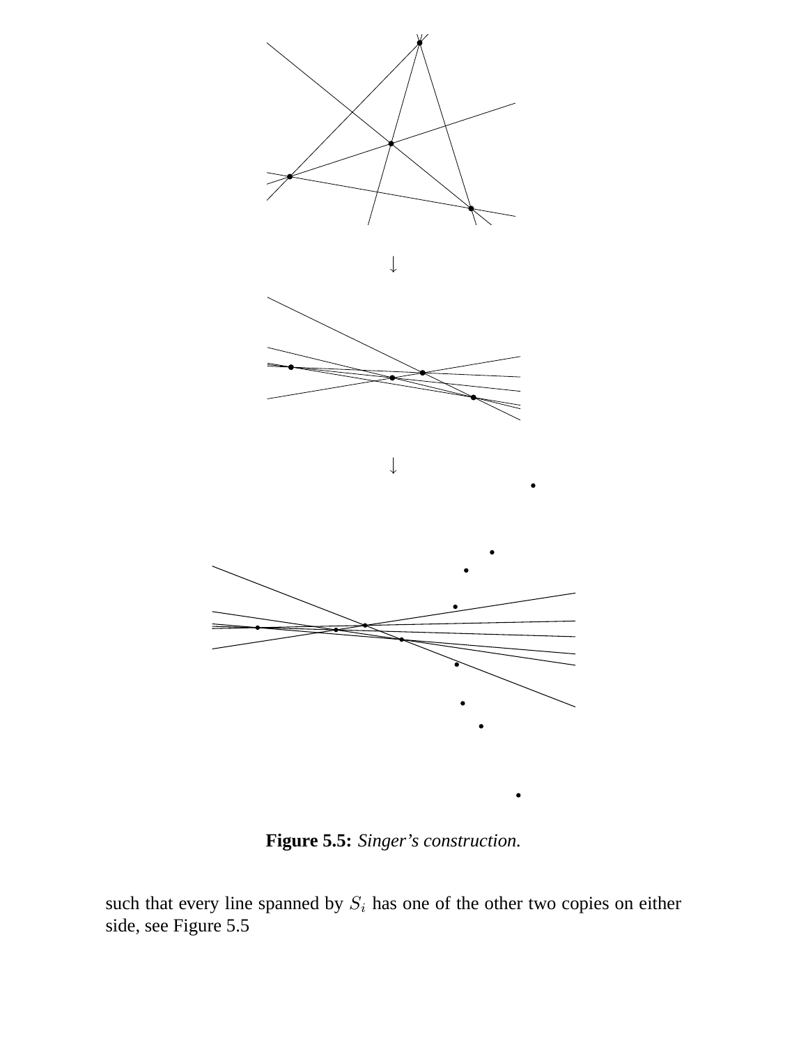**Figure 5.5:** *Singer's construction.*

such that every line spanned by $S_i$ has one of the other two copies on either side, see Figure 5.5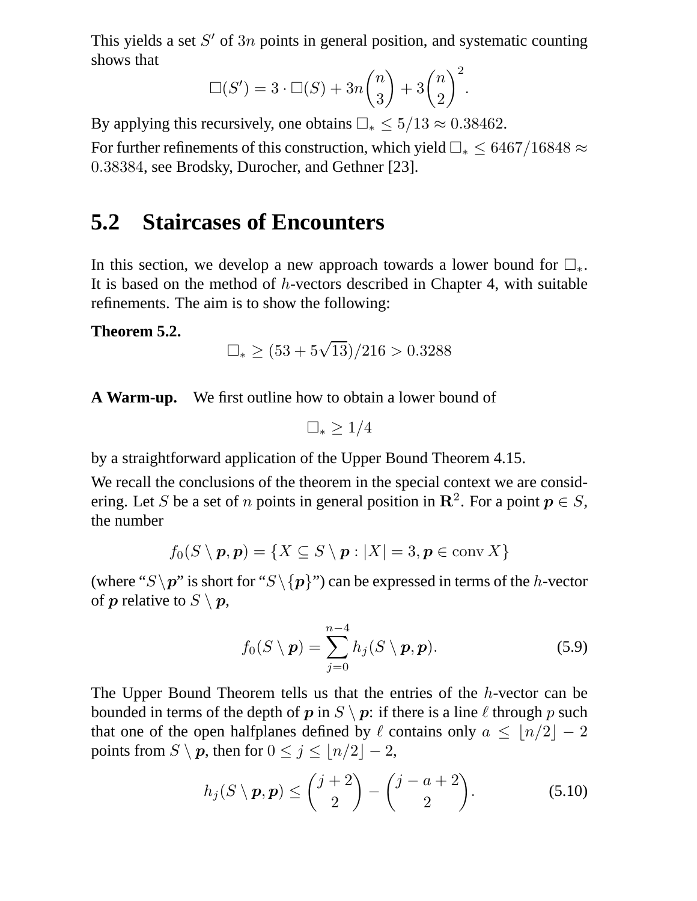This yields a set $S'$ of $3n$ points in general position, and systematic counting shows that

$$\square(S') = 3 \cdot \square(S) + 3n\binom{n}{3} + 3\binom{n}{2}^2.$$

By applying this recursively, one obtains $\square_* \leq 5/13 \approx 0.38462$.

For further refinements of this construction, which yield $\square_* \leq 6467/16848 \approx 0.38384$, see Brodsky, Durocher, and Gethner [23].

## 5.2 Staircases of Encounters

In this section, we develop a new approach towards a lower bound for $\square_*$. It is based on the method of $h$-vectors described in Chapter 4, with suitable refinements. The aim is to show the following:

**Theorem 5.2.**

$$\square_* \geq (53 + 5\sqrt{13})/216 > 0.3288$$

**A Warm-up.** We first outline how to obtain a lower bound of

$$\square_* \geq 1/4$$

by a straightforward application of the Upper Bound Theorem 4.15.

We recall the conclusions of the theorem in the special context we are considering. Let $S$ be a set of $n$ points in general position in $\mathbf{R}^2$. For a point $\boldsymbol{p} \in S$, the number

$$f_0(S \setminus \boldsymbol{p}, \boldsymbol{p}) = \{X \subseteq S \setminus \boldsymbol{p} : |X| = 3, \boldsymbol{p} \in \operatorname{conv} X\}$$

(where "$S \setminus \boldsymbol{p}$" is short for "$S \setminus \{\boldsymbol{p}\}$") can be expressed in terms of the $h$-vector of $\boldsymbol{p}$ relative to $S \setminus \boldsymbol{p}$,

$$f_0(S \setminus \boldsymbol{p}) = \sum_{j=0}^{n-4} h_j(S \setminus \boldsymbol{p}, \boldsymbol{p}). \tag{5.9}$$

The Upper Bound Theorem tells us that the entries of the $h$-vector can be bounded in terms of the depth of $\boldsymbol{p}$ in $S \setminus \boldsymbol{p}$: if there is a line $\ell$ through $p$ such that one of the open halfplanes defined by $\ell$ contains only $a \leq \lfloor n/2 \rfloor - 2$ points from $S \setminus \boldsymbol{p}$, then for $0 \leq j \leq \lfloor n/2 \rfloor - 2$,

$$h_j(S \setminus \boldsymbol{p}, \boldsymbol{p}) \leq \binom{j+2}{2} - \binom{j-a+2}{2}. \tag{5.10}$$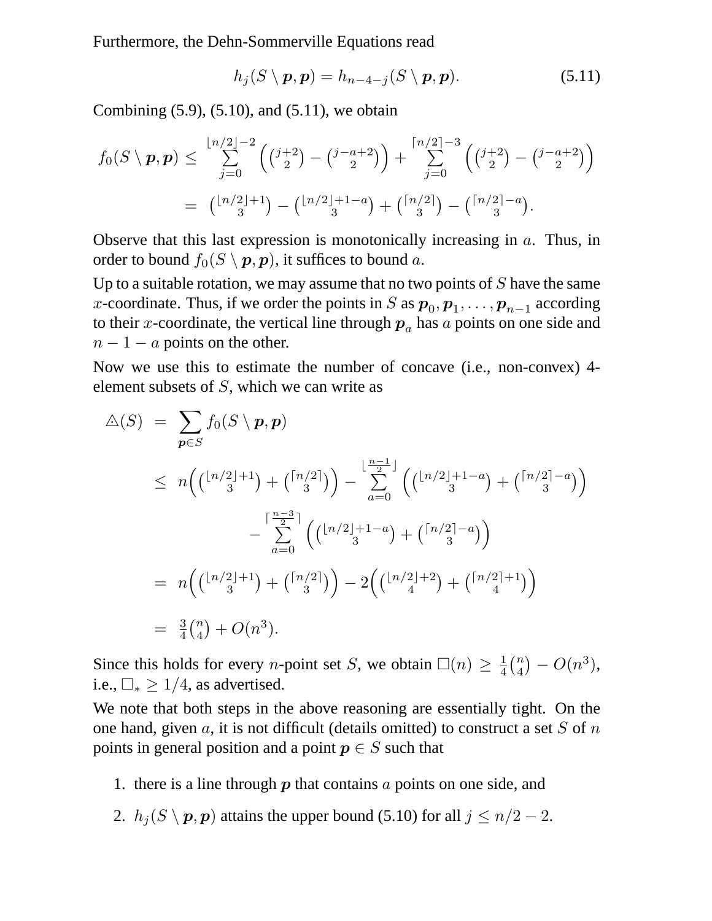Furthermore, the Dehn-Sommerville Equations read

$$h_j(S \setminus \boldsymbol{p}, \boldsymbol{p}) = h_{n-4-j}(S \setminus \boldsymbol{p}, \boldsymbol{p}). \tag{5.11}$$

Combining (5.9), (5.10), and (5.11), we obtain

$$\begin{aligned} f_0(S \setminus \boldsymbol{p}, \boldsymbol{p}) \leq & \sum_{j=0}^{\lfloor n/2 \rfloor - 2} \left( \binom{j+2}{2} - \binom{j-a+2}{2} \right) + \sum_{j=0}^{\lceil n/2 \rceil - 3} \left( \binom{j+2}{2} - \binom{j-a+2}{2} \right) \\ = & \binom{\lfloor n/2 \rfloor + 1}{3} - \binom{\lfloor n/2 \rfloor + 1 - a}{3} + \binom{\lceil n/2 \rceil}{3} - \binom{\lceil n/2 \rceil - a}{3}. \end{aligned}$$

Observe that this last expression is monotonically increasing in $a$. Thus, in order to bound $f_0(S \setminus \boldsymbol{p}, \boldsymbol{p})$, it suffices to bound $a$.

Up to a suitable rotation, we may assume that no two points of $S$ have the same $x$-coordinate. Thus, if we order the points in $S$ as $\boldsymbol{p}_0, \boldsymbol{p}_1, \ldots, \boldsymbol{p}_{n-1}$ according to their $x$-coordinate, the vertical line through $\boldsymbol{p}_a$ has $a$ points on one side and $n-1-a$ points on the other.

Now we use this to estimate the number of concave (i.e., non-convex) 4-element subsets of $S$, which we can write as

$$\begin{aligned} \triangle(S) &= \sum_{\boldsymbol{p} \in S} f_0(S \setminus \boldsymbol{p}, \boldsymbol{p}) \\ &\leq n\Big( \binom{\lfloor n/2 \rfloor + 1}{3} + \binom{\lceil n/2 \rceil}{3} \Big) - \sum_{a=0}^{\lfloor \frac{n-1}{2} \rfloor} \Big( \binom{\lfloor n/2 \rfloor + 1 - a}{3} + \binom{\lceil n/2 \rceil - a}{3} \Big) \\ &\qquad - \sum_{a=0}^{\lceil \frac{n-3}{2} \rceil} \Big( \binom{\lfloor n/2 \rfloor + 1 - a}{3} + \binom{\lceil n/2 \rceil - a}{3} \Big) \\ &= n\Big( \binom{\lfloor n/2 \rfloor + 1}{3} + \binom{\lceil n/2 \rceil}{3} \Big) - 2\Big( \binom{\lfloor n/2 \rfloor + 2}{4} + \binom{\lceil n/2 \rceil + 1}{4} \Big) \\ &= \tfrac{3}{4}\binom{n}{4} + O(n^3). \end{aligned}$$

Since this holds for every $n$-point set $S$, we obtain $\square(n) \geq \frac{1}{4}\binom{n}{4} - O(n^3)$, i.e., $\square_* \geq 1/4$, as advertised.

We note that both steps in the above reasoning are essentially tight. On the one hand, given $a$, it is not difficult (details omitted) to construct a set $S$ of $n$ points in general position and a point $\boldsymbol{p} \in S$ such that

1. there is a line through $\boldsymbol{p}$ that contains $a$ points on one side, and
2. $h_j(S \setminus \boldsymbol{p}, \boldsymbol{p})$ attains the upper bound (5.10) for all $j \leq n/2 - 2$.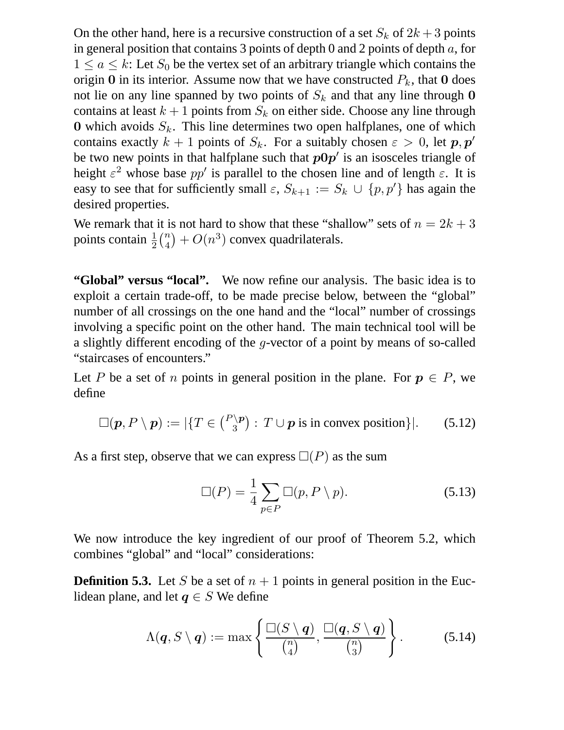On the other hand, here is a recursive construction of a set $S_k$ of $2k+3$ points in general position that contains 3 points of depth 0 and 2 points of depth $a$, for $1 \leq a \leq k$: Let $S_0$ be the vertex set of an arbitrary triangle which contains the origin $\mathbf{0}$ in its interior. Assume now that we have constructed $P_k$, that $\mathbf{0}$ does not lie on any line spanned by two points of $S_k$ and that any line through $\mathbf{0}$ contains at least $k+1$ points from $S_k$ on either side. Choose any line through $\mathbf{0}$ which avoids $S_k$. This line determines two open halfplanes, one of which contains exactly $k+1$ points of $S_k$. For a suitably chosen $\varepsilon > 0$, let $\boldsymbol{p}, \boldsymbol{p}'$ be two new points in that halfplane such that $\boldsymbol{p}\mathbf{0}\boldsymbol{p}'$ is an isosceles triangle of height $\varepsilon^2$ whose base $pp'$ is parallel to the chosen line and of length $\varepsilon$. It is easy to see that for sufficiently small $\varepsilon$, $S_{k+1} := S_k \cup \{p, p'\}$ has again the desired properties.

We remark that it is not hard to show that these "shallow" sets of $n = 2k+3$ points contain $\frac{1}{2}\binom{n}{4} + O(n^3)$ convex quadrilaterals.

**"Global" versus "local".** We now refine our analysis. The basic idea is to exploit a certain trade-off, to be made precise below, between the "global" number of all crossings on the one hand and the "local" number of crossings involving a specific point on the other hand. The main technical tool will be a slightly different encoding of the $g$-vector of a point by means of so-called "staircases of encounters."

Let $P$ be a set of $n$ points in general position in the plane. For $\boldsymbol{p} \in P$, we define

$$\square(\boldsymbol{p}, P \setminus \boldsymbol{p}) := |\{T \in \tbinom{P \setminus \boldsymbol{p}}{3} : T \cup \boldsymbol{p} \text{ is in convex position}\}|. \tag{5.12}$$

As a first step, observe that we can express $\square(P)$ as the sum

$$\square(P) = \frac{1}{4} \sum_{p \in P} \square(p, P \setminus p). \tag{5.13}$$

We now introduce the key ingredient of our proof of Theorem 5.2, which combines "global" and "local" considerations:

**Definition 5.3.** Let $S$ be a set of $n+1$ points in general position in the Euclidean plane, and let $\boldsymbol{q} \in S$ We define

$$\Lambda(\boldsymbol{q}, S \setminus \boldsymbol{q}) := \max\left\{ \frac{\square(S \setminus \boldsymbol{q})}{\binom{n}{4}}, \frac{\square(\boldsymbol{q}, S \setminus \boldsymbol{q})}{\binom{n}{3}} \right\}. \tag{5.14}$$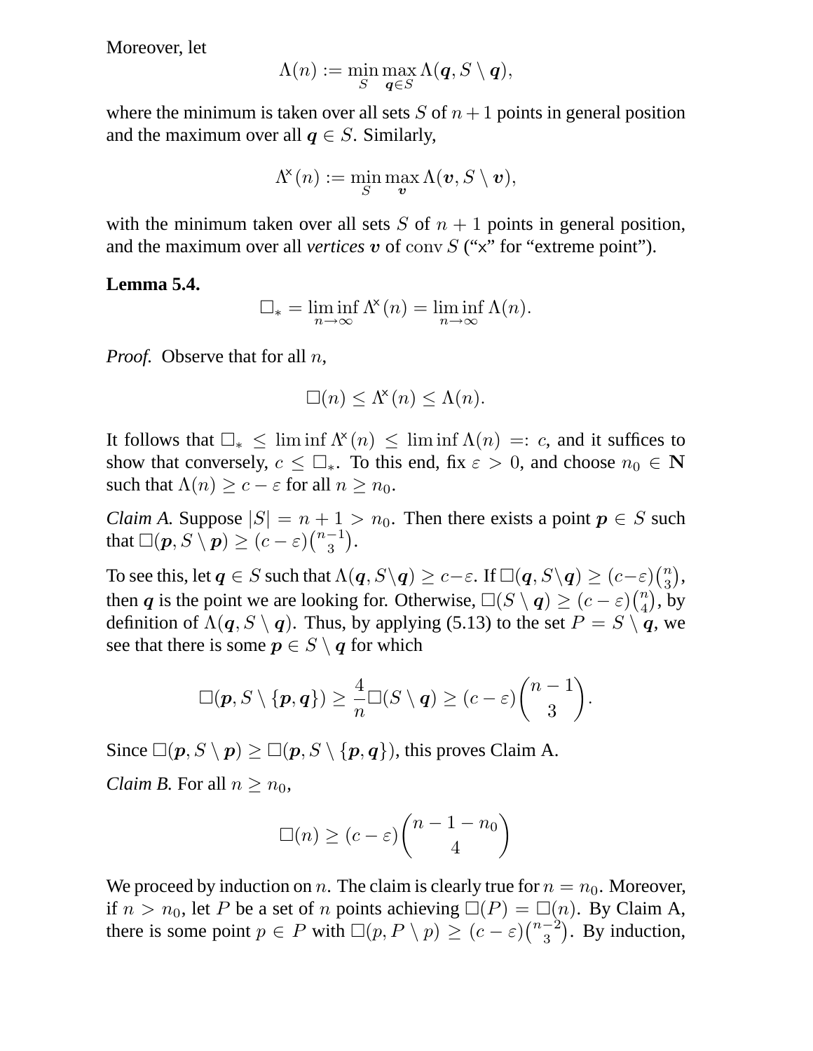Moreover, let

$$\Lambda(n) := \min_{S} \max_{\boldsymbol{q} \in S} \Lambda(\boldsymbol{q}, S \setminus \boldsymbol{q}),$$

where the minimum is taken over all sets $S$ of $n+1$ points in general position and the maximum over all $\boldsymbol{q} \in S$. Similarly,

$$\Lambda^{\mathsf{x}}(n) := \min_{S} \max_{\boldsymbol{v}} \Lambda(\boldsymbol{v}, S \setminus \boldsymbol{v}),$$

with the minimum taken over all sets $S$ of $n+1$ points in general position, and the maximum over all *vertices* $\boldsymbol{v}$ of $\operatorname{conv} S$ ("x" for "extreme point").

**Lemma 5.4.**

$$\square_* = \liminf_{n \to \infty} \Lambda^{\mathsf{x}}(n) = \liminf_{n \to \infty} \Lambda(n).$$

*Proof.* Observe that for all $n$,

$$\square(n) \leq \Lambda^{\mathsf{x}}(n) \leq \Lambda(n).$$

It follows that $\square_* \leq \liminf \Lambda^{\mathsf{x}}(n) \leq \liminf \Lambda(n) =: c$, and it suffices to show that conversely, $c \leq \square_*$. To this end, fix $\varepsilon > 0$, and choose $n_0 \in \mathbf{N}$ such that $\Lambda(n) \geq c - \varepsilon$ for all $n \geq n_0$.

*Claim A.* Suppose $|S| = n + 1 > n_0$. Then there exists a point $\boldsymbol{p} \in S$ such that $\square(\boldsymbol{p}, S \setminus \boldsymbol{p}) \geq (c - \varepsilon)\binom{n-1}{3}$.

To see this, let $\boldsymbol{q} \in S$ such that $\Lambda(\boldsymbol{q}, S \setminus \boldsymbol{q}) \geq c - \varepsilon$. If $\square(\boldsymbol{q}, S \setminus \boldsymbol{q}) \geq (c-\varepsilon)\binom{n}{3}$, then $\boldsymbol{q}$ is the point we are looking for. Otherwise, $\square(S \setminus \boldsymbol{q}) \geq (c - \varepsilon)\binom{n}{4}$, by definition of $\Lambda(\boldsymbol{q}, S \setminus \boldsymbol{q})$. Thus, by applying (5.13) to the set $P = S \setminus \boldsymbol{q}$, we see that there is some $\boldsymbol{p} \in S \setminus \boldsymbol{q}$ for which

$$\square(\boldsymbol{p}, S \setminus \{\boldsymbol{p}, \boldsymbol{q}\}) \geq \frac{4}{n} \square(S \setminus \boldsymbol{q}) \geq (c - \varepsilon)\binom{n-1}{3}.$$

Since $\square(\boldsymbol{p}, S \setminus \boldsymbol{p}) \geq \square(\boldsymbol{p}, S \setminus \{\boldsymbol{p}, \boldsymbol{q}\})$, this proves Claim A.

*Claim B.* For all $n \geq n_0$,

$$\square(n) \geq (c - \varepsilon)\binom{n - 1 - n_0}{4}$$

We proceed by induction on $n$. The claim is clearly true for $n = n_0$. Moreover, if $n > n_0$, let $P$ be a set of $n$ points achieving $\square(P) = \square(n)$. By Claim A, there is some point $p \in P$ with $\square(p, P \setminus p) \geq (c - \varepsilon)\binom{n-2}{3}$. By induction,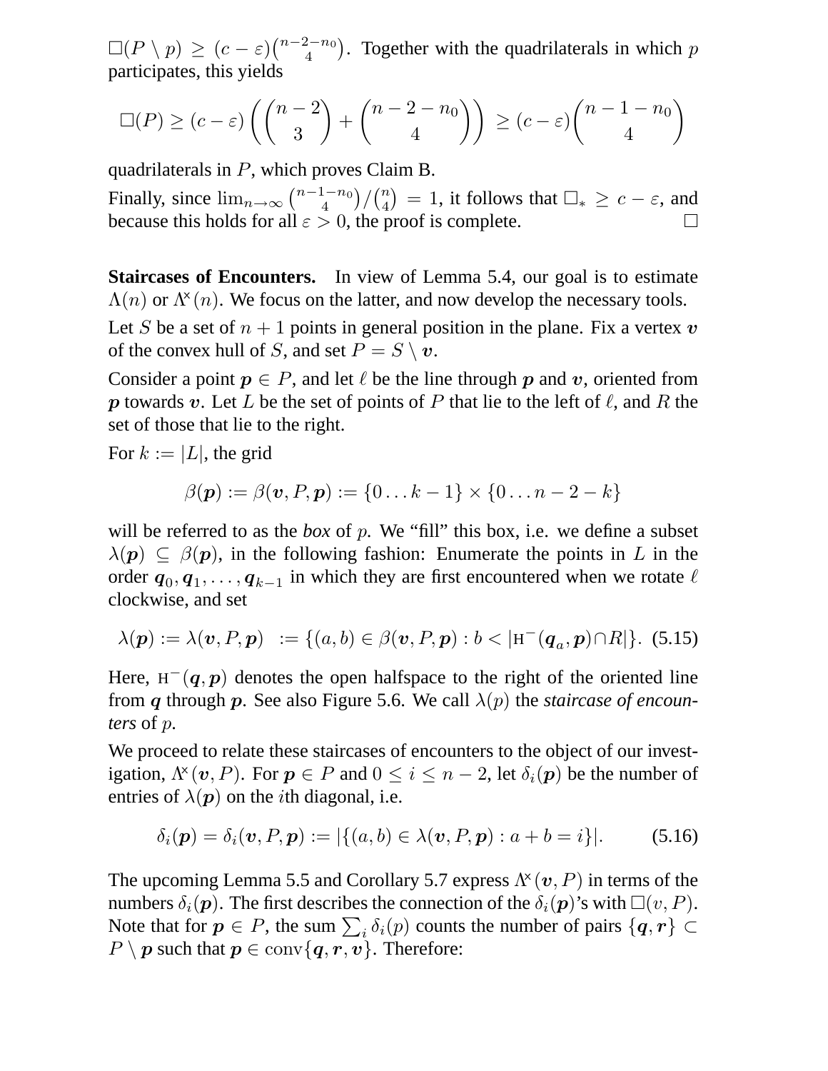$\square(P \setminus p) \geq (c - \varepsilon)\binom{n-2-n_0}{4}$. Together with the quadrilaterals in which $p$ participates, this yields

$$\square(P) \geq (c-\varepsilon)\left(\binom{n-2}{3} + \binom{n-2-n_0}{4}\right) \geq (c-\varepsilon)\binom{n-1-n_0}{4}$$

quadrilaterals in $P$, which proves Claim B.

Finally, since $\lim_{n\to\infty} \binom{n-1-n_0}{4}/\binom{n}{4} = 1$, it follows that $\square_* \geq c - \varepsilon$, and because this holds for all $\varepsilon > 0$, the proof is complete. $\square$

**Staircases of Encounters.** In view of Lemma 5.4, our goal is to estimate $\Lambda(n)$ or $\Lambda^{\times}(n)$. We focus on the latter, and now develop the necessary tools.

Let $S$ be a set of $n+1$ points in general position in the plane. Fix a vertex $\boldsymbol{v}$ of the convex hull of $S$, and set $P = S \setminus \boldsymbol{v}$.

Consider a point $\boldsymbol{p} \in P$, and let $\ell$ be the line through $\boldsymbol{p}$ and $\boldsymbol{v}$, oriented from $\boldsymbol{p}$ towards $\boldsymbol{v}$. Let $L$ be the set of points of $P$ that lie to the left of $\ell$, and $R$ the set of those that lie to the right.

For $k := |L|$, the grid

$$\beta(\boldsymbol{p}) := \beta(\boldsymbol{v}, P, \boldsymbol{p}) := \{0 \ldots k-1\} \times \{0 \ldots n-2-k\}$$

will be referred to as the *box* of $p$. We "fill" this box, i.e. we define a subset $\lambda(\boldsymbol{p}) \subseteq \beta(\boldsymbol{p})$, in the following fashion: Enumerate the points in $L$ in the order $\boldsymbol{q}_0, \boldsymbol{q}_1, \ldots, \boldsymbol{q}_{k-1}$ in which they are first encountered when we rotate $\ell$ clockwise, and set

$$\lambda(\boldsymbol{p}) := \lambda(\boldsymbol{v}, P, \boldsymbol{p}) \;:= \{(a,b) \in \beta(\boldsymbol{v}, P, \boldsymbol{p}) : b < |\mathrm{H}^{-}(\boldsymbol{q}_a, \boldsymbol{p}) \cap R|\}. \quad (5.15)$$

Here, $\mathrm{H}^{-}(\boldsymbol{q}, \boldsymbol{p})$ denotes the open halfspace to the right of the oriented line from $\boldsymbol{q}$ through $\boldsymbol{p}$. See also Figure 5.6. We call $\lambda(p)$ the *staircase of encounters* of $p$.

We proceed to relate these staircases of encounters to the object of our investigation, $\Lambda^{\times}(\boldsymbol{v}, P)$. For $\boldsymbol{p} \in P$ and $0 \leq i \leq n-2$, let $\delta_i(\boldsymbol{p})$ be the number of entries of $\lambda(\boldsymbol{p})$ on the $i$th diagonal, i.e.

$$\delta_i(\boldsymbol{p}) = \delta_i(\boldsymbol{v}, P, \boldsymbol{p}) := |\{(a,b) \in \lambda(\boldsymbol{v}, P, \boldsymbol{p}) : a + b = i\}|. \quad (5.16)$$

The upcoming Lemma 5.5 and Corollary 5.7 express $\Lambda^{\times}(\boldsymbol{v}, P)$ in terms of the numbers $\delta_i(\boldsymbol{p})$. The first describes the connection of the $\delta_i(\boldsymbol{p})$'s with $\square(v, P)$. Note that for $\boldsymbol{p} \in P$, the sum $\sum_i \delta_i(p)$ counts the number of pairs $\{\boldsymbol{q}, \boldsymbol{r}\} \subset P \setminus \boldsymbol{p}$ such that $\boldsymbol{p} \in \mathrm{conv}\{\boldsymbol{q}, \boldsymbol{r}, \boldsymbol{v}\}$. Therefore: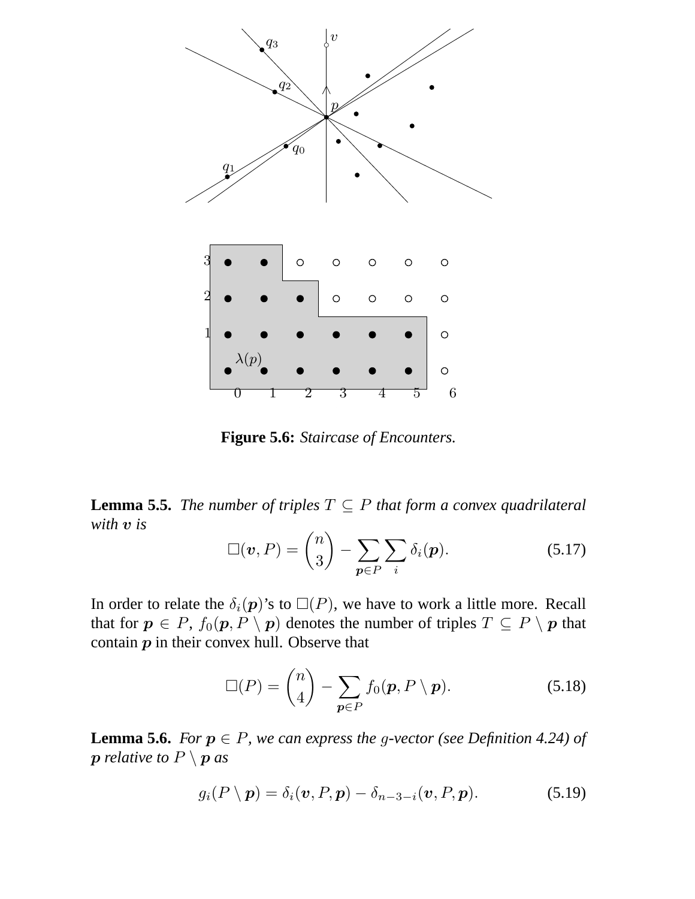**Figure 5.6:** *Staircase of Encounters.*

**Lemma 5.5.** *The number of triples $T \subseteq P$ that form a convex quadrilateral with $\boldsymbol{v}$ is*

$$\square(\boldsymbol{v}, P) = \binom{n}{3} - \sum_{\boldsymbol{p} \in P} \sum_{i} \delta_i(\boldsymbol{p}). \tag{5.17}$$

In order to relate the $\delta_i(\boldsymbol{p})$'s to $\square(P)$, we have to work a little more. Recall that for $\boldsymbol{p} \in P$, $f_0(\boldsymbol{p}, P \setminus \boldsymbol{p})$ denotes the number of triples $T \subseteq P \setminus \boldsymbol{p}$ that contain $\boldsymbol{p}$ in their convex hull. Observe that

$$\square(P) = \binom{n}{4} - \sum_{\boldsymbol{p} \in P} f_0(\boldsymbol{p}, P \setminus \boldsymbol{p}). \tag{5.18}$$

**Lemma 5.6.** *For $\boldsymbol{p} \in P$, we can express the $g$-vector (see Definition 4.24) of $\boldsymbol{p}$ relative to $P \setminus \boldsymbol{p}$ as*

$$g_i(P \setminus \boldsymbol{p}) = \delta_i(\boldsymbol{v}, P, \boldsymbol{p}) - \delta_{n-3-i}(\boldsymbol{v}, P, \boldsymbol{p}). \tag{5.19}$$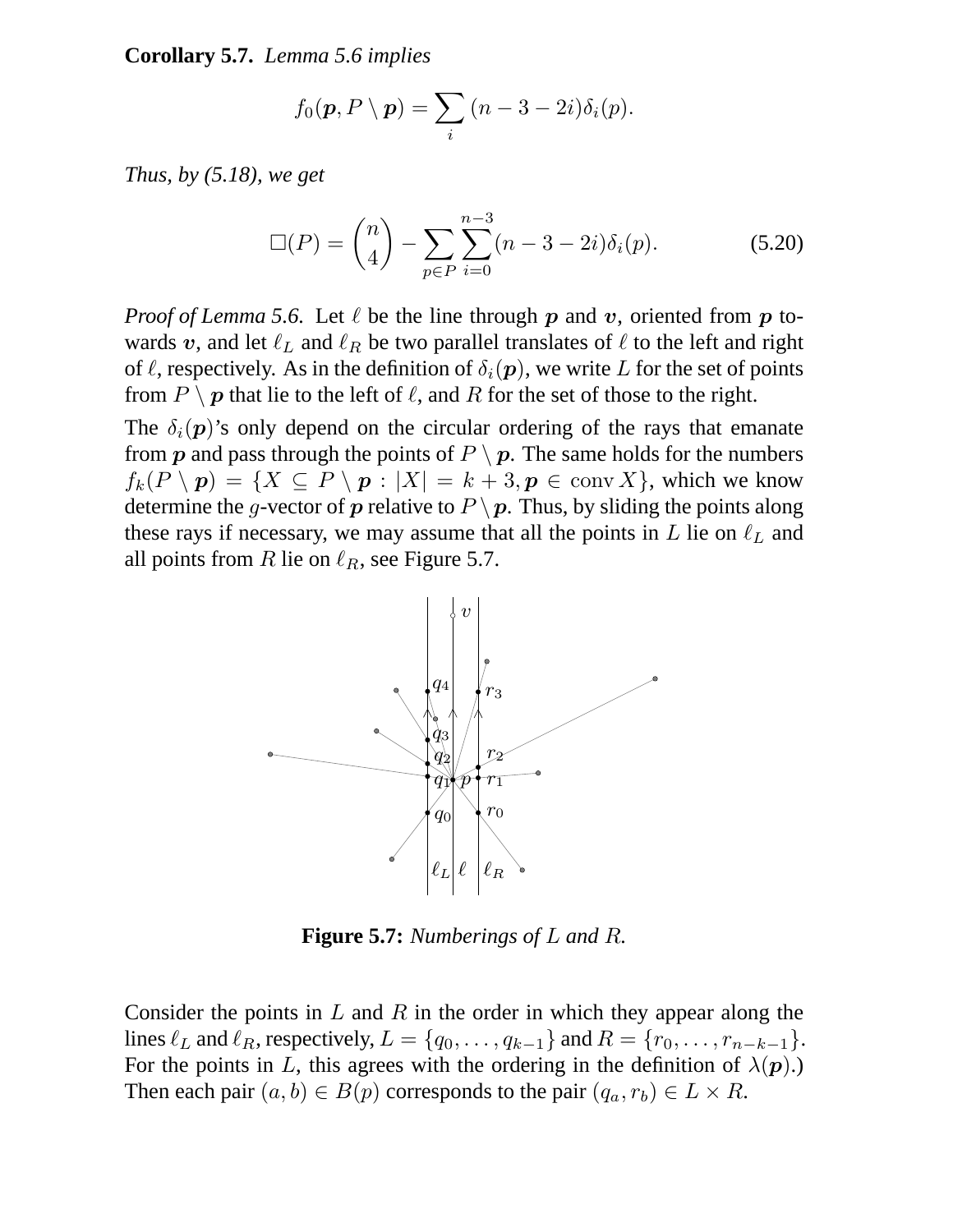**Corollary 5.7.** *Lemma 5.6 implies*

$$f_0(\boldsymbol{p}, P \setminus \boldsymbol{p}) = \sum_i (n - 3 - 2i)\delta_i(p).$$

*Thus, by (5.18), we get*

$$\square(P) = \binom{n}{4} - \sum_{p \in P} \sum_{i=0}^{n-3} (n - 3 - 2i)\delta_i(p). \tag{5.20}$$

*Proof of Lemma 5.6.* Let $\ell$ be the line through $\boldsymbol{p}$ and $\boldsymbol{v}$, oriented from $\boldsymbol{p}$ towards $\boldsymbol{v}$, and let $\ell_L$ and $\ell_R$ be two parallel translates of $\ell$ to the left and right of $\ell$, respectively. As in the definition of $\delta_i(\boldsymbol{p})$, we write $L$ for the set of points from $P \setminus \boldsymbol{p}$ that lie to the left of $\ell$, and $R$ for the set of those to the right.

The $\delta_i(\boldsymbol{p})$'s only depend on the circular ordering of the rays that emanate from $\boldsymbol{p}$ and pass through the points of $P \setminus \boldsymbol{p}$. The same holds for the numbers $f_k(P \setminus \boldsymbol{p}) = \{X \subseteq P \setminus \boldsymbol{p} : |X| = k+3, \boldsymbol{p} \in \operatorname{conv} X\}$, which we know determine the $g$-vector of $\boldsymbol{p}$ relative to $P \setminus \boldsymbol{p}$. Thus, by sliding the points along these rays if necessary, we may assume that all the points in $L$ lie on $\ell_L$ and all points from $R$ lie on $\ell_R$, see Figure 5.7.

**Figure 5.7:** *Numberings of $L$ and $R$.*

Consider the points in $L$ and $R$ in the order in which they appear along the lines $\ell_L$ and $\ell_R$, respectively, $L = \{q_0, \ldots, q_{k-1}\}$ and $R = \{r_0, \ldots, r_{n-k-1}\}$. For the points in $L$, this agrees with the ordering in the definition of $\lambda(\boldsymbol{p})$.) Then each pair $(a, b) \in B(p)$ corresponds to the pair $(q_a, r_b) \in L \times R$.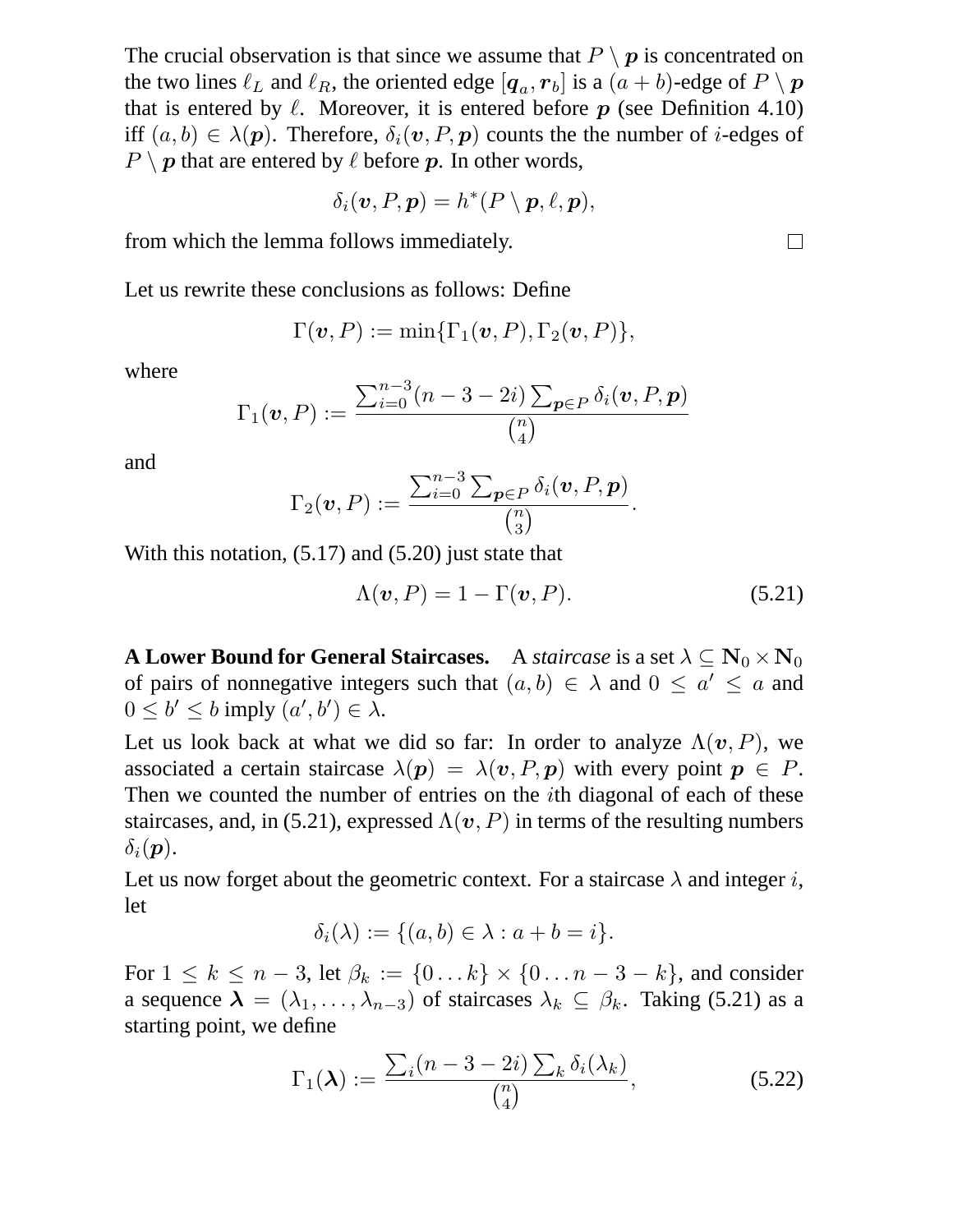The crucial observation is that since we assume that $P \setminus \boldsymbol{p}$ is concentrated on the two lines $\ell_L$ and $\ell_R$, the oriented edge $[\boldsymbol{q}_a, \boldsymbol{r}_b]$ is a $(a+b)$-edge of $P \setminus \boldsymbol{p}$ that is entered by $\ell$. Moreover, it is entered before $\boldsymbol{p}$ (see Definition 4.10) iff $(a,b) \in \lambda(\boldsymbol{p})$. Therefore, $\delta_i(\boldsymbol{v}, P, \boldsymbol{p})$ counts the the number of $i$-edges of $P \setminus \boldsymbol{p}$ that are entered by $\ell$ before $\boldsymbol{p}$. In other words,

$$\delta_i(\boldsymbol{v}, P, \boldsymbol{p}) = h^*(P \setminus \boldsymbol{p}, \ell, \boldsymbol{p}),$$

from which the lemma follows immediately. □

Let us rewrite these conclusions as follows: Define

$$\Gamma(\boldsymbol{v}, P) := \min\{\Gamma_1(\boldsymbol{v}, P), \Gamma_2(\boldsymbol{v}, P)\},$$

where

$$\Gamma_1(\boldsymbol{v}, P) := \frac{\sum_{i=0}^{n-3}(n-3-2i)\sum_{\boldsymbol{p}\in P}\delta_i(\boldsymbol{v}, P, \boldsymbol{p})}{\binom{n}{4}}$$

and

$$\Gamma_2(\boldsymbol{v}, P) := \frac{\sum_{i=0}^{n-3}\sum_{\boldsymbol{p}\in P}\delta_i(\boldsymbol{v}, P, \boldsymbol{p})}{\binom{n}{3}}.$$

With this notation, (5.17) and (5.20) just state that

$$\Lambda(\boldsymbol{v}, P) = 1 - \Gamma(\boldsymbol{v}, P). \tag{5.21}$$

**A Lower Bound for General Staircases.** A *staircase* is a set $\lambda \subseteq \mathbf{N}_0 \times \mathbf{N}_0$ of pairs of nonnegative integers such that $(a,b) \in \lambda$ and $0 \le a' \le a$ and $0 \le b' \le b$ imply $(a', b') \in \lambda$.

Let us look back at what we did so far: In order to analyze $\Lambda(\boldsymbol{v}, P)$, we associated a certain staircase $\lambda(\boldsymbol{p}) = \lambda(\boldsymbol{v}, P, \boldsymbol{p})$ with every point $\boldsymbol{p} \in P$. Then we counted the number of entries on the $i$th diagonal of each of these staircases, and, in (5.21), expressed $\Lambda(\boldsymbol{v}, P)$ in terms of the resulting numbers $\delta_i(\boldsymbol{p})$.

Let us now forget about the geometric context. For a staircase $\lambda$ and integer $i$, let

$$\delta_i(\lambda) := \{(a,b) \in \lambda : a + b = i\}.$$

For $1 \le k \le n-3$, let $\beta_k := \{0 \dots k\} \times \{0 \dots n-3-k\}$, and consider a sequence $\boldsymbol{\lambda} = (\lambda_1, \dots, \lambda_{n-3})$ of staircases $\lambda_k \subseteq \beta_k$. Taking (5.21) as a starting point, we define

$$\Gamma_1(\boldsymbol{\lambda}) := \frac{\sum_i (n-3-2i)\sum_k \delta_i(\lambda_k)}{\binom{n}{4}}, \tag{5.22}$$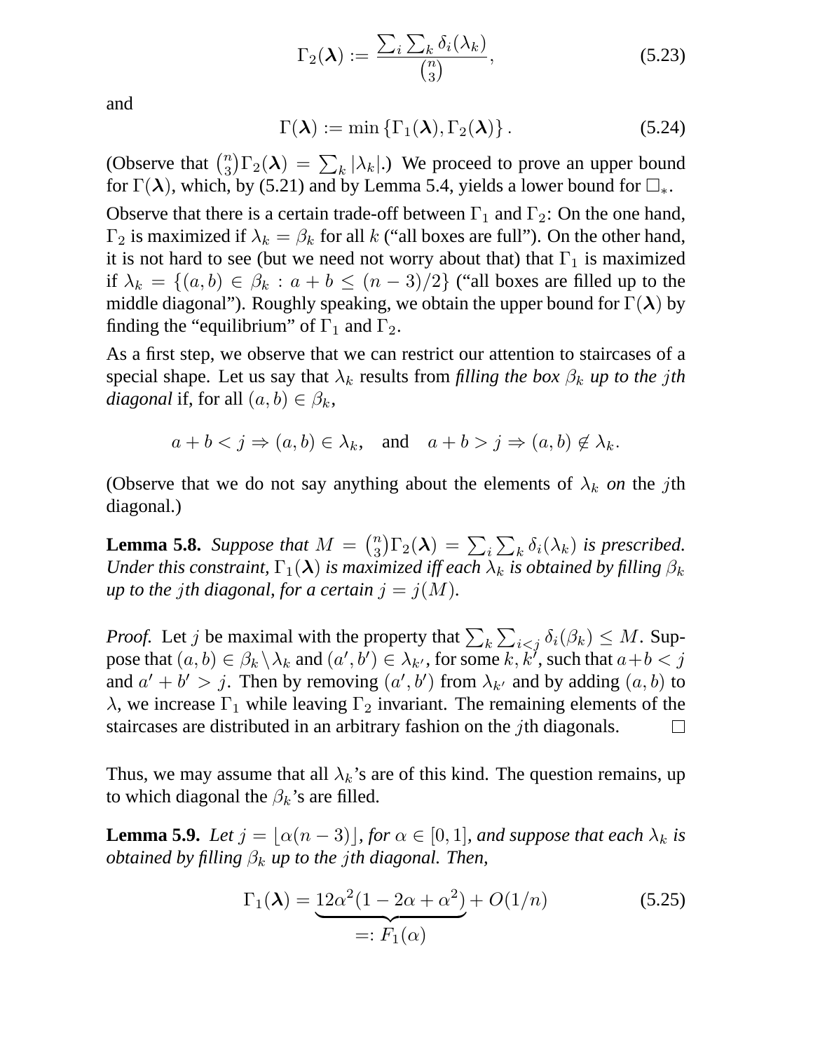$$\Gamma_2(\boldsymbol{\lambda}) := \frac{\sum_i \sum_k \delta_i(\lambda_k)}{\binom{n}{3}}, \tag{5.23}$$

and

$$\Gamma(\boldsymbol{\lambda}) := \min\{\Gamma_1(\boldsymbol{\lambda}), \Gamma_2(\boldsymbol{\lambda})\}. \tag{5.24}$$

(Observe that $\binom{n}{3}\Gamma_2(\boldsymbol{\lambda}) = \sum_k |\lambda_k|$.) We proceed to prove an upper bound for $\Gamma(\boldsymbol{\lambda})$, which, by (5.21) and by Lemma 5.4, yields a lower bound for $\square_*$.

Observe that there is a certain trade-off between $\Gamma_1$ and $\Gamma_2$: On the one hand, $\Gamma_2$ is maximized if $\lambda_k = \beta_k$ for all $k$ ("all boxes are full"). On the other hand, it is not hard to see (but we need not worry about that) that $\Gamma_1$ is maximized if $\lambda_k = \{(a,b) \in \beta_k : a + b \le (n-3)/2\}$ ("all boxes are filled up to the middle diagonal"). Roughly speaking, we obtain the upper bound for $\Gamma(\boldsymbol{\lambda})$ by finding the "equilibrium" of $\Gamma_1$ and $\Gamma_2$.

As a first step, we observe that we can restrict our attention to staircases of a special shape. Let us say that $\lambda_k$ results from *filling the box $\beta_k$ up to the $j$th diagonal* if, for all $(a,b) \in \beta_k$,

$$a + b < j \Rightarrow (a,b) \in \lambda_k, \quad \text{and} \quad a + b > j \Rightarrow (a,b) \notin \lambda_k.$$

(Observe that we do not say anything about the elements of $\lambda_k$ *on* the $j$th diagonal.)

**Lemma 5.8.** *Suppose that $M = \binom{n}{3}\Gamma_2(\boldsymbol{\lambda}) = \sum_i \sum_k \delta_i(\lambda_k)$ is prescribed. Under this constraint, $\Gamma_1(\boldsymbol{\lambda})$ is maximized iff each $\lambda_k$ is obtained by filling $\beta_k$ up to the $j$th diagonal, for a certain $j = j(M)$.*

*Proof.* Let $j$ be maximal with the property that $\sum_k \sum_{i<j} \delta_i(\beta_k) \le M$. Suppose that $(a,b) \in \beta_k \setminus \lambda_k$ and $(a',b') \in \lambda_{k'}$, for some $k, k'$, such that $a+b < j$ and $a' + b' > j$. Then by removing $(a',b')$ from $\lambda_{k'}$ and by adding $(a,b)$ to $\lambda$, we increase $\Gamma_1$ while leaving $\Gamma_2$ invariant. The remaining elements of the staircases are distributed in an arbitrary fashion on the $j$th diagonals. $\square$

Thus, we may assume that all $\lambda_k$'s are of this kind. The question remains, up to which diagonal the $\beta_k$'s are filled.

**Lemma 5.9.** *Let $j = \lfloor \alpha(n-3) \rfloor$, for $\alpha \in [0,1]$, and suppose that each $\lambda_k$ is obtained by filling $\beta_k$ up to the $j$th diagonal. Then,*

$$\Gamma_1(\boldsymbol{\lambda}) = \underbrace{12\alpha^2(1 - 2\alpha + \alpha^2)}_{=: F_1(\alpha)} + O(1/n) \tag{5.25}$$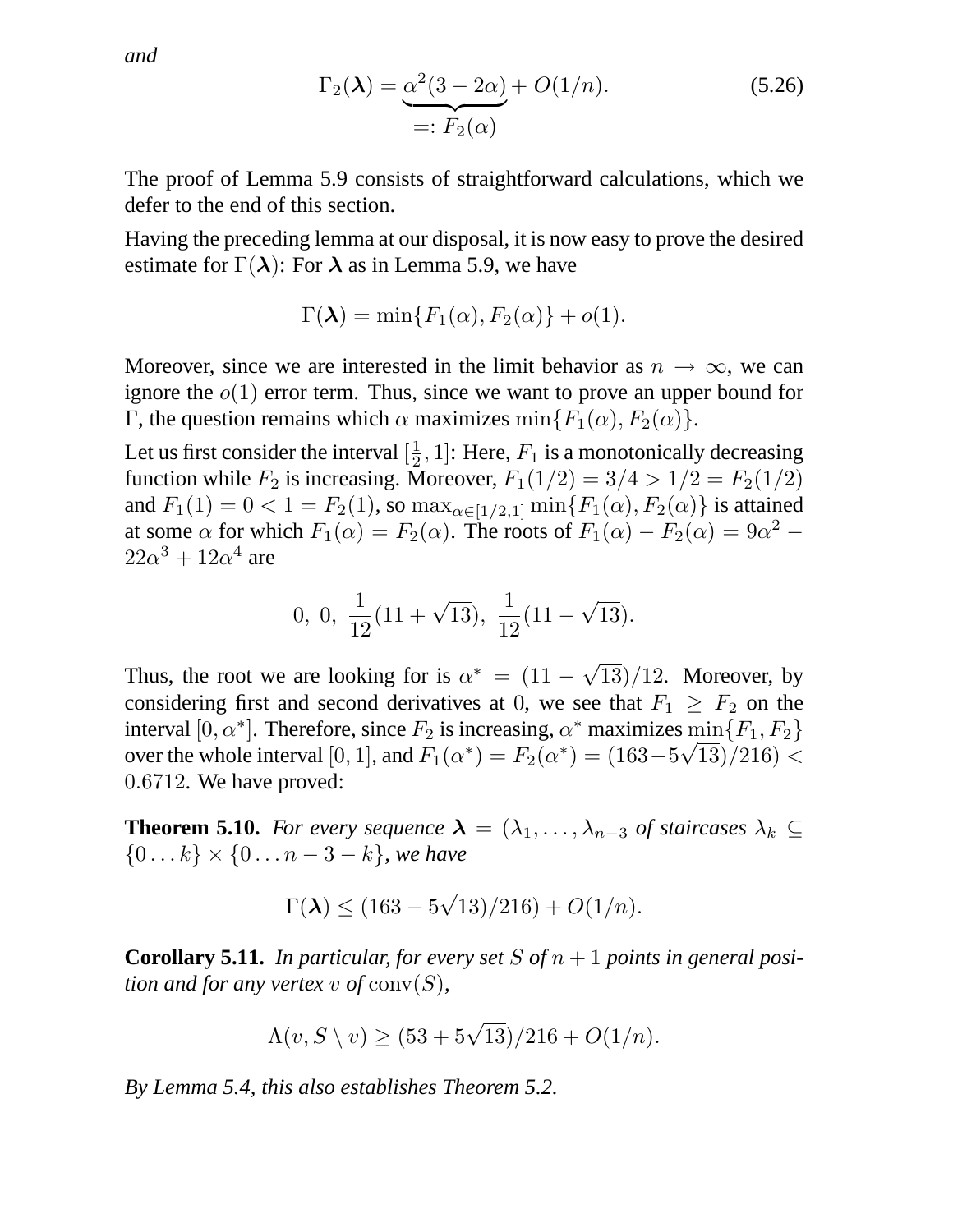*and*

$$\Gamma_2(\boldsymbol{\lambda}) = \underbrace{\alpha^2(3-2\alpha)}_{=:\, F_2(\alpha)} + O(1/n). \tag{5.26}$$

The proof of Lemma 5.9 consists of straightforward calculations, which we defer to the end of this section.

Having the preceding lemma at our disposal, it is now easy to prove the desired estimate for $\Gamma(\boldsymbol{\lambda})$: For $\boldsymbol{\lambda}$ as in Lemma 5.9, we have

$$\Gamma(\boldsymbol{\lambda}) = \min\{F_1(\alpha), F_2(\alpha)\} + o(1).$$

Moreover, since we are interested in the limit behavior as $n \to \infty$, we can ignore the $o(1)$ error term. Thus, since we want to prove an upper bound for $\Gamma$, the question remains which $\alpha$ maximizes $\min\{F_1(\alpha), F_2(\alpha)\}$.

Let us first consider the interval $[\frac{1}{2}, 1]$: Here, $F_1$ is a monotonically decreasing function while $F_2$ is increasing. Moreover, $F_1(1/2) = 3/4 > 1/2 = F_2(1/2)$ and $F_1(1) = 0 < 1 = F_2(1)$, so $\max_{\alpha \in [1/2,1]} \min\{F_1(\alpha), F_2(\alpha)\}$ is attained at some $\alpha$ for which $F_1(\alpha) = F_2(\alpha)$. The roots of $F_1(\alpha) - F_2(\alpha) = 9\alpha^2 - 22\alpha^3 + 12\alpha^4$ are

$$0,\ 0,\ \frac{1}{12}(11+\sqrt{13}),\ \frac{1}{12}(11-\sqrt{13}).$$

Thus, the root we are looking for is $\alpha^* = (11 - \sqrt{13})/12$. Moreover, by considering first and second derivatives at 0, we see that $F_1 \geq F_2$ on the interval $[0, \alpha^*]$. Therefore, since $F_2$ is increasing, $\alpha^*$ maximizes $\min\{F_1, F_2\}$ over the whole interval $[0,1]$, and $F_1(\alpha^*) = F_2(\alpha^*) = (163 - 5\sqrt{13})/216) < 0.6712$. We have proved:

**Theorem 5.10.** *For every sequence $\boldsymbol{\lambda} = (\lambda_1, \ldots, \lambda_{n-3}$ of staircases $\lambda_k \subseteq \{0 \ldots k\} \times \{0 \ldots n-3-k\}$, we have*

$$\Gamma(\boldsymbol{\lambda}) \leq (163 - 5\sqrt{13})/216) + O(1/n).$$

**Corollary 5.11.** *In particular, for every set $S$ of $n+1$ points in general position and for any vertex $v$ of $\operatorname{conv}(S)$,*

$$\Lambda(v, S \setminus v) \geq (53 + 5\sqrt{13})/216 + O(1/n).$$

*By Lemma 5.4, this also establishes Theorem 5.2.*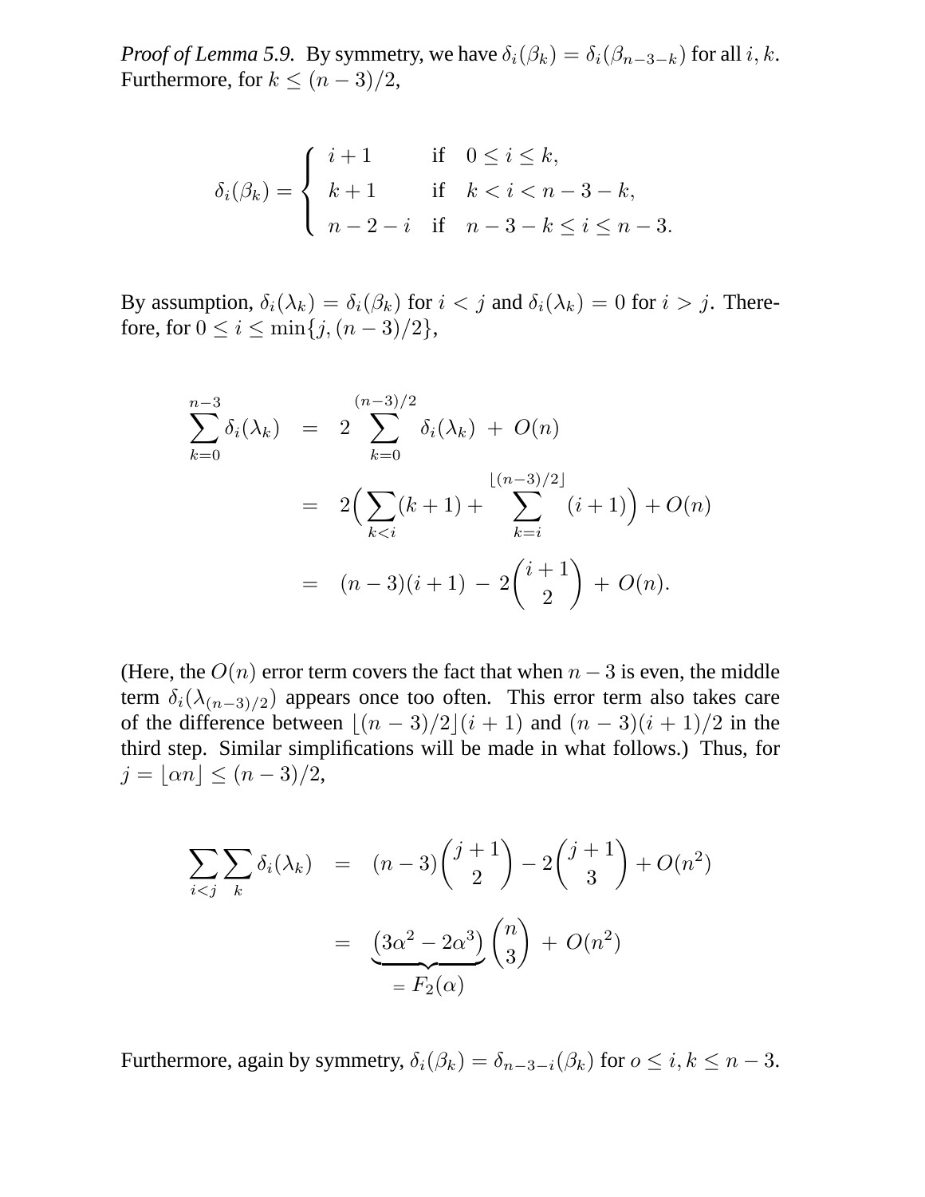*Proof of Lemma 5.9.* By symmetry, we have $\delta_i(\beta_k) = \delta_i(\beta_{n-3-k})$ for all $i, k$. Furthermore, for $k \leq (n-3)/2$,

$$\delta_i(\beta_k) = \begin{cases} i+1 & \text{if} \quad 0 \leq i \leq k, \\ k+1 & \text{if} \quad k < i < n-3-k, \\ n-2-i & \text{if} \quad n-3-k \leq i \leq n-3. \end{cases}$$

By assumption, $\delta_i(\lambda_k) = \delta_i(\beta_k)$ for $i < j$ and $\delta_i(\lambda_k) = 0$ for $i > j$. Therefore, for $0 \leq i \leq \min\{j, (n-3)/2\}$,

$$\begin{aligned} \sum_{k=0}^{n-3} \delta_i(\lambda_k) &= 2 \sum_{k=0}^{(n-3)/2} \delta_i(\lambda_k) \ + \ O(n) \\ &= 2\Big( \sum_{k<i} (k+1) + \sum_{k=i}^{\lfloor (n-3)/2 \rfloor} (i+1) \Big) + O(n) \\ &= (n-3)(i+1) \ - \ 2\binom{i+1}{2} \ + \ O(n). \end{aligned}$$

(Here, the $O(n)$ error term covers the fact that when $n-3$ is even, the middle term $\delta_i(\lambda_{(n-3)/2})$ appears once too often. This error term also takes care of the difference between $\lfloor (n-3)/2 \rfloor (i+1)$ and $(n-3)(i+1)/2$ in the third step. Similar simplifications will be made in what follows.) Thus, for $j = \lfloor \alpha n \rfloor \leq (n-3)/2$,

$$\begin{aligned} \sum_{i<j} \sum_{k} \delta_i(\lambda_k) &= (n-3)\binom{j+1}{2} - 2\binom{j+1}{3} + O(n^2) \\ &= \underbrace{\left(3\alpha^2 - 2\alpha^3\right)}_{= F_2(\alpha)} \binom{n}{3} \ + \ O(n^2) \end{aligned}$$

Furthermore, again by symmetry, $\delta_i(\beta_k) = \delta_{n-3-i}(\beta_k)$ for $o \leq i, k \leq n-3$.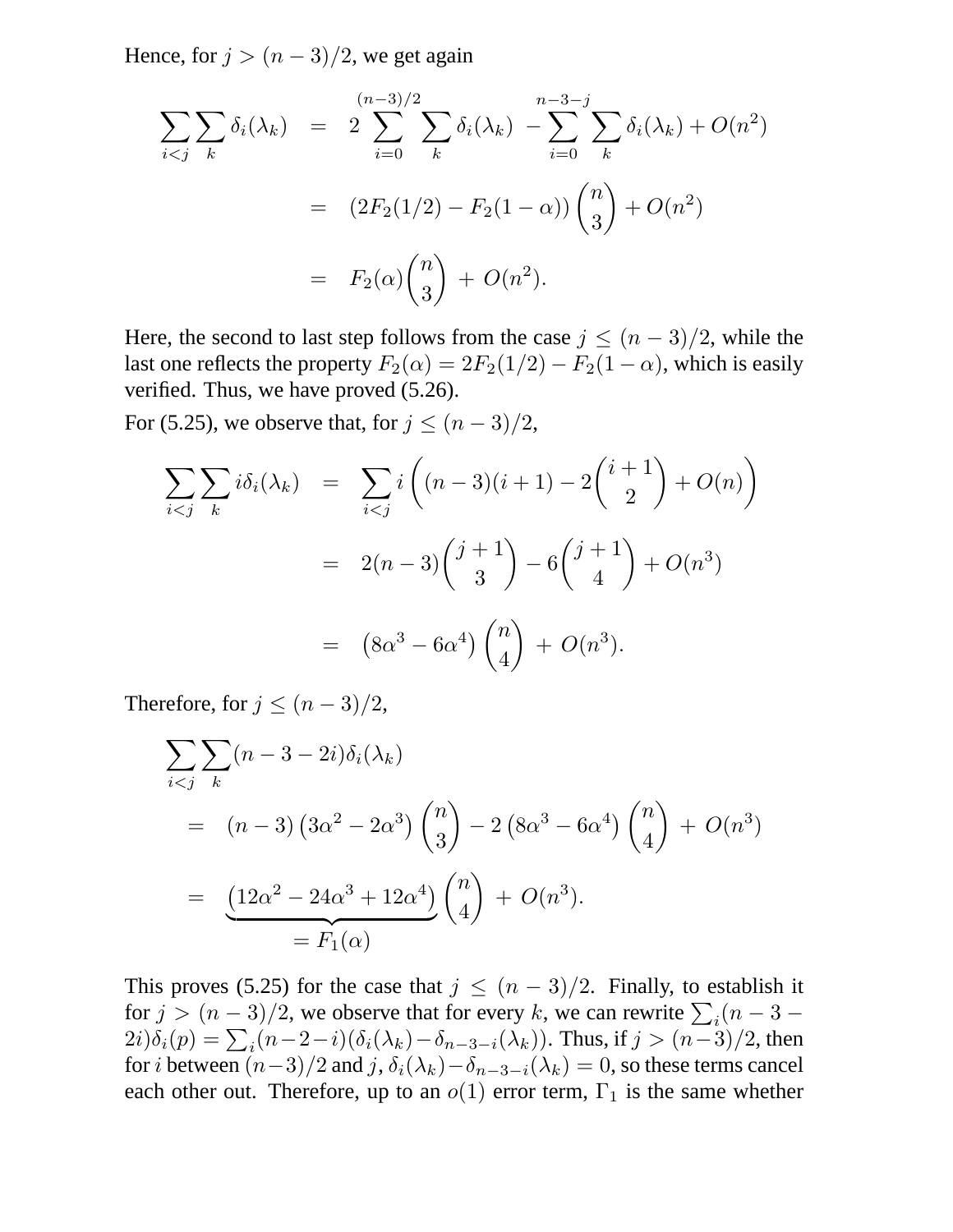Hence, for $j > (n-3)/2$, we get again

$$
\begin{aligned}
\sum_{i<j} \sum_k \delta_i(\lambda_k) &= 2 \sum_{i=0}^{(n-3)/2} \sum_k \delta_i(\lambda_k) \; - \sum_{i=0}^{n-3-j} \sum_k \delta_i(\lambda_k) + O(n^2) \\
&= (2F_2(1/2) - F_2(1-\alpha)) \binom{n}{3} + O(n^2) \\
&= F_2(\alpha) \binom{n}{3} \; + \; O(n^2).
\end{aligned}
$$

Here, the second to last step follows from the case $j \leq (n-3)/2$, while the last one reflects the property $F_2(\alpha) = 2F_2(1/2) - F_2(1-\alpha)$, which is easily verified. Thus, we have proved (5.26).

For (5.25), we observe that, for $j \leq (n-3)/2$,

$$
\begin{aligned}
\sum_{i<j} \sum_k i\delta_i(\lambda_k) &= \sum_{i<j} i \left( (n-3)(i+1) - 2\binom{i+1}{2} + O(n) \right) \\
&= 2(n-3)\binom{j+1}{3} - 6\binom{j+1}{4} + O(n^3) \\
&= \left(8\alpha^3 - 6\alpha^4\right) \binom{n}{4} \; + \; O(n^3).
\end{aligned}
$$

Therefore, for $j \leq (n-3)/2$,

$$
\begin{aligned}
&\sum_{i<j} \sum_k (n-3-2i)\delta_i(\lambda_k) \\
&\quad = (n-3)\left(3\alpha^2 - 2\alpha^3\right)\binom{n}{3} - 2\left(8\alpha^3 - 6\alpha^4\right)\binom{n}{4} \; + \; O(n^3) \\
&\quad = \underbrace{\left(12\alpha^2 - 24\alpha^3 + 12\alpha^4\right)}_{= F_1(\alpha)} \binom{n}{4} \; + \; O(n^3).
\end{aligned}
$$

This proves (5.25) for the case that $j \leq (n-3)/2$. Finally, to establish it for $j > (n-3)/2$, we observe that for every $k$, we can rewrite $\sum_i (n-3-2i)\delta_i(p) = \sum_i (n-2-i)(\delta_i(\lambda_k) - \delta_{n-3-i}(\lambda_k))$. Thus, if $j > (n-3)/2$, then for $i$ between $(n-3)/2$ and $j$, $\delta_i(\lambda_k) - \delta_{n-3-i}(\lambda_k) = 0$, so these terms cancel each other out. Therefore, up to an $o(1)$ error term, $\Gamma_1$ is the same whether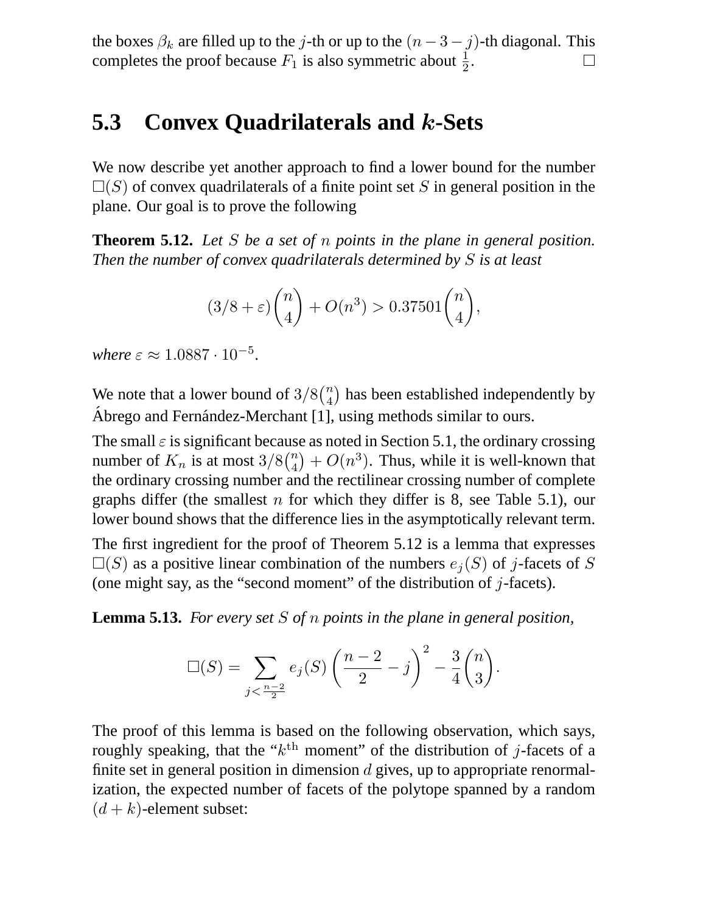the boxes $\beta_k$ are filled up to the $j$-th or up to the $(n-3-j)$-th diagonal. This completes the proof because $F_1$ is also symmetric about $\frac{1}{2}$. □

## 5.3 Convex Quadrilaterals and $k$-Sets

We now describe yet another approach to find a lower bound for the number $\square(S)$ of convex quadrilaterals of a finite point set $S$ in general position in the plane. Our goal is to prove the following

**Theorem 5.12.** *Let $S$ be a set of $n$ points in the plane in general position. Then the number of convex quadrilaterals determined by $S$ is at least*

$$(3/8+\varepsilon)\binom{n}{4} + O(n^3) > 0.37501\binom{n}{4},$$

*where $\varepsilon \approx 1.0887 \cdot 10^{-5}$.*

We note that a lower bound of $3/8\binom{n}{4}$ has been established independently by Ábrego and Fernández-Merchant [1], using methods similar to ours.

The small $\varepsilon$ is significant because as noted in Section 5.1, the ordinary crossing number of $K_n$ is at most $3/8\binom{n}{4} + O(n^3)$. Thus, while it is well-known that the ordinary crossing number and the rectilinear crossing number of complete graphs differ (the smallest $n$ for which they differ is 8, see Table 5.1), our lower bound shows that the difference lies in the asymptotically relevant term.

The first ingredient for the proof of Theorem 5.12 is a lemma that expresses $\square(S)$ as a positive linear combination of the numbers $e_j(S)$ of $j$-facets of $S$ (one might say, as the "second moment" of the distribution of $j$-facets).

**Lemma 5.13.** *For every set $S$ of $n$ points in the plane in general position,*

$$\square(S) = \sum_{j<\frac{n-2}{2}} e_j(S)\left(\frac{n-2}{2} - j\right)^2 - \frac{3}{4}\binom{n}{3}.$$

The proof of this lemma is based on the following observation, which says, roughly speaking, that the "$k^{\text{th}}$ moment" of the distribution of $j$-facets of a finite set in general position in dimension $d$ gives, up to appropriate renormalization, the expected number of facets of the polytope spanned by a random $(d+k)$-element subset: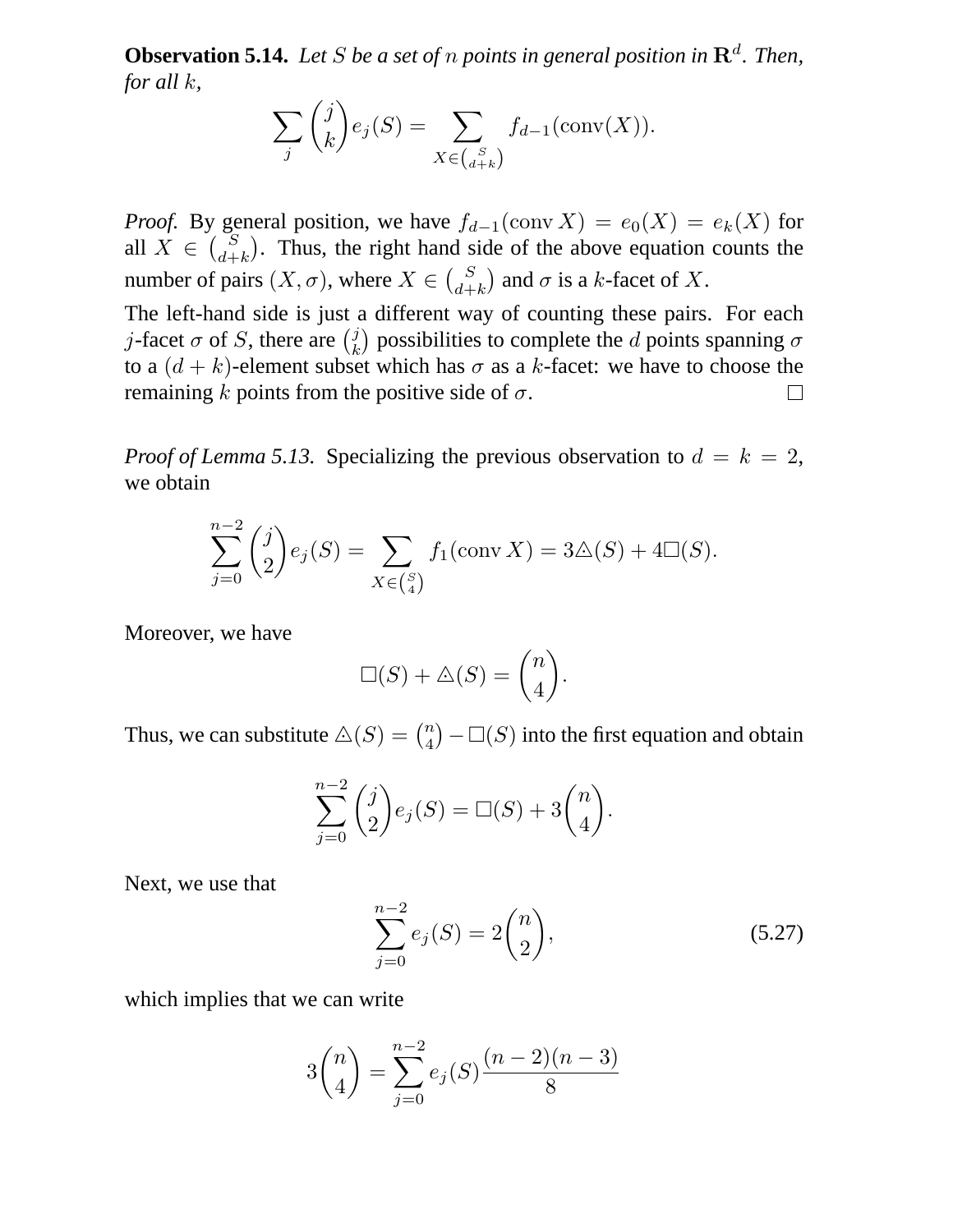**Observation 5.14.** *Let $S$ be a set of $n$ points in general position in $\mathbf{R}^d$. Then, for all $k$,*

$$\sum_j \binom{j}{k} e_j(S) = \sum_{X \in \binom{S}{d+k}} f_{d-1}(\operatorname{conv}(X)).$$

*Proof.* By general position, we have $f_{d-1}(\operatorname{conv} X) = e_0(X) = e_k(X)$ for all $X \in \binom{S}{d+k}$. Thus, the right hand side of the above equation counts the number of pairs $(X, \sigma)$, where $X \in \binom{S}{d+k}$ and $\sigma$ is a $k$-facet of $X$.

The left-hand side is just a different way of counting these pairs. For each $j$-facet $\sigma$ of $S$, there are $\binom{j}{k}$ possibilities to complete the $d$ points spanning $\sigma$ to a $(d+k)$-element subset which has $\sigma$ as a $k$-facet: we have to choose the remaining $k$ points from the positive side of $\sigma$. □

*Proof of Lemma 5.13.* Specializing the previous observation to $d = k = 2$, we obtain

$$\sum_{j=0}^{n-2} \binom{j}{2} e_j(S) = \sum_{X \in \binom{S}{4}} f_1(\operatorname{conv} X) = 3\triangle(S) + 4\square(S).$$

Moreover, we have

$$\square(S) + \triangle(S) = \binom{n}{4}.$$

Thus, we can substitute $\triangle(S) = \binom{n}{4} - \square(S)$ into the first equation and obtain

$$\sum_{j=0}^{n-2} \binom{j}{2} e_j(S) = \square(S) + 3\binom{n}{4}.$$

Next, we use that

$$\sum_{j=0}^{n-2} e_j(S) = 2\binom{n}{2}, \tag{5.27}$$

which implies that we can write

$$3\binom{n}{4} = \sum_{j=0}^{n-2} e_j(S) \frac{(n-2)(n-3)}{8}$$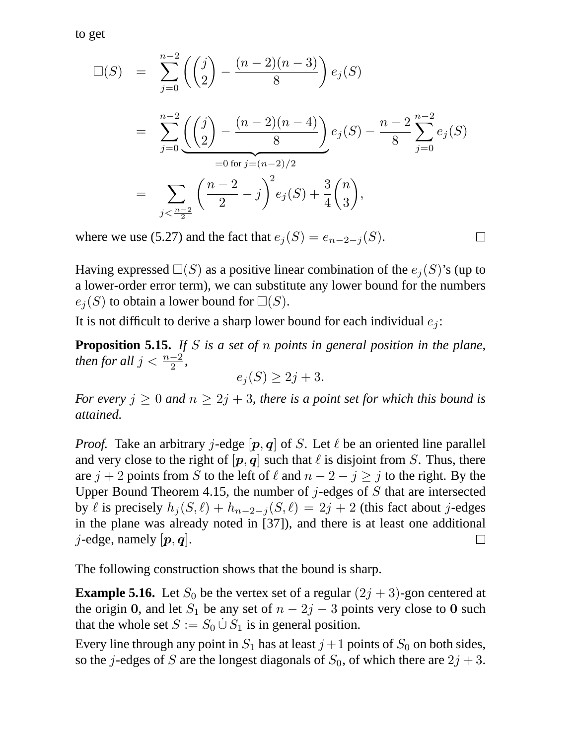to get

$$
\begin{aligned}
\square(S) &= \sum_{j=0}^{n-2} \left( \binom{j}{2} - \frac{(n-2)(n-3)}{8} \right) e_j(S) \\
&= \sum_{j=0}^{n-2} \underbrace{\left( \binom{j}{2} - \frac{(n-2)(n-4)}{8} \right)}_{=0 \text{ for } j=(n-2)/2} e_j(S) - \frac{n-2}{8} \sum_{j=0}^{n-2} e_j(S) \\
&= \sum_{j < \frac{n-2}{2}} \left( \frac{n-2}{2} - j \right)^2 e_j(S) + \frac{3}{4} \binom{n}{3},
\end{aligned}
$$

where we use (5.27) and the fact that $e_j(S) = e_{n-2-j}(S)$. $\square$

Having expressed $\square(S)$ as a positive linear combination of the $e_j(S)$'s (up to a lower-order error term), we can substitute any lower bound for the numbers $e_j(S)$ to obtain a lower bound for $\square(S)$.

It is not difficult to derive a sharp lower bound for each individual $e_j$:

**Proposition 5.15.** *If $S$ is a set of $n$ points in general position in the plane, then for all $j < \frac{n-2}{2}$,*

$$e_j(S) \geq 2j + 3.$$

*For every $j \geq 0$ and $n \geq 2j + 3$, there is a point set for which this bound is attained.*

*Proof.* Take an arbitrary $j$-edge $[\boldsymbol{p}, \boldsymbol{q}]$ of $S$. Let $\ell$ be an oriented line parallel and very close to the right of $[\boldsymbol{p}, \boldsymbol{q}]$ such that $\ell$ is disjoint from $S$. Thus, there are $j + 2$ points from $S$ to the left of $\ell$ and $n - 2 - j \geq j$ to the right. By the Upper Bound Theorem 4.15, the number of $j$-edges of $S$ that are intersected by $\ell$ is precisely $h_j(S, \ell) + h_{n-2-j}(S, \ell) = 2j + 2$ (this fact about $j$-edges in the plane was already noted in [37]), and there is at least one additional $j$-edge, namely $[\boldsymbol{p}, \boldsymbol{q}]$. $\square$

The following construction shows that the bound is sharp.

**Example 5.16.** Let $S_0$ be the vertex set of a regular $(2j + 3)$-gon centered at the origin $\mathbf{0}$, and let $S_1$ be any set of $n - 2j - 3$ points very close to $\mathbf{0}$ such that the whole set $S := S_0 \,\dot{\cup}\, S_1$ is in general position.

Every line through any point in $S_1$ has at least $j+1$ points of $S_0$ on both sides, so the $j$-edges of $S$ are the longest diagonals of $S_0$, of which there are $2j + 3$.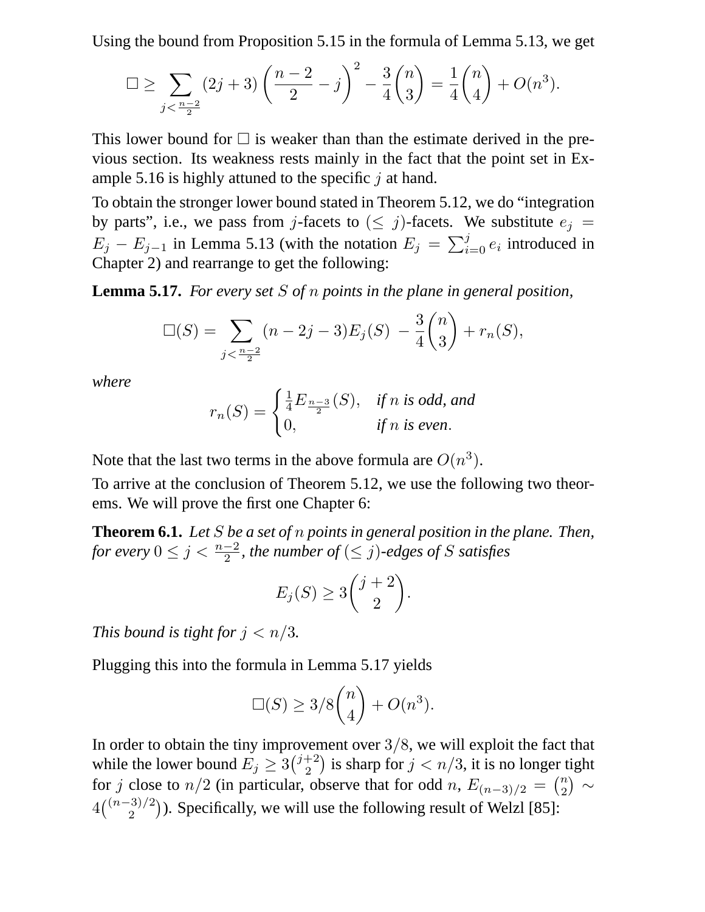Using the bound from Proposition 5.15 in the formula of Lemma 5.13, we get

$$\square \geq \sum_{j<\frac{n-2}{2}} (2j+3)\left(\frac{n-2}{2}-j\right)^2 - \frac{3}{4}\binom{n}{3} = \frac{1}{4}\binom{n}{4} + O(n^3).$$

This lower bound for $\square$ is weaker than than the estimate derived in the previous section. Its weakness rests mainly in the fact that the point set in Example 5.16 is highly attuned to the specific $j$ at hand.

To obtain the stronger lower bound stated in Theorem 5.12, we do "integration by parts", i.e., we pass from $j$-facets to $(\leq j)$-facets. We substitute $e_j = E_j - E_{j-1}$ in Lemma 5.13 (with the notation $E_j = \sum_{i=0}^{j} e_i$ introduced in Chapter 2) and rearrange to get the following:

**Lemma 5.17.** *For every set $S$ of $n$ points in the plane in general position,*

$$\square(S) = \sum_{j<\frac{n-2}{2}} (n-2j-3)E_j(S) \; - \frac{3}{4}\binom{n}{3} + r_n(S),$$

*where*

$$r_n(S) = \begin{cases} \frac{1}{4}E_{\frac{n-3}{2}}(S), & \text{if } n \text{ is odd, and} \\ 0, & \text{if } n \text{ is even}. \end{cases}$$

Note that the last two terms in the above formula are $O(n^3)$.

To arrive at the conclusion of Theorem 5.12, we use the following two theorems. We will prove the first one Chapter 6:

**Theorem 6.1.** *Let $S$ be a set of $n$ points in general position in the plane. Then, for every $0 \leq j < \frac{n-2}{2}$, the number of $(\leq j)$-edges of $S$ satisfies*

$$E_j(S) \geq 3\binom{j+2}{2}.$$

*This bound is tight for $j < n/3$.*

Plugging this into the formula in Lemma 5.17 yields

$$\square(S) \geq 3/8\binom{n}{4} + O(n^3).$$

In order to obtain the tiny improvement over $3/8$, we will exploit the fact that while the lower bound $E_j \geq 3\binom{j+2}{2}$ is sharp for $j < n/3$, it is no longer tight for $j$ close to $n/2$ (in particular, observe that for odd $n$, $E_{(n-3)/2} = \binom{n}{2} \sim 4\binom{(n-3)/2}{2}$). Specifically, we will use the following result of Welzl [85]: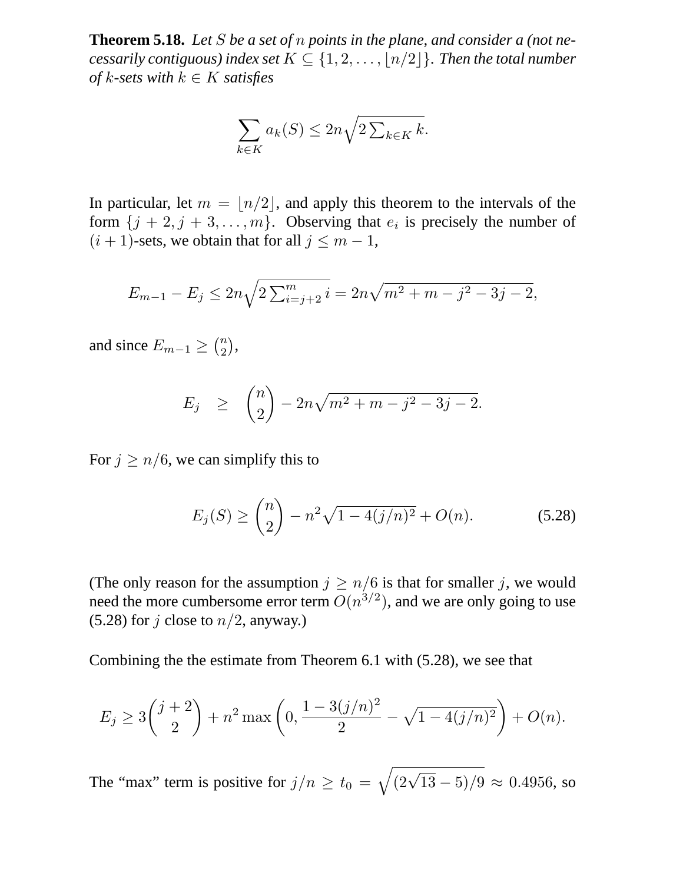**Theorem 5.18.** *Let $S$ be a set of $n$ points in the plane, and consider a (not necessarily contiguous) index set $K \subseteq \{1, 2, \ldots, \lfloor n/2 \rfloor\}$. Then the total number of $k$-sets with $k \in K$ satisfies*

$$\sum_{k \in K} a_k(S) \leq 2n\sqrt{2 \textstyle\sum_{k \in K} k}.$$

In particular, let $m = \lfloor n/2 \rfloor$, and apply this theorem to the intervals of the form $\{j+2, j+3, \ldots, m\}$. Observing that $e_i$ is precisely the number of $(i+1)$-sets, we obtain that for all $j \leq m-1$,

$$E_{m-1} - E_j \leq 2n\sqrt{2 \textstyle\sum_{i=j+2}^{m} i} = 2n\sqrt{m^2 + m - j^2 - 3j - 2},$$

and since $E_{m-1} \geq \binom{n}{2}$,

$$E_j \quad \geq \quad \binom{n}{2} - 2n\sqrt{m^2 + m - j^2 - 3j - 2}.$$

For $j \geq n/6$, we can simplify this to

$$E_j(S) \geq \binom{n}{2} - n^2\sqrt{1 - 4(j/n)^2} + O(n). \tag{5.28}$$

(The only reason for the assumption $j \geq n/6$ is that for smaller $j$, we would need the more cumbersome error term $O(n^{3/2})$, and we are only going to use (5.28) for $j$ close to $n/2$, anyway.)

Combining the the estimate from Theorem 6.1 with (5.28), we see that

$$E_j \geq 3\binom{j+2}{2} + n^2 \max\left(0, \frac{1 - 3(j/n)^2}{2} - \sqrt{1 - 4(j/n)^2}\right) + O(n).$$

The "max" term is positive for $j/n \geq t_0 = \sqrt{(2\sqrt{13} - 5)/9} \approx 0.4956$, so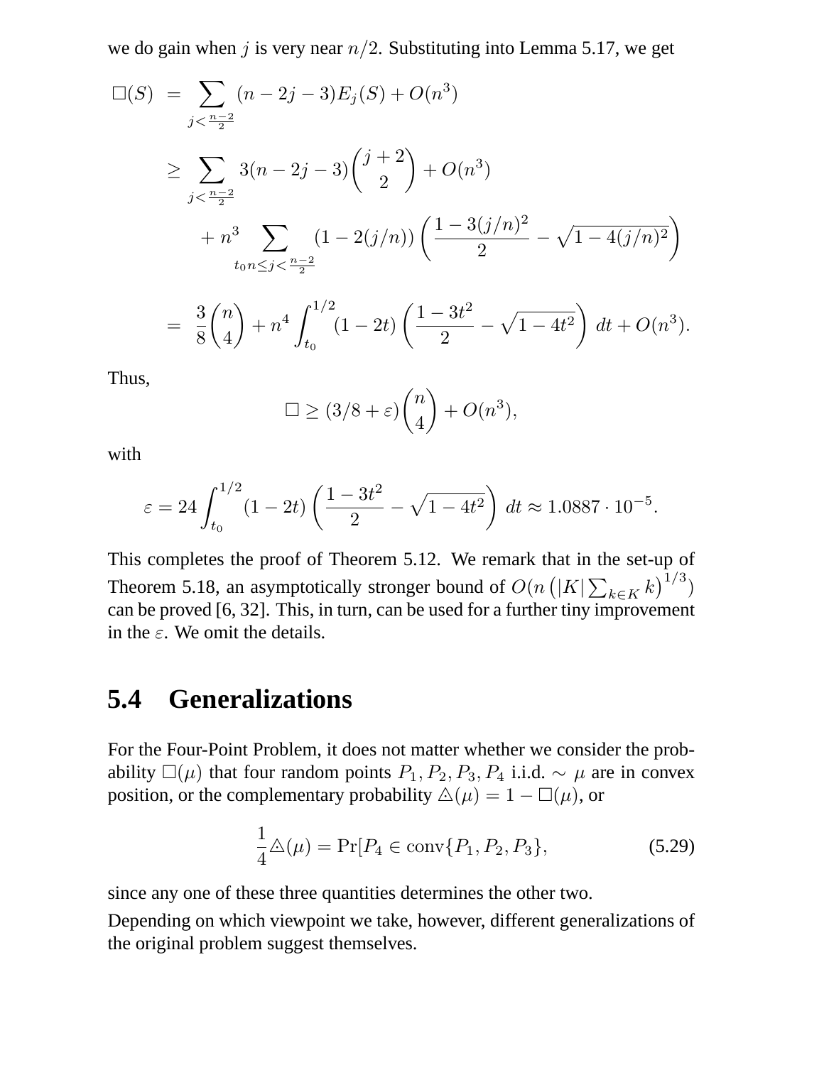we do gain when $j$ is very near $n/2$. Substituting into Lemma 5.17, we get

$$
\begin{aligned}
\square(S) &= \sum_{j<\frac{n-2}{2}} (n-2j-3)E_j(S) + O(n^3) \\
&\geq \sum_{j<\frac{n-2}{2}} 3(n-2j-3)\binom{j+2}{2} + O(n^3) \\
&\quad + n^3 \sum_{t_0 n \leq j < \frac{n-2}{2}} (1-2(j/n))\left(\frac{1-3(j/n)^2}{2} - \sqrt{1-4(j/n)^2}\right) \\
&= \frac{3}{8}\binom{n}{4} + n^4 \int_{t_0}^{1/2} (1-2t)\left(\frac{1-3t^2}{2} - \sqrt{1-4t^2}\right)\,dt + O(n^3).
\end{aligned}
$$

Thus,

$$
\square \geq (3/8+\varepsilon)\binom{n}{4} + O(n^3),
$$

with

$$
\varepsilon = 24\int_{t_0}^{1/2} (1-2t)\left(\frac{1-3t^2}{2} - \sqrt{1-4t^2}\right)\,dt \approx 1.0887 \cdot 10^{-5}.
$$

This completes the proof of Theorem 5.12. We remark that in the set-up of Theorem 5.18, an asymptotically stronger bound of $O(n\left(|K|\sum_{k\in K} k\right)^{1/3})$ can be proved [6, 32]. This, in turn, can be used for a further tiny improvement in the $\varepsilon$. We omit the details.

## 5.4 Generalizations

For the Four-Point Problem, it does not matter whether we consider the probability $\square(\mu)$ that four random points $P_1, P_2, P_3, P_4$ i.i.d. $\sim \mu$ are in convex position, or the complementary probability $\triangle(\mu) = 1 - \square(\mu)$, or

$$
\frac{1}{4}\triangle(\mu) = \Pr[P_4 \in \operatorname{conv}\{P_1, P_2, P_3\}, \tag{5.29}
$$

since any one of these three quantities determines the other two.

Depending on which viewpoint we take, however, different generalizations of the original problem suggest themselves.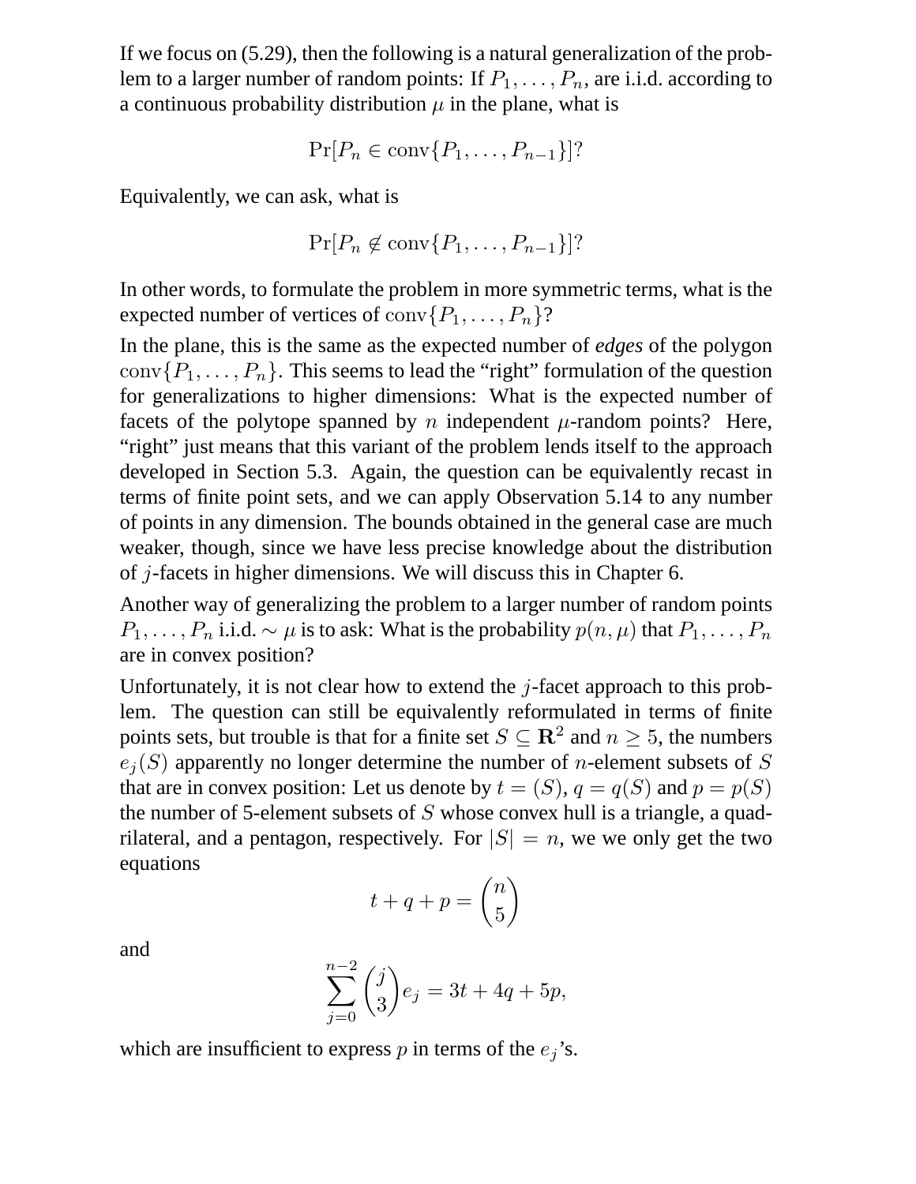If we focus on (5.29), then the following is a natural generalization of the problem to a larger number of random points: If $P_1, \ldots, P_n$, are i.i.d. according to a continuous probability distribution $\mu$ in the plane, what is

$$\Pr[P_n \in \operatorname{conv}\{P_1, \ldots, P_{n-1}\}]?$$

Equivalently, we can ask, what is

$$\Pr[P_n \notin \operatorname{conv}\{P_1, \ldots, P_{n-1}\}]?$$

In other words, to formulate the problem in more symmetric terms, what is the expected number of vertices of $\operatorname{conv}\{P_1, \ldots, P_n\}$?

In the plane, this is the same as the expected number of *edges* of the polygon $\operatorname{conv}\{P_1, \ldots, P_n\}$. This seems to lead the "right" formulation of the question for generalizations to higher dimensions: What is the expected number of facets of the polytope spanned by $n$ independent $\mu$-random points? Here, "right" just means that this variant of the problem lends itself to the approach developed in Section 5.3. Again, the question can be equivalently recast in terms of finite point sets, and we can apply Observation 5.14 to any number of points in any dimension. The bounds obtained in the general case are much weaker, though, since we have less precise knowledge about the distribution of $j$-facets in higher dimensions. We will discuss this in Chapter 6.

Another way of generalizing the problem to a larger number of random points $P_1, \ldots, P_n$ i.i.d. $\sim \mu$ is to ask: What is the probability $p(n, \mu)$ that $P_1, \ldots, P_n$ are in convex position?

Unfortunately, it is not clear how to extend the $j$-facet approach to this problem. The question can still be equivalently reformulated in terms of finite points sets, but trouble is that for a finite set $S \subseteq \mathbf{R}^2$ and $n \geq 5$, the numbers $e_j(S)$ apparently no longer determine the number of $n$-element subsets of $S$ that are in convex position: Let us denote by $t = (S)$, $q = q(S)$ and $p = p(S)$ the number of 5-element subsets of $S$ whose convex hull is a triangle, a quadrilateral, and a pentagon, respectively. For $|S| = n$, we we only get the two equations

$$t + q + p = \binom{n}{5}$$

and

$$\sum_{j=0}^{n-2} \binom{j}{3} e_j = 3t + 4q + 5p,$$

which are insufficient to express $p$ in terms of the $e_j$'s.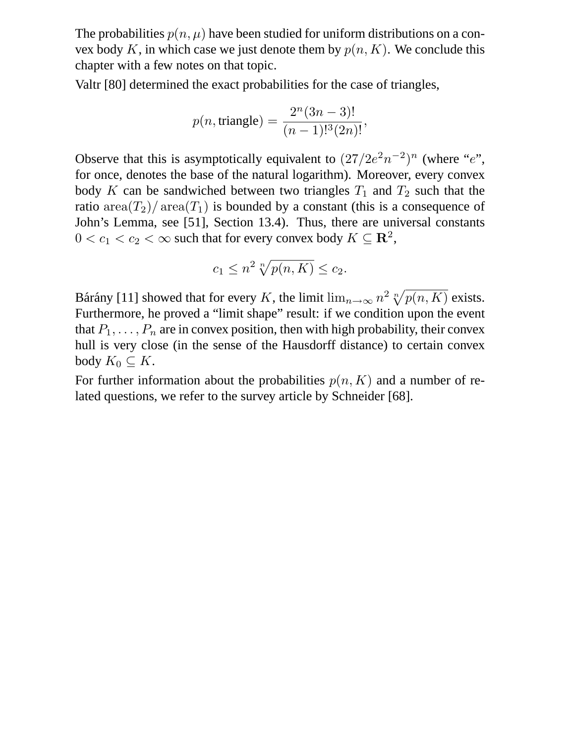The probabilities $p(n, \mu)$ have been studied for uniform distributions on a convex body $K$, in which case we just denote them by $p(n, K)$. We conclude this chapter with a few notes on that topic.

Valtr [80] determined the exact probabilities for the case of triangles,

$$p(n, \text{triangle}) = \frac{2^n (3n-3)!}{(n-1)!^3 (2n)!},$$

Observe that this is asymptotically equivalent to $(27/2e^2n^{-2})^n$ (where "$e$", for once, denotes the base of the natural logarithm). Moreover, every convex body $K$ can be sandwiched between two triangles $T_1$ and $T_2$ such that the ratio $\operatorname{area}(T_2)/\operatorname{area}(T_1)$ is bounded by a constant (this is a consequence of John's Lemma, see [51], Section 13.4). Thus, there are universal constants $0 < c_1 < c_2 < \infty$ such that for every convex body $K \subseteq \mathbf{R}^2$,

$$c_1 \leq n^2 \sqrt[n]{p(n, K)} \leq c_2.$$

Bárány [11] showed that for every $K$, the limit $\lim_{n\to\infty} n^2 \sqrt[n]{p(n, K)}$ exists. Furthermore, he proved a "limit shape" result: if we condition upon the event that $P_1, \ldots, P_n$ are in convex position, then with high probability, their convex hull is very close (in the sense of the Hausdorff distance) to certain convex body $K_0 \subseteq K$.

For further information about the probabilities $p(n, K)$ and a number of related questions, we refer to the survey article by Schneider [68].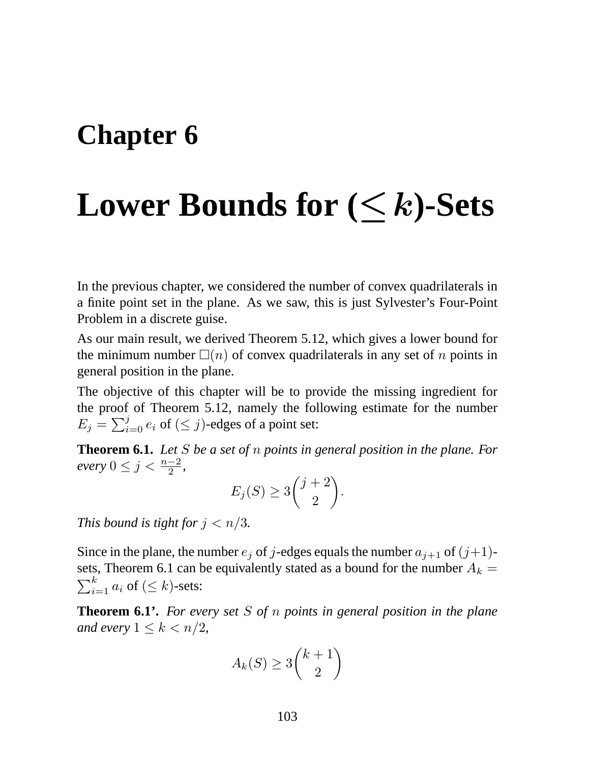# Chapter 6

# Lower Bounds for ($\leq k$)-Sets

In the previous chapter, we considered the number of convex quadrilaterals in a finite point set in the plane. As we saw, this is just Sylvester's Four-Point Problem in a discrete guise.

As our main result, we derived Theorem 5.12, which gives a lower bound for the minimum number $\square(n)$ of convex quadrilaterals in any set of $n$ points in general position in the plane.

The objective of this chapter will be to provide the missing ingredient for the proof of Theorem 5.12, namely the following estimate for the number $E_j = \sum_{i=0}^{j} e_i$ of $(\leq j)$-edges of a point set:

**Theorem 6.1.** *Let $S$ be a set of $n$ points in general position in the plane. For every $0 \leq j < \frac{n-2}{2}$,*

$$E_j(S) \geq 3\binom{j+2}{2}.$$

*This bound is tight for $j < n/3$.*

Since in the plane, the number $e_j$ of $j$-edges equals the number $a_{j+1}$ of $(j+1)$-sets, Theorem 6.1 can be equivalently stated as a bound for the number $A_k = \sum_{i=1}^{k} a_i$ of $(\leq k)$-sets:

**Theorem 6.1'.** *For every set $S$ of $n$ points in general position in the plane and every $1 \leq k < n/2$,*

$$A_k(S) \geq 3\binom{k+1}{2}$$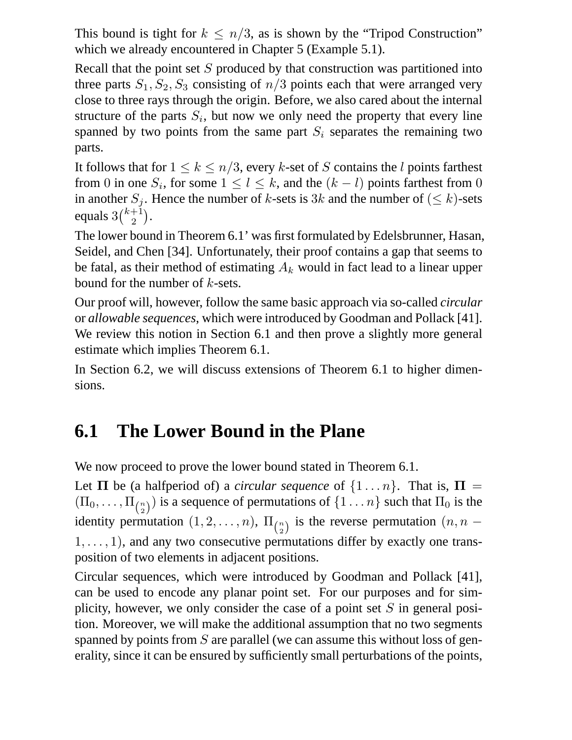This bound is tight for $k \leq n/3$, as is shown by the "Tripod Construction" which we already encountered in Chapter 5 (Example 5.1).

Recall that the point set $S$ produced by that construction was partitioned into three parts $S_1, S_2, S_3$ consisting of $n/3$ points each that were arranged very close to three rays through the origin. Before, we also cared about the internal structure of the parts $S_i$, but now we only need the property that every line spanned by two points from the same part $S_i$ separates the remaining two parts.

It follows that for $1 \leq k \leq n/3$, every $k$-set of $S$ contains the $l$ points farthest from $0$ in one $S_i$, for some $1 \leq l \leq k$, and the $(k-l)$ points farthest from $0$ in another $S_j$. Hence the number of $k$-sets is $3k$ and the number of $(\leq k)$-sets equals $3\binom{k+1}{2}$.

The lower bound in Theorem 6.1' was first formulated by Edelsbrunner, Hasan, Seidel, and Chen [34]. Unfortunately, their proof contains a gap that seems to be fatal, as their method of estimating $A_k$ would in fact lead to a linear upper bound for the number of $k$-sets.

Our proof will, however, follow the same basic approach via so-called *circular* or *allowable sequences*, which were introduced by Goodman and Pollack [41]. We review this notion in Section 6.1 and then prove a slightly more general estimate which implies Theorem 6.1.

In Section 6.2, we will discuss extensions of Theorem 6.1 to higher dimensions.

## 6.1 The Lower Bound in the Plane

We now proceed to prove the lower bound stated in Theorem 6.1.

Let $\mathbf{\Pi}$ be (a halfperiod of) a *circular sequence* of $\{1 \ldots n\}$. That is, $\mathbf{\Pi} = (\Pi_0, \ldots, \Pi_{\binom{n}{2}})$ is a sequence of permutations of $\{1 \ldots n\}$ such that $\Pi_0$ is the identity permutation $(1, 2, \ldots, n)$, $\Pi_{\binom{n}{2}}$ is the reverse permutation $(n, n-1, \ldots, 1)$, and any two consecutive permutations differ by exactly one transposition of two elements in adjacent positions.

Circular sequences, which were introduced by Goodman and Pollack [41], can be used to encode any planar point set. For our purposes and for simplicity, however, we only consider the case of a point set $S$ in general position. Moreover, we will make the additional assumption that no two segments spanned by points from $S$ are parallel (we can assume this without loss of generality, since it can be ensured by sufficiently small perturbations of the points,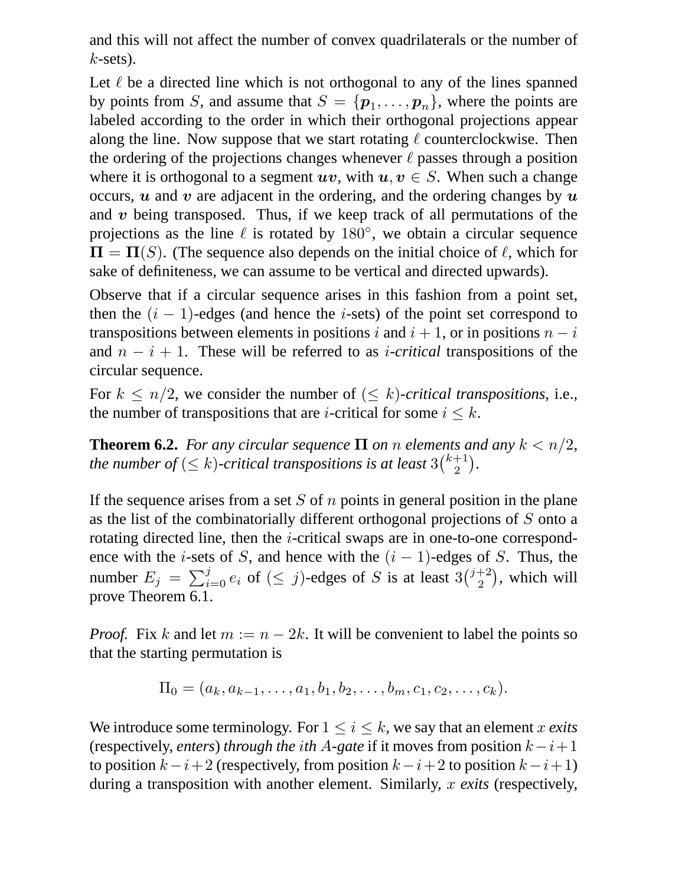and this will not affect the number of convex quadrilaterals or the number of $k$-sets).

Let $\ell$ be a directed line which is not orthogonal to any of the lines spanned by points from $S$, and assume that $S = \{\boldsymbol{p}_1, \ldots, \boldsymbol{p}_n\}$, where the points are labeled according to the order in which their orthogonal projections appear along the line. Now suppose that we start rotating $\ell$ counterclockwise. Then the ordering of the projections changes whenever $\ell$ passes through a position where it is orthogonal to a segment $\boldsymbol{uv}$, with $\boldsymbol{u}, \boldsymbol{v} \in S$. When such a change occurs, $\boldsymbol{u}$ and $\boldsymbol{v}$ are adjacent in the ordering, and the ordering changes by $\boldsymbol{u}$ and $\boldsymbol{v}$ being transposed. Thus, if we keep track of all permutations of the projections as the line $\ell$ is rotated by $180^\circ$, we obtain a circular sequence $\boldsymbol{\Pi} = \boldsymbol{\Pi}(S)$. (The sequence also depends on the initial choice of $\ell$, which for sake of definiteness, we can assume to be vertical and directed upwards).

Observe that if a circular sequence arises in this fashion from a point set, then the $(i-1)$-edges (and hence the $i$-sets) of the point set correspond to transpositions between elements in positions $i$ and $i+1$, or in positions $n-i$ and $n-i+1$. These will be referred to as *$i$-critical* transpositions of the circular sequence.

For $k \leq n/2$, we consider the number of *$(\leq k)$-critical transpositions*, i.e., the number of transpositions that are $i$-critical for some $i \leq k$.

**Theorem 6.2.** *For any circular sequence $\boldsymbol{\Pi}$ on $n$ elements and any $k < n/2$, the number of $(\leq k)$-critical transpositions is at least $3\binom{k+1}{2}$.*

If the sequence arises from a set $S$ of $n$ points in general position in the plane as the list of the combinatorially different orthogonal projections of $S$ onto a rotating directed line, then the $i$-critical swaps are in one-to-one correspondence with the $i$-sets of $S$, and hence with the $(i-1)$-edges of $S$. Thus, the number $E_j = \sum_{i=0}^{j} e_i$ of $(\leq j)$-edges of $S$ is at least $3\binom{j+2}{2}$, which will prove Theorem 6.1.

*Proof.* Fix $k$ and let $m := n - 2k$. It will be convenient to label the points so that the starting permutation is

$$\Pi_0 = (a_k, a_{k-1}, \ldots, a_1, b_1, b_2, \ldots, b_m, c_1, c_2, \ldots, c_k).$$

We introduce some terminology. For $1 \leq i \leq k$, we say that an element $x$ *exits* (respectively, *enters*) *through the $i$th $A$-gate* if it moves from position $k-i+1$ to position $k-i+2$ (respectively, from position $k-i+2$ to position $k-i+1$) during a transposition with another element. Similarly, $x$ *exits* (respectively,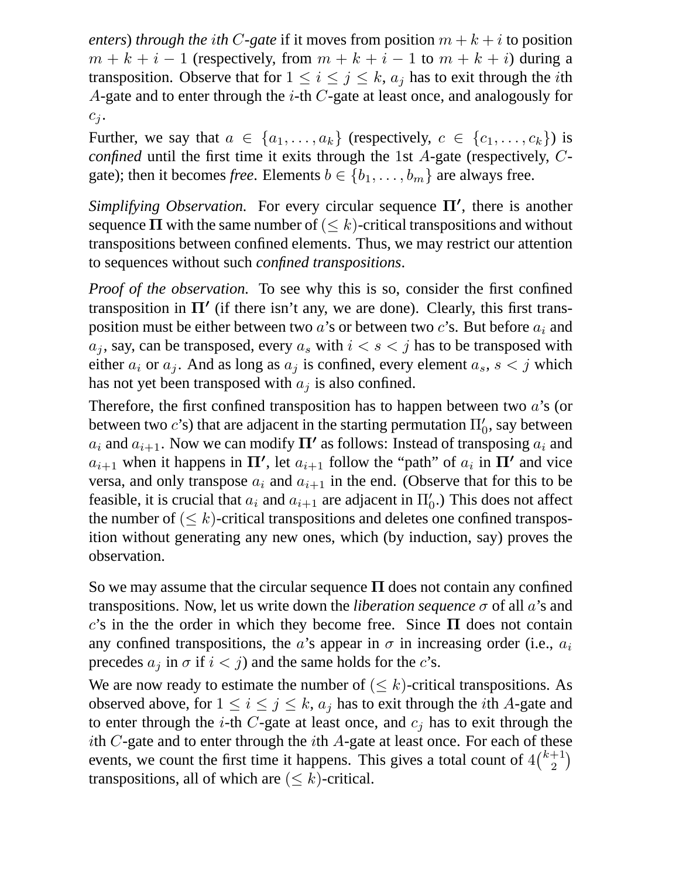*enters*) *through the* $i$th $C$*-gate* if it moves from position $m+k+i$ to position $m+k+i-1$ (respectively, from $m+k+i-1$ to $m+k+i$) during a transposition. Observe that for $1 \leq i \leq j \leq k$, $a_j$ has to exit through the $i$th $A$-gate and to enter through the $i$-th $C$-gate at least once, and analogously for $c_j$.

Further, we say that $a \in \{a_1, \ldots, a_k\}$ (respectively, $c \in \{c_1, \ldots, c_k\}$) is *confined* until the first time it exits through the 1st $A$-gate (respectively, $C$-gate); then it becomes *free*. Elements $b \in \{b_1, \ldots, b_m\}$ are always free.

*Simplifying Observation.* For every circular sequence $\mathbf{\Pi'}$, there is another sequence $\mathbf{\Pi}$ with the same number of $(\leq k)$-critical transpositions and without transpositions between confined elements. Thus, we may restrict our attention to sequences without such *confined transpositions*.

*Proof of the observation.* To see why this is so, consider the first confined transposition in $\mathbf{\Pi'}$ (if there isn't any, we are done). Clearly, this first transposition must be either between two $a$'s or between two $c$'s. But before $a_i$ and $a_j$, say, can be transposed, every $a_s$ with $i < s < j$ has to be transposed with either $a_i$ or $a_j$. And as long as $a_j$ is confined, every element $a_s$, $s < j$ which has not yet been transposed with $a_j$ is also confined.

Therefore, the first confined transposition has to happen between two $a$'s (or between two $c$'s) that are adjacent in the starting permutation $\Pi'_0$, say between $a_i$ and $a_{i+1}$. Now we can modify $\mathbf{\Pi'}$ as follows: Instead of transposing $a_i$ and $a_{i+1}$ when it happens in $\mathbf{\Pi'}$, let $a_{i+1}$ follow the "path" of $a_i$ in $\mathbf{\Pi'}$ and vice versa, and only transpose $a_i$ and $a_{i+1}$ in the end. (Observe that for this to be feasible, it is crucial that $a_i$ and $a_{i+1}$ are adjacent in $\Pi'_0$.) This does not affect the number of $(\leq k)$-critical transpositions and deletes one confined transposition without generating any new ones, which (by induction, say) proves the observation.

So we may assume that the circular sequence $\mathbf{\Pi}$ does not contain any confined transpositions. Now, let us write down the *liberation sequence* $\sigma$ of all $a$'s and $c$'s in the the order in which they become free. Since $\mathbf{\Pi}$ does not contain any confined transpositions, the $a$'s appear in $\sigma$ in increasing order (i.e., $a_i$ precedes $a_j$ in $\sigma$ if $i < j$) and the same holds for the $c$'s.

We are now ready to estimate the number of $(\leq k)$-critical transpositions. As observed above, for $1 \leq i \leq j \leq k$, $a_j$ has to exit through the $i$th $A$-gate and to enter through the $i$-th $C$-gate at least once, and $c_j$ has to exit through the $i$th $C$-gate and to enter through the $i$th $A$-gate at least once. For each of these events, we count the first time it happens. This gives a total count of $4\binom{k+1}{2}$ transpositions, all of which are $(\leq k)$-critical.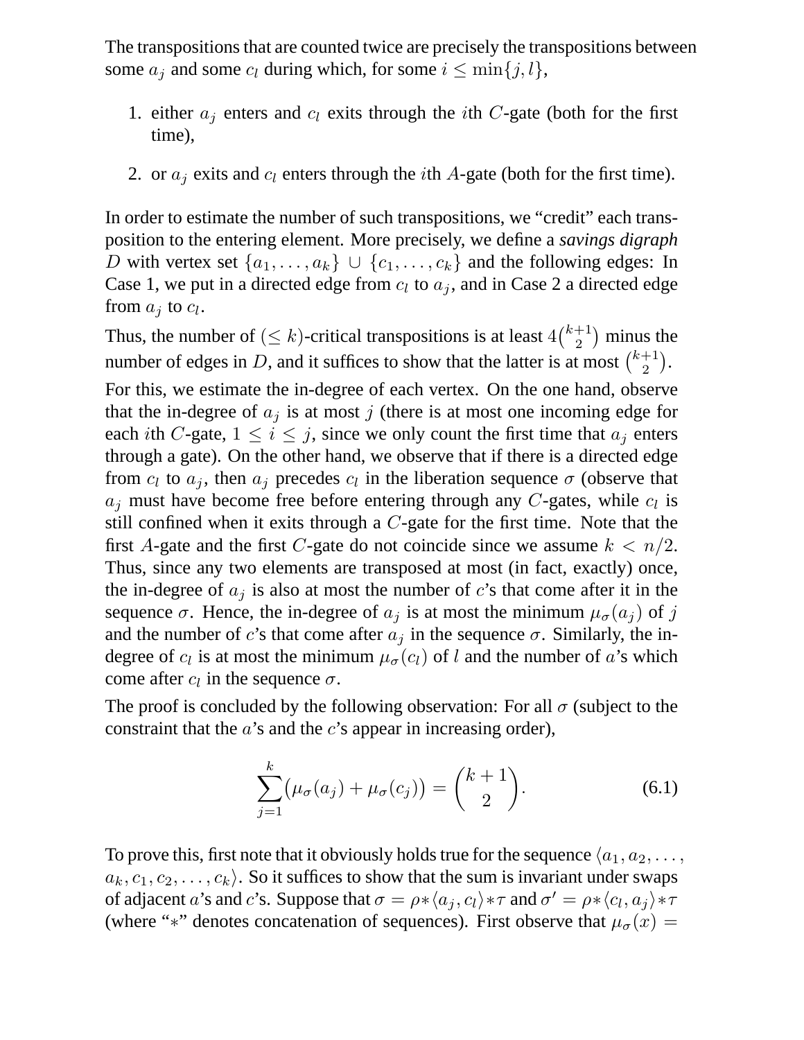The transpositions that are counted twice are precisely the transpositions between some $a_j$ and some $c_l$ during which, for some $i \leq \min\{j, l\}$,

1. either $a_j$ enters and $c_l$ exits through the $i$th $C$-gate (both for the first time),
2. or $a_j$ exits and $c_l$ enters through the $i$th $A$-gate (both for the first time).

In order to estimate the number of such transpositions, we "credit" each transposition to the entering element. More precisely, we define a *savings digraph* $D$ with vertex set $\{a_1, \ldots, a_k\} \cup \{c_1, \ldots, c_k\}$ and the following edges: In Case 1, we put in a directed edge from $c_l$ to $a_j$, and in Case 2 a directed edge from $a_j$ to $c_l$.

Thus, the number of $(\leq k)$-critical transpositions is at least $4\binom{k+1}{2}$ minus the number of edges in $D$, and it suffices to show that the latter is at most $\binom{k+1}{2}$.

For this, we estimate the in-degree of each vertex. On the one hand, observe that the in-degree of $a_j$ is at most $j$ (there is at most one incoming edge for each $i$th $C$-gate, $1 \leq i \leq j$, since we only count the first time that $a_j$ enters through a gate). On the other hand, we observe that if there is a directed edge from $c_l$ to $a_j$, then $a_j$ precedes $c_l$ in the liberation sequence $\sigma$ (observe that $a_j$ must have become free before entering through any $C$-gates, while $c_l$ is still confined when it exits through a $C$-gate for the first time. Note that the first $A$-gate and the first $C$-gate do not coincide since we assume $k < n/2$. Thus, since any two elements are transposed at most (in fact, exactly) once, the in-degree of $a_j$ is also at most the number of $c$'s that come after it in the sequence $\sigma$. Hence, the in-degree of $a_j$ is at most the minimum $\mu_\sigma(a_j)$ of $j$ and the number of $c$'s that come after $a_j$ in the sequence $\sigma$. Similarly, the in-degree of $c_l$ is at most the minimum $\mu_\sigma(c_l)$ of $l$ and the number of $a$'s which come after $c_l$ in the sequence $\sigma$.

The proof is concluded by the following observation: For all $\sigma$ (subject to the constraint that the $a$'s and the $c$'s appear in increasing order),

$$\sum_{j=1}^{k} \big(\mu_\sigma(a_j) + \mu_\sigma(c_j)\big) = \binom{k+1}{2}. \tag{6.1}$$

To prove this, first note that it obviously holds true for the sequence $\langle a_1, a_2, \ldots, a_k, c_1, c_2, \ldots, c_k\rangle$. So it suffices to show that the sum is invariant under swaps of adjacent $a$'s and $c$'s. Suppose that $\sigma = \rho * \langle a_j, c_l\rangle * \tau$ and $\sigma' = \rho * \langle c_l, a_j\rangle * \tau$ (where "$*$" denotes concatenation of sequences). First observe that $\mu_\sigma(x) =$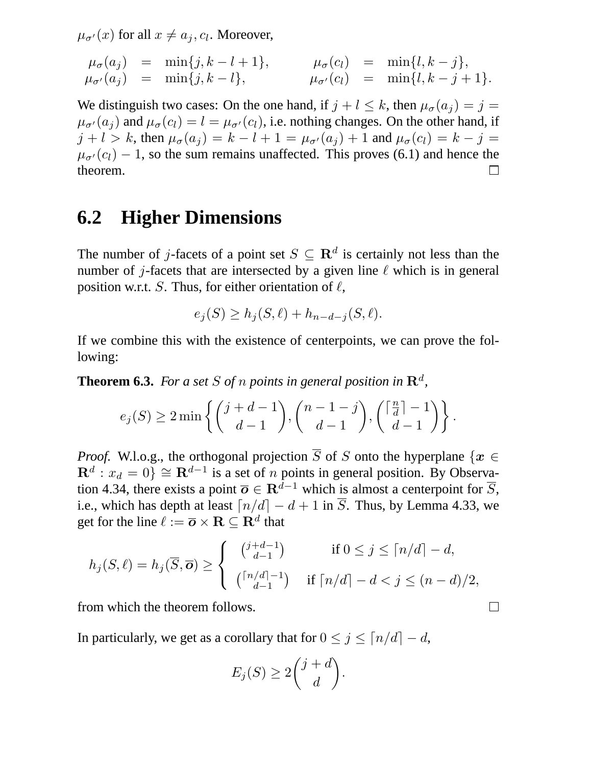$\mu_{\sigma'}(x)$ for all $x \neq a_j, c_l$. Moreover,

$$
\begin{aligned}
\mu_\sigma(a_j) &= \min\{j, k-l+1\}, & \mu_\sigma(c_l) &= \min\{l, k-j\}, \\
\mu_{\sigma'}(a_j) &= \min\{j, k-l\}, & \mu_{\sigma'}(c_l) &= \min\{l, k-j+1\}.
\end{aligned}
$$

We distinguish two cases: On the one hand, if $j+l \leq k$, then $\mu_\sigma(a_j) = j = \mu_{\sigma'}(a_j)$ and $\mu_\sigma(c_l) = l = \mu_{\sigma'}(c_l)$, i.e. nothing changes. On the other hand, if $j+l > k$, then $\mu_\sigma(a_j) = k-l+1 = \mu_{\sigma'}(a_j)+1$ and $\mu_\sigma(c_l) = k-j = \mu_{\sigma'}(c_l)-1$, so the sum remains unaffected. This proves (6.1) and hence the theorem. □

## 6.2 Higher Dimensions

The number of $j$-facets of a point set $S \subseteq \mathbf{R}^d$ is certainly not less than the number of $j$-facets that are intersected by a given line $\ell$ which is in general position w.r.t. $S$. Thus, for either orientation of $\ell$,

$$
e_j(S) \geq h_j(S, \ell) + h_{n-d-j}(S, \ell).
$$

If we combine this with the existence of centerpoints, we can prove the following:

**Theorem 6.3.** *For a set $S$ of $n$ points in general position in $\mathbf{R}^d$,*

$$
e_j(S) \geq 2 \min\left\{ \binom{j+d-1}{d-1}, \binom{n-1-j}{d-1}, \binom{\lceil \frac{n}{d} \rceil - 1}{d-1} \right\}.
$$

*Proof.* W.l.o.g., the orthogonal projection $\overline{S}$ of $S$ onto the hyperplane $\{\boldsymbol{x} \in \mathbf{R}^d : x_d = 0\} \cong \mathbf{R}^{d-1}$ is a set of $n$ points in general position. By Observation 4.34, there exists a point $\overline{\boldsymbol{o}} \in \mathbf{R}^{d-1}$ which is almost a centerpoint for $\overline{S}$, i.e., which has depth at least $\lceil n/d \rceil - d + 1$ in $\overline{S}$. Thus, by Lemma 4.33, we get for the line $\ell := \overline{\boldsymbol{o}} \times \mathbf{R} \subseteq \mathbf{R}^d$ that

$$
h_j(S, \ell) = h_j(\overline{S}, \overline{\boldsymbol{o}}) \geq \begin{cases} \binom{j+d-1}{d-1} & \text{if } 0 \leq j \leq \lceil n/d \rceil - d, \\ \binom{\lceil n/d \rceil - 1}{d-1} & \text{if } \lceil n/d \rceil - d < j \leq (n-d)/2, \end{cases}
$$

from which the theorem follows. □

In particularly, we get as a corollary that for $0 \leq j \leq \lceil n/d \rceil - d$,

$$
E_j(S) \geq 2\binom{j+d}{d}.
$$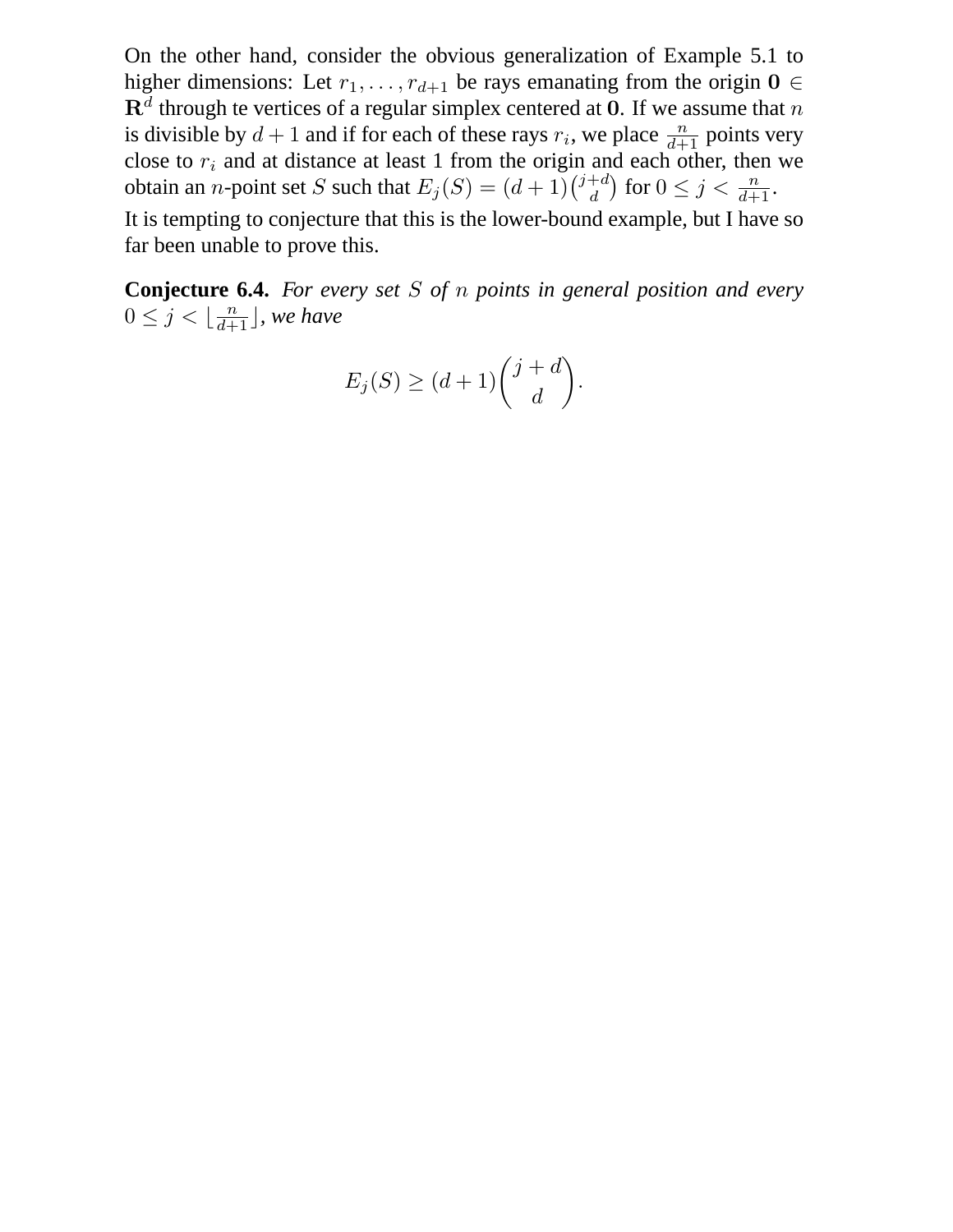On the other hand, consider the obvious generalization of Example 5.1 to higher dimensions: Let $r_1, \ldots, r_{d+1}$ be rays emanating from the origin $\mathbf{0} \in \mathbf{R}^d$ through te vertices of a regular simplex centered at $\mathbf{0}$. If we assume that $n$ is divisible by $d+1$ and if for each of these rays $r_i$, we place $\frac{n}{d+1}$ points very close to $r_i$ and at distance at least 1 from the origin and each other, then we obtain an $n$-point set $S$ such that $E_j(S) = (d+1)\binom{j+d}{d}$ for $0 \leq j < \frac{n}{d+1}$.

It is tempting to conjecture that this is the lower-bound example, but I have so far been unable to prove this.

**Conjecture 6.4.** *For every set $S$ of $n$ points in general position and every $0 \leq j < \lfloor \frac{n}{d+1} \rfloor$, we have*

$$E_j(S) \geq (d+1)\binom{j+d}{d}.$$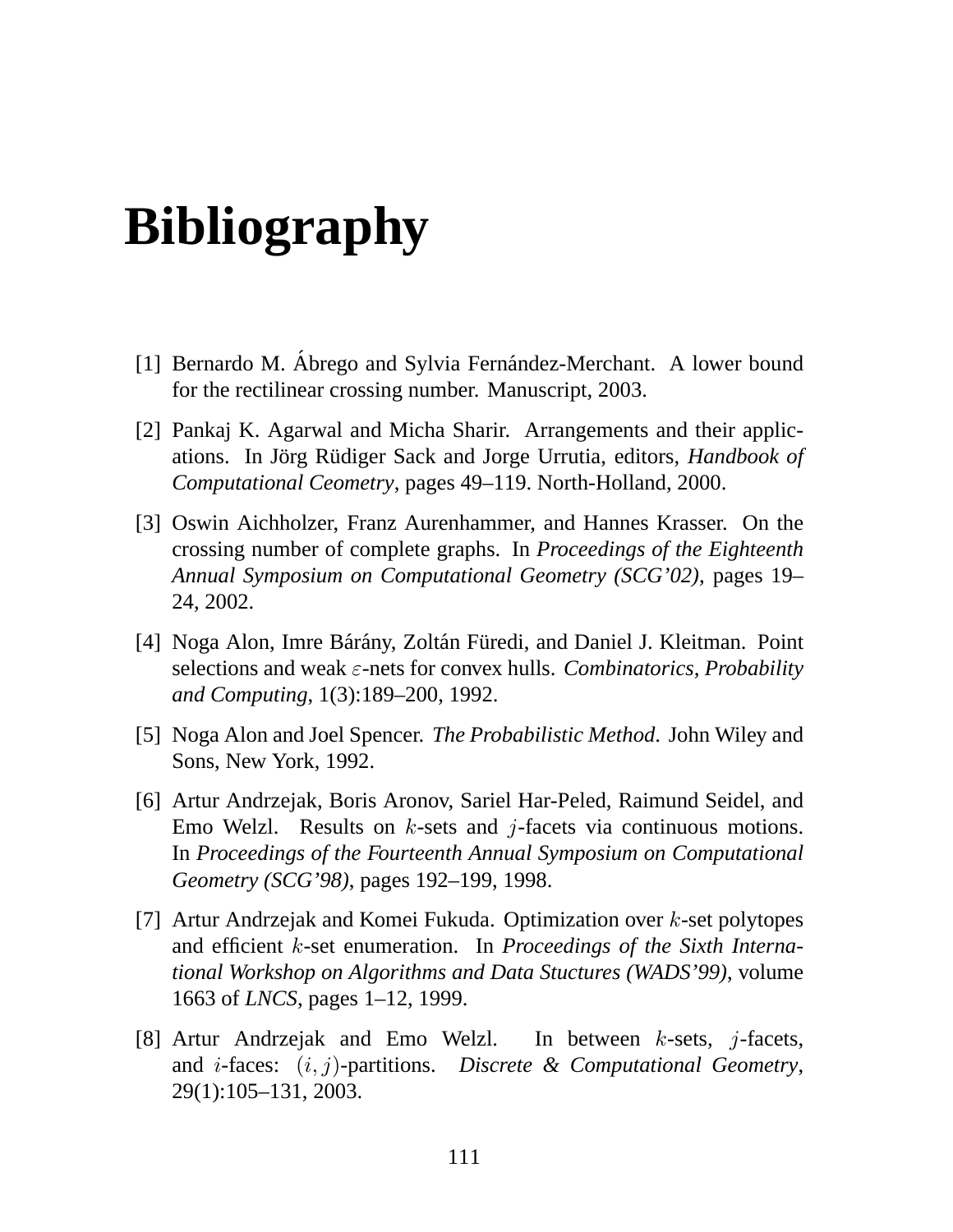# Bibliography

[1] Bernardo M. Ábrego and Sylvia Fernández-Merchant. A lower bound for the rectilinear crossing number. Manuscript, 2003.

[2] Pankaj K. Agarwal and Micha Sharir. Arrangements and their applications. In Jörg Rüdiger Sack and Jorge Urrutia, editors, *Handbook of Computational Ceometry*, pages 49–119. North-Holland, 2000.

[3] Oswin Aichholzer, Franz Aurenhammer, and Hannes Krasser. On the crossing number of complete graphs. In *Proceedings of the Eighteenth Annual Symposium on Computational Geometry (SCG'02)*, pages 19–24, 2002.

[4] Noga Alon, Imre Bárány, Zoltán Füredi, and Daniel J. Kleitman. Point selections and weak $\varepsilon$-nets for convex hulls. *Combinatorics, Probability and Computing*, 1(3):189–200, 1992.

[5] Noga Alon and Joel Spencer. *The Probabilistic Method*. John Wiley and Sons, New York, 1992.

[6] Artur Andrzejak, Boris Aronov, Sariel Har-Peled, Raimund Seidel, and Emo Welzl. Results on $k$-sets and $j$-facets via continuous motions. In *Proceedings of the Fourteenth Annual Symposium on Computational Geometry (SCG'98)*, pages 192–199, 1998.

[7] Artur Andrzejak and Komei Fukuda. Optimization over $k$-set polytopes and efficient $k$-set enumeration. In *Proceedings of the Sixth International Workshop on Algorithms and Data Stuctures (WADS'99)*, volume 1663 of *LNCS*, pages 1–12, 1999.

[8] Artur Andrzejak and Emo Welzl. In between $k$-sets, $j$-facets, and $i$-faces: $(i, j)$-partitions. *Discrete & Computational Geometry*, 29(1):105–131, 2003.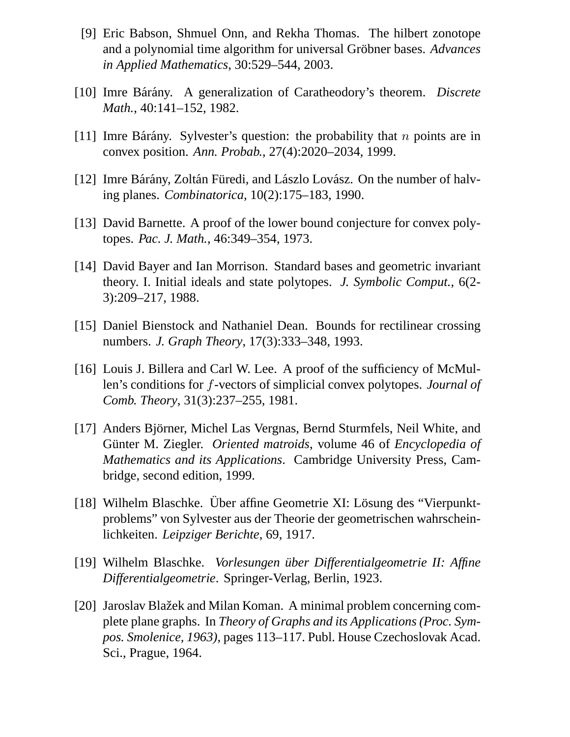[9] Eric Babson, Shmuel Onn, and Rekha Thomas. The hilbert zonotope and a polynomial time algorithm for universal Gröbner bases. *Advances in Applied Mathematics*, 30:529–544, 2003.

[10] Imre Bárány. A generalization of Caratheodory's theorem. *Discrete Math.*, 40:141–152, 1982.

[11] Imre Bárány. Sylvester's question: the probability that $n$ points are in convex position. *Ann. Probab.*, 27(4):2020–2034, 1999.

[12] Imre Bárány, Zoltán Füredi, and Lászlo Lovász. On the number of halving planes. *Combinatorica*, 10(2):175–183, 1990.

[13] David Barnette. A proof of the lower bound conjecture for convex polytopes. *Pac. J. Math.*, 46:349–354, 1973.

[14] David Bayer and Ian Morrison. Standard bases and geometric invariant theory. I. Initial ideals and state polytopes. *J. Symbolic Comput.*, 6(2-3):209–217, 1988.

[15] Daniel Bienstock and Nathaniel Dean. Bounds for rectilinear crossing numbers. *J. Graph Theory*, 17(3):333–348, 1993.

[16] Louis J. Billera and Carl W. Lee. A proof of the sufficiency of McMullen's conditions for $f$-vectors of simplicial convex polytopes. *Journal of Comb. Theory*, 31(3):237–255, 1981.

[17] Anders Björner, Michel Las Vergnas, Bernd Sturmfels, Neil White, and Günter M. Ziegler. *Oriented matroids*, volume 46 of *Encyclopedia of Mathematics and its Applications*. Cambridge University Press, Cambridge, second edition, 1999.

[18] Wilhelm Blaschke. Über affine Geometrie XI: Lösung des "Vierpunktproblems" von Sylvester aus der Theorie der geometrischen wahrscheinlichkeiten. *Leipziger Berichte*, 69, 1917.

[19] Wilhelm Blaschke. *Vorlesungen über Differentialgeometrie II: Affine Differentialgeometrie*. Springer-Verlag, Berlin, 1923.

[20] Jaroslav Blažek and Milan Koman. A minimal problem concerning complete plane graphs. In *Theory of Graphs and its Applications (Proc. Sympos. Smolenice, 1963)*, pages 113–117. Publ. House Czechoslovak Acad. Sci., Prague, 1964.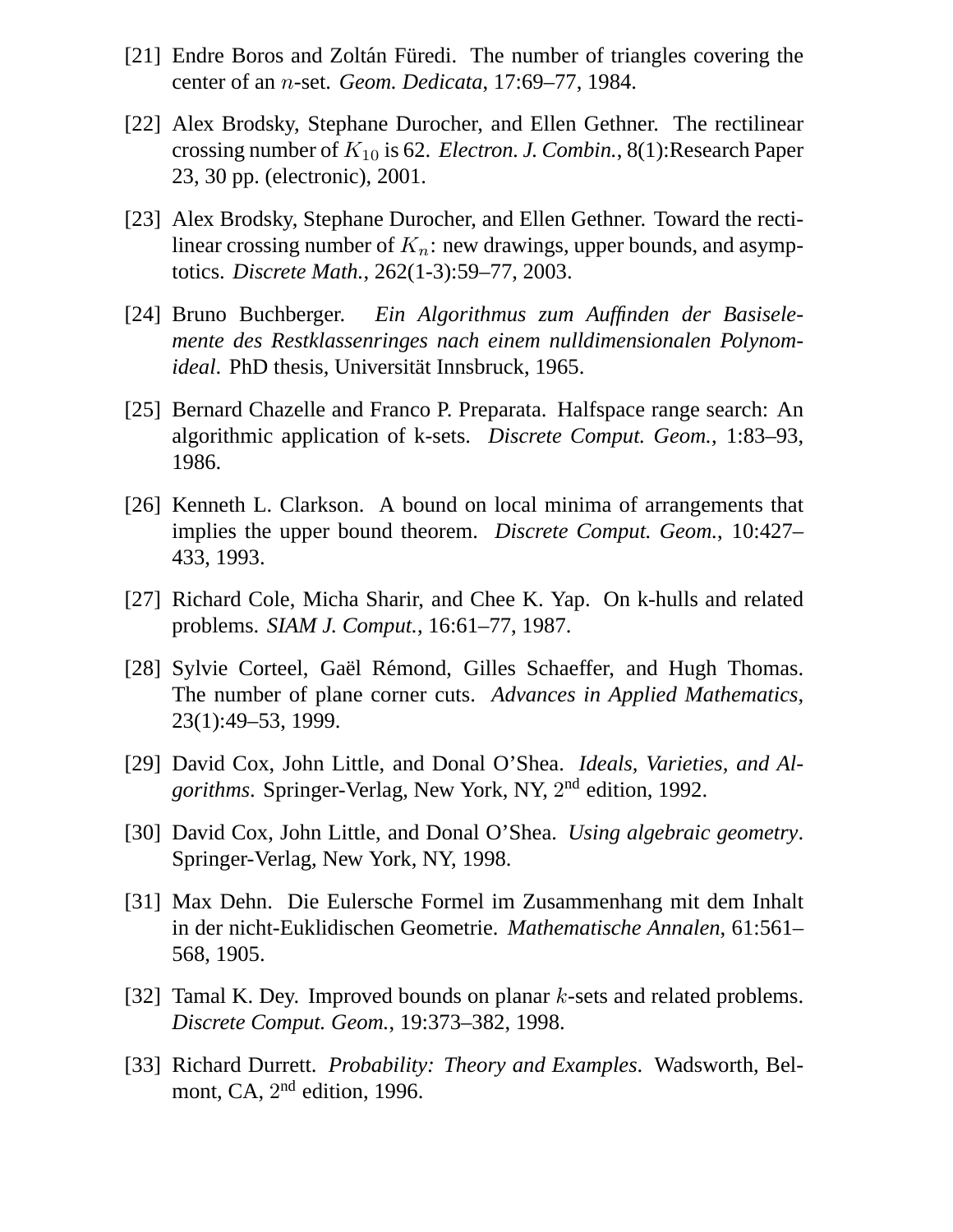[21] Endre Boros and Zoltán Füredi. The number of triangles covering the center of an $n$-set. *Geom. Dedicata*, 17:69–77, 1984.

[22] Alex Brodsky, Stephane Durocher, and Ellen Gethner. The rectilinear crossing number of $K_{10}$ is 62. *Electron. J. Combin.*, 8(1):Research Paper 23, 30 pp. (electronic), 2001.

[23] Alex Brodsky, Stephane Durocher, and Ellen Gethner. Toward the rectilinear crossing number of $K_n$: new drawings, upper bounds, and asymptotics. *Discrete Math.*, 262(1-3):59–77, 2003.

[24] Bruno Buchberger. *Ein Algorithmus zum Auffinden der Basiselemente des Restklassenringes nach einem nulldimensionalen Polynomideal*. PhD thesis, Universität Innsbruck, 1965.

[25] Bernard Chazelle and Franco P. Preparata. Halfspace range search: An algorithmic application of k-sets. *Discrete Comput. Geom.*, 1:83–93, 1986.

[26] Kenneth L. Clarkson. A bound on local minima of arrangements that implies the upper bound theorem. *Discrete Comput. Geom.*, 10:427–433, 1993.

[27] Richard Cole, Micha Sharir, and Chee K. Yap. On k-hulls and related problems. *SIAM J. Comput.*, 16:61–77, 1987.

[28] Sylvie Corteel, Gaël Rémond, Gilles Schaeffer, and Hugh Thomas. The number of plane corner cuts. *Advances in Applied Mathematics*, 23(1):49–53, 1999.

[29] David Cox, John Little, and Donal O'Shea. *Ideals, Varieties, and Algorithms*. Springer-Verlag, New York, NY, 2nd edition, 1992.

[30] David Cox, John Little, and Donal O'Shea. *Using algebraic geometry*. Springer-Verlag, New York, NY, 1998.

[31] Max Dehn. Die Eulersche Formel im Zusammenhang mit dem Inhalt in der nicht-Euklidischen Geometrie. *Mathematische Annalen*, 61:561–568, 1905.

[32] Tamal K. Dey. Improved bounds on planar $k$-sets and related problems. *Discrete Comput. Geom.*, 19:373–382, 1998.

[33] Richard Durrett. *Probability: Theory and Examples*. Wadsworth, Belmont, CA, 2nd edition, 1996.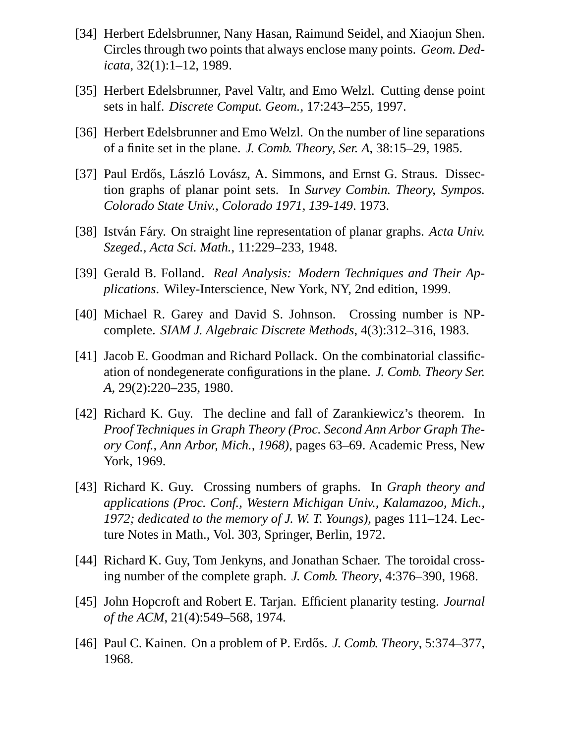[34] Herbert Edelsbrunner, Nany Hasan, Raimund Seidel, and Xiaojun Shen. Circles through two points that always enclose many points. *Geom. Dedicata*, 32(1):1–12, 1989.

[35] Herbert Edelsbrunner, Pavel Valtr, and Emo Welzl. Cutting dense point sets in half. *Discrete Comput. Geom.*, 17:243–255, 1997.

[36] Herbert Edelsbrunner and Emo Welzl. On the number of line separations of a finite set in the plane. *J. Comb. Theory, Ser. A*, 38:15–29, 1985.

[37] Paul Erdős, László Lovász, A. Simmons, and Ernst G. Straus. Dissection graphs of planar point sets. In *Survey Combin. Theory, Sympos. Colorado State Univ., Colorado 1971, 139-149*. 1973.

[38] István Fáry. On straight line representation of planar graphs. *Acta Univ. Szeged., Acta Sci. Math.*, 11:229–233, 1948.

[39] Gerald B. Folland. *Real Analysis: Modern Techniques and Their Applications*. Wiley-Interscience, New York, NY, 2nd edition, 1999.

[40] Michael R. Garey and David S. Johnson. Crossing number is NP-complete. *SIAM J. Algebraic Discrete Methods*, 4(3):312–316, 1983.

[41] Jacob E. Goodman and Richard Pollack. On the combinatorial classification of nondegenerate configurations in the plane. *J. Comb. Theory Ser. A*, 29(2):220–235, 1980.

[42] Richard K. Guy. The decline and fall of Zarankiewicz's theorem. In *Proof Techniques in Graph Theory (Proc. Second Ann Arbor Graph Theory Conf., Ann Arbor, Mich., 1968)*, pages 63–69. Academic Press, New York, 1969.

[43] Richard K. Guy. Crossing numbers of graphs. In *Graph theory and applications (Proc. Conf., Western Michigan Univ., Kalamazoo, Mich., 1972; dedicated to the memory of J. W. T. Youngs)*, pages 111–124. Lecture Notes in Math., Vol. 303, Springer, Berlin, 1972.

[44] Richard K. Guy, Tom Jenkyns, and Jonathan Schaer. The toroidal crossing number of the complete graph. *J. Comb. Theory*, 4:376–390, 1968.

[45] John Hopcroft and Robert E. Tarjan. Efficient planarity testing. *Journal of the ACM*, 21(4):549–568, 1974.

[46] Paul C. Kainen. On a problem of P. Erdős. *J. Comb. Theory*, 5:374–377, 1968.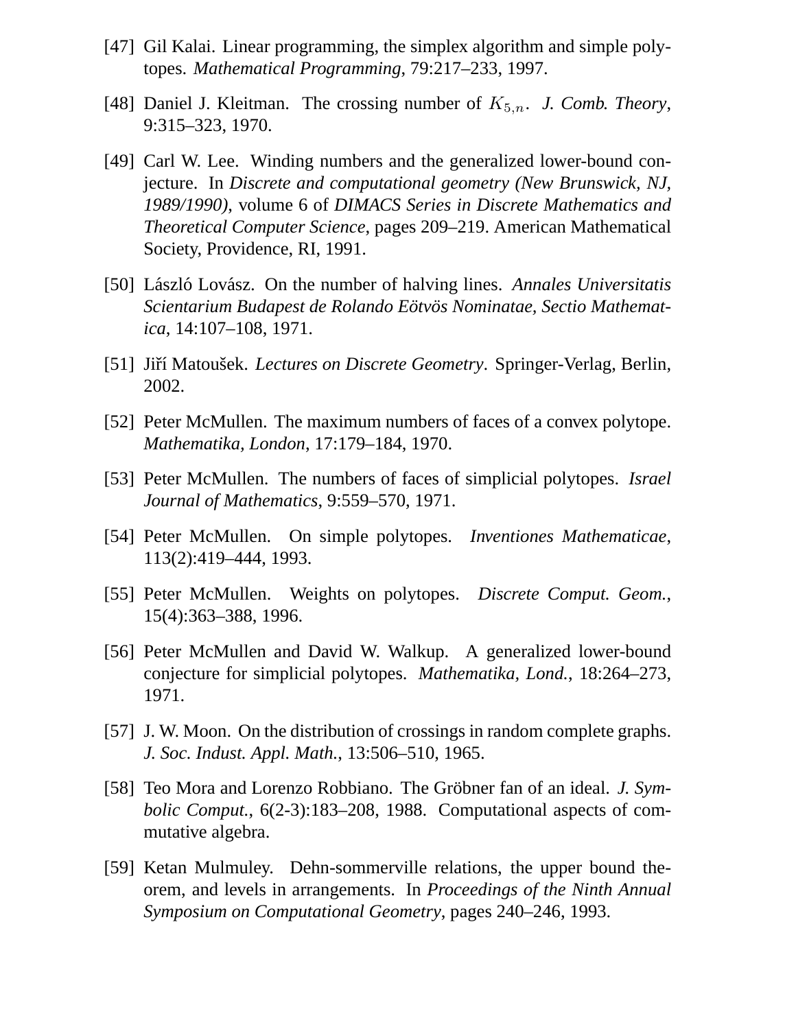[47] Gil Kalai. Linear programming, the simplex algorithm and simple polytopes. *Mathematical Programming*, 79:217–233, 1997.

[48] Daniel J. Kleitman. The crossing number of $K_{5,n}$. *J. Comb. Theory*, 9:315–323, 1970.

[49] Carl W. Lee. Winding numbers and the generalized lower-bound conjecture. In *Discrete and computational geometry (New Brunswick, NJ, 1989/1990)*, volume 6 of *DIMACS Series in Discrete Mathematics and Theoretical Computer Science*, pages 209–219. American Mathematical Society, Providence, RI, 1991.

[50] László Lovász. On the number of halving lines. *Annales Universitatis Scientarium Budapest de Rolando Eötvös Nominatae, Sectio Mathematica*, 14:107–108, 1971.

[51] Jiří Matoušek. *Lectures on Discrete Geometry*. Springer-Verlag, Berlin, 2002.

[52] Peter McMullen. The maximum numbers of faces of a convex polytope. *Mathematika, London*, 17:179–184, 1970.

[53] Peter McMullen. The numbers of faces of simplicial polytopes. *Israel Journal of Mathematics*, 9:559–570, 1971.

[54] Peter McMullen. On simple polytopes. *Inventiones Mathematicae*, 113(2):419–444, 1993.

[55] Peter McMullen. Weights on polytopes. *Discrete Comput. Geom.*, 15(4):363–388, 1996.

[56] Peter McMullen and David W. Walkup. A generalized lower-bound conjecture for simplicial polytopes. *Mathematika, Lond.*, 18:264–273, 1971.

[57] J. W. Moon. On the distribution of crossings in random complete graphs. *J. Soc. Indust. Appl. Math.*, 13:506–510, 1965.

[58] Teo Mora and Lorenzo Robbiano. The Gröbner fan of an ideal. *J. Symbolic Comput.*, 6(2-3):183–208, 1988. Computational aspects of commutative algebra.

[59] Ketan Mulmuley. Dehn-sommerville relations, the upper bound theorem, and levels in arrangements. In *Proceedings of the Ninth Annual Symposium on Computational Geometry*, pages 240–246, 1993.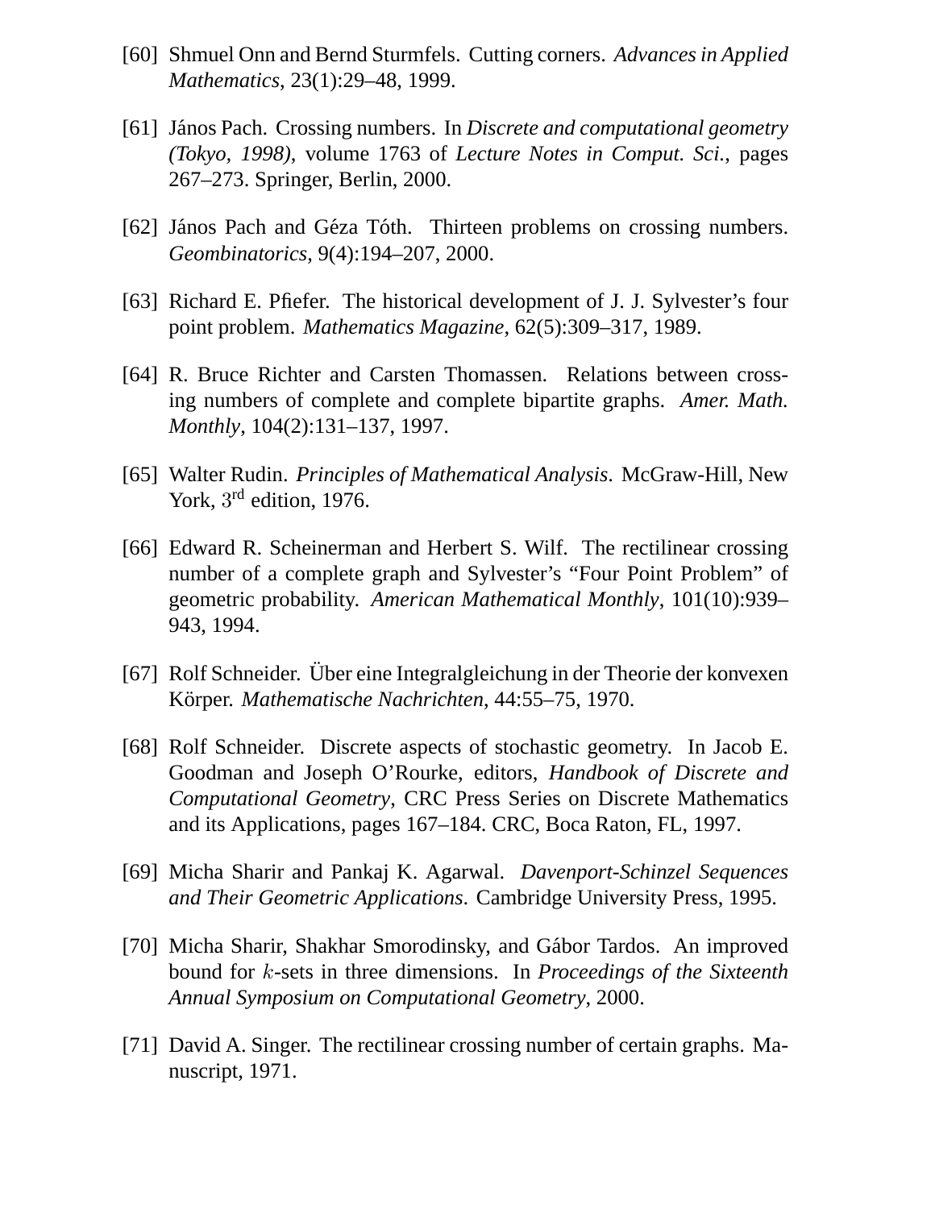[60] Shmuel Onn and Bernd Sturmfels. Cutting corners. *Advances in Applied Mathematics*, 23(1):29–48, 1999.

[61] János Pach. Crossing numbers. In *Discrete and computational geometry (Tokyo, 1998)*, volume 1763 of *Lecture Notes in Comput. Sci.*, pages 267–273. Springer, Berlin, 2000.

[62] János Pach and Géza Tóth. Thirteen problems on crossing numbers. *Geombinatorics*, 9(4):194–207, 2000.

[63] Richard E. Pfiefer. The historical development of J. J. Sylvester's four point problem. *Mathematics Magazine*, 62(5):309–317, 1989.

[64] R. Bruce Richter and Carsten Thomassen. Relations between crossing numbers of complete and complete bipartite graphs. *Amer. Math. Monthly*, 104(2):131–137, 1997.

[65] Walter Rudin. *Principles of Mathematical Analysis*. McGraw-Hill, New York, 3rd edition, 1976.

[66] Edward R. Scheinerman and Herbert S. Wilf. The rectilinear crossing number of a complete graph and Sylvester's "Four Point Problem" of geometric probability. *American Mathematical Monthly*, 101(10):939–943, 1994.

[67] Rolf Schneider. Über eine Integralgleichung in der Theorie der konvexen Körper. *Mathematische Nachrichten*, 44:55–75, 1970.

[68] Rolf Schneider. Discrete aspects of stochastic geometry. In Jacob E. Goodman and Joseph O'Rourke, editors, *Handbook of Discrete and Computational Geometry*, CRC Press Series on Discrete Mathematics and its Applications, pages 167–184. CRC, Boca Raton, FL, 1997.

[69] Micha Sharir and Pankaj K. Agarwal. *Davenport-Schinzel Sequences and Their Geometric Applications*. Cambridge University Press, 1995.

[70] Micha Sharir, Shakhar Smorodinsky, and Gábor Tardos. An improved bound for $k$-sets in three dimensions. In *Proceedings of the Sixteenth Annual Symposium on Computational Geometry*, 2000.

[71] David A. Singer. The rectilinear crossing number of certain graphs. Manuscript, 1971.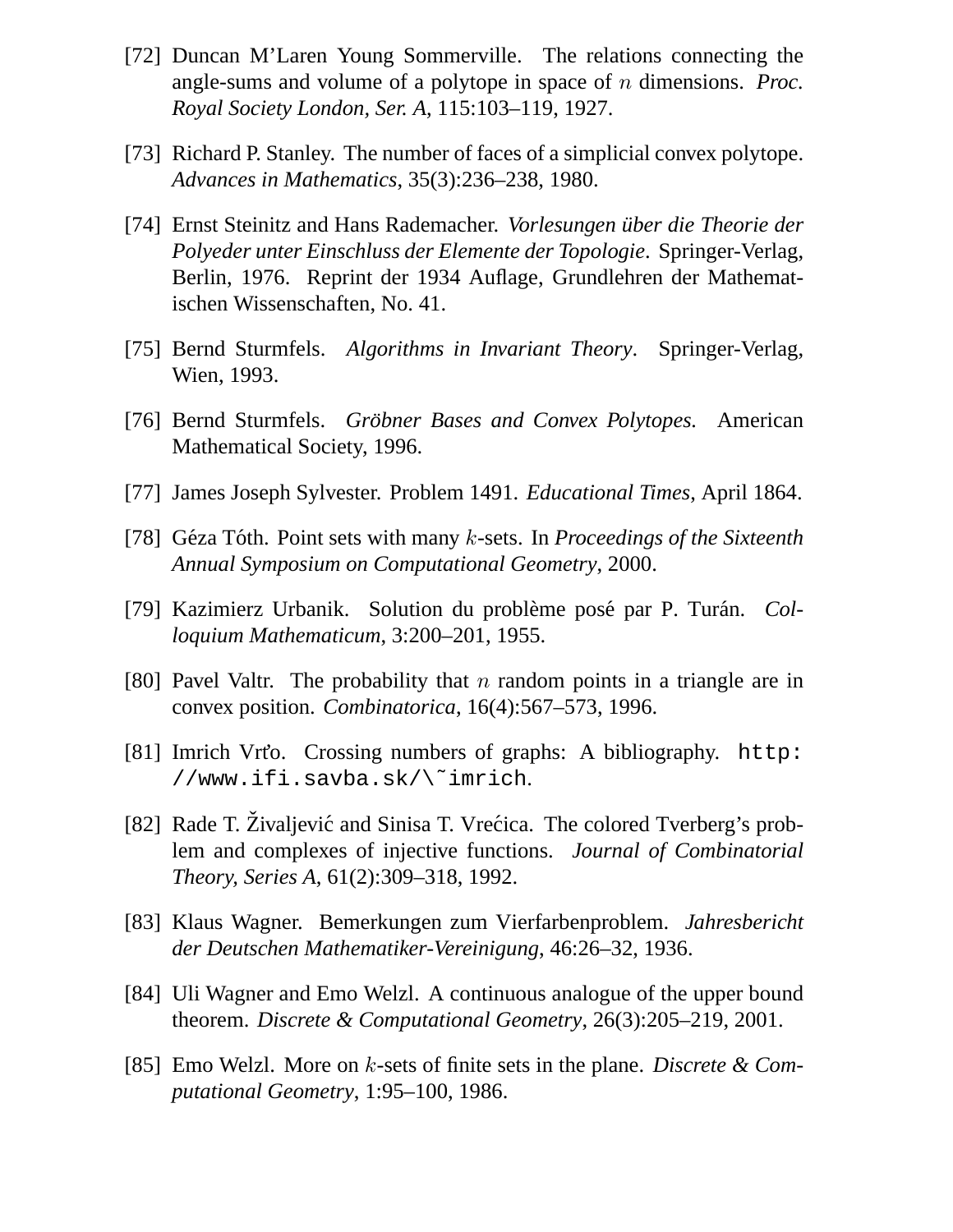[72] Duncan M'Laren Young Sommerville. The relations connecting the angle-sums and volume of a polytope in space of $n$ dimensions. *Proc. Royal Society London, Ser. A*, 115:103–119, 1927.

[73] Richard P. Stanley. The number of faces of a simplicial convex polytope. *Advances in Mathematics*, 35(3):236–238, 1980.

[74] Ernst Steinitz and Hans Rademacher. *Vorlesungen über die Theorie der Polyeder unter Einschluss der Elemente der Topologie*. Springer-Verlag, Berlin, 1976. Reprint der 1934 Auflage, Grundlehren der Mathematischen Wissenschaften, No. 41.

[75] Bernd Sturmfels. *Algorithms in Invariant Theory*. Springer-Verlag, Wien, 1993.

[76] Bernd Sturmfels. *Gröbner Bases and Convex Polytopes.* American Mathematical Society, 1996.

[77] James Joseph Sylvester. Problem 1491. *Educational Times*, April 1864.

[78] Géza Tóth. Point sets with many $k$-sets. In *Proceedings of the Sixteenth Annual Symposium on Computational Geometry*, 2000.

[79] Kazimierz Urbanik. Solution du problème posé par P. Turán. *Colloquium Mathematicum*, 3:200–201, 1955.

[80] Pavel Valtr. The probability that $n$ random points in a triangle are in convex position. *Combinatorica*, 16(4):567–573, 1996.

[81] Imrich Vrťo. Crossing numbers of graphs: A bibliography. `http://www.ifi.savba.sk/\~imrich`.

[82] Rade T. Živaljević and Sinisa T. Vrećica. The colored Tverberg's problem and complexes of injective functions. *Journal of Combinatorial Theory, Series A*, 61(2):309–318, 1992.

[83] Klaus Wagner. Bemerkungen zum Vierfarbenproblem. *Jahresbericht der Deutschen Mathematiker-Vereinigung*, 46:26–32, 1936.

[84] Uli Wagner and Emo Welzl. A continuous analogue of the upper bound theorem. *Discrete & Computational Geometry*, 26(3):205–219, 2001.

[85] Emo Welzl. More on $k$-sets of finite sets in the plane. *Discrete & Computational Geometry*, 1:95–100, 1986.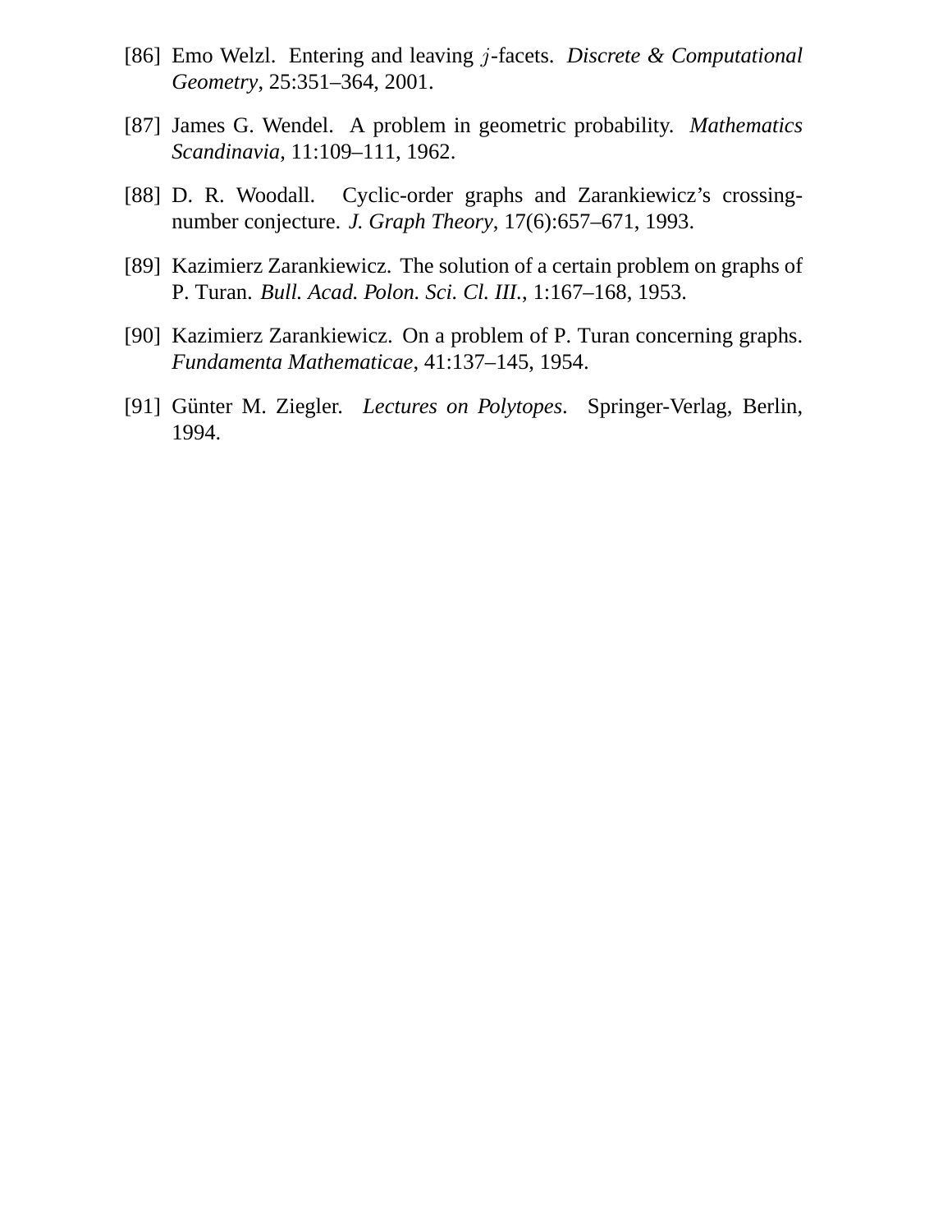[86] Emo Welzl. Entering and leaving $j$-facets. *Discrete & Computational Geometry*, 25:351–364, 2001.

[87] James G. Wendel. A problem in geometric probability. *Mathematics Scandinavia*, 11:109–111, 1962.

[88] D. R. Woodall. Cyclic-order graphs and Zarankiewicz's crossing-number conjecture. *J. Graph Theory*, 17(6):657–671, 1993.

[89] Kazimierz Zarankiewicz. The solution of a certain problem on graphs of P. Turan. *Bull. Acad. Polon. Sci. Cl. III.*, 1:167–168, 1953.

[90] Kazimierz Zarankiewicz. On a problem of P. Turan concerning graphs. *Fundamenta Mathematicae*, 41:137–145, 1954.

[91] Günter M. Ziegler. *Lectures on Polytopes*. Springer-Verlag, Berlin, 1994.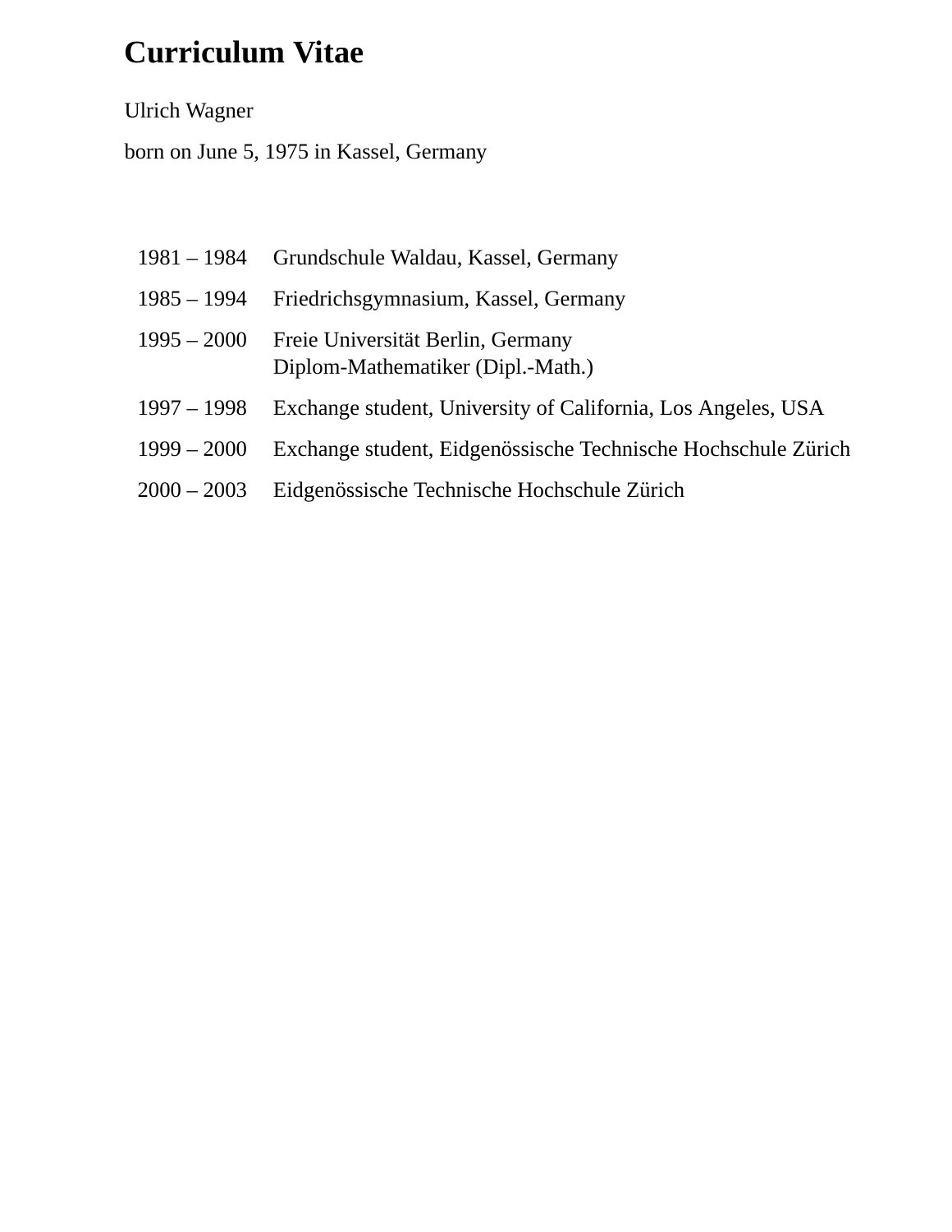# Curriculum Vitae

Ulrich Wagner

born on June 5, 1975 in Kassel, Germany

| | |
|---|---|
| 1981 – 1984 | Grundschule Waldau, Kassel, Germany |
| 1985 – 1994 | Friedrichsgymnasium, Kassel, Germany |
| 1995 – 2000 | Freie Universität Berlin, Germany<br>Diplom-Mathematiker (Dipl.-Math.) |
| 1997 – 1998 | Exchange student, University of California, Los Angeles, USA |
| 1999 – 2000 | Exchange student, Eidgenössische Technische Hochschule Zürich |
| 2000 – 2003 | Eidgenössische Technische Hochschule Zürich |